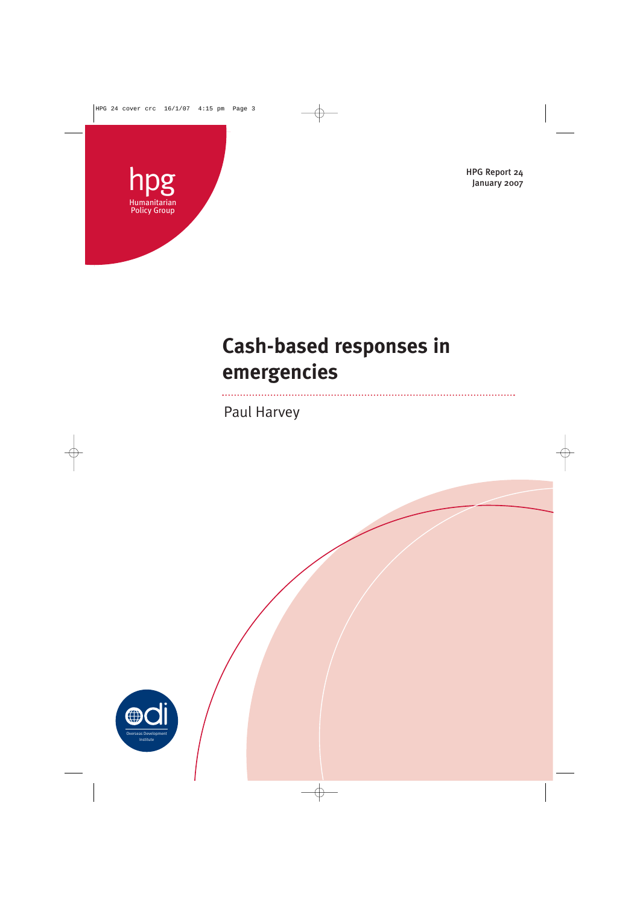hpg
Humanitarian Policy Group

HPG Report 24
January 2007

# Cash-based responses in emergencies

Paul Harvey

Overseas Development Institute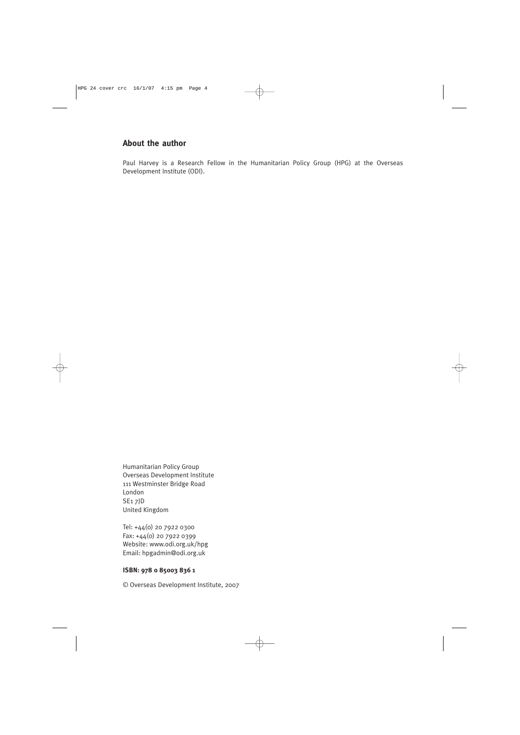## About the author

Paul Harvey is a Research Fellow in the Humanitarian Policy Group (HPG) at the Overseas Development Institute (ODI).

Humanitarian Policy Group
Overseas Development Institute
111 Westminster Bridge Road
London
SE1 7JD
United Kingdom

Tel: +44(0) 20 7922 0300
Fax: +44(0) 20 7922 0399
Website: www.odi.org.uk/hpg
Email: hpgadmin@odi.org.uk

**ISBN: 978 0 85003 836 1**

© Overseas Development Institute, 2007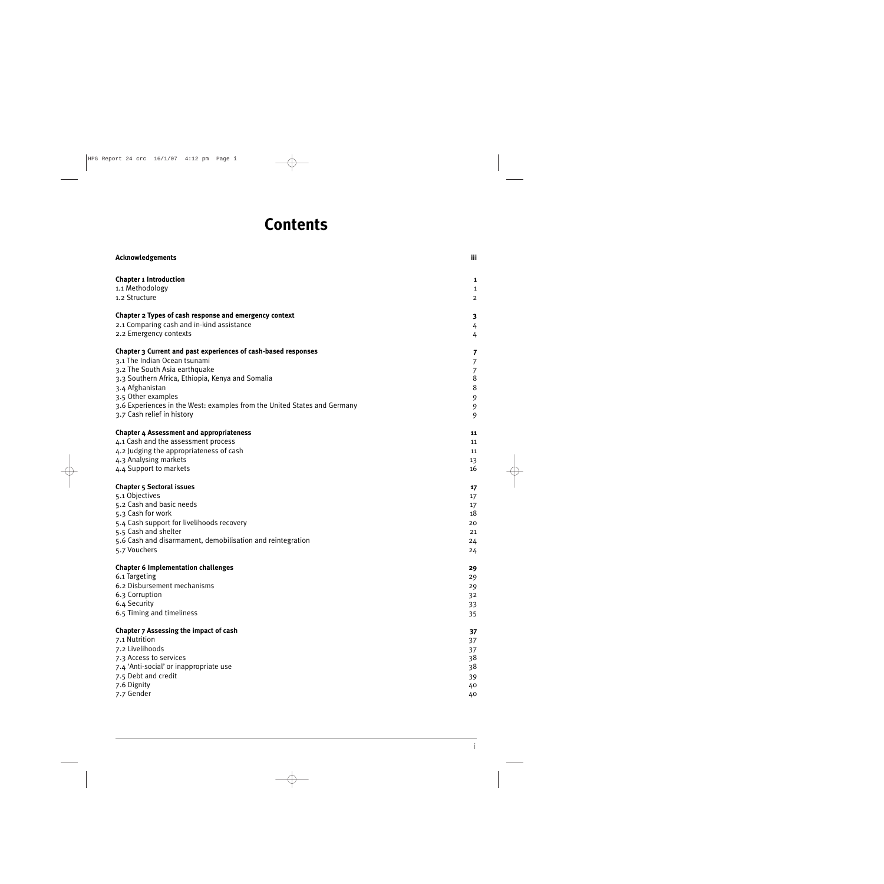# Contents

| | |
|---|---|
| **Acknowledgements** | **iii** |
| | |
| **Chapter 1 Introduction** | **1** |
| 1.1 Methodology | 1 |
| 1.2 Structure | 2 |
| | |
| **Chapter 2 Types of cash response and emergency context** | **3** |
| 2.1 Comparing cash and in-kind assistance | 4 |
| 2.2 Emergency contexts | 4 |
| | |
| **Chapter 3 Current and past experiences of cash-based responses** | **7** |
| 3.1 The Indian Ocean tsunami | 7 |
| 3.2 The South Asia earthquake | 7 |
| 3.3 Southern Africa, Ethiopia, Kenya and Somalia | 8 |
| 3.4 Afghanistan | 8 |
| 3.5 Other examples | 9 |
| 3.6 Experiences in the West: examples from the United States and Germany | 9 |
| 3.7 Cash relief in history | 9 |
| | |
| **Chapter 4 Assessment and appropriateness** | **11** |
| 4.1 Cash and the assessment process | 11 |
| 4.2 Judging the appropriateness of cash | 11 |
| 4.3 Analysing markets | 13 |
| 4.4 Support to markets | 16 |
| | |
| **Chapter 5 Sectoral issues** | **17** |
| 5.1 Objectives | 17 |
| 5.2 Cash and basic needs | 17 |
| 5.3 Cash for work | 18 |
| 5.4 Cash support for livelihoods recovery | 20 |
| 5.5 Cash and shelter | 21 |
| 5.6 Cash and disarmament, demobilisation and reintegration | 24 |
| 5.7 Vouchers | 24 |
| | |
| **Chapter 6 Implementation challenges** | **29** |
| 6.1 Targeting | 29 |
| 6.2 Disbursement mechanisms | 29 |
| 6.3 Corruption | 32 |
| 6.4 Security | 33 |
| 6.5 Timing and timeliness | 35 |
| | |
| **Chapter 7 Assessing the impact of cash** | **37** |
| 7.1 Nutrition | 37 |
| 7.2 Livelihoods | 37 |
| 7.3 Access to services | 38 |
| 7.4 'Anti-social' or inappropriate use | 38 |
| 7.5 Debt and credit | 39 |
| 7.6 Dignity | 40 |
| 7.7 Gender | 40 |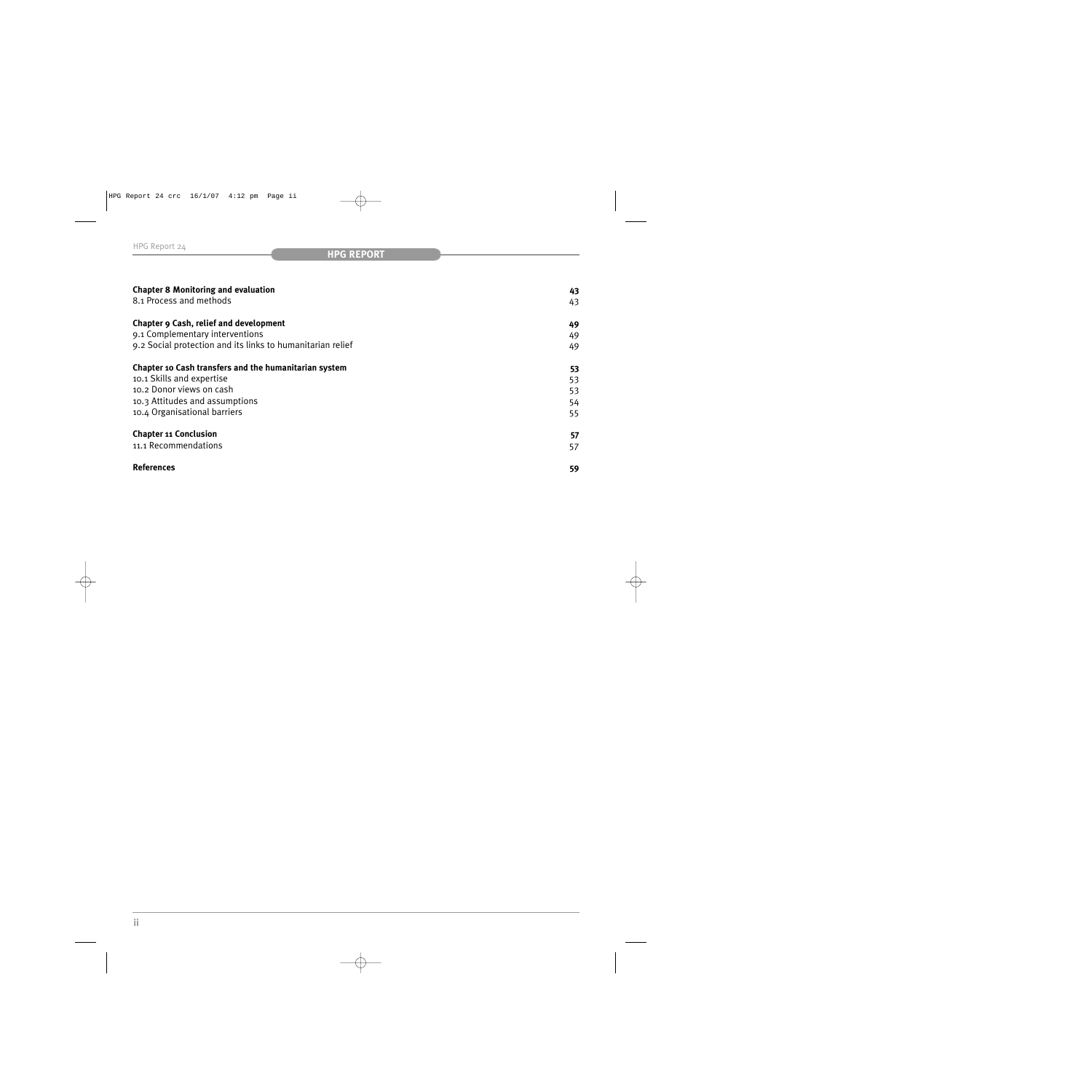| | |
|---|---|
| **Chapter 8 Monitoring and evaluation** | **43** |
| 8.1 Process and methods | 43 |
| **Chapter 9 Cash, relief and development** | **49** |
| 9.1 Complementary interventions | 49 |
| 9.2 Social protection and its links to humanitarian relief | 49 |
| **Chapter 10 Cash transfers and the humanitarian system** | **53** |
| 10.1 Skills and expertise | 53 |
| 10.2 Donor views on cash | 53 |
| 10.3 Attitudes and assumptions | 54 |
| 10.4 Organisational barriers | 55 |
| **Chapter 11 Conclusion** | **57** |
| 11.1 Recommendations | 57 |
| **References** | **59** |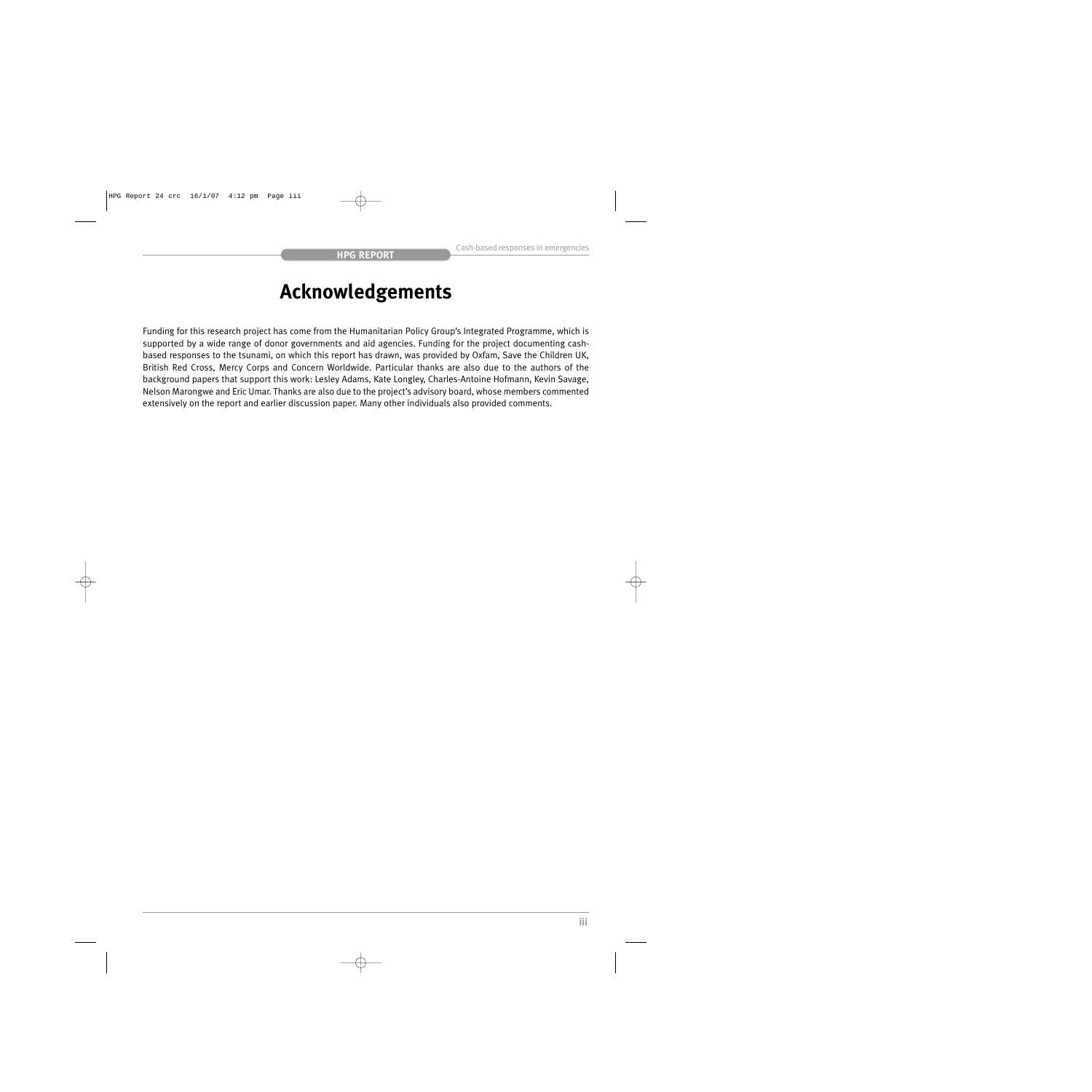# Acknowledgements

Funding for this research project has come from the Humanitarian Policy Group's Integrated Programme, which is supported by a wide range of donor governments and aid agencies. Funding for the project documenting cash-based responses to the tsunami, on which this report has drawn, was provided by Oxfam, Save the Children UK, British Red Cross, Mercy Corps and Concern Worldwide. Particular thanks are also due to the authors of the background papers that support this work: Lesley Adams, Kate Longley, Charles-Antoine Hofmann, Kevin Savage, Nelson Marongwe and Eric Umar. Thanks are also due to the project's advisory board, whose members commented extensively on the report and earlier discussion paper. Many other individuals also provided comments.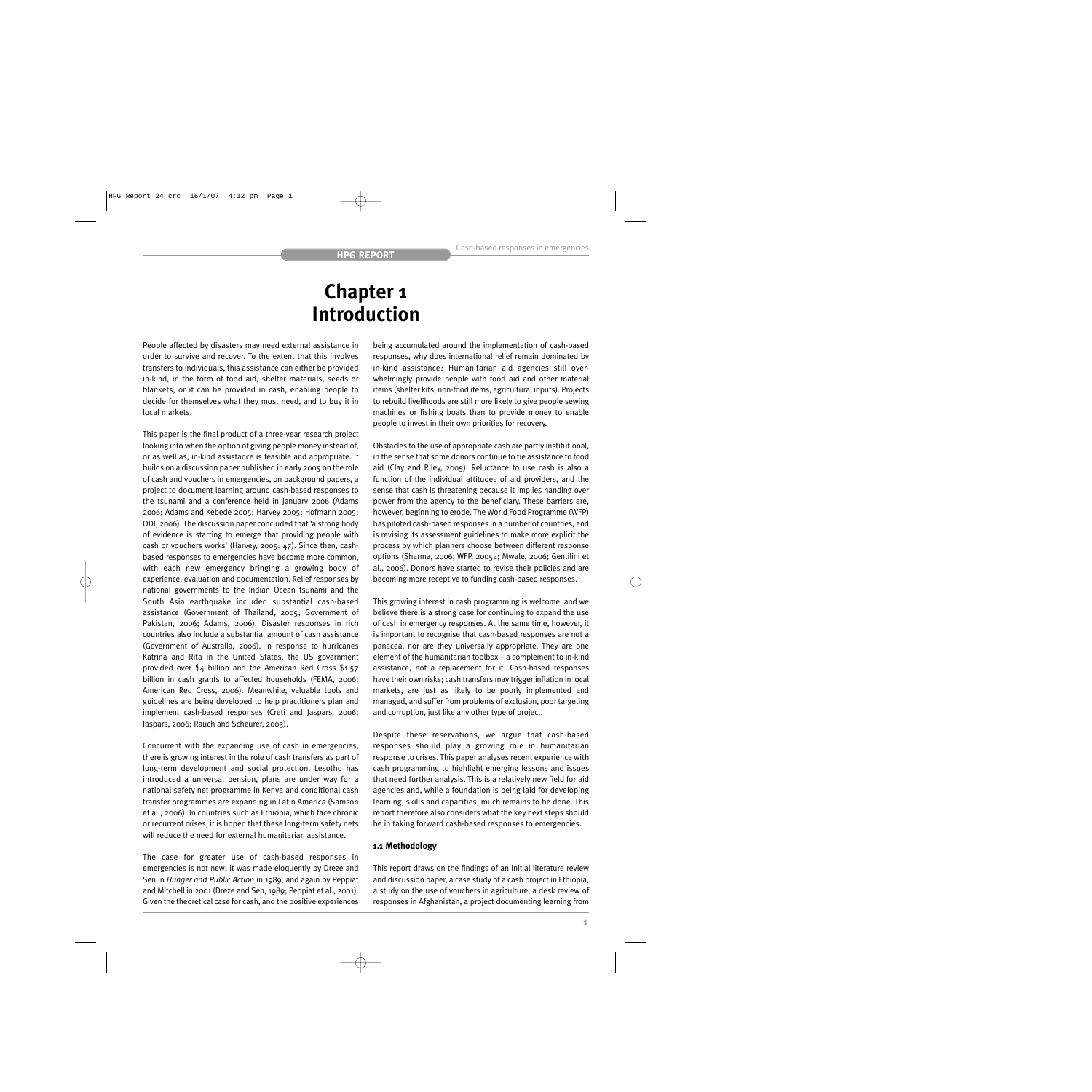# Chapter 1
# Introduction

People affected by disasters may need external assistance in order to survive and recover. To the extent that this involves transfers to individuals, this assistance can either be provided in-kind, in the form of food aid, shelter materials, seeds or blankets, or it can be provided in cash, enabling people to decide for themselves what they most need, and to buy it in local markets.

This paper is the final product of a three-year research project looking into when the option of giving people money instead of, or as well as, in-kind assistance is feasible and appropriate. It builds on a discussion paper published in early 2005 on the role of cash and vouchers in emergencies, on background papers, a project to document learning around cash-based responses to the tsunami and a conference held in January 2006 (Adams 2006; Adams and Kebede 2005; Harvey 2005; Hofmann 2005; ODI, 2006). The discussion paper concluded that 'a strong body of evidence is starting to emerge that providing people with cash or vouchers works' (Harvey, 2005: 47). Since then, cash-based responses to emergencies have become more common, with each new emergency bringing a growing body of experience, evaluation and documentation. Relief responses by national governments to the Indian Ocean tsunami and the South Asia earthquake included substantial cash-based assistance (Government of Thailand, 2005; Government of Pakistan, 2006; Adams, 2006). Disaster responses in rich countries also include a substantial amount of cash assistance (Government of Australia, 2006). In response to hurricanes Katrina and Rita in the United States, the US government provided over $4 billion and the American Red Cross $1.57 billion in cash grants to affected households (FEMA, 2006; American Red Cross, 2006). Meanwhile, valuable tools and guidelines are being developed to help practitioners plan and implement cash-based responses (Creti and Jaspars, 2006; Jaspars, 2006; Rauch and Scheurer, 2003).

Concurrent with the expanding use of cash in emergencies, there is growing interest in the role of cash transfers as part of long-term development and social protection. Lesotho has introduced a universal pension, plans are under way for a national safety net programme in Kenya and conditional cash transfer programmes are expanding in Latin America (Samson et al., 2006). In countries such as Ethiopia, which face chronic or recurrent crises, it is hoped that these long-term safety nets will reduce the need for external humanitarian assistance.

The case for greater use of cash-based responses in emergencies is not new; it was made eloquently by Dreze and Sen in *Hunger and Public Action* in 1989, and again by Peppiat and Mitchell in 2001 (Dreze and Sen, 1989; Peppiat et al., 2001). Given the theoretical case for cash, and the positive experiences being accumulated around the implementation of cash-based responses, why does international relief remain dominated by in-kind assistance? Humanitarian aid agencies still overwhelmingly provide people with food aid and other material items (shelter kits, non-food items, agricultural inputs). Projects to rebuild livelihoods are still more likely to give people sewing machines or fishing boats than to provide money to enable people to invest in their own priorities for recovery.

Obstacles to the use of appropriate cash are partly institutional, in the sense that some donors continue to tie assistance to food aid (Clay and Riley, 2005). Reluctance to use cash is also a function of the individual attitudes of aid providers, and the sense that cash is threatening because it implies handing over power from the agency to the beneficiary. These barriers are, however, beginning to erode. The World Food Programme (WFP) has piloted cash-based responses in a number of countries, and is revising its assessment guidelines to make more explicit the process by which planners choose between different response options (Sharma, 2006; WFP, 2005a; Mwale, 2006; Gentilini et al., 2006). Donors have started to revise their policies and are becoming more receptive to funding cash-based responses.

This growing interest in cash programming is welcome, and we believe there is a strong case for continuing to expand the use of cash in emergency responses. At the same time, however, it is important to recognise that cash-based responses are not a panacea, nor are they universally appropriate. They are one element of the humanitarian toolbox – a complement to in-kind assistance, not a replacement for it. Cash-based responses have their own risks; cash transfers may trigger inflation in local markets, are just as likely to be poorly implemented and managed, and suffer from problems of exclusion, poor targeting and corruption, just like any other type of project.

Despite these reservations, we argue that cash-based responses should play a growing role in humanitarian response to crises. This paper analyses recent experience with cash programming to highlight emerging lessons and issues that need further analysis. This is a relatively new field for aid agencies and, while a foundation is being laid for developing learning, skills and capacities, much remains to be done. This report therefore also considers what the key next steps should be in taking forward cash-based responses to emergencies.

### 1.1 Methodology

This report draws on the findings of an initial literature review and discussion paper, a case study of a cash project in Ethiopia, a study on the use of vouchers in agriculture, a desk review of responses in Afghanistan, a project documenting learning from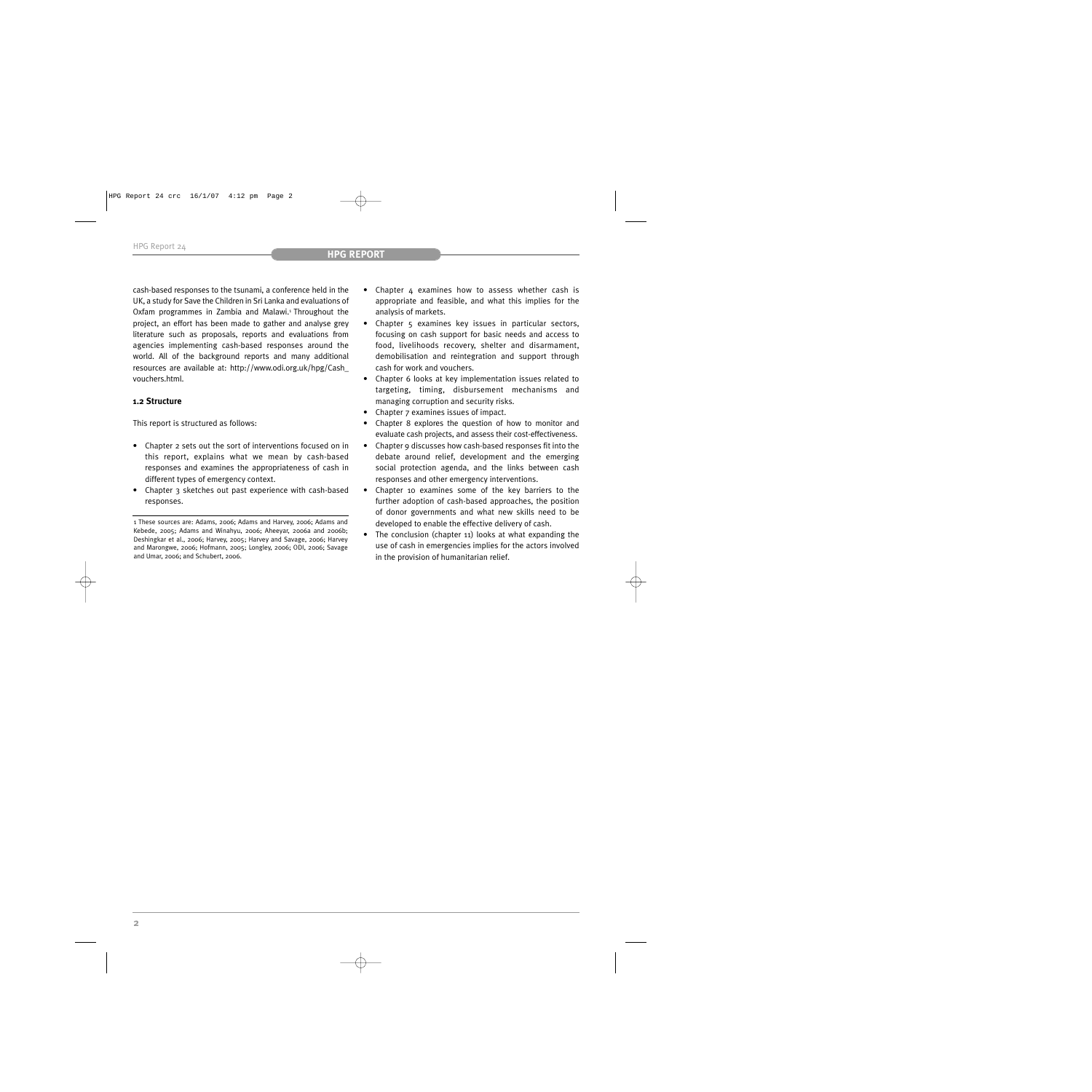cash-based responses to the tsunami, a conference held in the UK, a study for Save the Children in Sri Lanka and evaluations of Oxfam programmes in Zambia and Malawi.[1] Throughout the project, an effort has been made to gather and analyse grey literature such as proposals, reports and evaluations from agencies implementing cash-based responses around the world. All of the background reports and many additional resources are available at: http://www.odi.org.uk/hpg/Cash_vouchers.html.

### 1.2 Structure

This report is structured as follows:

- Chapter 2 sets out the sort of interventions focused on in this report, explains what we mean by cash-based responses and examines the appropriateness of cash in different types of emergency context.
- Chapter 3 sketches out past experience with cash-based responses.
- Chapter 4 examines how to assess whether cash is appropriate and feasible, and what this implies for the analysis of markets.
- Chapter 5 examines key issues in particular sectors, focusing on cash support for basic needs and access to food, livelihoods recovery, shelter and disarmament, demobilisation and reintegration and support through cash for work and vouchers.
- Chapter 6 looks at key implementation issues related to targeting, timing, disbursement mechanisms and managing corruption and security risks.
- Chapter 7 examines issues of impact.
- Chapter 8 explores the question of how to monitor and evaluate cash projects, and assess their cost-effectiveness.
- Chapter 9 discusses how cash-based responses fit into the debate around relief, development and the emerging social protection agenda, and the links between cash responses and other emergency interventions.
- Chapter 10 examines some of the key barriers to the further adoption of cash-based approaches, the position of donor governments and what new skills need to be developed to enable the effective delivery of cash.
- The conclusion (chapter 11) looks at what expanding the use of cash in emergencies implies for the actors involved in the provision of humanitarian relief.

1 These sources are: Adams, 2006; Adams and Harvey, 2006; Adams and Kebede, 2005; Adams and Winahyu, 2006; Aheeyar, 2006a and 2006b; Deshingkar et al., 2006; Harvey, 2005; Harvey and Savage, 2006; Harvey and Marongwe, 2006; Hofmann, 2005; Longley, 2006; ODI, 2006; Savage and Umar, 2006; and Schubert, 2006.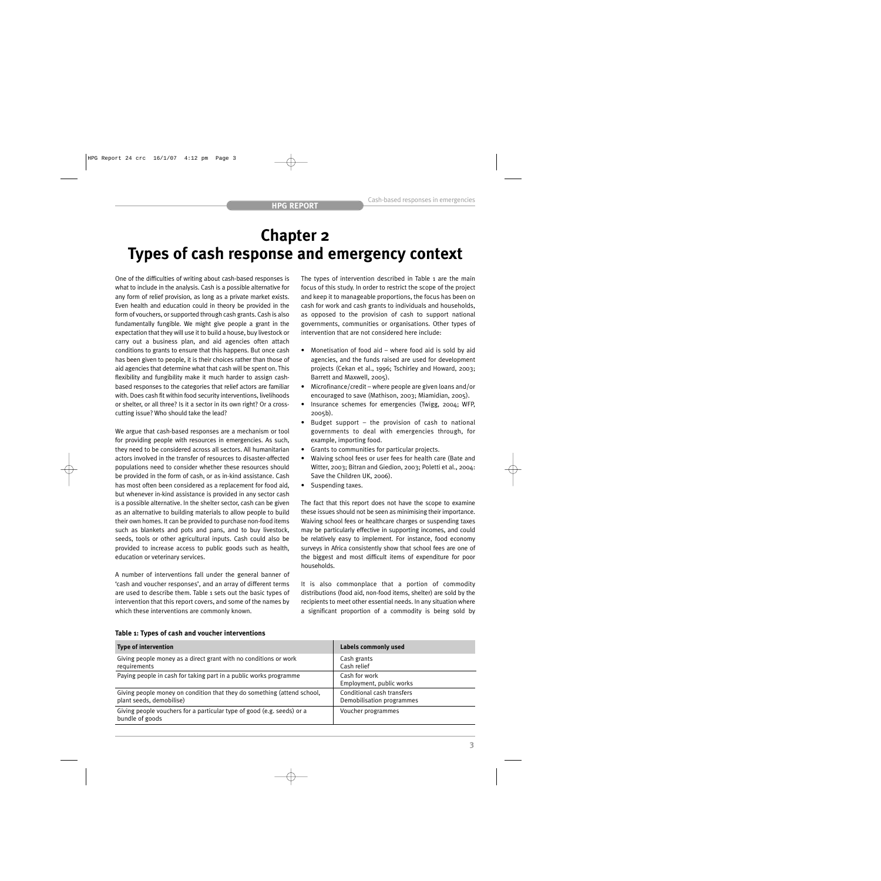# Chapter 2
# Types of cash response and emergency context

One of the difficulties of writing about cash-based responses is what to include in the analysis. Cash is a possible alternative for any form of relief provision, as long as a private market exists. Even health and education could in theory be provided in the form of vouchers, or supported through cash grants. Cash is also fundamentally fungible. We might give people a grant in the expectation that they will use it to build a house, buy livestock or carry out a business plan, and aid agencies often attach conditions to grants to ensure that this happens. But once cash has been given to people, it is their choices rather than those of aid agencies that determine what that cash will be spent on. This flexibility and fungibility make it much harder to assign cash-based responses to the categories that relief actors are familiar with. Does cash fit within food security interventions, livelihoods or shelter, or all three? Is it a sector in its own right? Or a cross-cutting issue? Who should take the lead?

We argue that cash-based responses are a mechanism or tool for providing people with resources in emergencies. As such, they need to be considered across all sectors. All humanitarian actors involved in the transfer of resources to disaster-affected populations need to consider whether these resources should be provided in the form of cash, or as in-kind assistance. Cash has most often been considered as a replacement for food aid, but whenever in-kind assistance is provided in any sector cash is a possible alternative. In the shelter sector, cash can be given as an alternative to building materials to allow people to build their own homes. It can be provided to purchase non-food items such as blankets and pots and pans, and to buy livestock, seeds, tools or other agricultural inputs. Cash could also be provided to increase access to public goods such as health, education or veterinary services.

A number of interventions fall under the general banner of 'cash and voucher responses', and an array of different terms are used to describe them. Table 1 sets out the basic types of intervention that this report covers, and some of the names by which these interventions are commonly known.

The types of intervention described in Table 1 are the main focus of this study. In order to restrict the scope of the project and keep it to manageable proportions, the focus has been on cash for work and cash grants to individuals and households, as opposed to the provision of cash to support national governments, communities or organisations. Other types of intervention that are not considered here include:

- Monetisation of food aid – where food aid is sold by aid agencies, and the funds raised are used for development projects (Cekan et al., 1996; Tschirley and Howard, 2003; Barrett and Maxwell, 2005).
- Microfinance/credit – where people are given loans and/or encouraged to save (Mathison, 2003; Miamidian, 2005).
- Insurance schemes for emergencies (Twigg, 2004; WFP, 2005b).
- Budget support – the provision of cash to national governments to deal with emergencies through, for example, importing food.
- Grants to communities for particular projects.
- Waiving school fees or user fees for health care (Bate and Witter, 2003; Bitran and Giedion, 2003; Poletti et al., 2004: Save the Children UK, 2006).
- Suspending taxes.

The fact that this report does not have the scope to examine these issues should not be seen as minimising their importance. Waiving school fees or healthcare charges or suspending taxes may be particularly effective in supporting incomes, and could be relatively easy to implement. For instance, food economy surveys in Africa consistently show that school fees are one of the biggest and most difficult items of expenditure for poor households.

It is also commonplace that a portion of commodity distributions (food aid, non-food items, shelter) are sold by the recipients to meet other essential needs. In any situation where a significant proportion of a commodity is being sold by

**Table 1: Types of cash and voucher interventions**

| Type of intervention | Labels commonly used |
|---|---|
| Giving people money as a direct grant with no conditions or work requirements | Cash grants<br>Cash relief |
| Paying people in cash for taking part in a public works programme | Cash for work<br>Employment, public works |
| Giving people money on condition that they do something (attend school, plant seeds, demobilise) | Conditional cash transfers<br>Demobilisation programmes |
| Giving people vouchers for a particular type of good (e.g. seeds) or a bundle of goods | Voucher programmes |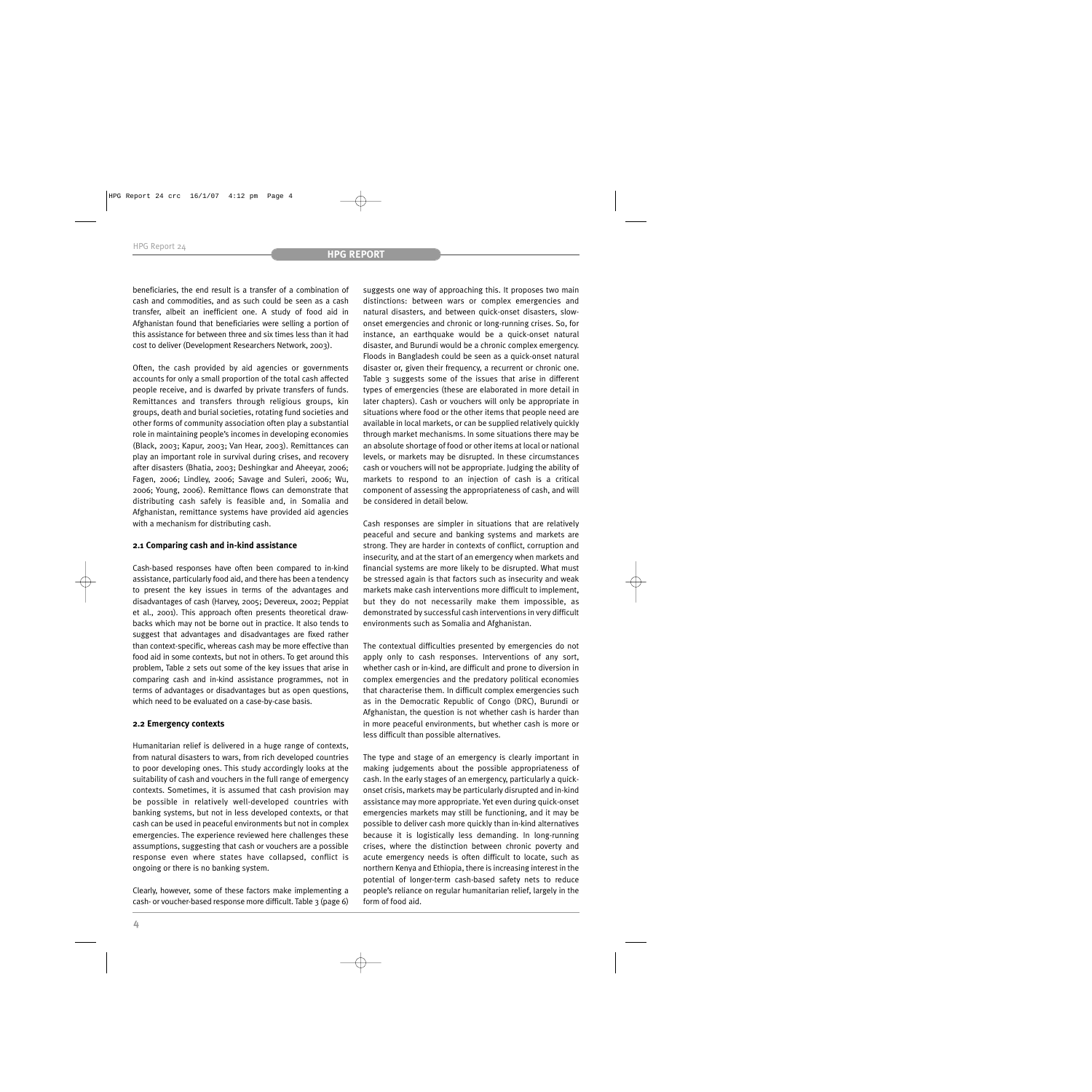beneficiaries, the end result is a transfer of a combination of cash and commodities, and as such could be seen as a cash transfer, albeit an inefficient one. A study of food aid in Afghanistan found that beneficiaries were selling a portion of this assistance for between three and six times less than it had cost to deliver (Development Researchers Network, 2003).

Often, the cash provided by aid agencies or governments accounts for only a small proportion of the total cash affected people receive, and is dwarfed by private transfers of funds. Remittances and transfers through religious groups, kin groups, death and burial societies, rotating fund societies and other forms of community association often play a substantial role in maintaining people's incomes in developing economies (Black, 2003; Kapur, 2003; Van Hear, 2003). Remittances can play an important role in survival during crises, and recovery after disasters (Bhatia, 2003; Deshingkar and Aheeyar, 2006; Fagen, 2006; Lindley, 2006; Savage and Suleri, 2006; Wu, 2006; Young, 2006). Remittance flows can demonstrate that distributing cash safely is feasible and, in Somalia and Afghanistan, remittance systems have provided aid agencies with a mechanism for distributing cash.

### 2.1 Comparing cash and in-kind assistance

Cash-based responses have often been compared to in-kind assistance, particularly food aid, and there has been a tendency to present the key issues in terms of the advantages and disadvantages of cash (Harvey, 2005; Devereux, 2002; Peppiat et al., 2001). This approach often presents theoretical drawbacks which may not be borne out in practice. It also tends to suggest that advantages and disadvantages are fixed rather than context-specific, whereas cash may be more effective than food aid in some contexts, but not in others. To get around this problem, Table 2 sets out some of the key issues that arise in comparing cash and in-kind assistance programmes, not in terms of advantages or disadvantages but as open questions, which need to be evaluated on a case-by-case basis.

### 2.2 Emergency contexts

Humanitarian relief is delivered in a huge range of contexts, from natural disasters to wars, from rich developed countries to poor developing ones. This study accordingly looks at the suitability of cash and vouchers in the full range of emergency contexts. Sometimes, it is assumed that cash provision may be possible in relatively well-developed countries with banking systems, but not in less developed contexts, or that cash can be used in peaceful environments but not in complex emergencies. The experience reviewed here challenges these assumptions, suggesting that cash or vouchers are a possible response even where states have collapsed, conflict is ongoing or there is no banking system.

Clearly, however, some of these factors make implementing a cash- or voucher-based response more difficult. Table 3 (page 6) suggests one way of approaching this. It proposes two main distinctions: between wars or complex emergencies and natural disasters, and between quick-onset disasters, slow-onset emergencies and chronic or long-running crises. So, for instance, an earthquake would be a quick-onset natural disaster, and Burundi would be a chronic complex emergency. Floods in Bangladesh could be seen as a quick-onset natural disaster or, given their frequency, a recurrent or chronic one. Table 3 suggests some of the issues that arise in different types of emergencies (these are elaborated in more detail in later chapters). Cash or vouchers will only be appropriate in situations where food or the other items that people need are available in local markets, or can be supplied relatively quickly through market mechanisms. In some situations there may be an absolute shortage of food or other items at local or national levels, or markets may be disrupted. In these circumstances cash or vouchers will not be appropriate. Judging the ability of markets to respond to an injection of cash is a critical component of assessing the appropriateness of cash, and will be considered in detail below.

Cash responses are simpler in situations that are relatively peaceful and secure and banking systems and markets are strong. They are harder in contexts of conflict, corruption and insecurity, and at the start of an emergency when markets and financial systems are more likely to be disrupted. What must be stressed again is that factors such as insecurity and weak markets make cash interventions more difficult to implement, but they do not necessarily make them impossible, as demonstrated by successful cash interventions in very difficult environments such as Somalia and Afghanistan.

The contextual difficulties presented by emergencies do not apply only to cash responses. Interventions of any sort, whether cash or in-kind, are difficult and prone to diversion in complex emergencies and the predatory political economies that characterise them. In difficult complex emergencies such as in the Democratic Republic of Congo (DRC), Burundi or Afghanistan, the question is not whether cash is harder than in more peaceful environments, but whether cash is more or less difficult than possible alternatives.

The type and stage of an emergency is clearly important in making judgements about the possible appropriateness of cash. In the early stages of an emergency, particularly a quick-onset crisis, markets may be particularly disrupted and in-kind assistance may more appropriate. Yet even during quick-onset emergencies markets may still be functioning, and it may be possible to deliver cash more quickly than in-kind alternatives because it is logistically less demanding. In long-running crises, where the distinction between chronic poverty and acute emergency needs is often difficult to locate, such as northern Kenya and Ethiopia, there is increasing interest in the potential of longer-term cash-based safety nets to reduce people's reliance on regular humanitarian relief, largely in the form of food aid.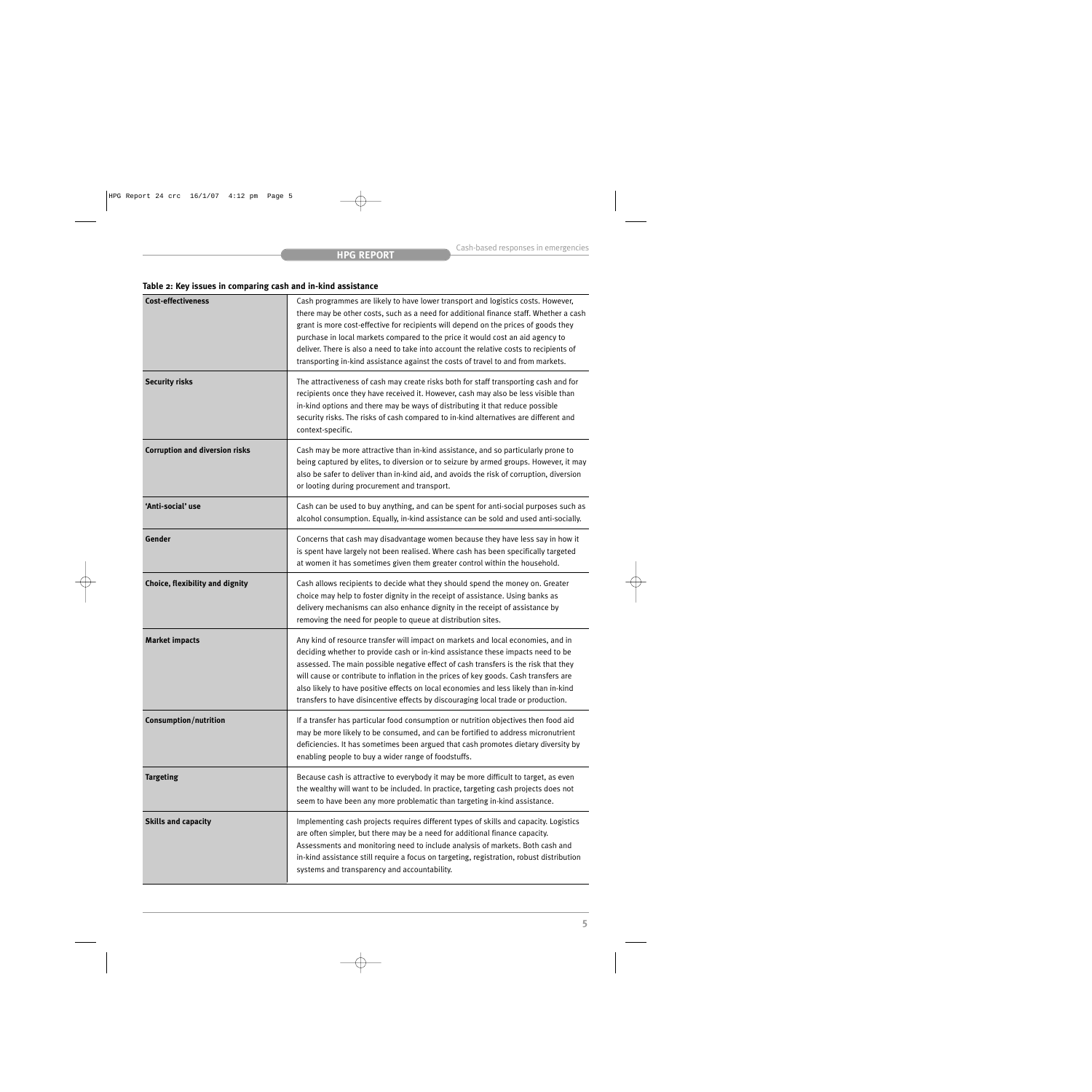**Table 2: Key issues in comparing cash and in-kind assistance**

| | |
|---|---|
| **Cost-effectiveness** | Cash programmes are likely to have lower transport and logistics costs. However, there may be other costs, such as a need for additional finance staff. Whether a cash grant is more cost-effective for recipients will depend on the prices of goods they purchase in local markets compared to the price it would cost an aid agency to deliver. There is also a need to take into account the relative costs to recipients of transporting in-kind assistance against the costs of travel to and from markets. |
| **Security risks** | The attractiveness of cash may create risks both for staff transporting cash and for recipients once they have received it. However, cash may also be less visible than in-kind options and there may be ways of distributing it that reduce possible security risks. The risks of cash compared to in-kind alternatives are different and context-specific. |
| **Corruption and diversion risks** | Cash may be more attractive than in-kind assistance, and so particularly prone to being captured by elites, to diversion or to seizure by armed groups. However, it may also be safer to deliver than in-kind aid, and avoids the risk of corruption, diversion or looting during procurement and transport. |
| **'Anti-social' use** | Cash can be used to buy anything, and can be spent for anti-social purposes such as alcohol consumption. Equally, in-kind assistance can be sold and used anti-socially. |
| **Gender** | Concerns that cash may disadvantage women because they have less say in how it is spent have largely not been realised. Where cash has been specifically targeted at women it has sometimes given them greater control within the household. |
| **Choice, flexibility and dignity** | Cash allows recipients to decide what they should spend the money on. Greater choice may help to foster dignity in the receipt of assistance. Using banks as delivery mechanisms can also enhance dignity in the receipt of assistance by removing the need for people to queue at distribution sites. |
| **Market impacts** | Any kind of resource transfer will impact on markets and local economies, and in deciding whether to provide cash or in-kind assistance these impacts need to be assessed. The main possible negative effect of cash transfers is the risk that they will cause or contribute to inflation in the prices of key goods. Cash transfers are also likely to have positive effects on local economies and less likely than in-kind transfers to have disincentive effects by discouraging local trade or production. |
| **Consumption/nutrition** | If a transfer has particular food consumption or nutrition objectives then food aid may be more likely to be consumed, and can be fortified to address micronutrient deficiencies. It has sometimes been argued that cash promotes dietary diversity by enabling people to buy a wider range of foodstuffs. |
| **Targeting** | Because cash is attractive to everybody it may be more difficult to target, as even the wealthy will want to be included. In practice, targeting cash projects does not seem to have been any more problematic than targeting in-kind assistance. |
| **Skills and capacity** | Implementing cash projects requires different types of skills and capacity. Logistics are often simpler, but there may be a need for additional finance capacity. Assessments and monitoring need to include analysis of markets. Both cash and in-kind assistance still require a focus on targeting, registration, robust distribution systems and transparency and accountability. |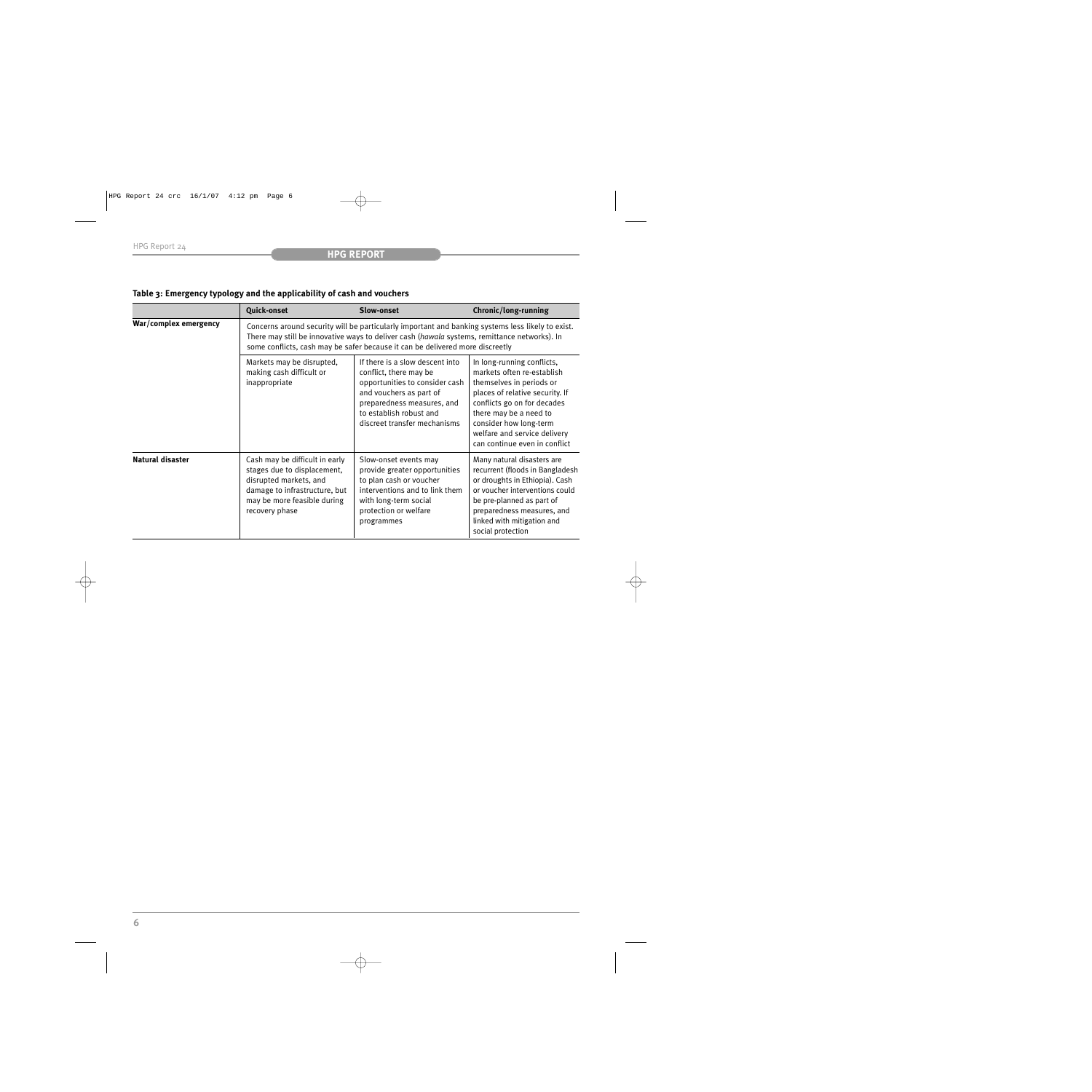**Table 3: Emergency typology and the applicability of cash and vouchers**

| | Quick-onset | Slow-onset | Chronic/long-running |
|---|---|---|---|
| **War/complex emergency** | Concerns around security will be particularly important and banking systems less likely to exist. There may still be innovative ways to deliver cash (*hawala* systems, remittance networks). In some conflicts, cash may be safer because it can be delivered more discreetly | | |
| | Markets may be disrupted, making cash difficult or inappropriate | If there is a slow descent into conflict, there may be opportunities to consider cash and vouchers as part of preparedness measures, and to establish robust and discreet transfer mechanisms | In long-running conflicts, markets often re-establish themselves in periods or places of relative security. If conflicts go on for decades there may be a need to consider how long-term welfare and service delivery can continue even in conflict |
| **Natural disaster** | Cash may be difficult in early stages due to displacement, disrupted markets, and damage to infrastructure, but may be more feasible during recovery phase | Slow-onset events may provide greater opportunities to plan cash or voucher interventions and to link them with long-term social protection or welfare programmes | Many natural disasters are recurrent (floods in Bangladesh or droughts in Ethiopia). Cash or voucher interventions could be pre-planned as part of preparedness measures, and linked with mitigation and social protection |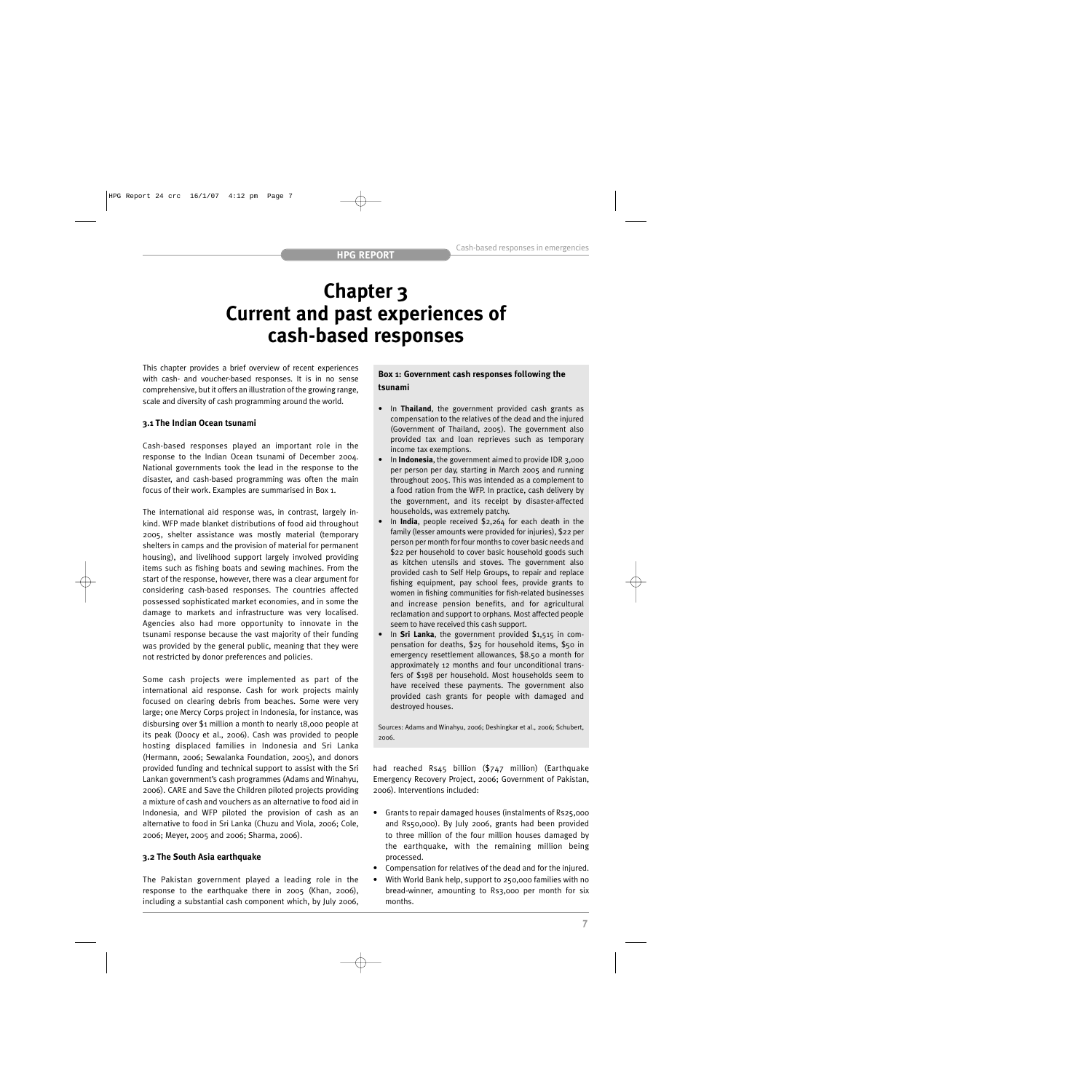# Chapter 3
# Current and past experiences of cash-based responses

This chapter provides a brief overview of recent experiences with cash- and voucher-based responses. It is in no sense comprehensive, but it offers an illustration of the growing range, scale and diversity of cash programming around the world.

### 3.1 The Indian Ocean tsunami

Cash-based responses played an important role in the response to the Indian Ocean tsunami of December 2004. National governments took the lead in the response to the disaster, and cash-based programming was often the main focus of their work. Examples are summarised in Box 1.

The international aid response was, in contrast, largely in-kind. WFP made blanket distributions of food aid throughout 2005, shelter assistance was mostly material (temporary shelters in camps and the provision of material for permanent housing), and livelihood support largely involved providing items such as fishing boats and sewing machines. From the start of the response, however, there was a clear argument for considering cash-based responses. The countries affected possessed sophisticated market economies, and in some the damage to markets and infrastructure was very localised. Agencies also had more opportunity to innovate in the tsunami response because the vast majority of their funding was provided by the general public, meaning that they were not restricted by donor preferences and policies.

Some cash projects were implemented as part of the international aid response. Cash for work projects mainly focused on clearing debris from beaches. Some were very large; one Mercy Corps project in Indonesia, for instance, was disbursing over $1 million a month to nearly 18,000 people at its peak (Doocy et al., 2006). Cash was provided to people hosting displaced families in Indonesia and Sri Lanka (Hermann, 2006; Sewalanka Foundation, 2005), and donors provided funding and technical support to assist with the Sri Lankan government's cash programmes (Adams and Winahyu, 2006). CARE and Save the Children piloted projects providing a mixture of cash and vouchers as an alternative to food aid in Indonesia, and WFP piloted the provision of cash as an alternative to food in Sri Lanka (Chuzu and Viola, 2006; Cole, 2006; Meyer, 2005 and 2006; Sharma, 2006).

**Box 1: Government cash responses following the tsunami**

- In **Thailand**, the government provided cash grants as compensation to the relatives of the dead and the injured (Government of Thailand, 2005). The government also provided tax and loan reprieves such as temporary income tax exemptions.
- In **Indonesia**, the government aimed to provide IDR 3,000 per person per day, starting in March 2005 and running throughout 2005. This was intended as a complement to a food ration from the WFP. In practice, cash delivery by the government, and its receipt by disaster-affected households, was extremely patchy.
- In **India**, people received $2,264 for each death in the family (lesser amounts were provided for injuries), $22 per person per month for four months to cover basic needs and $22 per household to cover basic household goods such as kitchen utensils and stoves. The government also provided cash to Self Help Groups, to repair and replace fishing equipment, pay school fees, provide grants to women in fishing communities for fish-related businesses and increase pension benefits, and for agricultural reclamation and support to orphans. Most affected people seem to have received this cash support.
- In **Sri Lanka**, the government provided $1,515 in compensation for deaths, $25 for household items, $50 in emergency resettlement allowances, $8.50 a month for approximately 12 months and four unconditional transfers of $198 per household. Most households seem to have received these payments. The government also provided cash grants for people with damaged and destroyed houses.

Sources: Adams and Winahyu, 2006; Deshingkar et al., 2006; Schubert, 2006.

### 3.2 The South Asia earthquake

The Pakistan government played a leading role in the response to the earthquake there in 2005 (Khan, 2006), including a substantial cash component which, by July 2006, had reached Rs45 billion ($747 million) (Earthquake Emergency Recovery Project, 2006; Government of Pakistan, 2006). Interventions included:

- Grants to repair damaged houses (instalments of Rs25,000 and Rs50,000). By July 2006, grants had been provided to three million of the four million houses damaged by the earthquake, with the remaining million being processed.
- Compensation for relatives of the dead and for the injured.
- With World Bank help, support to 250,000 families with no bread-winner, amounting to Rs3,000 per month for six months.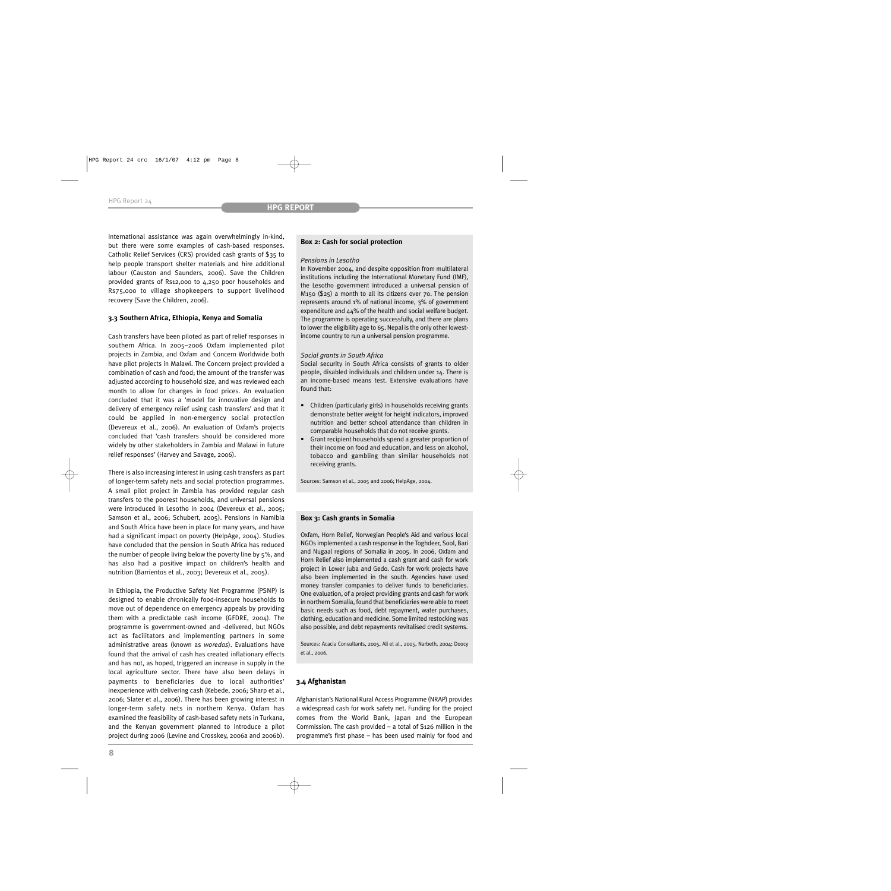International assistance was again overwhelmingly in-kind, but there were some examples of cash-based responses. Catholic Relief Services (CRS) provided cash grants of $35 to help people transport shelter materials and hire additional labour (Causton and Saunders, 2006). Save the Children provided grants of Rs12,000 to 4,250 poor households and Rs75,000 to village shopkeepers to support livelihood recovery (Save the Children, 2006).

### 3.3 Southern Africa, Ethiopia, Kenya and Somalia

Cash transfers have been piloted as part of relief responses in southern Africa. In 2005–2006 Oxfam implemented pilot projects in Zambia, and Oxfam and Concern Worldwide both have pilot projects in Malawi. The Concern project provided a combination of cash and food; the amount of the transfer was adjusted according to household size, and was reviewed each month to allow for changes in food prices. An evaluation concluded that it was a 'model for innovative design and delivery of emergency relief using cash transfers' and that it could be applied in non-emergency social protection (Devereux et al., 2006). An evaluation of Oxfam's projects concluded that 'cash transfers should be considered more widely by other stakeholders in Zambia and Malawi in future relief responses' (Harvey and Savage, 2006).

There is also increasing interest in using cash transfers as part of longer-term safety nets and social protection programmes. A small pilot project in Zambia has provided regular cash transfers to the poorest households, and universal pensions were introduced in Lesotho in 2004 (Devereux et al., 2005; Samson et al., 2006; Schubert, 2005). Pensions in Namibia and South Africa have been in place for many years, and have had a significant impact on poverty (HelpAge, 2004). Studies have concluded that the pension in South Africa has reduced the number of people living below the poverty line by 5%, and has also had a positive impact on children's health and nutrition (Barrientos et al., 2003; Devereux et al., 2005).

In Ethiopia, the Productive Safety Net Programme (PSNP) is designed to enable chronically food-insecure households to move out of dependence on emergency appeals by providing them with a predictable cash income (GFDRE, 2004). The programme is government-owned and -delivered, but NGOs act as facilitators and implementing partners in some administrative areas (known as *woredas*). Evaluations have found that the arrival of cash has created inflationary effects and has not, as hoped, triggered an increase in supply in the local agriculture sector. There have also been delays in payments to beneficiaries due to local authorities' inexperience with delivering cash (Kebede, 2006; Sharp et al., 2006; Slater et al., 2006). There has been growing interest in longer-term safety nets in northern Kenya. Oxfam has examined the feasibility of cash-based safety nets in Turkana, and the Kenyan government planned to introduce a pilot project during 2006 (Levine and Crosskey, 2006a and 2006b).

**Box 2: Cash for social protection**

*Pensions in Lesotho*

In November 2004, and despite opposition from multilateral institutions including the International Monetary Fund (IMF), the Lesotho government introduced a universal pension of M150 ($25) a month to all its citizens over 70. The pension represents around 1% of national income, 3% of government expenditure and 44% of the health and social welfare budget. The programme is operating successfully, and there are plans to lower the eligibility age to 65. Nepal is the only other lowest-income country to run a universal pension programme.

*Social grants in South Africa*

Social security in South Africa consists of grants to older people, disabled individuals and children under 14. There is an income-based means test. Extensive evaluations have found that:

- Children (particularly girls) in households receiving grants demonstrate better weight for height indicators, improved nutrition and better school attendance than children in comparable households that do not receive grants.
- Grant recipient households spend a greater proportion of their income on food and education, and less on alcohol, tobacco and gambling than similar households not receiving grants.

Sources: Samson et al., 2005 and 2006; HelpAge, 2004.

**Box 3: Cash grants in Somalia**

Oxfam, Horn Relief, Norwegian People's Aid and various local NGOs implemented a cash response in the Toghdeer, Sool, Bari and Nugaal regions of Somalia in 2005. In 2006, Oxfam and Horn Relief also implemented a cash grant and cash for work project in Lower Juba and Gedo. Cash for work projects have also been implemented in the south. Agencies have used money transfer companies to deliver funds to beneficiaries. One evaluation, of a project providing grants and cash for work in northern Somalia, found that beneficiaries were able to meet basic needs such as food, debt repayment, water purchases, clothing, education and medicine. Some limited restocking was also possible, and debt repayments revitalised credit systems.

Sources: Acacia Consultants, 2005, Ali et al., 2005, Narbeth, 2004; Doocy et al., 2006.

### 3.4 Afghanistan

Afghanistan's National Rural Access Programme (NRAP) provides a widespread cash for work safety net. Funding for the project comes from the World Bank, Japan and the European Commission. The cash provided – a total of $126 million in the programme's first phase – has been used mainly for food and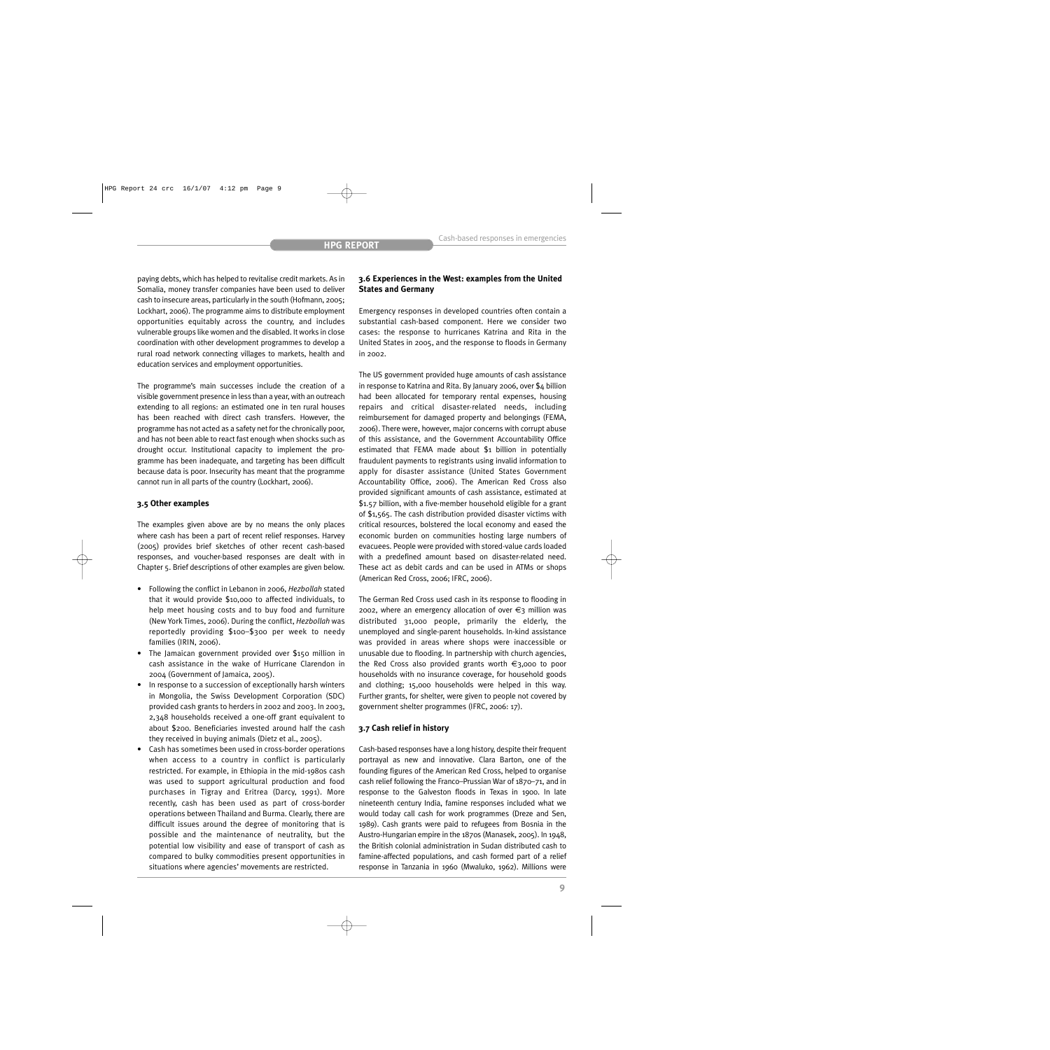paying debts, which has helped to revitalise credit markets. As in Somalia, money transfer companies have been used to deliver cash to insecure areas, particularly in the south (Hofmann, 2005; Lockhart, 2006). The programme aims to distribute employment opportunities equitably across the country, and includes vulnerable groups like women and the disabled. It works in close coordination with other development programmes to develop a rural road network connecting villages to markets, health and education services and employment opportunities.

The programme's main successes include the creation of a visible government presence in less than a year, with an outreach extending to all regions: an estimated one in ten rural houses has been reached with direct cash transfers. However, the programme has not acted as a safety net for the chronically poor, and has not been able to react fast enough when shocks such as drought occur. Institutional capacity to implement the programme has been inadequate, and targeting has been difficult because data is poor. Insecurity has meant that the programme cannot run in all parts of the country (Lockhart, 2006).

### 3.5 Other examples

The examples given above are by no means the only places where cash has been a part of recent relief responses. Harvey (2005) provides brief sketches of other recent cash-based responses, and voucher-based responses are dealt with in Chapter 5. Brief descriptions of other examples are given below.

- Following the conflict in Lebanon in 2006, *Hezbollah* stated that it would provide $10,000 to affected individuals, to help meet housing costs and to buy food and furniture (New York Times, 2006). During the conflict, *Hezbollah* was reportedly providing $100–$300 per week to needy families (IRIN, 2006).
- The Jamaican government provided over $150 million in cash assistance in the wake of Hurricane Clarendon in 2004 (Government of Jamaica, 2005).
- In response to a succession of exceptionally harsh winters in Mongolia, the Swiss Development Corporation (SDC) provided cash grants to herders in 2002 and 2003. In 2003, 2,348 households received a one-off grant equivalent to about $200. Beneficiaries invested around half the cash they received in buying animals (Dietz et al., 2005).
- Cash has sometimes been used in cross-border operations when access to a country in conflict is particularly restricted. For example, in Ethiopia in the mid-1980s cash was used to support agricultural production and food purchases in Tigray and Eritrea (Darcy, 1991). More recently, cash has been used as part of cross-border operations between Thailand and Burma. Clearly, there are difficult issues around the degree of monitoring that is possible and the maintenance of neutrality, but the potential low visibility and ease of transport of cash as compared to bulky commodities present opportunities in situations where agencies' movements are restricted.

### 3.6 Experiences in the West: examples from the United States and Germany

Emergency responses in developed countries often contain a substantial cash-based component. Here we consider two cases: the response to hurricanes Katrina and Rita in the United States in 2005, and the response to floods in Germany in 2002.

The US government provided huge amounts of cash assistance in response to Katrina and Rita. By January 2006, over $4 billion had been allocated for temporary rental expenses, housing repairs and critical disaster-related needs, including reimbursement for damaged property and belongings (FEMA, 2006). There were, however, major concerns with corrupt abuse of this assistance, and the Government Accountability Office estimated that FEMA made about $1 billion in potentially fraudulent payments to registrants using invalid information to apply for disaster assistance (United States Government Accountability Office, 2006). The American Red Cross also provided significant amounts of cash assistance, estimated at $1.57 billion, with a five-member household eligible for a grant of $1,565. The cash distribution provided disaster victims with critical resources, bolstered the local economy and eased the economic burden on communities hosting large numbers of evacuees. People were provided with stored-value cards loaded with a predefined amount based on disaster-related need. These act as debit cards and can be used in ATMs or shops (American Red Cross, 2006; IFRC, 2006).

The German Red Cross used cash in its response to flooding in 2002, where an emergency allocation of over €3 million was distributed 31,000 people, primarily the elderly, the unemployed and single-parent households. In-kind assistance was provided in areas where shops were inaccessible or unusable due to flooding. In partnership with church agencies, the Red Cross also provided grants worth €3,000 to poor households with no insurance coverage, for household goods and clothing; 15,000 households were helped in this way. Further grants, for shelter, were given to people not covered by government shelter programmes (IFRC, 2006: 17).

### 3.7 Cash relief in history

Cash-based responses have a long history, despite their frequent portrayal as new and innovative. Clara Barton, one of the founding figures of the American Red Cross, helped to organise cash relief following the Franco–Prussian War of 1870–71, and in response to the Galveston floods in Texas in 1900. In late nineteenth century India, famine responses included what we would today call cash for work programmes (Dreze and Sen, 1989). Cash grants were paid to refugees from Bosnia in the Austro-Hungarian empire in the 1870s (Manasek, 2005). In 1948, the British colonial administration in Sudan distributed cash to famine-affected populations, and cash formed part of a relief response in Tanzania in 1960 (Mwaluko, 1962). Millions were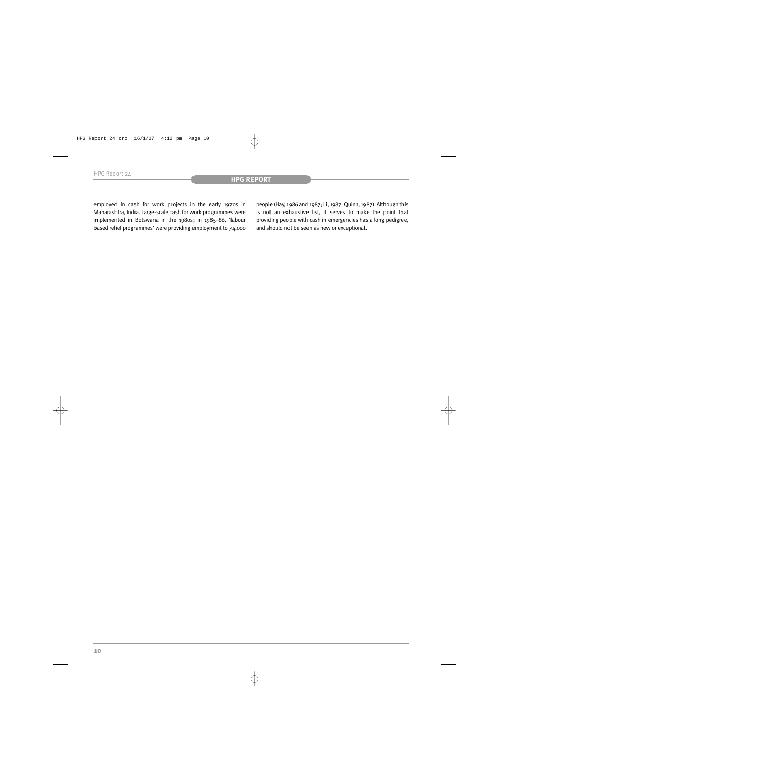employed in cash for work projects in the early 1970s in Maharashtra, India. Large-scale cash for work programmes were implemented in Botswana in the 1980s; in 1985–86, 'labour based relief programmes' were providing employment to 74,000 people (Hay, 1986 and 1987; Li, 1987; Quinn, 1987). Although this is not an exhaustive list, it serves to make the point that providing people with cash in emergencies has a long pedigree, and should not be seen as new or exceptional.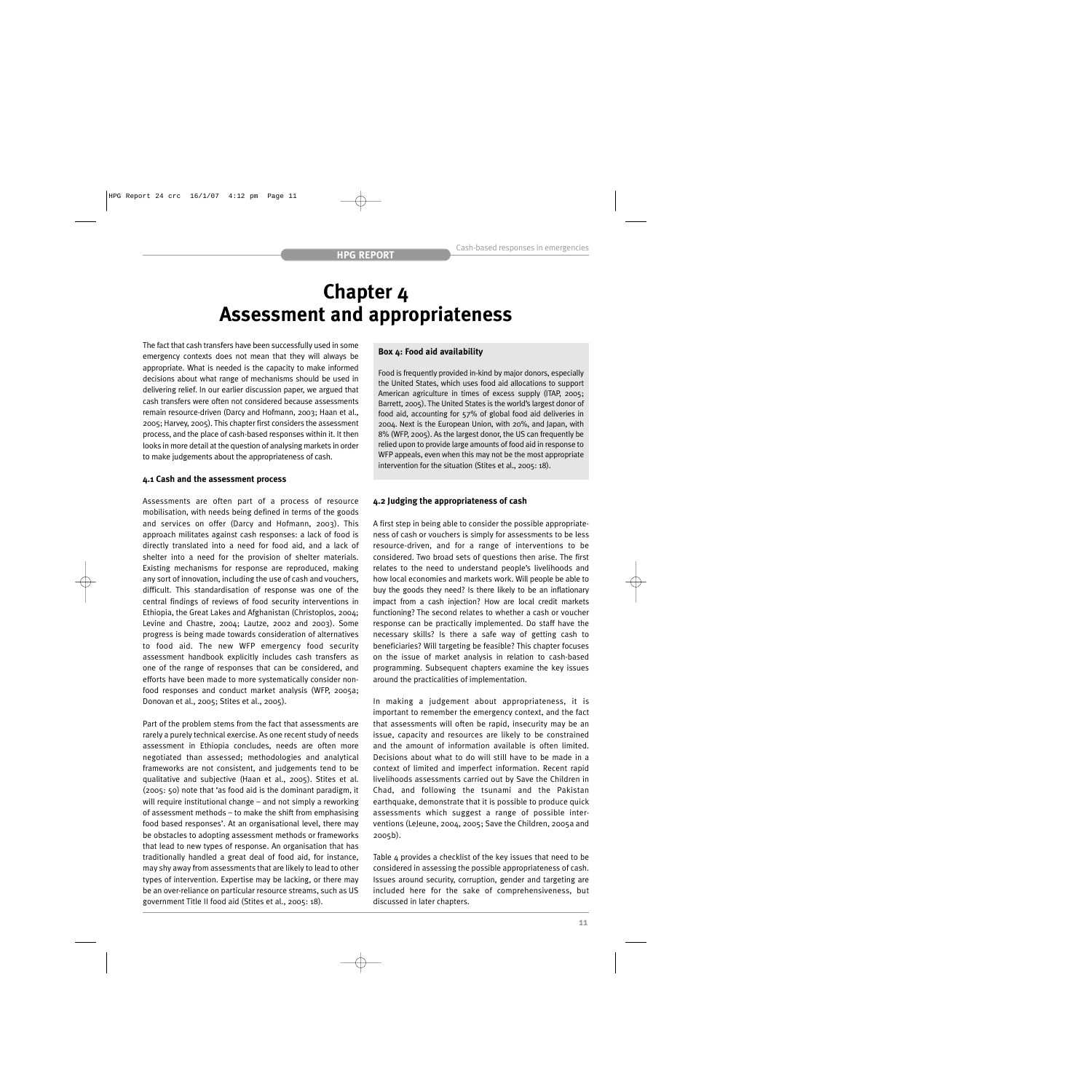# Chapter 4
# Assessment and appropriateness

The fact that cash transfers have been successfully used in some emergency contexts does not mean that they will always be appropriate. What is needed is the capacity to make informed decisions about what range of mechanisms should be used in delivering relief. In our earlier discussion paper, we argued that cash transfers were often not considered because assessments remain resource-driven (Darcy and Hofmann, 2003; Haan et al., 2005; Harvey, 2005). This chapter first considers the assessment process, and the place of cash-based responses within it. It then looks in more detail at the question of analysing markets in order to make judgements about the appropriateness of cash.

### 4.1 Cash and the assessment process

Assessments are often part of a process of resource mobilisation, with needs being defined in terms of the goods and services on offer (Darcy and Hofmann, 2003). This approach militates against cash responses: a lack of food is directly translated into a need for food aid, and a lack of shelter into a need for the provision of shelter materials. Existing mechanisms for response are reproduced, making any sort of innovation, including the use of cash and vouchers, difficult. This standardisation of response was one of the central findings of reviews of food security interventions in Ethiopia, the Great Lakes and Afghanistan (Christoplos, 2004; Levine and Chastre, 2004; Lautze, 2002 and 2003). Some progress is being made towards consideration of alternatives to food aid. The new WFP emergency food security assessment handbook explicitly includes cash transfers as one of the range of responses that can be considered, and efforts have been made to more systematically consider non-food responses and conduct market analysis (WFP, 2005a; Donovan et al., 2005; Stites et al., 2005).

Part of the problem stems from the fact that assessments are rarely a purely technical exercise. As one recent study of needs assessment in Ethiopia concludes, needs are often more negotiated than assessed; methodologies and analytical frameworks are not consistent, and judgements tend to be qualitative and subjective (Haan et al., 2005). Stites et al. (2005: 50) note that 'as food aid is the dominant paradigm, it will require institutional change – and not simply a reworking of assessment methods – to make the shift from emphasising food based responses'. At an organisational level, there may be obstacles to adopting assessment methods or frameworks that lead to new types of response. An organisation that has traditionally handled a great deal of food aid, for instance, may shy away from assessments that are likely to lead to other types of intervention. Expertise may be lacking, or there may be an over-reliance on particular resource streams, such as US government Title II food aid (Stites et al., 2005: 18).

**Box 4: Food aid availability**

Food is frequently provided in-kind by major donors, especially the United States, which uses food aid allocations to support American agriculture in times of excess supply (ITAP, 2005; Barrett, 2005). The United States is the world's largest donor of food aid, accounting for 57% of global food aid deliveries in 2004. Next is the European Union, with 20%, and Japan, with 8% (WFP, 2005). As the largest donor, the US can frequently be relied upon to provide large amounts of food aid in response to WFP appeals, even when this may not be the most appropriate intervention for the situation (Stites et al., 2005: 18).

### 4.2 Judging the appropriateness of cash

A first step in being able to consider the possible appropriateness of cash or vouchers is simply for assessments to be less resource-driven, and for a range of interventions to be considered. Two broad sets of questions then arise. The first relates to the need to understand people's livelihoods and how local economies and markets work. Will people be able to buy the goods they need? Is there likely to be an inflationary impact from a cash injection? How are local credit markets functioning? The second relates to whether a cash or voucher response can be practically implemented. Do staff have the necessary skills? Is there a safe way of getting cash to beneficiaries? Will targeting be feasible? This chapter focuses on the issue of market analysis in relation to cash-based programming. Subsequent chapters examine the key issues around the practicalities of implementation.

In making a judgement about appropriateness, it is important to remember the emergency context, and the fact that assessments will often be rapid, insecurity may be an issue, capacity and resources are likely to be constrained and the amount of information available is often limited. Decisions about what to do will still have to be made in a context of limited and imperfect information. Recent rapid livelihoods assessments carried out by Save the Children in Chad, and following the tsunami and the Pakistan earthquake, demonstrate that it is possible to produce quick assessments which suggest a range of possible interventions (LeJeune, 2004, 2005; Save the Children, 2005a and 2005b).

Table 4 provides a checklist of the key issues that need to be considered in assessing the possible appropriateness of cash. Issues around security, corruption, gender and targeting are included here for the sake of comprehensiveness, but discussed in later chapters.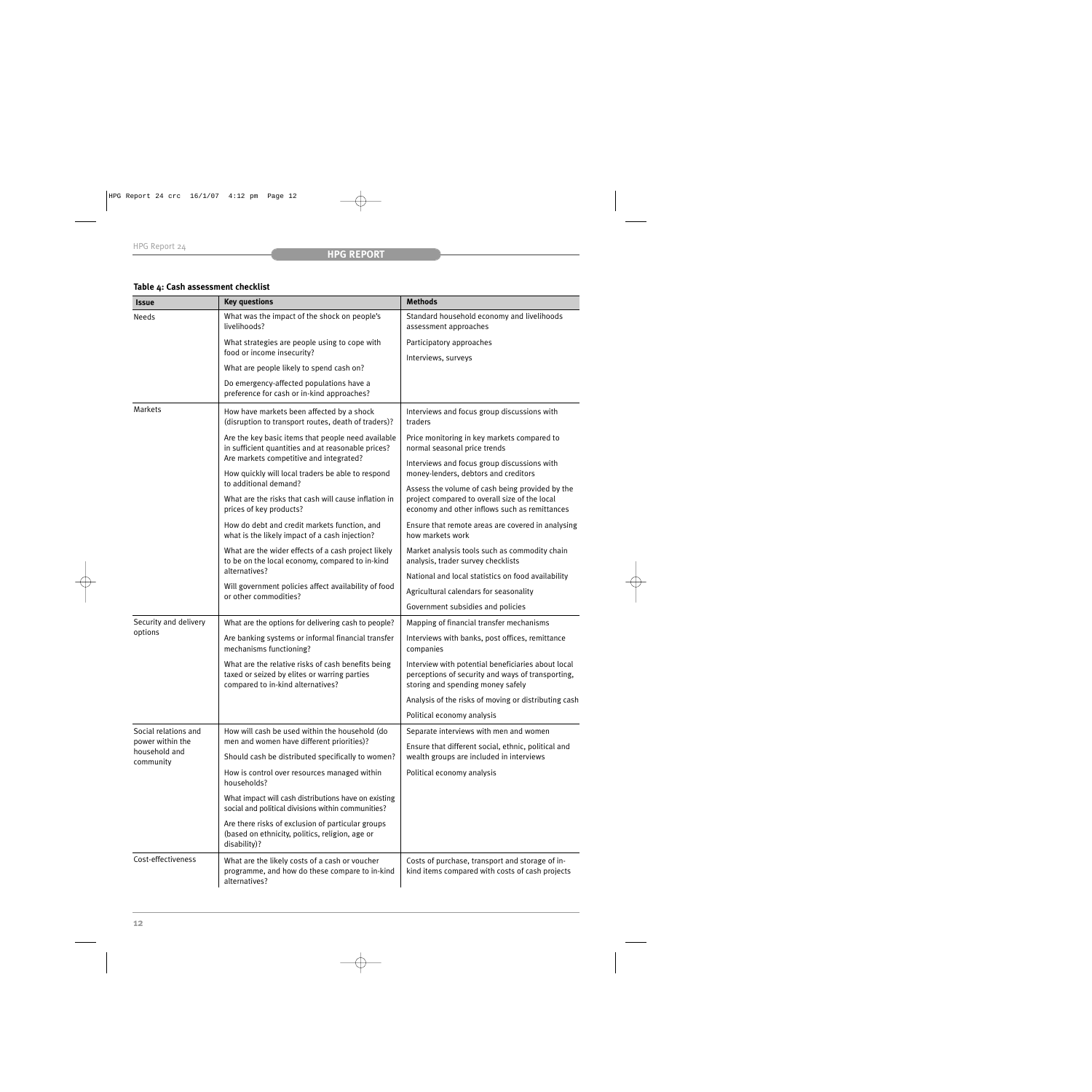**Table 4: Cash assessment checklist**

| Issue | Key questions | Methods |
|---|---|---|
| Needs | What was the impact of the shock on people's livelihoods?<br>What strategies are people using to cope with food or income insecurity?<br>What are people likely to spend cash on?<br>Do emergency-affected populations have a preference for cash or in-kind approaches? | Standard household economy and livelihoods assessment approaches<br>Participatory approaches<br>Interviews, surveys |
| Markets | How have markets been affected by a shock (disruption to transport routes, death of traders)?<br>Are the key basic items that people need available in sufficient quantities and at reasonable prices? Are markets competitive and integrated?<br>How quickly will local traders be able to respond to additional demand?<br>What are the risks that cash will cause inflation in prices of key products?<br>How do debt and credit markets function, and what is the likely impact of a cash injection?<br>What are the wider effects of a cash project likely to be on the local economy, compared to in-kind alternatives?<br>Will government policies affect availability of food or other commodities? | Interviews and focus group discussions with traders<br>Price monitoring in key markets compared to normal seasonal price trends<br>Interviews and focus group discussions with money-lenders, debtors and creditors<br>Assess the volume of cash being provided by the project compared to overall size of the local economy and other inflows such as remittances<br>Ensure that remote areas are covered in analysing how markets work<br>Market analysis tools such as commodity chain analysis, trader survey checklists<br>National and local statistics on food availability<br>Agricultural calendars for seasonality<br>Government subsidies and policies |
| Security and delivery options | What are the options for delivering cash to people?<br>Are banking systems or informal financial transfer mechanisms functioning?<br>What are the relative risks of cash benefits being taxed or seized by elites or warring parties compared to in-kind alternatives? | Mapping of financial transfer mechanisms<br>Interviews with banks, post offices, remittance companies<br>Interview with potential beneficiaries about local perceptions of security and ways of transporting, storing and spending money safely<br>Analysis of the risks of moving or distributing cash<br>Political economy analysis |
| Social relations and power within the household and community | How will cash be used within the household (do men and women have different priorities)?<br>Should cash be distributed specifically to women?<br>How is control over resources managed within households?<br>What impact will cash distributions have on existing social and political divisions within communities?<br>Are there risks of exclusion of particular groups (based on ethnicity, politics, religion, age or disability)? | Separate interviews with men and women<br>Ensure that different social, ethnic, political and wealth groups are included in interviews<br>Political economy analysis |
| Cost-effectiveness | What are the likely costs of a cash or voucher programme, and how do these compare to in-kind alternatives? | Costs of purchase, transport and storage of in-kind items compared with costs of cash projects |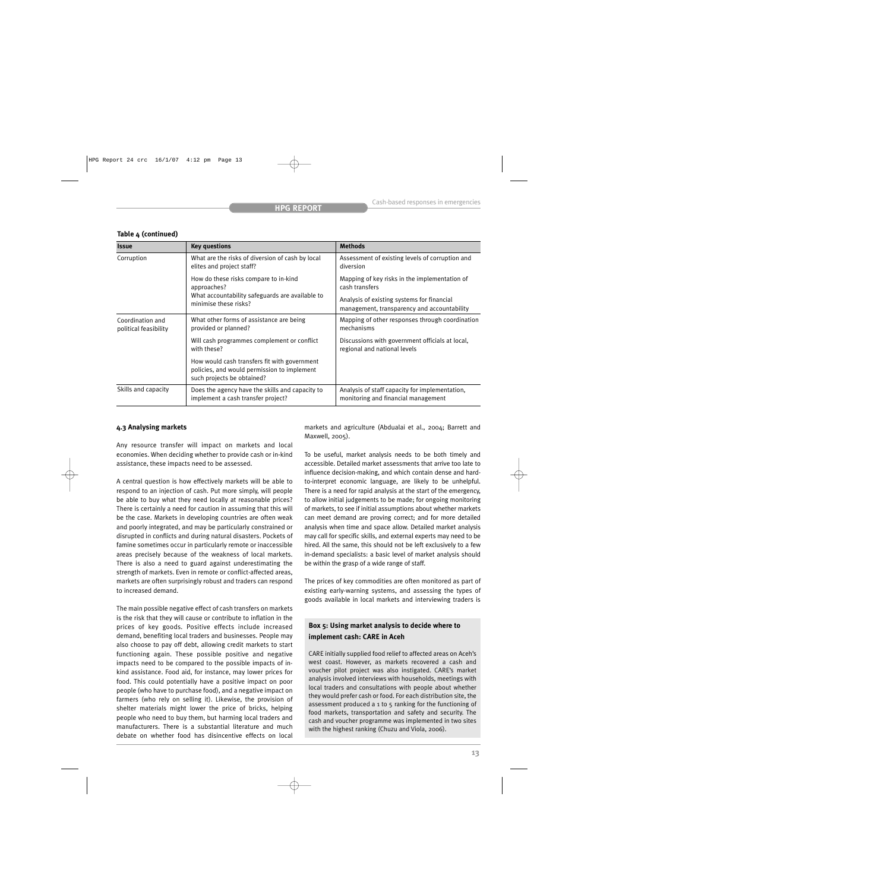**Table 4 (continued)**

| Issue | Key questions | Methods |
|---|---|---|
| Corruption | What are the risks of diversion of cash by local elites and project staff? | Assessment of existing levels of corruption and diversion |
| | How do these risks compare to in-kind approaches? What accountability safeguards are available to minimise these risks? | Mapping of key risks in the implementation of cash transfers |
| | | Analysis of existing systems for financial management, transparency and accountability |
| Coordination and political feasibility | What other forms of assistance are being provided or planned? | Mapping of other responses through coordination mechanisms |
| | Will cash programmes complement or conflict with these? | Discussions with government officials at local, regional and national levels |
| | How would cash transfers fit with government policies, and would permission to implement such projects be obtained? | |
| Skills and capacity | Does the agency have the skills and capacity to implement a cash transfer project? | Analysis of staff capacity for implementation, monitoring and financial management |

### 4.3 Analysing markets

Any resource transfer will impact on markets and local economies. When deciding whether to provide cash or in-kind assistance, these impacts need to be assessed.

A central question is how effectively markets will be able to respond to an injection of cash. Put more simply, will people be able to buy what they need locally at reasonable prices? There is certainly a need for caution in assuming that this will be the case. Markets in developing countries are often weak and poorly integrated, and may be particularly constrained or disrupted in conflicts and during natural disasters. Pockets of famine sometimes occur in particularly remote or inaccessible areas precisely because of the weakness of local markets. There is also a need to guard against underestimating the strength of markets. Even in remote or conflict-affected areas, markets are often surprisingly robust and traders can respond to increased demand.

The main possible negative effect of cash transfers on markets is the risk that they will cause or contribute to inflation in the prices of key goods. Positive effects include increased demand, benefiting local traders and businesses. People may also choose to pay off debt, allowing credit markets to start functioning again. These possible positive and negative impacts need to be compared to the possible impacts of in-kind assistance. Food aid, for instance, may lower prices for food. This could potentially have a positive impact on poor people (who have to purchase food), and a negative impact on farmers (who rely on selling it). Likewise, the provision of shelter materials might lower the price of bricks, helping people who need to buy them, but harming local traders and manufacturers. There is a substantial literature and much debate on whether food has disincentive effects on local markets and agriculture (Abdualai et al., 2004; Barrett and Maxwell, 2005).

To be useful, market analysis needs to be both timely and accessible. Detailed market assessments that arrive too late to influence decision-making, and which contain dense and hard-to-interpret economic language, are likely to be unhelpful. There is a need for rapid analysis at the start of the emergency, to allow initial judgements to be made; for ongoing monitoring of markets, to see if initial assumptions about whether markets can meet demand are proving correct; and for more detailed analysis when time and space allow. Detailed market analysis may call for specific skills, and external experts may need to be hired. All the same, this should not be left exclusively to a few in-demand specialists: a basic level of market analysis should be within the grasp of a wide range of staff.

The prices of key commodities are often monitored as part of existing early-warning systems, and assessing the types of goods available in local markets and interviewing traders is

> **Box 5: Using market analysis to decide where to implement cash: CARE in Aceh**
>
> CARE initially supplied food relief to affected areas on Aceh's west coast. However, as markets recovered a cash and voucher pilot project was also instigated. CARE's market analysis involved interviews with households, meetings with local traders and consultations with people about whether they would prefer cash or food. For each distribution site, the assessment produced a 1 to 5 ranking for the functioning of food markets, transportation and safety and security. The cash and voucher programme was implemented in two sites with the highest ranking (Chuzu and Viola, 2006).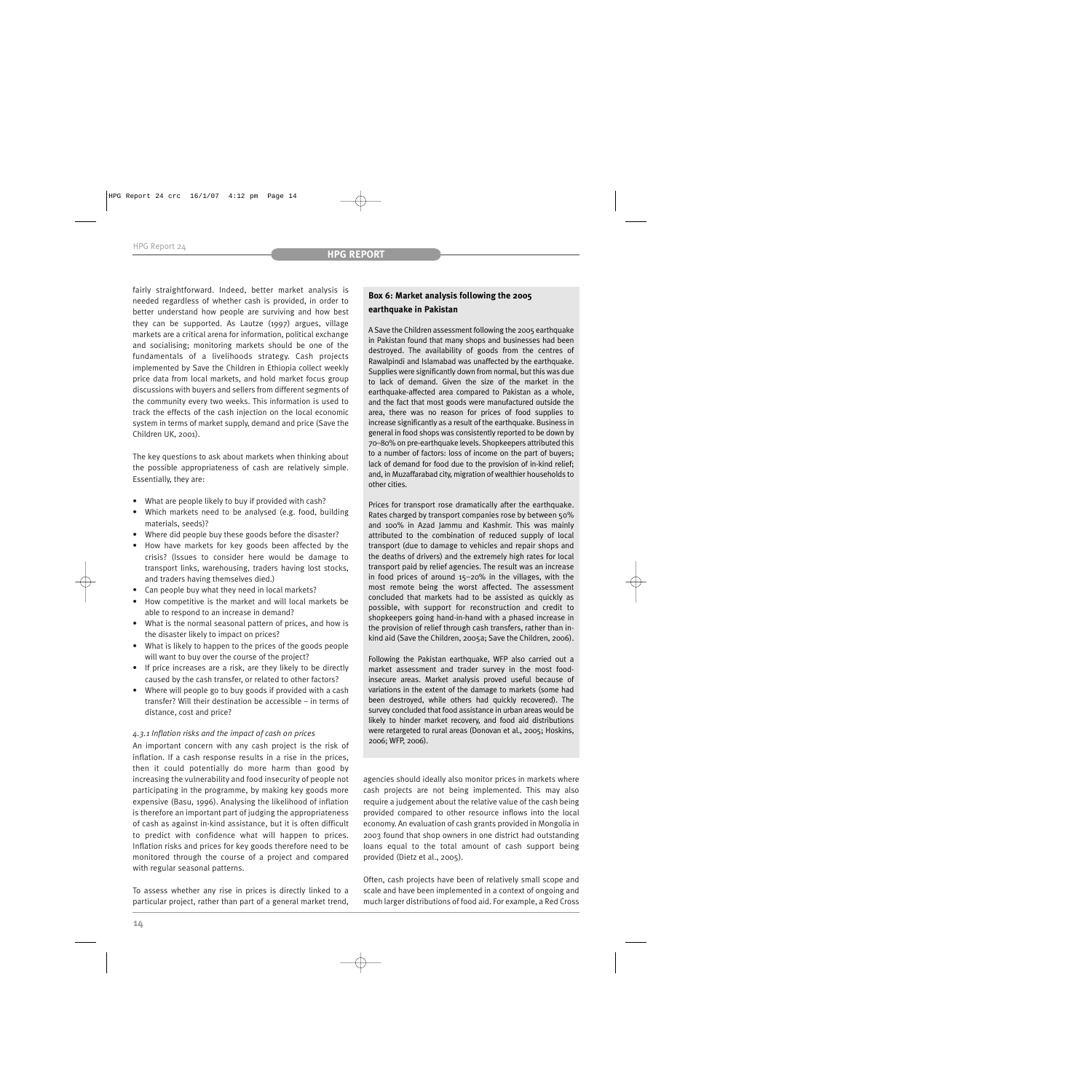fairly straightforward. Indeed, better market analysis is needed regardless of whether cash is provided, in order to better understand how people are surviving and how best they can be supported. As Lautze (1997) argues, village markets are a critical arena for information, political exchange and socialising; monitoring markets should be one of the fundamentals of a livelihoods strategy. Cash projects implemented by Save the Children in Ethiopia collect weekly price data from local markets, and hold market focus group discussions with buyers and sellers from different segments of the community every two weeks. This information is used to track the effects of the cash injection on the local economic system in terms of market supply, demand and price (Save the Children UK, 2001).

The key questions to ask about markets when thinking about the possible appropriateness of cash are relatively simple. Essentially, they are:

- What are people likely to buy if provided with cash?
- Which markets need to be analysed (e.g. food, building materials, seeds)?
- Where did people buy these goods before the disaster?
- How have markets for key goods been affected by the crisis? (Issues to consider here would be damage to transport links, warehousing, traders having lost stocks, and traders having themselves died.)
- Can people buy what they need in local markets?
- How competitive is the market and will local markets be able to respond to an increase in demand?
- What is the normal seasonal pattern of prices, and how is the disaster likely to impact on prices?
- What is likely to happen to the prices of the goods people will want to buy over the course of the project?
- If price increases are a risk, are they likely to be directly caused by the cash transfer, or related to other factors?
- Where will people go to buy goods if provided with a cash transfer? Will their destination be accessible – in terms of distance, cost and price?

#### *4.3.1 Inflation risks and the impact of cash on prices*

An important concern with any cash project is the risk of inflation. If a cash response results in a rise in the prices, then it could potentially do more harm than good by increasing the vulnerability and food insecurity of people not participating in the programme, by making key goods more expensive (Basu, 1996). Analysing the likelihood of inflation is therefore an important part of judging the appropriateness of cash as against in-kind assistance, but it is often difficult to predict with confidence what will happen to prices. Inflation risks and prices for key goods therefore need to be monitored through the course of a project and compared with regular seasonal patterns.

To assess whether any rise in prices is directly linked to a particular project, rather than part of a general market trend, agencies should ideally also monitor prices in markets where cash projects are not being implemented. This may also require a judgement about the relative value of the cash being provided compared to other resource inflows into the local economy. An evaluation of cash grants provided in Mongolia in 2003 found that shop owners in one district had outstanding loans equal to the total amount of cash support being provided (Dietz et al., 2005).

Often, cash projects have been of relatively small scope and scale and have been implemented in a context of ongoing and much larger distributions of food aid. For example, a Red Cross

> **Box 6: Market analysis following the 2005 earthquake in Pakistan**
>
> A Save the Children assessment following the 2005 earthquake in Pakistan found that many shops and businesses had been destroyed. The availability of goods from the centres of Rawalpindi and Islamabad was unaffected by the earthquake. Supplies were significantly down from normal, but this was due to lack of demand. Given the size of the market in the earthquake-affected area compared to Pakistan as a whole, and the fact that most goods were manufactured outside the area, there was no reason for prices of food supplies to increase significantly as a result of the earthquake. Business in general in food shops was consistently reported to be down by 70–80% on pre-earthquake levels. Shopkeepers attributed this to a number of factors: loss of income on the part of buyers; lack of demand for food due to the provision of in-kind relief; and, in Muzaffarabad city, migration of wealthier households to other cities.
>
> Prices for transport rose dramatically after the earthquake. Rates charged by transport companies rose by between 50% and 100% in Azad Jammu and Kashmir. This was mainly attributed to the combination of reduced supply of local transport (due to damage to vehicles and repair shops and the deaths of drivers) and the extremely high rates for local transport paid by relief agencies. The result was an increase in food prices of around 15–20% in the villages, with the most remote being the worst affected. The assessment concluded that markets had to be assisted as quickly as possible, with support for reconstruction and credit to shopkeepers going hand-in-hand with a phased increase in the provision of relief through cash transfers, rather than in-kind aid (Save the Children, 2005a; Save the Children, 2006).
>
> Following the Pakistan earthquake, WFP also carried out a market assessment and trader survey in the most food-insecure areas. Market analysis proved useful because of variations in the extent of the damage to markets (some had been destroyed, while others had quickly recovered). The survey concluded that food assistance in urban areas would be likely to hinder market recovery, and food aid distributions were retargeted to rural areas (Donovan et al., 2005; Hoskins, 2006; WFP, 2006).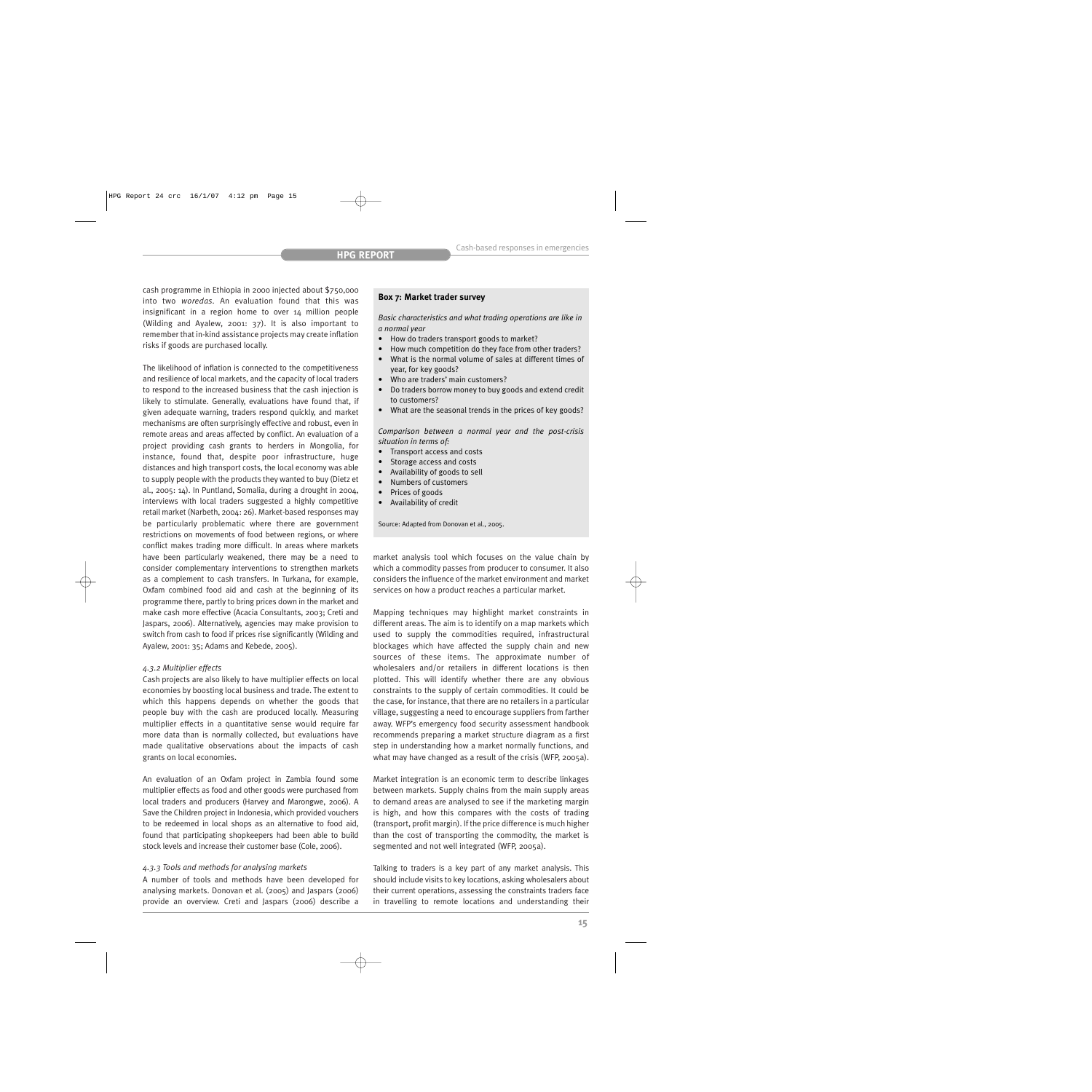cash programme in Ethiopia in 2000 injected about $750,000 into two *woredas*. An evaluation found that this was insignificant in a region home to over 14 million people (Wilding and Ayalew, 2001: 37). It is also important to remember that in-kind assistance projects may create inflation risks if goods are purchased locally.

The likelihood of inflation is connected to the competitiveness and resilience of local markets, and the capacity of local traders to respond to the increased business that the cash injection is likely to stimulate. Generally, evaluations have found that, if given adequate warning, traders respond quickly, and market mechanisms are often surprisingly effective and robust, even in remote areas and areas affected by conflict. An evaluation of a project providing cash grants to herders in Mongolia, for instance, found that, despite poor infrastructure, huge distances and high transport costs, the local economy was able to supply people with the products they wanted to buy (Dietz et al., 2005: 14). In Puntland, Somalia, during a drought in 2004, interviews with local traders suggested a highly competitive retail market (Narbeth, 2004: 26). Market-based responses may be particularly problematic where there are government restrictions on movements of food between regions, or where conflict makes trading more difficult. In areas where markets have been particularly weakened, there may be a need to consider complementary interventions to strengthen markets as a complement to cash transfers. In Turkana, for example, Oxfam combined food aid and cash at the beginning of its programme there, partly to bring prices down in the market and make cash more effective (Acacia Consultants, 2003; Creti and Jaspars, 2006). Alternatively, agencies may make provision to switch from cash to food if prices rise significantly (Wilding and Ayalew, 2001: 35; Adams and Kebede, 2005).

#### *4.3.2 Multiplier effects*

Cash projects are also likely to have multiplier effects on local economies by boosting local business and trade. The extent to which this happens depends on whether the goods that people buy with the cash are produced locally. Measuring multiplier effects in a quantitative sense would require far more data than is normally collected, but evaluations have made qualitative observations about the impacts of cash grants on local economies.

An evaluation of an Oxfam project in Zambia found some multiplier effects as food and other goods were purchased from local traders and producers (Harvey and Marongwe, 2006). A Save the Children project in Indonesia, which provided vouchers to be redeemed in local shops as an alternative to food aid, found that participating shopkeepers had been able to build stock levels and increase their customer base (Cole, 2006).

#### *4.3.3 Tools and methods for analysing markets*

A number of tools and methods have been developed for analysing markets. Donovan et al. (2005) and Jaspars (2006) provide an overview. Creti and Jaspars (2006) describe a market analysis tool which focuses on the value chain by which a commodity passes from producer to consumer. It also considers the influence of the market environment and market services on how a product reaches a particular market.

> **Box 7: Market trader survey**
>
> *Basic characteristics and what trading operations are like in a normal year*
>
> - How do traders transport goods to market?
> - How much competition do they face from other traders?
> - What is the normal volume of sales at different times of year, for key goods?
> - Who are traders' main customers?
> - Do traders borrow money to buy goods and extend credit to customers?
> - What are the seasonal trends in the prices of key goods?
>
> *Comparison between a normal year and the post-crisis situation in terms of:*
>
> - Transport access and costs
> - Storage access and costs
> - Availability of goods to sell
> - Numbers of customers
> - Prices of goods
> - Availability of credit
>
> Source: Adapted from Donovan et al., 2005.

Mapping techniques may highlight market constraints in different areas. The aim is to identify on a map markets which used to supply the commodities required, infrastructural blockages which have affected the supply chain and new sources of these items. The approximate number of wholesalers and/or retailers in different locations is then plotted. This will identify whether there are any obvious constraints to the supply of certain commodities. It could be the case, for instance, that there are no retailers in a particular village, suggesting a need to encourage suppliers from farther away. WFP's emergency food security assessment handbook recommends preparing a market structure diagram as a first step in understanding how a market normally functions, and what may have changed as a result of the crisis (WFP, 2005a).

Market integration is an economic term to describe linkages between markets. Supply chains from the main supply areas to demand areas are analysed to see if the marketing margin is high, and how this compares with the costs of trading (transport, profit margin). If the price difference is much higher than the cost of transporting the commodity, the market is segmented and not well integrated (WFP, 2005a).

Talking to traders is a key part of any market analysis. This should include visits to key locations, asking wholesalers about their current operations, assessing the constraints traders face in travelling to remote locations and understanding their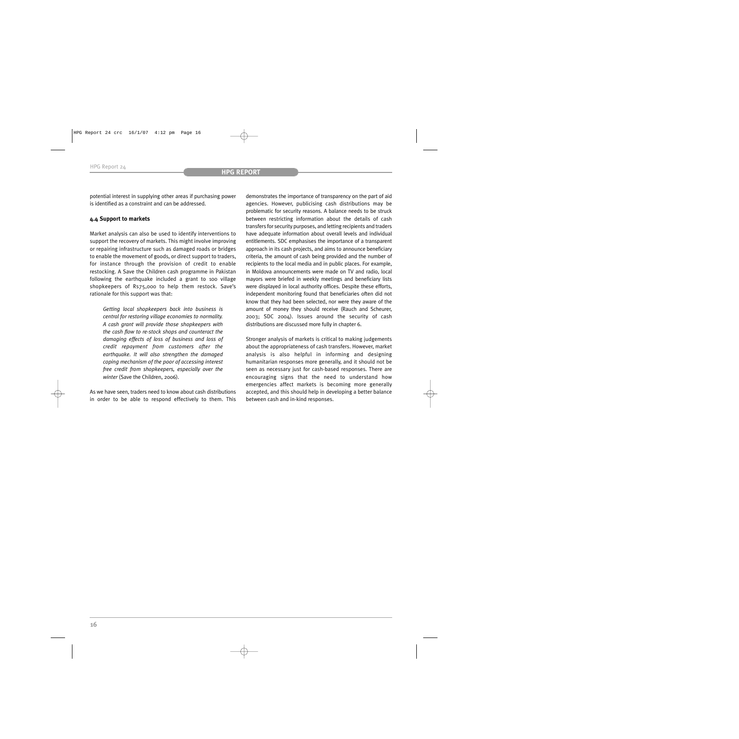potential interest in supplying other areas if purchasing power is identified as a constraint and can be addressed.

### 4.4 Support to markets

Market analysis can also be used to identify interventions to support the recovery of markets. This might involve improving or repairing infrastructure such as damaged roads or bridges to enable the movement of goods, or direct support to traders, for instance through the provision of credit to enable restocking. A Save the Children cash programme in Pakistan following the earthquake included a grant to 100 village shopkeepers of Rs75,000 to help them restock. Save's rationale for this support was that:

> *Getting local shopkeepers back into business is central for restoring village economies to normality. A cash grant will provide those shopkeepers with the cash flow to re-stock shops and counteract the damaging effects of loss of business and loss of credit repayment from customers after the earthquake. It will also strengthen the damaged coping mechanism of the poor of accessing interest free credit from shopkeepers, especially over the winter* (Save the Children, 2006).

As we have seen, traders need to know about cash distributions in order to be able to respond effectively to them. This demonstrates the importance of transparency on the part of aid agencies. However, publicising cash distributions may be problematic for security reasons. A balance needs to be struck between restricting information about the details of cash transfers for security purposes, and letting recipients and traders have adequate information about overall levels and individual entitlements. SDC emphasises the importance of a transparent approach in its cash projects, and aims to announce beneficiary criteria, the amount of cash being provided and the number of recipients to the local media and in public places. For example, in Moldova announcements were made on TV and radio, local mayors were briefed in weekly meetings and beneficiary lists were displayed in local authority offices. Despite these efforts, independent monitoring found that beneficiaries often did not know that they had been selected, nor were they aware of the amount of money they should receive (Rauch and Scheurer, 2003; SDC 2004). Issues around the security of cash distributions are discussed more fully in chapter 6.

Stronger analysis of markets is critical to making judgements about the appropriateness of cash transfers. However, market analysis is also helpful in informing and designing humanitarian responses more generally, and it should not be seen as necessary just for cash-based responses. There are encouraging signs that the need to understand how emergencies affect markets is becoming more generally accepted, and this should help in developing a better balance between cash and in-kind responses.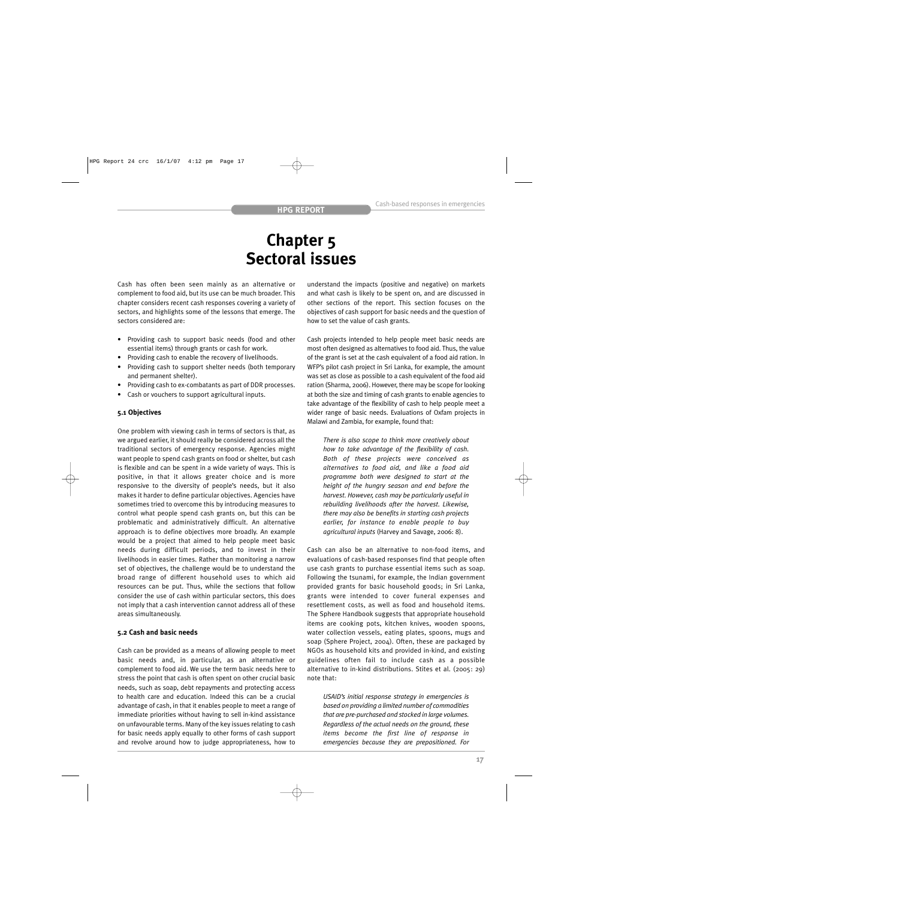# Chapter 5
# Sectoral issues

Cash has often been seen mainly as an alternative or complement to food aid, but its use can be much broader. This chapter considers recent cash responses covering a variety of sectors, and highlights some of the lessons that emerge. The sectors considered are:

- Providing cash to support basic needs (food and other essential items) through grants or cash for work.
- Providing cash to enable the recovery of livelihoods.
- Providing cash to support shelter needs (both temporary and permanent shelter).
- Providing cash to ex-combatants as part of DDR processes.
- Cash or vouchers to support agricultural inputs.

### 5.1 Objectives

One problem with viewing cash in terms of sectors is that, as we argued earlier, it should really be considered across all the traditional sectors of emergency response. Agencies might want people to spend cash grants on food or shelter, but cash is flexible and can be spent in a wide variety of ways. This is positive, in that it allows greater choice and is more responsive to the diversity of people's needs, but it also makes it harder to define particular objectives. Agencies have sometimes tried to overcome this by introducing measures to control what people spend cash grants on, but this can be problematic and administratively difficult. An alternative approach is to define objectives more broadly. An example would be a project that aimed to help people meet basic needs during difficult periods, and to invest in their livelihoods in easier times. Rather than monitoring a narrow set of objectives, the challenge would be to understand the broad range of different household uses to which aid resources can be put. Thus, while the sections that follow consider the use of cash within particular sectors, this does not imply that a cash intervention cannot address all of these areas simultaneously.

### 5.2 Cash and basic needs

Cash can be provided as a means of allowing people to meet basic needs and, in particular, as an alternative or complement to food aid. We use the term basic needs here to stress the point that cash is often spent on other crucial basic needs, such as soap, debt repayments and protecting access to health care and education. Indeed this can be a crucial advantage of cash, in that it enables people to meet a range of immediate priorities without having to sell in-kind assistance on unfavourable terms. Many of the key issues relating to cash for basic needs apply equally to other forms of cash support and revolve around how to judge appropriateness, how to understand the impacts (positive and negative) on markets and what cash is likely to be spent on, and are discussed in other sections of the report. This section focuses on the objectives of cash support for basic needs and the question of how to set the value of cash grants.

Cash projects intended to help people meet basic needs are most often designed as alternatives to food aid. Thus, the value of the grant is set at the cash equivalent of a food aid ration. In WFP's pilot cash project in Sri Lanka, for example, the amount was set as close as possible to a cash equivalent of the food aid ration (Sharma, 2006). However, there may be scope for looking at both the size and timing of cash grants to enable agencies to take advantage of the flexibility of cash to help people meet a wider range of basic needs. Evaluations of Oxfam projects in Malawi and Zambia, for example, found that:

> *There is also scope to think more creatively about how to take advantage of the flexibility of cash. Both of these projects were conceived as alternatives to food aid, and like a food aid programme both were designed to start at the height of the hungry season and end before the harvest. However, cash may be particularly useful in rebuilding livelihoods after the harvest. Likewise, there may also be benefits in starting cash projects earlier, for instance to enable people to buy agricultural inputs* (Harvey and Savage, 2006: 8).

Cash can also be an alternative to non-food items, and evaluations of cash-based responses find that people often use cash grants to purchase essential items such as soap. Following the tsunami, for example, the Indian government provided grants for basic household goods; in Sri Lanka, grants were intended to cover funeral expenses and resettlement costs, as well as food and household items. The Sphere Handbook suggests that appropriate household items are cooking pots, kitchen knives, wooden spoons, water collection vessels, eating plates, spoons, mugs and soap (Sphere Project, 2004). Often, these are packaged by NGOs as household kits and provided in-kind, and existing guidelines often fail to include cash as a possible alternative to in-kind distributions. Stites et al. (2005: 29) note that:

> *USAID's initial response strategy in emergencies is based on providing a limited number of commodities that are pre-purchased and stocked in large volumes. Regardless of the actual needs on the ground, these items become the first line of response in emergencies because they are prepositioned. For*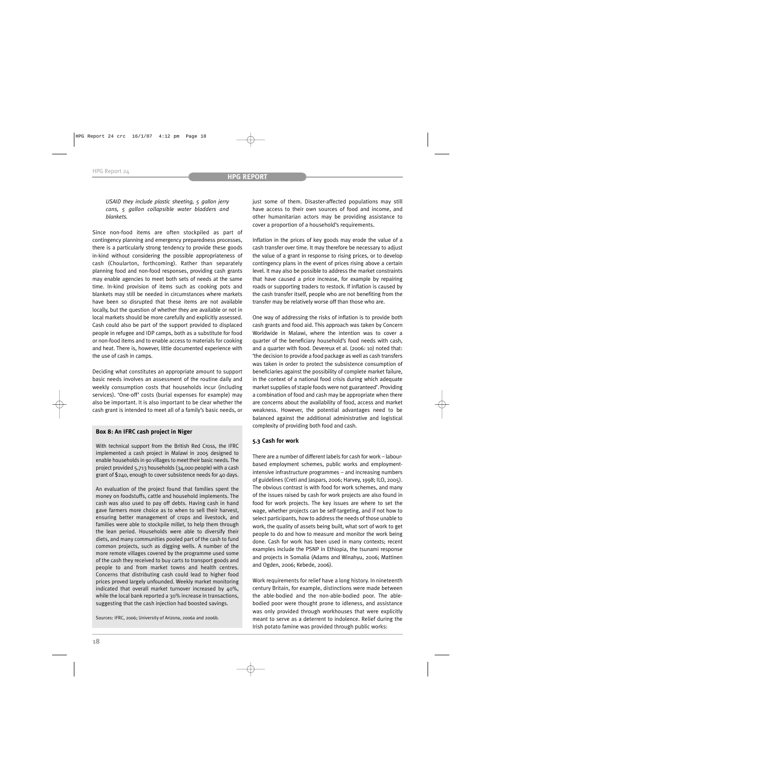*USAID they include plastic sheeting, 5 gallon jerry cans, 5 gallon collapsible water bladders and blankets.*

Since non-food items are often stockpiled as part of contingency planning and emergency preparedness processes, there is a particularly strong tendency to provide these goods in-kind without considering the possible appropriateness of cash (Choularton, forthcoming). Rather than separately planning food and non-food responses, providing cash grants may enable agencies to meet both sets of needs at the same time. In-kind provision of items such as cooking pots and blankets may still be needed in circumstances where markets have been so disrupted that these items are not available locally, but the question of whether they are available or not in local markets should be more carefully and explicitly assessed. Cash could also be part of the support provided to displaced people in refugee and IDP camps, both as a substitute for food or non-food items and to enable access to materials for cooking and heat. There is, however, little documented experience with the use of cash in camps.

Deciding what constitutes an appropriate amount to support basic needs involves an assessment of the routine daily and weekly consumption costs that households incur (including services). 'One-off' costs (burial expenses for example) may also be important. It is also important to be clear whether the cash grant is intended to meet all of a family's basic needs, or just some of them. Disaster-affected populations may still have access to their own sources of food and income, and other humanitarian actors may be providing assistance to cover a proportion of a household's requirements.

Inflation in the prices of key goods may erode the value of a cash transfer over time. It may therefore be necessary to adjust the value of a grant in response to rising prices, or to develop contingency plans in the event of prices rising above a certain level. It may also be possible to address the market constraints that have caused a price increase, for example by repairing roads or supporting traders to restock. If inflation is caused by the cash transfer itself, people who are not benefiting from the transfer may be relatively worse off than those who are.

One way of addressing the risks of inflation is to provide both cash grants and food aid. This approach was taken by Concern Worldwide in Malawi, where the intention was to cover a quarter of the beneficiary household's food needs with cash, and a quarter with food. Devereux et al. (2006: 10) noted that: 'the decision to provide a food package as well as cash transfers was taken in order to protect the subsistence consumption of beneficiaries against the possibility of complete market failure, in the context of a national food crisis during which adequate market supplies of staple foods were not guaranteed'. Providing a combination of food and cash may be appropriate when there are concerns about the availability of food, access and market weakness. However, the potential advantages need to be balanced against the additional administrative and logistical complexity of providing both food and cash.

**Box 8: An IFRC cash project in Niger**

With technical support from the British Red Cross, the IFRC implemented a cash project in Malawi in 2005 designed to enable households in 90 villages to meet their basic needs. The project provided 5,713 households (34,000 people) with a cash grant of $240, enough to cover subsistence needs for 40 days.

An evaluation of the project found that families spent the money on foodstuffs, cattle and household implements. The cash was also used to pay off debts. Having cash in hand gave farmers more choice as to when to sell their harvest, ensuring better management of crops and livestock, and families were able to stockpile millet, to help them through the lean period. Households were able to diversify their diets, and many communities pooled part of the cash to fund common projects, such as digging wells. A number of the more remote villages covered by the programme used some of the cash they received to buy carts to transport goods and people to and from market towns and health centres. Concerns that distributing cash could lead to higher food prices proved largely unfounded. Weekly market monitoring indicated that overall market turnover increased by 40%, while the local bank reported a 30% increase in transactions, suggesting that the cash injection had boosted savings.

Sources: IFRC, 2006; University of Arizona, 2006a and 2006b.

### 5.3 Cash for work

There are a number of different labels for cash for work – labour-based employment schemes, public works and employment-intensive infrastructure programmes – and increasing numbers of guidelines (Creti and Jaspars, 2006; Harvey, 1998; ILO, 2005). The obvious contrast is with food for work schemes, and many of the issues raised by cash for work projects are also found in food for work projects. The key issues are where to set the wage, whether projects can be self-targeting, and if not how to select participants, how to address the needs of those unable to work, the quality of assets being built, what sort of work to get people to do and how to measure and monitor the work being done. Cash for work has been used in many contexts; recent examples include the PSNP in Ethiopia, the tsunami response and projects in Somalia (Adams and Winahyu, 2006; Mattinen and Ogden, 2006; Kebede, 2006).

Work requirements for relief have a long history. In nineteenth century Britain, for example, distinctions were made between the able-bodied and the non-able-bodied poor. The able-bodied poor were thought prone to idleness, and assistance was only provided through workhouses that were explicitly meant to serve as a deterrent to indolence. Relief during the Irish potato famine was provided through public works: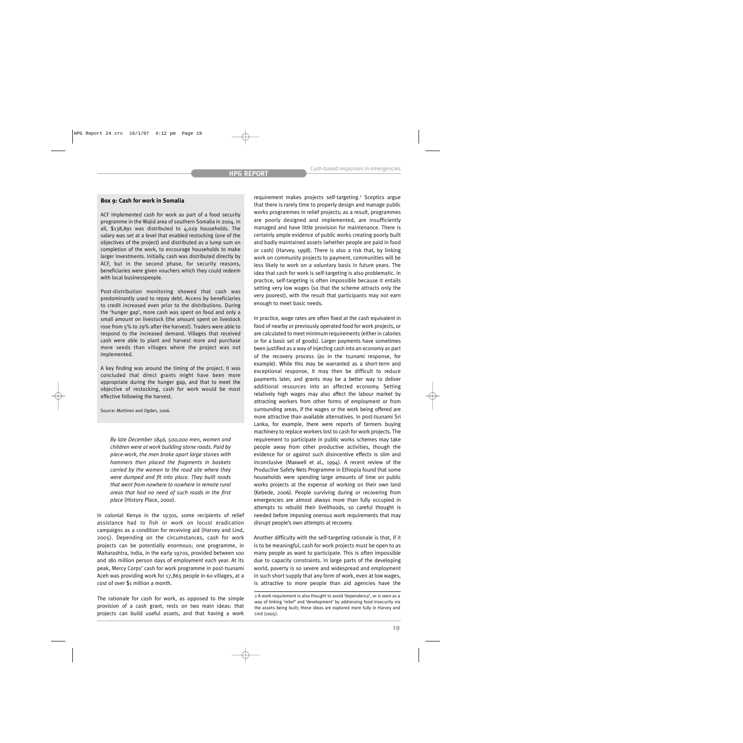**Box 9: Cash for work in Somalia**

ACF implemented cash for work as part of a food security programme in the Wajid area of southern Somalia in 2004. In all, $138,891 was distributed to 4,029 households. The salary was set at a level that enabled restocking (one of the objectives of the project) and distributed as a lump sum on completion of the work, to encourage households to make larger investments. Initially, cash was distributed directly by ACF, but in the second phase, for security reasons, beneficiaries were given vouchers which they could redeem with local businesspeople.

Post-distribution monitoring showed that cash was predominantly used to repay debt. Access by beneficiaries to credit increased even prior to the distributions. During the 'hunger gap', more cash was spent on food and only a small amount on livestock (the amount spent on livestock rose from 5% to 29% after the harvest). Traders were able to respond to the increased demand. Villages that received cash were able to plant and harvest more and purchase more seeds than villages where the project was not implemented.

A key finding was around the timing of the project. It was concluded that direct grants might have been more appropriate during the hunger gap, and that to meet the objective of restocking, cash for work would be most effective following the harvest.

Source: Mattinen and Ogden, 2006.

> *By late December 1846, 500,000 men, women and children were at work building stone roads. Paid by piece-work, the men broke apart large stones with hammers then placed the fragments in baskets carried by the women to the road site where they were dumped and fit into place. They built roads that went from nowhere to nowhere in remote rural areas that had no need of such roads in the first place* (History Place, 2000).

In colonial Kenya in the 1930s, some recipients of relief assistance had to fish or work on locust eradication campaigns as a condition for receiving aid (Harvey and Lind, 2005). Depending on the circumstances, cash for work projects can be potentially enormous; one programme, in Maharashtra, India, in the early 1970s, provided between 100 and 180 million person days of employment each year. At its peak, Mercy Corps' cash for work programme in post-tsunami Aceh was providing work for 17,865 people in 60 villages, at a cost of over $1 million a month.

The rationale for cash for work, as opposed to the simple provision of a cash grant, rests on two main ideas: that projects can build useful assets, and that having a work requirement makes projects self-targeting.[2] Sceptics argue that there is rarely time to properly design and manage public works programmes in relief projects; as a result, programmes are poorly designed and implemented, are insufficiently managed and have little provision for maintenance. There is certainly ample evidence of public works creating poorly built and badly maintained assets (whether people are paid in food or cash) (Harvey, 1998). There is also a risk that, by linking work on community projects to payment, communities will be less likely to work on a voluntary basis in future years. The idea that cash for work is self-targeting is also problematic. In practice, self-targeting is often impossible because it entails setting very low wages (so that the scheme attracts only the very poorest), with the result that participants may not earn enough to meet basic needs.

In practice, wage rates are often fixed at the cash equivalent in food of nearby or previously operated food for work projects, or are calculated to meet minimum requirements (either in calories or for a basic set of goods). Larger payments have sometimes been justified as a way of injecting cash into an economy as part of the recovery process (as in the tsunami response, for example). While this may be warranted as a short-term and exceptional response, it may then be difficult to reduce payments later, and grants may be a better way to deliver additional resources into an affected economy. Setting relatively high wages may also affect the labour market by attracting workers from other forms of employment or from surrounding areas, if the wages or the work being offered are more attractive than available alternatives. In post-tsunami Sri Lanka, for example, there were reports of farmers buying machinery to replace workers lost to cash for work projects. The requirement to participate in public works schemes may take people away from other productive activities, though the evidence for or against such disincentive effects is slim and inconclusive (Maxwell et al., 1994). A recent review of the Productive Safety Nets Programme in Ethiopia found that some households were spending large amounts of time on public works projects at the expense of working on their own land (Kebede, 2006). People surviving during or recovering from emergencies are almost always more than fully occupied in attempts to rebuild their livelihoods, so careful thought is needed before imposing onerous work requirements that may disrupt people's own attempts at recovery.

Another difficulty with the self-targeting rationale is that, if it is to be meaningful, cash for work projects must be open to as many people as want to participate. This is often impossible due to capacity constraints. In large parts of the developing world, poverty is so severe and widespread and employment in such short supply that any form of work, even at low wages, is attractive to more people than aid agencies have the

2 A work requirement is also thought to avoid 'dependency', or is seen as a way of linking 'relief' and 'development' by addressing food insecurity via the assets being built; these ideas are explored more fully in Harvey and Lind (2005).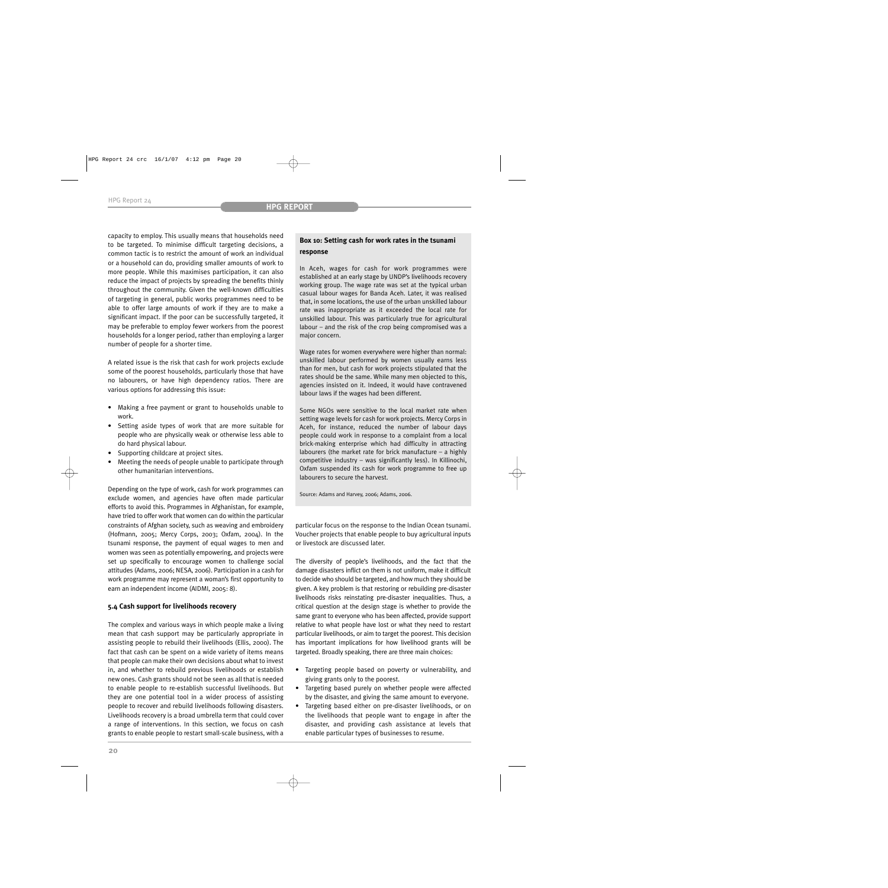capacity to employ. This usually means that households need to be targeted. To minimise difficult targeting decisions, a common tactic is to restrict the amount of work an individual or a household can do, providing smaller amounts of work to more people. While this maximises participation, it can also reduce the impact of projects by spreading the benefits thinly throughout the community. Given the well-known difficulties of targeting in general, public works programmes need to be able to offer large amounts of work if they are to make a significant impact. If the poor can be successfully targeted, it may be preferable to employ fewer workers from the poorest households for a longer period, rather than employing a larger number of people for a shorter time.

A related issue is the risk that cash for work projects exclude some of the poorest households, particularly those that have no labourers, or have high dependency ratios. There are various options for addressing this issue:

- Making a free payment or grant to households unable to work.
- Setting aside types of work that are more suitable for people who are physically weak or otherwise less able to do hard physical labour.
- Supporting childcare at project sites.
- Meeting the needs of people unable to participate through other humanitarian interventions.

Depending on the type of work, cash for work programmes can exclude women, and agencies have often made particular efforts to avoid this. Programmes in Afghanistan, for example, have tried to offer work that women can do within the particular constraints of Afghan society, such as weaving and embroidery (Hofmann, 2005; Mercy Corps, 2003; Oxfam, 2004). In the tsunami response, the payment of equal wages to men and women was seen as potentially empowering, and projects were set up specifically to encourage women to challenge social attitudes (Adams, 2006; NESA, 2006). Participation in a cash for work programme may represent a woman's first opportunity to earn an independent income (AIDMI, 2005: 8).

### 5.4 Cash support for livelihoods recovery

The complex and various ways in which people make a living mean that cash support may be particularly appropriate in assisting people to rebuild their livelihoods (Ellis, 2000). The fact that cash can be spent on a wide variety of items means that people can make their own decisions about what to invest in, and whether to rebuild previous livelihoods or establish new ones. Cash grants should not be seen as all that is needed to enable people to re-establish successful livelihoods. But they are one potential tool in a wider process of assisting people to recover and rebuild livelihoods following disasters. Livelihoods recovery is a broad umbrella term that could cover a range of interventions. In this section, we focus on cash grants to enable people to restart small-scale business, with a particular focus on the response to the Indian Ocean tsunami. Voucher projects that enable people to buy agricultural inputs or livestock are discussed later.

The diversity of people's livelihoods, and the fact that the damage disasters inflict on them is not uniform, make it difficult to decide who should be targeted, and how much they should be given. A key problem is that restoring or rebuilding pre-disaster livelihoods risks reinstating pre-disaster inequalities. Thus, a critical question at the design stage is whether to provide the same grant to everyone who has been affected, provide support relative to what people have lost or what they need to restart particular livelihoods, or aim to target the poorest. This decision has important implications for how livelihood grants will be targeted. Broadly speaking, there are three main choices:

- Targeting people based on poverty or vulnerability, and giving grants only to the poorest.
- Targeting based purely on whether people were affected by the disaster, and giving the same amount to everyone.
- Targeting based either on pre-disaster livelihoods, or on the livelihoods that people want to engage in after the disaster, and providing cash assistance at levels that enable particular types of businesses to resume.

**Box 10: Setting cash for work rates in the tsunami response**

In Aceh, wages for cash for work programmes were established at an early stage by UNDP's livelihoods recovery working group. The wage rate was set at the typical urban casual labour wages for Banda Aceh. Later, it was realised that, in some locations, the use of the urban unskilled labour rate was inappropriate as it exceeded the local rate for unskilled labour. This was particularly true for agricultural labour – and the risk of the crop being compromised was a major concern.

Wage rates for women everywhere were higher than normal: unskilled labour performed by women usually earns less than for men, but cash for work projects stipulated that the rates should be the same. While many men objected to this, agencies insisted on it. Indeed, it would have contravened labour laws if the wages had been different.

Some NGOs were sensitive to the local market rate when setting wage levels for cash for work projects. Mercy Corps in Aceh, for instance, reduced the number of labour days people could work in response to a complaint from a local brick-making enterprise which had difficulty in attracting labourers (the market rate for brick manufacture – a highly competitive industry – was significantly less). In Killinochi, Oxfam suspended its cash for work programme to free up labourers to secure the harvest.

Source: Adams and Harvey, 2006; Adams, 2006.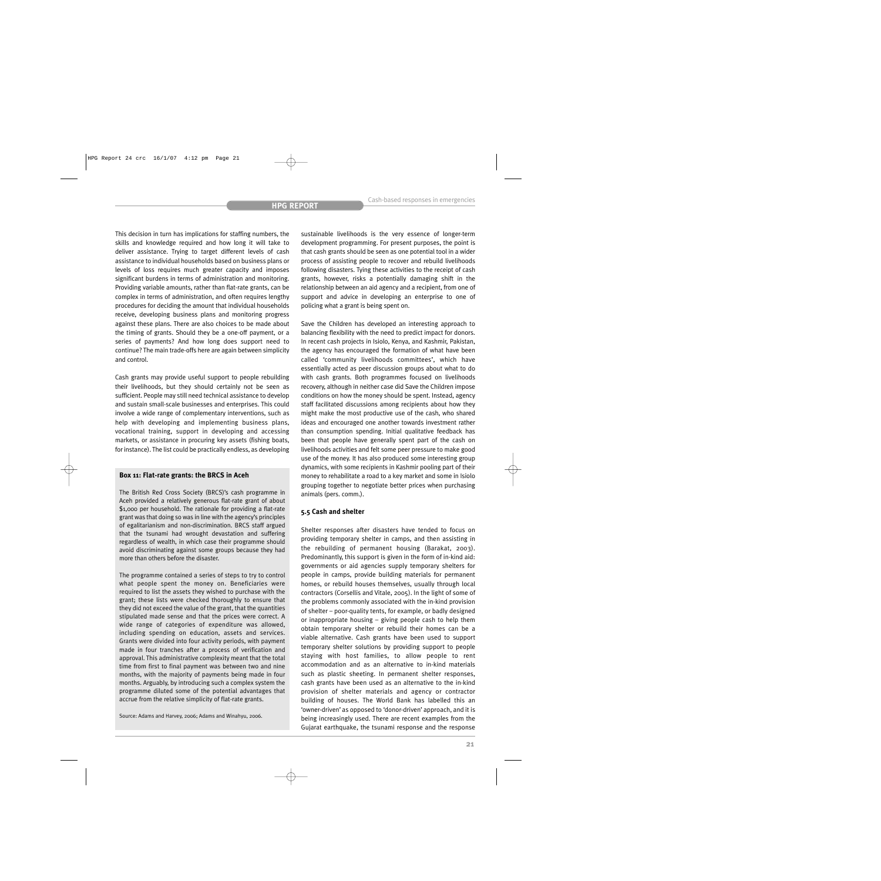This decision in turn has implications for staffing numbers, the skills and knowledge required and how long it will take to deliver assistance. Trying to target different levels of cash assistance to individual households based on business plans or levels of loss requires much greater capacity and imposes significant burdens in terms of administration and monitoring. Providing variable amounts, rather than flat-rate grants, can be complex in terms of administration, and often requires lengthy procedures for deciding the amount that individual households receive, developing business plans and monitoring progress against these plans. There are also choices to be made about the timing of grants. Should they be a one-off payment, or a series of payments? And how long does support need to continue? The main trade-offs here are again between simplicity and control.

Cash grants may provide useful support to people rebuilding their livelihoods, but they should certainly not be seen as sufficient. People may still need technical assistance to develop and sustain small-scale businesses and enterprises. This could involve a wide range of complementary interventions, such as help with developing and implementing business plans, vocational training, support in developing and accessing markets, or assistance in procuring key assets (fishing boats, for instance). The list could be practically endless, as developing sustainable livelihoods is the very essence of longer-term development programming. For present purposes, the point is that cash grants should be seen as one potential tool in a wider process of assisting people to recover and rebuild livelihoods following disasters. Tying these activities to the receipt of cash grants, however, risks a potentially damaging shift in the relationship between an aid agency and a recipient, from one of support and advice in developing an enterprise to one of policing what a grant is being spent on.

Save the Children has developed an interesting approach to balancing flexibility with the need to predict impact for donors. In recent cash projects in Isiolo, Kenya, and Kashmir, Pakistan, the agency has encouraged the formation of what have been called 'community livelihoods committees', which have essentially acted as peer discussion groups about what to do with cash grants. Both programmes focused on livelihoods recovery, although in neither case did Save the Children impose conditions on how the money should be spent. Instead, agency staff facilitated discussions among recipients about how they might make the most productive use of the cash, who shared ideas and encouraged one another towards investment rather than consumption spending. Initial qualitative feedback has been that people have generally spent part of the cash on livelihoods activities and felt some peer pressure to make good use of the money. It has also produced some interesting group dynamics, with some recipients in Kashmir pooling part of their money to rehabilitate a road to a key market and some in Isiolo grouping together to negotiate better prices when purchasing animals (pers. comm.).

**Box 11: Flat-rate grants: the BRCS in Aceh**

The British Red Cross Society (BRCS)'s cash programme in Aceh provided a relatively generous flat-rate grant of about $1,000 per household. The rationale for providing a flat-rate grant was that doing so was in line with the agency's principles of egalitarianism and non-discrimination. BRCS staff argued that the tsunami had wrought devastation and suffering regardless of wealth, in which case their programme should avoid discriminating against some groups because they had more than others before the disaster.

The programme contained a series of steps to try to control what people spent the money on. Beneficiaries were required to list the assets they wished to purchase with the grant; these lists were checked thoroughly to ensure that they did not exceed the value of the grant, that the quantities stipulated made sense and that the prices were correct. A wide range of categories of expenditure was allowed, including spending on education, assets and services. Grants were divided into four activity periods, with payment made in four tranches after a process of verification and approval. This administrative complexity meant that the total time from first to final payment was between two and nine months, with the majority of payments being made in four months. Arguably, by introducing such a complex system the programme diluted some of the potential advantages that accrue from the relative simplicity of flat-rate grants.

Source: Adams and Harvey, 2006; Adams and Winahyu, 2006.

### 5.5 Cash and shelter

Shelter responses after disasters have tended to focus on providing temporary shelter in camps, and then assisting in the rebuilding of permanent housing (Barakat, 2003). Predominantly, this support is given in the form of in-kind aid: governments or aid agencies supply temporary shelters for people in camps, provide building materials for permanent homes, or rebuild houses themselves, usually through local contractors (Corsellis and Vitale, 2005). In the light of some of the problems commonly associated with the in-kind provision of shelter – poor-quality tents, for example, or badly designed or inappropriate housing – giving people cash to help them obtain temporary shelter or rebuild their homes can be a viable alternative. Cash grants have been used to support temporary shelter solutions by providing support to people staying with host families, to allow people to rent accommodation and as an alternative to in-kind materials such as plastic sheeting. In permanent shelter responses, cash grants have been used as an alternative to the in-kind provision of shelter materials and agency or contractor building of houses. The World Bank has labelled this an 'owner-driven' as opposed to 'donor-driven' approach, and it is being increasingly used. There are recent examples from the Gujarat earthquake, the tsunami response and the response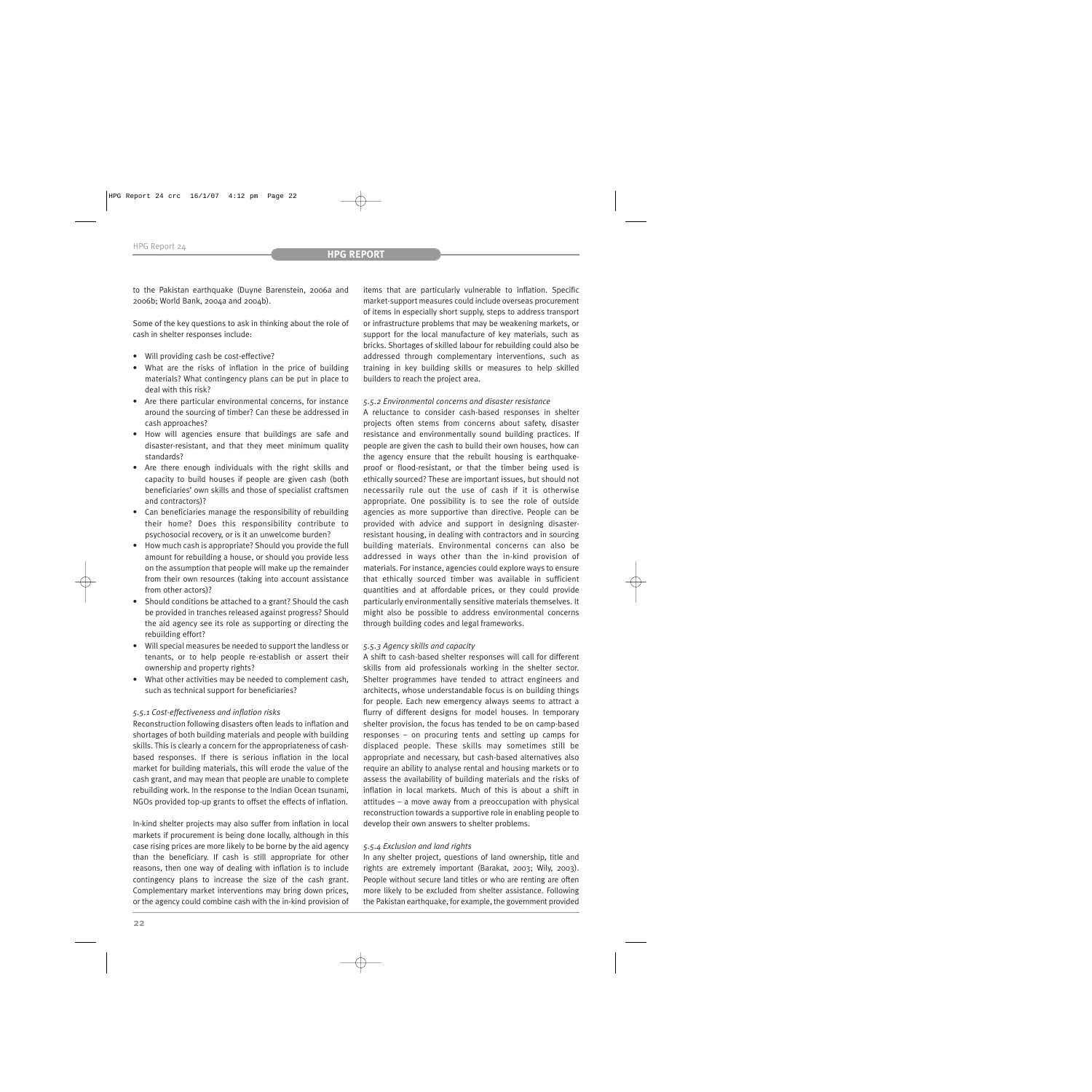to the Pakistan earthquake (Duyne Barenstein, 2006a and 2006b; World Bank, 2004a and 2004b).

Some of the key questions to ask in thinking about the role of cash in shelter responses include:

- Will providing cash be cost-effective?
- What are the risks of inflation in the price of building materials? What contingency plans can be put in place to deal with this risk?
- Are there particular environmental concerns, for instance around the sourcing of timber? Can these be addressed in cash approaches?
- How will agencies ensure that buildings are safe and disaster-resistant, and that they meet minimum quality standards?
- Are there enough individuals with the right skills and capacity to build houses if people are given cash (both beneficiaries' own skills and those of specialist craftsmen and contractors)?
- Can beneficiaries manage the responsibility of rebuilding their home? Does this responsibility contribute to psychosocial recovery, or is it an unwelcome burden?
- How much cash is appropriate? Should you provide the full amount for rebuilding a house, or should you provide less on the assumption that people will make up the remainder from their own resources (taking into account assistance from other actors)?
- Should conditions be attached to a grant? Should the cash be provided in tranches released against progress? Should the aid agency see its role as supporting or directing the rebuilding effort?
- Will special measures be needed to support the landless or tenants, or to help people re-establish or assert their ownership and property rights?
- What other activities may be needed to complement cash, such as technical support for beneficiaries?

#### *5.5.1 Cost-effectiveness and inflation risks*

Reconstruction following disasters often leads to inflation and shortages of both building materials and people with building skills. This is clearly a concern for the appropriateness of cash-based responses. If there is serious inflation in the local market for building materials, this will erode the value of the cash grant, and may mean that people are unable to complete rebuilding work. In the response to the Indian Ocean tsunami, NGOs provided top-up grants to offset the effects of inflation.

In-kind shelter projects may also suffer from inflation in local markets if procurement is being done locally, although in this case rising prices are more likely to be borne by the aid agency than the beneficiary. If cash is still appropriate for other reasons, then one way of dealing with inflation is to include contingency plans to increase the size of the cash grant. Complementary market interventions may bring down prices, or the agency could combine cash with the in-kind provision of items that are particularly vulnerable to inflation. Specific market-support measures could include overseas procurement of items in especially short supply, steps to address transport or infrastructure problems that may be weakening markets, or support for the local manufacture of key materials, such as bricks. Shortages of skilled labour for rebuilding could also be addressed through complementary interventions, such as training in key building skills or measures to help skilled builders to reach the project area.

#### *5.5.2 Environmental concerns and disaster resistance*

A reluctance to consider cash-based responses in shelter projects often stems from concerns about safety, disaster resistance and environmentally sound building practices. If people are given the cash to build their own houses, how can the agency ensure that the rebuilt housing is earthquake-proof or flood-resistant, or that the timber being used is ethically sourced? These are important issues, but should not necessarily rule out the use of cash if it is otherwise appropriate. One possibility is to see the role of outside agencies as more supportive than directive. People can be provided with advice and support in designing disaster-resistant housing, in dealing with contractors and in sourcing building materials. Environmental concerns can also be addressed in ways other than the in-kind provision of materials. For instance, agencies could explore ways to ensure that ethically sourced timber was available in sufficient quantities and at affordable prices, or they could provide particularly environmentally sensitive materials themselves. It might also be possible to address environmental concerns through building codes and legal frameworks.

#### *5.5.3 Agency skills and capacity*

A shift to cash-based shelter responses will call for different skills from aid professionals working in the shelter sector. Shelter programmes have tended to attract engineers and architects, whose understandable focus is on building things for people. Each new emergency always seems to attract a flurry of different designs for model houses. In temporary shelter provision, the focus has tended to be on camp-based responses – on procuring tents and setting up camps for displaced people. These skills may sometimes still be appropriate and necessary, but cash-based alternatives also require an ability to analyse rental and housing markets or to assess the availability of building materials and the risks of inflation in local markets. Much of this is about a shift in attitudes – a move away from a preoccupation with physical reconstruction towards a supportive role in enabling people to develop their own answers to shelter problems.

#### *5.5.4 Exclusion and land rights*

In any shelter project, questions of land ownership, title and rights are extremely important (Barakat, 2003; Wily, 2003). People without secure land titles or who are renting are often more likely to be excluded from shelter assistance. Following the Pakistan earthquake, for example, the government provided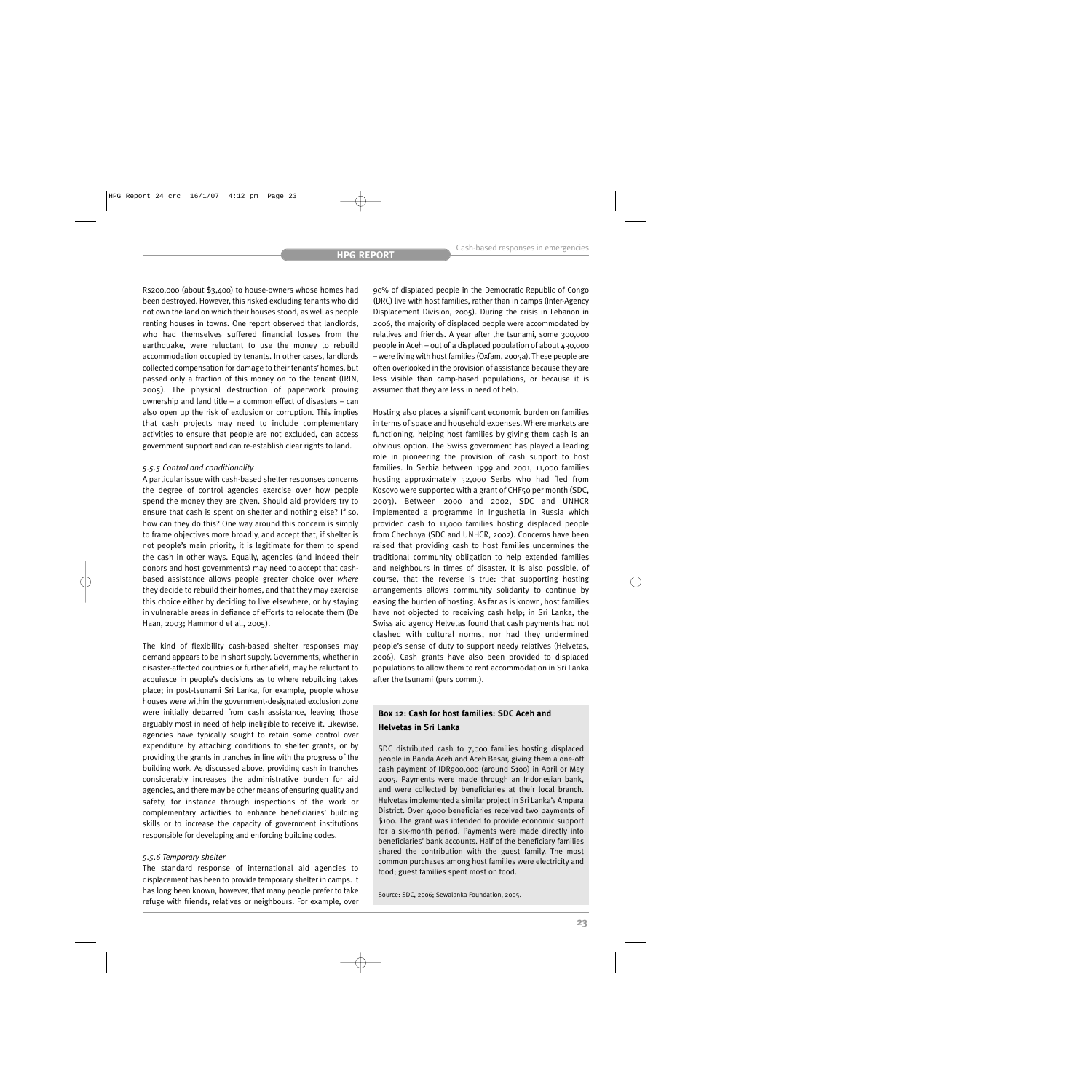Rs200,000 (about $3,400) to house-owners whose homes had been destroyed. However, this risked excluding tenants who did not own the land on which their houses stood, as well as people renting houses in towns. One report observed that landlords, who had themselves suffered financial losses from the earthquake, were reluctant to use the money to rebuild accommodation occupied by tenants. In other cases, landlords collected compensation for damage to their tenants' homes, but passed only a fraction of this money on to the tenant (IRIN, 2005). The physical destruction of paperwork proving ownership and land title – a common effect of disasters – can also open up the risk of exclusion or corruption. This implies that cash projects may need to include complementary activities to ensure that people are not excluded, can access government support and can re-establish clear rights to land.

#### *5.5.5 Control and conditionality*

A particular issue with cash-based shelter responses concerns the degree of control agencies exercise over how people spend the money they are given. Should aid providers try to ensure that cash is spent on shelter and nothing else? If so, how can they do this? One way around this concern is simply to frame objectives more broadly, and accept that, if shelter is not people's main priority, it is legitimate for them to spend the cash in other ways. Equally, agencies (and indeed their donors and host governments) may need to accept that cash-based assistance allows people greater choice over *where* they decide to rebuild their homes, and that they may exercise this choice either by deciding to live elsewhere, or by staying in vulnerable areas in defiance of efforts to relocate them (De Haan, 2003; Hammond et al., 2005).

The kind of flexibility cash-based shelter responses may demand appears to be in short supply. Governments, whether in disaster-affected countries or further afield, may be reluctant to acquiesce in people's decisions as to where rebuilding takes place; in post-tsunami Sri Lanka, for example, people whose houses were within the government-designated exclusion zone were initially debarred from cash assistance, leaving those arguably most in need of help ineligible to receive it. Likewise, agencies have typically sought to retain some control over expenditure by attaching conditions to shelter grants, or by providing the grants in tranches in line with the progress of the building work. As discussed above, providing cash in tranches considerably increases the administrative burden for aid agencies, and there may be other means of ensuring quality and safety, for instance through inspections of the work or complementary activities to enhance beneficiaries' building skills or to increase the capacity of government institutions responsible for developing and enforcing building codes.

#### *5.5.6 Temporary shelter*

The standard response of international aid agencies to displacement has been to provide temporary shelter in camps. It has long been known, however, that many people prefer to take refuge with friends, relatives or neighbours. For example, over 90% of displaced people in the Democratic Republic of Congo (DRC) live with host families, rather than in camps (Inter-Agency Displacement Division, 2005). During the crisis in Lebanon in 2006, the majority of displaced people were accommodated by relatives and friends. A year after the tsunami, some 300,000 people in Aceh – out of a displaced population of about 430,000 – were living with host families (Oxfam, 2005a). These people are often overlooked in the provision of assistance because they are less visible than camp-based populations, or because it is assumed that they are less in need of help.

Hosting also places a significant economic burden on families in terms of space and household expenses. Where markets are functioning, helping host families by giving them cash is an obvious option. The Swiss government has played a leading role in pioneering the provision of cash support to host families. In Serbia between 1999 and 2001, 11,000 families hosting approximately 52,000 Serbs who had fled from Kosovo were supported with a grant of CHF50 per month (SDC, 2003). Between 2000 and 2002, SDC and UNHCR implemented a programme in Ingushetia in Russia which provided cash to 11,000 families hosting displaced people from Chechnya (SDC and UNHCR, 2002). Concerns have been raised that providing cash to host families undermines the traditional community obligation to help extended families and neighbours in times of disaster. It is also possible, of course, that the reverse is true: that supporting hosting arrangements allows community solidarity to continue by easing the burden of hosting. As far as is known, host families have not objected to receiving cash help; in Sri Lanka, the Swiss aid agency Helvetas found that cash payments had not clashed with cultural norms, nor had they undermined people's sense of duty to support needy relatives (Helvetas, 2006). Cash grants have also been provided to displaced populations to allow them to rent accommodation in Sri Lanka after the tsunami (pers comm.).

> **Box 12: Cash for host families: SDC Aceh and Helvetas in Sri Lanka**
>
> SDC distributed cash to 7,000 families hosting displaced people in Banda Aceh and Aceh Besar, giving them a one-off cash payment of IDR900,000 (around $100) in April or May 2005. Payments were made through an Indonesian bank, and were collected by beneficiaries at their local branch. Helvetas implemented a similar project in Sri Lanka's Ampara District. Over 4,000 beneficiaries received two payments of $100. The grant was intended to provide economic support for a six-month period. Payments were made directly into beneficiaries' bank accounts. Half of the beneficiary families shared the contribution with the guest family. The most common purchases among host families were electricity and food; guest families spent most on food.
>
> Source: SDC, 2006; Sewalanka Foundation, 2005.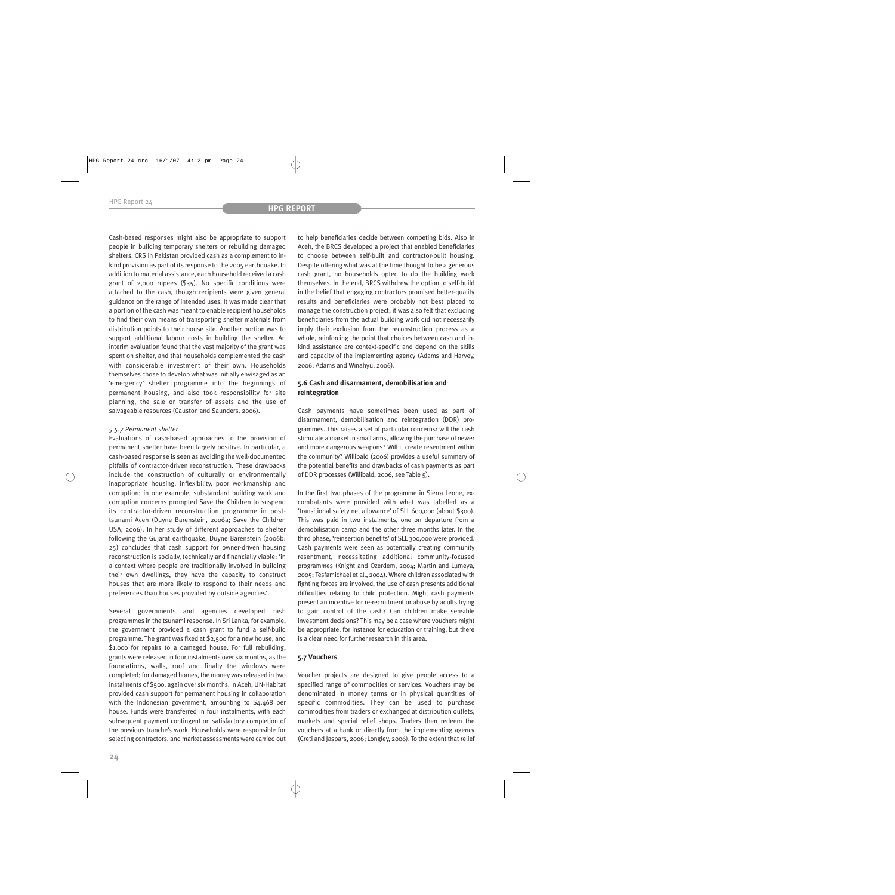Cash-based responses might also be appropriate to support people in building temporary shelters or rebuilding damaged shelters. CRS in Pakistan provided cash as a complement to in-kind provision as part of its response to the 2005 earthquake. In addition to material assistance, each household received a cash grant of 2,000 rupees ($35). No specific conditions were attached to the cash, though recipients were given general guidance on the range of intended uses. It was made clear that a portion of the cash was meant to enable recipient households to find their own means of transporting shelter materials from distribution points to their house site. Another portion was to support additional labour costs in building the shelter. An interim evaluation found that the vast majority of the grant was spent on shelter, and that households complemented the cash with considerable investment of their own. Households themselves chose to develop what was initially envisaged as an 'emergency' shelter programme into the beginnings of permanent housing, and also took responsibility for site planning, the sale or transfer of assets and the use of salvageable resources (Causton and Saunders, 2006).

#### *5.5.7 Permanent shelter*

Evaluations of cash-based approaches to the provision of permanent shelter have been largely positive. In particular, a cash-based response is seen as avoiding the well-documented pitfalls of contractor-driven reconstruction. These drawbacks include the construction of culturally or environmentally inappropriate housing, inflexibility, poor workmanship and corruption; in one example, substandard building work and corruption concerns prompted Save the Children to suspend its contractor-driven reconstruction programme in post-tsunami Aceh (Duyne Barenstein, 2006a; Save the Children USA, 2006). In her study of different approaches to shelter following the Gujarat earthquake, Duyne Barenstein (2006b: 25) concludes that cash support for owner-driven housing reconstruction is socially, technically and financially viable: 'in a context where people are traditionally involved in building their own dwellings, they have the capacity to construct houses that are more likely to respond to their needs and preferences than houses provided by outside agencies'.

Several governments and agencies developed cash programmes in the tsunami response. In Sri Lanka, for example, the government provided a cash grant to fund a self-build programme. The grant was fixed at $2,500 for a new house, and $1,000 for repairs to a damaged house. For full rebuilding, grants were released in four instalments over six months, as the foundations, walls, roof and finally the windows were completed; for damaged homes, the money was released in two instalments of $500, again over six months. In Aceh, UN-Habitat provided cash support for permanent housing in collaboration with the Indonesian government, amounting to $4,468 per house. Funds were transferred in four instalments, with each subsequent payment contingent on satisfactory completion of the previous tranche's work. Households were responsible for selecting contractors, and market assessments were carried out to help beneficiaries decide between competing bids. Also in Aceh, the BRCS developed a project that enabled beneficiaries to choose between self-built and contractor-built housing. Despite offering what was at the time thought to be a generous cash grant, no households opted to do the building work themselves. In the end, BRCS withdrew the option to self-build in the belief that engaging contractors promised better-quality results and beneficiaries were probably not best placed to manage the construction project; it was also felt that excluding beneficiaries from the actual building work did not necessarily imply their exclusion from the reconstruction process as a whole, reinforcing the point that choices between cash and in-kind assistance are context-specific and depend on the skills and capacity of the implementing agency (Adams and Harvey, 2006; Adams and Winahyu, 2006).

### **5.6 Cash and disarmament, demobilisation and reintegration**

Cash payments have sometimes been used as part of disarmament, demobilisation and reintegration (DDR) programmes. This raises a set of particular concerns: will the cash stimulate a market in small arms, allowing the purchase of newer and more dangerous weapons? Will it create resentment within the community? Willibald (2006) provides a useful summary of the potential benefits and drawbacks of cash payments as part of DDR processes (Willibald, 2006, see Table 5).

In the first two phases of the programme in Sierra Leone, ex-combatants were provided with what was labelled as a 'transitional safety net allowance' of SLL 600,000 (about $300). This was paid in two instalments, one on departure from a demobilisation camp and the other three months later. In the third phase, 'reinsertion benefits' of SLL 300,000 were provided. Cash payments were seen as potentially creating community resentment, necessitating additional community-focused programmes (Knight and Ozerdem, 2004; Martin and Lumeya, 2005; Tesfamichael et al., 2004). Where children associated with fighting forces are involved, the use of cash presents additional difficulties relating to child protection. Might cash payments present an incentive for re-recruitment or abuse by adults trying to gain control of the cash? Can children make sensible investment decisions? This may be a case where vouchers might be appropriate, for instance for education or training, but there is a clear need for further research in this area.

### **5.7 Vouchers**

Voucher projects are designed to give people access to a specified range of commodities or services. Vouchers may be denominated in money terms or in physical quantities of specific commodities. They can be used to purchase commodities from traders or exchanged at distribution outlets, markets and special relief shops. Traders then redeem the vouchers at a bank or directly from the implementing agency (Creti and Jaspars, 2006; Longley, 2006). To the extent that relief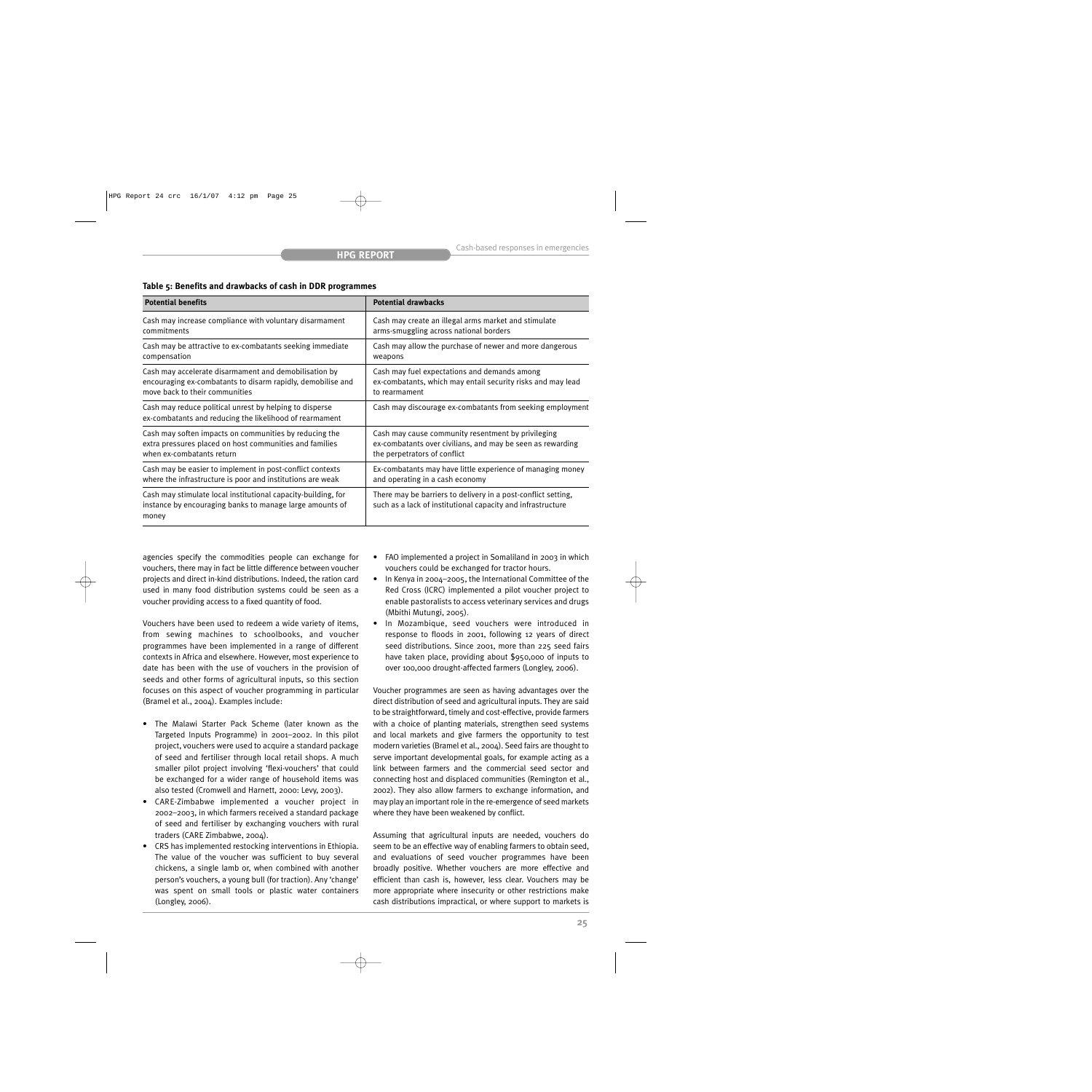**Table 5: Benefits and drawbacks of cash in DDR programmes**

| Potential benefits | Potential drawbacks |
|---|---|
| Cash may increase compliance with voluntary disarmament commitments | Cash may create an illegal arms market and stimulate arms-smuggling across national borders |
| Cash may be attractive to ex-combatants seeking immediate compensation | Cash may allow the purchase of newer and more dangerous weapons |
| Cash may accelerate disarmament and demobilisation by encouraging ex-combatants to disarm rapidly, demobilise and move back to their communities | Cash may fuel expectations and demands among ex-combatants, which may entail security risks and may lead to rearmament |
| Cash may reduce political unrest by helping to disperse ex-combatants and reducing the likelihood of rearmament | Cash may discourage ex-combatants from seeking employment |
| Cash may soften impacts on communities by reducing the extra pressures placed on host communities and families when ex-combatants return | Cash may cause community resentment by privileging ex-combatants over civilians, and may be seen as rewarding the perpetrators of conflict |
| Cash may be easier to implement in post-conflict contexts where the infrastructure is poor and institutions are weak | Ex-combatants may have little experience of managing money and operating in a cash economy |
| Cash may stimulate local institutional capacity-building, for instance by encouraging banks to manage large amounts of money | There may be barriers to delivery in a post-conflict setting, such as a lack of institutional capacity and infrastructure |

agencies specify the commodities people can exchange for vouchers, there may in fact be little difference between voucher projects and direct in-kind distributions. Indeed, the ration card used in many food distribution systems could be seen as a voucher providing access to a fixed quantity of food.

Vouchers have been used to redeem a wide variety of items, from sewing machines to schoolbooks, and voucher programmes have been implemented in a range of different contexts in Africa and elsewhere. However, most experience to date has been with the use of vouchers in the provision of seeds and other forms of agricultural inputs, so this section focuses on this aspect of voucher programming in particular (Bramel et al., 2004). Examples include:

- The Malawi Starter Pack Scheme (later known as the Targeted Inputs Programme) in 2001–2002. In this pilot project, vouchers were used to acquire a standard package of seed and fertiliser through local retail shops. A much smaller pilot project involving 'flexi-vouchers' that could be exchanged for a wider range of household items was also tested (Cromwell and Harnett, 2000: Levy, 2003).
- CARE-Zimbabwe implemented a voucher project in 2002–2003, in which farmers received a standard package of seed and fertiliser by exchanging vouchers with rural traders (CARE Zimbabwe, 2004).
- CRS has implemented restocking interventions in Ethiopia. The value of the voucher was sufficient to buy several chickens, a single lamb or, when combined with another person's vouchers, a young bull (for traction). Any 'change' was spent on small tools or plastic water containers (Longley, 2006).
- FAO implemented a project in Somaliland in 2003 in which vouchers could be exchanged for tractor hours.
- In Kenya in 2004–2005, the International Committee of the Red Cross (ICRC) implemented a pilot voucher project to enable pastoralists to access veterinary services and drugs (Mbithi Mutungi, 2005).
- In Mozambique, seed vouchers were introduced in response to floods in 2001, following 12 years of direct seed distributions. Since 2001, more than 225 seed fairs have taken place, providing about $950,000 of inputs to over 100,000 drought-affected farmers (Longley, 2006).

Voucher programmes are seen as having advantages over the direct distribution of seed and agricultural inputs. They are said to be straightforward, timely and cost-effective, provide farmers with a choice of planting materials, strengthen seed systems and local markets and give farmers the opportunity to test modern varieties (Bramel et al., 2004). Seed fairs are thought to serve important developmental goals, for example acting as a link between farmers and the commercial seed sector and connecting host and displaced communities (Remington et al., 2002). They also allow farmers to exchange information, and may play an important role in the re-emergence of seed markets where they have been weakened by conflict.

Assuming that agricultural inputs are needed, vouchers do seem to be an effective way of enabling farmers to obtain seed, and evaluations of seed voucher programmes have been broadly positive. Whether vouchers are more effective and efficient than cash is, however, less clear. Vouchers may be more appropriate where insecurity or other restrictions make cash distributions impractical, or where support to markets is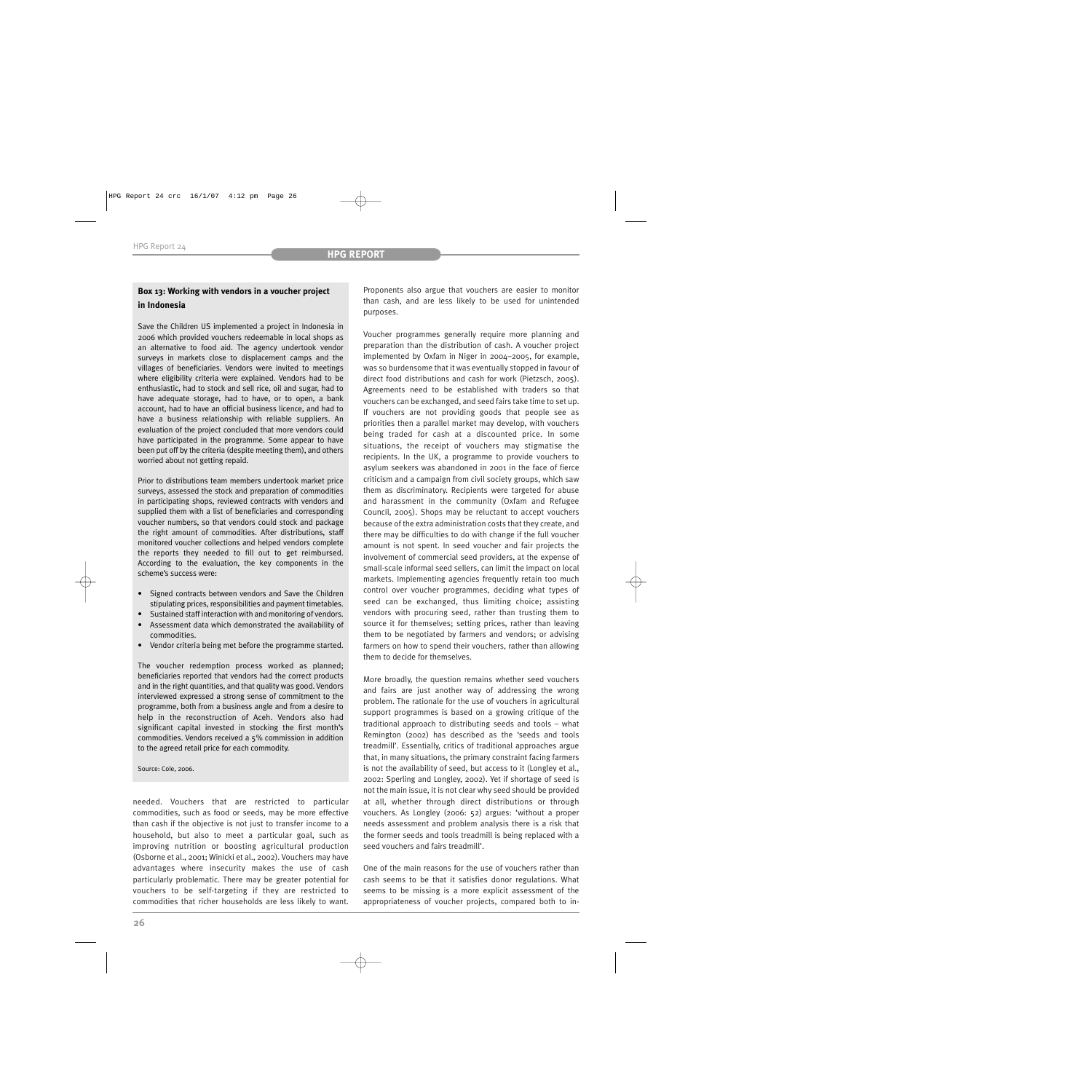### Box 13: Working with vendors in a voucher project in Indonesia

Save the Children US implemented a project in Indonesia in 2006 which provided vouchers redeemable in local shops as an alternative to food aid. The agency undertook vendor surveys in markets close to displacement camps and the villages of beneficiaries. Vendors were invited to meetings where eligibility criteria were explained. Vendors had to be enthusiastic, had to stock and sell rice, oil and sugar, had to have adequate storage, had to have, or to open, a bank account, had to have an official business licence, and had to have a business relationship with reliable suppliers. An evaluation of the project concluded that more vendors could have participated in the programme. Some appear to have been put off by the criteria (despite meeting them), and others worried about not getting repaid.

Prior to distributions team members undertook market price surveys, assessed the stock and preparation of commodities in participating shops, reviewed contracts with vendors and supplied them with a list of beneficiaries and corresponding voucher numbers, so that vendors could stock and package the right amount of commodities. After distributions, staff monitored voucher collections and helped vendors complete the reports they needed to fill out to get reimbursed. According to the evaluation, the key components in the scheme's success were:

- Signed contracts between vendors and Save the Children stipulating prices, responsibilities and payment timetables.
- Sustained staff interaction with and monitoring of vendors.
- Assessment data which demonstrated the availability of commodities.
- Vendor criteria being met before the programme started.

The voucher redemption process worked as planned; beneficiaries reported that vendors had the correct products and in the right quantities, and that quality was good. Vendors interviewed expressed a strong sense of commitment to the programme, both from a business angle and from a desire to help in the reconstruction of Aceh. Vendors also had significant capital invested in stocking the first month's commodities. Vendors received a 5% commission in addition to the agreed retail price for each commodity.

Source: Cole, 2006.

needed. Vouchers that are restricted to particular commodities, such as food or seeds, may be more effective than cash if the objective is not just to transfer income to a household, but also to meet a particular goal, such as improving nutrition or boosting agricultural production (Osborne et al., 2001; Winicki et al., 2002). Vouchers may have advantages where insecurity makes the use of cash particularly problematic. There may be greater potential for vouchers to be self-targeting if they are restricted to commodities that richer households are less likely to want. Proponents also argue that vouchers are easier to monitor than cash, and are less likely to be used for unintended purposes.

Voucher programmes generally require more planning and preparation than the distribution of cash. A voucher project implemented by Oxfam in Niger in 2004–2005, for example, was so burdensome that it was eventually stopped in favour of direct food distributions and cash for work (Pietzsch, 2005). Agreements need to be established with traders so that vouchers can be exchanged, and seed fairs take time to set up. If vouchers are not providing goods that people see as priorities then a parallel market may develop, with vouchers being traded for cash at a discounted price. In some situations, the receipt of vouchers may stigmatise the recipients. In the UK, a programme to provide vouchers to asylum seekers was abandoned in 2001 in the face of fierce criticism and a campaign from civil society groups, which saw them as discriminatory. Recipients were targeted for abuse and harassment in the community (Oxfam and Refugee Council, 2005). Shops may be reluctant to accept vouchers because of the extra administration costs that they create, and there may be difficulties to do with change if the full voucher amount is not spent. In seed voucher and fair projects the involvement of commercial seed providers, at the expense of small-scale informal seed sellers, can limit the impact on local markets. Implementing agencies frequently retain too much control over voucher programmes, deciding what types of seed can be exchanged, thus limiting choice; assisting vendors with procuring seed, rather than trusting them to source it for themselves; setting prices, rather than leaving them to be negotiated by farmers and vendors; or advising farmers on how to spend their vouchers, rather than allowing them to decide for themselves.

More broadly, the question remains whether seed vouchers and fairs are just another way of addressing the wrong problem. The rationale for the use of vouchers in agricultural support programmes is based on a growing critique of the traditional approach to distributing seeds and tools – what Remington (2002) has described as the 'seeds and tools treadmill'. Essentially, critics of traditional approaches argue that, in many situations, the primary constraint facing farmers is not the availability of seed, but access to it (Longley et al., 2002: Sperling and Longley, 2002). Yet if shortage of seed is not the main issue, it is not clear why seed should be provided at all, whether through direct distributions or through vouchers. As Longley (2006: 52) argues: 'without a proper needs assessment and problem analysis there is a risk that the former seeds and tools treadmill is being replaced with a seed vouchers and fairs treadmill'.

One of the main reasons for the use of vouchers rather than cash seems to be that it satisfies donor regulations. What seems to be missing is a more explicit assessment of the appropriateness of voucher projects, compared both to in-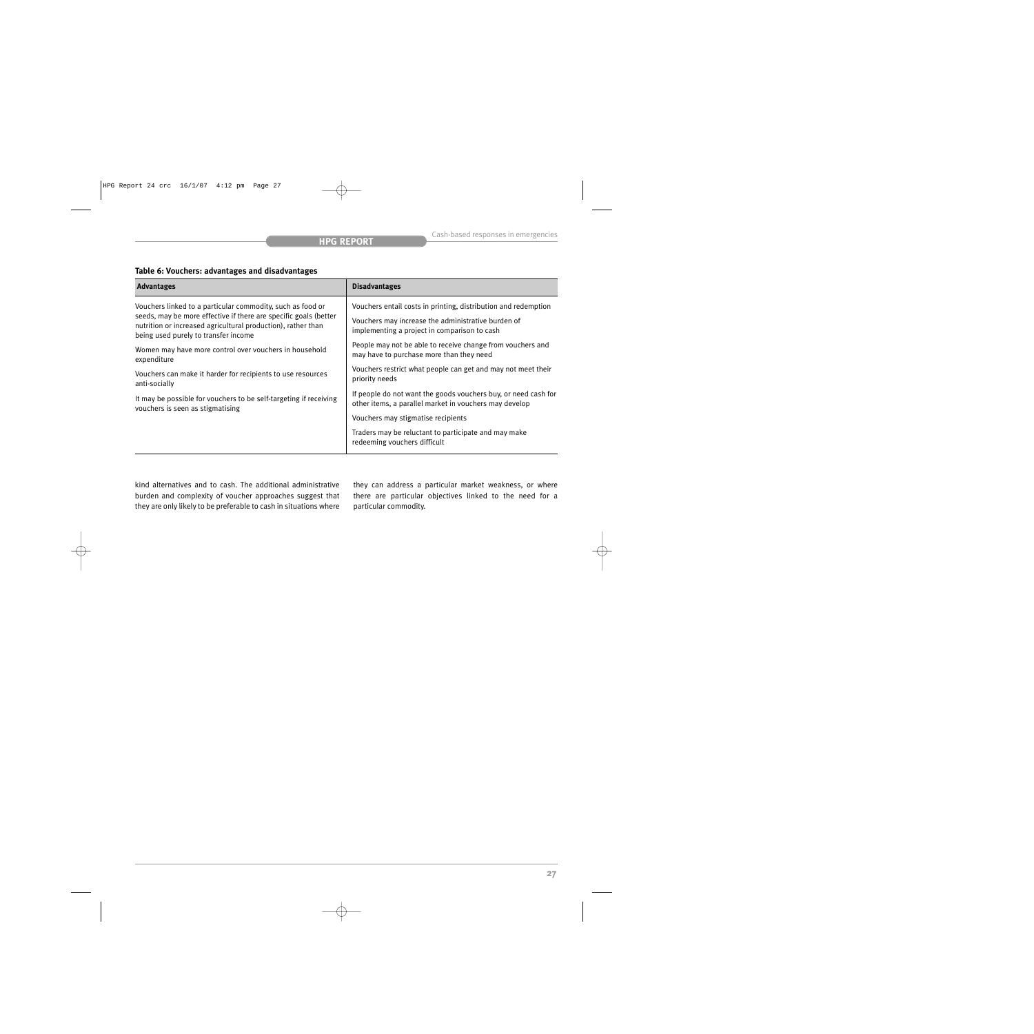**Table 6: Vouchers: advantages and disadvantages**

| Advantages | Disadvantages |
| --- | --- |
| Vouchers linked to a particular commodity, such as food or seeds, may be more effective if there are specific goals (better nutrition or increased agricultural production), rather than being used purely to transfer income | Vouchers entail costs in printing, distribution and redemption |
| Women may have more control over vouchers in household expenditure | Vouchers may increase the administrative burden of implementing a project in comparison to cash |
| Vouchers can make it harder for recipients to use resources anti-socially | People may not be able to receive change from vouchers and may have to purchase more than they need |
| It may be possible for vouchers to be self-targeting if receiving vouchers is seen as stigmatising | Vouchers restrict what people can get and may not meet their priority needs |
| | If people do not want the goods vouchers buy, or need cash for other items, a parallel market in vouchers may develop |
| | Vouchers may stigmatise recipients |
| | Traders may be reluctant to participate and may make redeeming vouchers difficult |

kind alternatives and to cash. The additional administrative burden and complexity of voucher approaches suggest that they are only likely to be preferable to cash in situations where they can address a particular market weakness, or where there are particular objectives linked to the need for a particular commodity.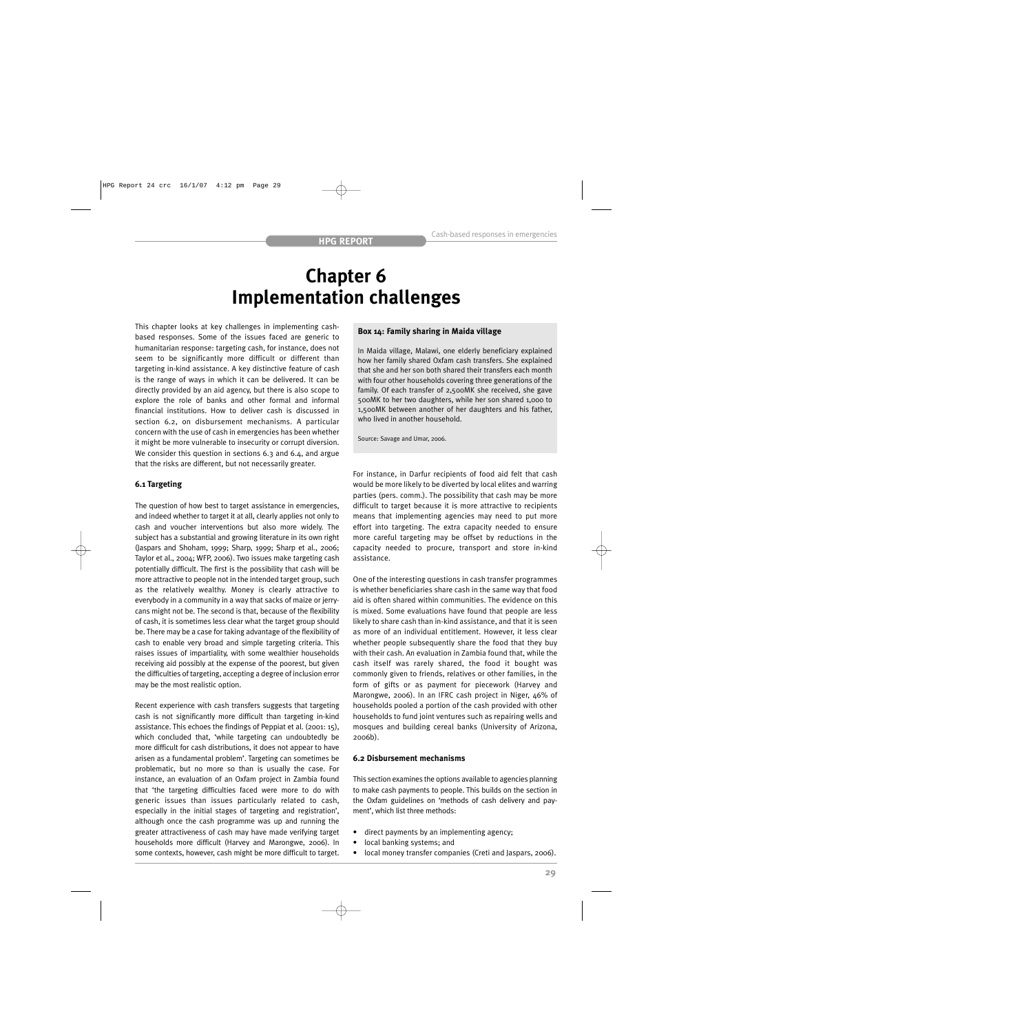# Chapter 6 Implementation challenges

This chapter looks at key challenges in implementing cash-based responses. Some of the issues faced are generic to humanitarian response: targeting cash, for instance, does not seem to be significantly more difficult or different than targeting in-kind assistance. A key distinctive feature of cash is the range of ways in which it can be delivered. It can be directly provided by an aid agency, but there is also scope to explore the role of banks and other formal and informal financial institutions. How to deliver cash is discussed in section 6.2, on disbursement mechanisms. A particular concern with the use of cash in emergencies has been whether it might be more vulnerable to insecurity or corrupt diversion. We consider this question in sections 6.3 and 6.4, and argue that the risks are different, but not necessarily greater.

### 6.1 Targeting

The question of how best to target assistance in emergencies, and indeed whether to target it at all, clearly applies not only to cash and voucher interventions but also more widely. The subject has a substantial and growing literature in its own right (Jaspars and Shoham, 1999; Sharp, 1999; Sharp et al., 2006; Taylor et al., 2004; WFP, 2006). Two issues make targeting cash potentially difficult. The first is the possibility that cash will be more attractive to people not in the intended target group, such as the relatively wealthy. Money is clearly attractive to everybody in a community in a way that sacks of maize or jerry-cans might not be. The second is that, because of the flexibility of cash, it is sometimes less clear what the target group should be. There may be a case for taking advantage of the flexibility of cash to enable very broad and simple targeting criteria. This raises issues of impartiality, with some wealthier households receiving aid possibly at the expense of the poorest, but given the difficulties of targeting, accepting a degree of inclusion error may be the most realistic option.

Recent experience with cash transfers suggests that targeting cash is not significantly more difficult than targeting in-kind assistance. This echoes the findings of Peppiat et al. (2001: 15), which concluded that, 'while targeting can undoubtedly be more difficult for cash distributions, it does not appear to have arisen as a fundamental problem'. Targeting can sometimes be problematic, but no more so than is usually the case. For instance, an evaluation of an Oxfam project in Zambia found that 'the targeting difficulties faced were more to do with generic issues than issues particularly related to cash, especially in the initial stages of targeting and registration', although once the cash programme was up and running the greater attractiveness of cash may have made verifying target households more difficult (Harvey and Marongwe, 2006). In some contexts, however, cash might be more difficult to target. For instance, in Darfur recipients of food aid felt that cash would be more likely to be diverted by local elites and warring parties (pers. comm.). The possibility that cash may be more difficult to target because it is more attractive to recipients means that implementing agencies may need to put more effort into targeting. The extra capacity needed to ensure more careful targeting may be offset by reductions in the capacity needed to procure, transport and store in-kind assistance.

**Box 14: Family sharing in Maida village**

In Maida village, Malawi, one elderly beneficiary explained how her family shared Oxfam cash transfers. She explained that she and her son both shared their transfers each month with four other households covering three generations of the family. Of each transfer of 2,500MK she received, she gave 500MK to her two daughters, while her son shared 1,000 to 1,500MK between another of her daughters and his father, who lived in another household.

Source: Savage and Umar, 2006.

One of the interesting questions in cash transfer programmes is whether beneficiaries share cash in the same way that food aid is often shared within communities. The evidence on this is mixed. Some evaluations have found that people are less likely to share cash than in-kind assistance, and that it is seen as more of an individual entitlement. However, it less clear whether people subsequently share the food that they buy with their cash. An evaluation in Zambia found that, while the cash itself was rarely shared, the food it bought was commonly given to friends, relatives or other families, in the form of gifts or as payment for piecework (Harvey and Marongwe, 2006). In an IFRC cash project in Niger, 46% of households pooled a portion of the cash provided with other households to fund joint ventures such as repairing wells and mosques and building cereal banks (University of Arizona, 2006b).

### 6.2 Disbursement mechanisms

This section examines the options available to agencies planning to make cash payments to people. This builds on the section in the Oxfam guidelines on 'methods of cash delivery and payment', which list three methods:

- direct payments by an implementing agency;
- local banking systems; and
- local money transfer companies (Creti and Jaspars, 2006).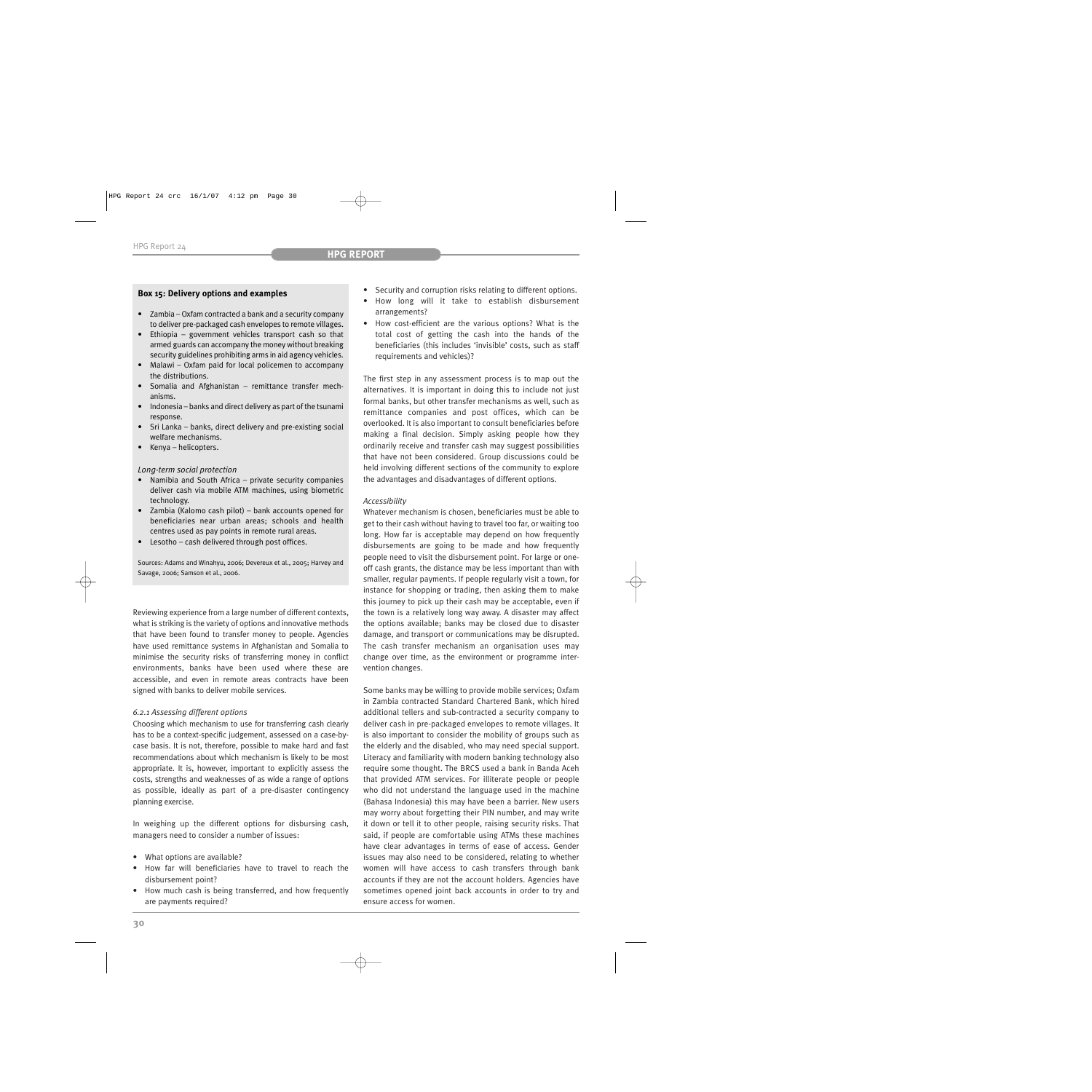**Box 15: Delivery options and examples**

- Zambia – Oxfam contracted a bank and a security company to deliver pre-packaged cash envelopes to remote villages.
- Ethiopia – government vehicles transport cash so that armed guards can accompany the money without breaking security guidelines prohibiting arms in aid agency vehicles.
- Malawi – Oxfam paid for local policemen to accompany the distributions.
- Somalia and Afghanistan – remittance transfer mechanisms.
- Indonesia – banks and direct delivery as part of the tsunami response.
- Sri Lanka – banks, direct delivery and pre-existing social welfare mechanisms.
- Kenya – helicopters.

*Long-term social protection*

- Namibia and South Africa – private security companies deliver cash via mobile ATM machines, using biometric technology.
- Zambia (Kalomo cash pilot) – bank accounts opened for beneficiaries near urban areas; schools and health centres used as pay points in remote rural areas.
- Lesotho – cash delivered through post offices.

Sources: Adams and Winahyu, 2006; Devereux et al., 2005; Harvey and Savage, 2006; Samson et al., 2006.

Reviewing experience from a large number of different contexts, what is striking is the variety of options and innovative methods that have been found to transfer money to people. Agencies have used remittance systems in Afghanistan and Somalia to minimise the security risks of transferring money in conflict environments, banks have been used where these are accessible, and even in remote areas contracts have been signed with banks to deliver mobile services.

*6.2.1 Assessing different options*

Choosing which mechanism to use for transferring cash clearly has to be a context-specific judgement, assessed on a case-by-case basis. It is not, therefore, possible to make hard and fast recommendations about which mechanism is likely to be most appropriate. It is, however, important to explicitly assess the costs, strengths and weaknesses of as wide a range of options as possible, ideally as part of a pre-disaster contingency planning exercise.

In weighing up the different options for disbursing cash, managers need to consider a number of issues:

- What options are available?
- How far will beneficiaries have to travel to reach the disbursement point?
- How much cash is being transferred, and how frequently are payments required?
- Security and corruption risks relating to different options.
- How long will it take to establish disbursement arrangements?
- How cost-efficient are the various options? What is the total cost of getting the cash into the hands of the beneficiaries (this includes 'invisible' costs, such as staff requirements and vehicles)?

The first step in any assessment process is to map out the alternatives. It is important in doing this to include not just formal banks, but other transfer mechanisms as well, such as remittance companies and post offices, which can be overlooked. It is also important to consult beneficiaries before making a final decision. Simply asking people how they ordinarily receive and transfer cash may suggest possibilities that have not been considered. Group discussions could be held involving different sections of the community to explore the advantages and disadvantages of different options.

*Accessibility*

Whatever mechanism is chosen, beneficiaries must be able to get to their cash without having to travel too far, or waiting too long. How far is acceptable may depend on how frequently disbursements are going to be made and how frequently people need to visit the disbursement point. For large or one-off cash grants, the distance may be less important than with smaller, regular payments. If people regularly visit a town, for instance for shopping or trading, then asking them to make this journey to pick up their cash may be acceptable, even if the town is a relatively long way away. A disaster may affect the options available; banks may be closed due to disaster damage, and transport or communications may be disrupted. The cash transfer mechanism an organisation uses may change over time, as the environment or programme intervention changes.

Some banks may be willing to provide mobile services; Oxfam in Zambia contracted Standard Chartered Bank, which hired additional tellers and sub-contracted a security company to deliver cash in pre-packaged envelopes to remote villages. It is also important to consider the mobility of groups such as the elderly and the disabled, who may need special support. Literacy and familiarity with modern banking technology also require some thought. The BRCS used a bank in Banda Aceh that provided ATM services. For illiterate people or people who did not understand the language used in the machine (Bahasa Indonesia) this may have been a barrier. New users may worry about forgetting their PIN number, and may write it down or tell it to other people, raising security risks. That said, if people are comfortable using ATMs these machines have clear advantages in terms of ease of access. Gender issues may also need to be considered, relating to whether women will have access to cash transfers through bank accounts if they are not the account holders. Agencies have sometimes opened joint back accounts in order to try and ensure access for women.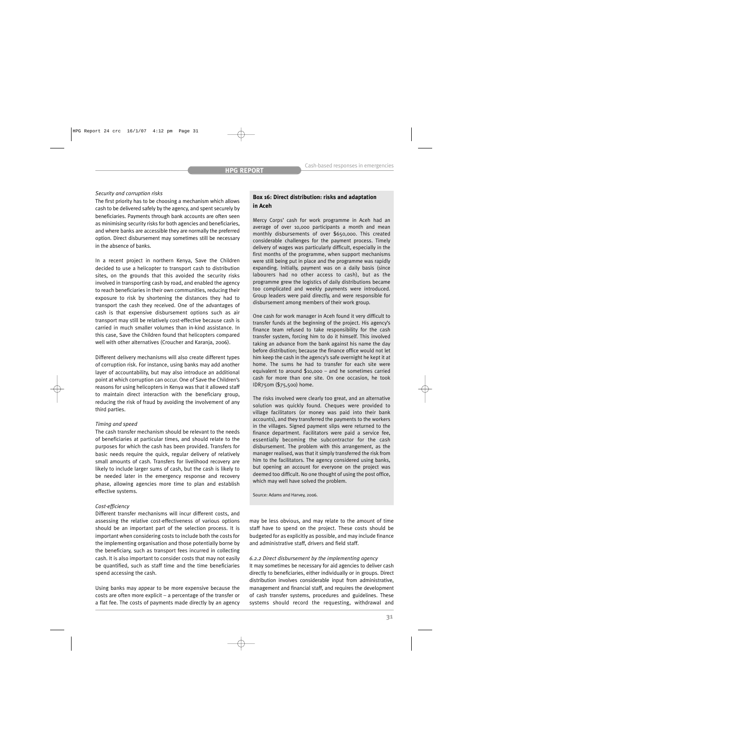*Security and corruption risks*

The first priority has to be choosing a mechanism which allows cash to be delivered safely by the agency, and spent securely by beneficiaries. Payments through bank accounts are often seen as minimising security risks for both agencies and beneficiaries, and where banks are accessible they are normally the preferred option. Direct disbursement may sometimes still be necessary in the absence of banks.

In a recent project in northern Kenya, Save the Children decided to use a helicopter to transport cash to distribution sites, on the grounds that this avoided the security risks involved in transporting cash by road, and enabled the agency to reach beneficiaries in their own communities, reducing their exposure to risk by shortening the distances they had to transport the cash they received. One of the advantages of cash is that expensive disbursement options such as air transport may still be relatively cost-effective because cash is carried in much smaller volumes than in-kind assistance. In this case, Save the Children found that helicopters compared well with other alternatives (Croucher and Karanja, 2006).

Different delivery mechanisms will also create different types of corruption risk. For instance, using banks may add another layer of accountability, but may also introduce an additional point at which corruption can occur. One of Save the Children's reasons for using helicopters in Kenya was that it allowed staff to maintain direct interaction with the beneficiary group, reducing the risk of fraud by avoiding the involvement of any third parties.

*Timing and speed*

The cash transfer mechanism should be relevant to the needs of beneficiaries at particular times, and should relate to the purposes for which the cash has been provided. Transfers for basic needs require the quick, regular delivery of relatively small amounts of cash. Transfers for livelihood recovery are likely to include larger sums of cash, but the cash is likely to be needed later in the emergency response and recovery phase, allowing agencies more time to plan and establish effective systems.

*Cost-efficiency*

Different transfer mechanisms will incur different costs, and assessing the relative cost-effectiveness of various options should be an important part of the selection process. It is important when considering costs to include both the costs for the implementing organisation and those potentially borne by the beneficiary, such as transport fees incurred in collecting cash. It is also important to consider costs that may not easily be quantified, such as staff time and the time beneficiaries spend accessing the cash.

Using banks may appear to be more expensive because the costs are often more explicit – a percentage of the transfer or a flat fee. The costs of payments made directly by an agency may be less obvious, and may relate to the amount of time staff have to spend on the project. These costs should be budgeted for as explicitly as possible, and may include finance and administrative staff, drivers and field staff.

**Box 16: Direct distribution: risks and adaptation in Aceh**

Mercy Corps' cash for work programme in Aceh had an average of over 10,000 participants a month and mean monthly disbursements of over $650,000. This created considerable challenges for the payment process. Timely delivery of wages was particularly difficult, especially in the first months of the programme, when support mechanisms were still being put in place and the programme was rapidly expanding. Initially, payment was on a daily basis (since labourers had no other access to cash), but as the programme grew the logistics of daily distributions became too complicated and weekly payments were introduced. Group leaders were paid directly, and were responsible for disbursement among members of their work group.

One cash for work manager in Aceh found it very difficult to transfer funds at the beginning of the project. His agency's finance team refused to take responsibility for the cash transfer system, forcing him to do it himself. This involved taking an advance from the bank against his name the day before distribution; because the finance office would not let him keep the cash in the agency's safe overnight he kept it at home. The sums he had to transfer for each site were equivalent to around $10,000 – and he sometimes carried cash for more than one site. On one occasion, he took IDR750m ($75,500) home.

The risks involved were clearly too great, and an alternative solution was quickly found. Cheques were provided to village facilitators (or money was paid into their bank accounts), and they transferred the payments to the workers in the villages. Signed payment slips were returned to the finance department. Facilitators were paid a service fee, essentially becoming the subcontractor for the cash disbursement. The problem with this arrangement, as the manager realised, was that it simply transferred the risk from him to the facilitators. The agency considered using banks, but opening an account for everyone on the project was deemed too difficult. No one thought of using the post office, which may well have solved the problem.

Source: Adams and Harvey, 2006.

*6.2.2 Direct disbursement by the implementing agency*

It may sometimes be necessary for aid agencies to deliver cash directly to beneficiaries, either individually or in groups. Direct distribution involves considerable input from administrative, management and financial staff, and requires the development of cash transfer systems, procedures and guidelines. These systems should record the requesting, withdrawal and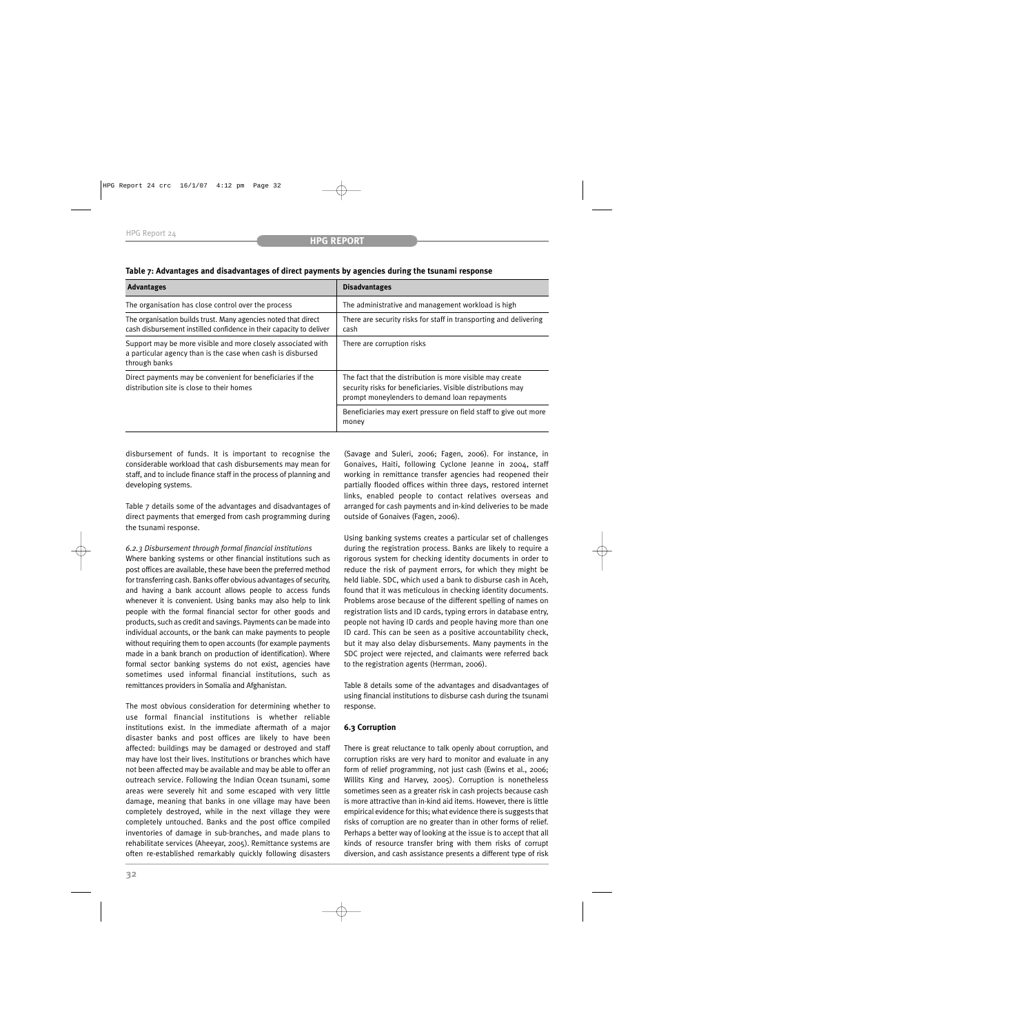**Table 7: Advantages and disadvantages of direct payments by agencies during the tsunami response**

| Advantages | Disadvantages |
|---|---|
| The organisation has close control over the process | The administrative and management workload is high |
| The organisation builds trust. Many agencies noted that direct cash disbursement instilled confidence in their capacity to deliver | There are security risks for staff in transporting and delivering cash |
| Support may be more visible and more closely associated with a particular agency than is the case when cash is disbursed through banks | There are corruption risks |
| Direct payments may be convenient for beneficiaries if the distribution site is close to their homes | The fact that the distribution is more visible may create security risks for beneficiaries. Visible distributions may prompt moneylenders to demand loan repayments |
| | Beneficiaries may exert pressure on field staff to give out more money |

disbursement of funds. It is important to recognise the considerable workload that cash disbursements may mean for staff, and to include finance staff in the process of planning and developing systems.

Table 7 details some of the advantages and disadvantages of direct payments that emerged from cash programming during the tsunami response.

*6.2.3 Disbursement through formal financial institutions*

Where banking systems or other financial institutions such as post offices are available, these have been the preferred method for transferring cash. Banks offer obvious advantages of security, and having a bank account allows people to access funds whenever it is convenient. Using banks may also help to link people with the formal financial sector for other goods and products, such as credit and savings. Payments can be made into individual accounts, or the bank can make payments to people without requiring them to open accounts (for example payments made in a bank branch on production of identification). Where formal sector banking systems do not exist, agencies have sometimes used informal financial institutions, such as remittances providers in Somalia and Afghanistan.

The most obvious consideration for determining whether to use formal financial institutions is whether reliable institutions exist. In the immediate aftermath of a major disaster banks and post offices are likely to have been affected: buildings may be damaged or destroyed and staff may have lost their lives. Institutions or branches which have not been affected may be available and may be able to offer an outreach service. Following the Indian Ocean tsunami, some areas were severely hit and some escaped with very little damage, meaning that banks in one village may have been completely destroyed, while in the next village they were completely untouched. Banks and the post office compiled inventories of damage in sub-branches, and made plans to rehabilitate services (Aheeyar, 2005). Remittance systems are often re-established remarkably quickly following disasters (Savage and Suleri, 2006; Fagen, 2006). For instance, in Gonaives, Haiti, following Cyclone Jeanne in 2004, staff working in remittance transfer agencies had reopened their partially flooded offices within three days, restored internet links, enabled people to contact relatives overseas and arranged for cash payments and in-kind deliveries to be made outside of Gonaives (Fagen, 2006).

Using banking systems creates a particular set of challenges during the registration process. Banks are likely to require a rigorous system for checking identity documents in order to reduce the risk of payment errors, for which they might be held liable. SDC, which used a bank to disburse cash in Aceh, found that it was meticulous in checking identity documents. Problems arose because of the different spelling of names on registration lists and ID cards, typing errors in database entry, people not having ID cards and people having more than one ID card. This can be seen as a positive accountability check, but it may also delay disbursements. Many payments in the SDC project were rejected, and claimants were referred back to the registration agents (Herrman, 2006).

Table 8 details some of the advantages and disadvantages of using financial institutions to disburse cash during the tsunami response.

### 6.3 Corruption

There is great reluctance to talk openly about corruption, and corruption risks are very hard to monitor and evaluate in any form of relief programming, not just cash (Ewins et al., 2006; Willits King and Harvey, 2005). Corruption is nonetheless sometimes seen as a greater risk in cash projects because cash is more attractive than in-kind aid items. However, there is little empirical evidence for this; what evidence there is suggests that risks of corruption are no greater than in other forms of relief. Perhaps a better way of looking at the issue is to accept that all kinds of resource transfer bring with them risks of corrupt diversion, and cash assistance presents a different type of risk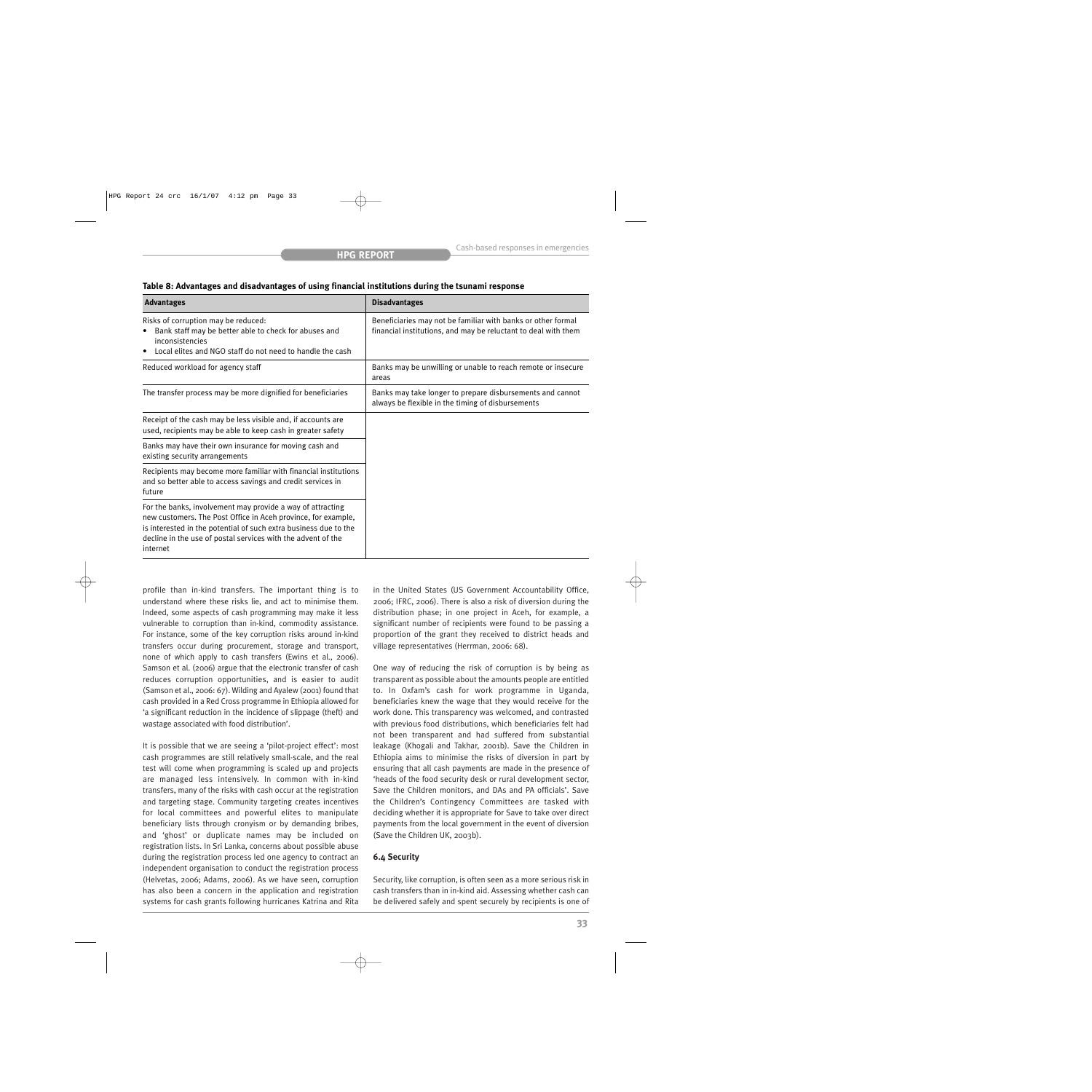**Table 8: Advantages and disadvantages of using financial institutions during the tsunami response**

| Advantages | Disadvantages |
|---|---|
| Risks of corruption may be reduced:<br>• Bank staff may be better able to check for abuses and inconsistencies<br>• Local elites and NGO staff do not need to handle the cash | Beneficiaries may not be familiar with banks or other formal financial institutions, and may be reluctant to deal with them |
| Reduced workload for agency staff | Banks may be unwilling or unable to reach remote or insecure areas |
| The transfer process may be more dignified for beneficiaries | Banks may take longer to prepare disbursements and cannot always be flexible in the timing of disbursements |
| Receipt of the cash may be less visible and, if accounts are used, recipients may be able to keep cash in greater safety | |
| Banks may have their own insurance for moving cash and existing security arrangements | |
| Recipients may become more familiar with financial institutions and so better able to access savings and credit services in future | |
| For the banks, involvement may provide a way of attracting new customers. The Post Office in Aceh province, for example, is interested in the potential of such extra business due to the decline in the use of postal services with the advent of the internet | |

profile than in-kind transfers. The important thing is to understand where these risks lie, and act to minimise them. Indeed, some aspects of cash programming may make it less vulnerable to corruption than in-kind, commodity assistance. For instance, some of the key corruption risks around in-kind transfers occur during procurement, storage and transport, none of which apply to cash transfers (Ewins et al., 2006). Samson et al. (2006) argue that the electronic transfer of cash reduces corruption opportunities, and is easier to audit (Samson et al., 2006: 67). Wilding and Ayalew (2001) found that cash provided in a Red Cross programme in Ethiopia allowed for 'a significant reduction in the incidence of slippage (theft) and wastage associated with food distribution'.

It is possible that we are seeing a 'pilot-project effect': most cash programmes are still relatively small-scale, and the real test will come when programming is scaled up and projects are managed less intensively. In common with in-kind transfers, many of the risks with cash occur at the registration and targeting stage. Community targeting creates incentives for local committees and powerful elites to manipulate beneficiary lists through cronyism or by demanding bribes, and 'ghost' or duplicate names may be included on registration lists. In Sri Lanka, concerns about possible abuse during the registration process led one agency to contract an independent organisation to conduct the registration process (Helvetas, 2006; Adams, 2006). As we have seen, corruption has also been a concern in the application and registration systems for cash grants following hurricanes Katrina and Rita in the United States (US Government Accountability Office, 2006; IFRC, 2006). There is also a risk of diversion during the distribution phase; in one project in Aceh, for example, a significant number of recipients were found to be passing a proportion of the grant they received to district heads and village representatives (Herrman, 2006: 68).

One way of reducing the risk of corruption is by being as transparent as possible about the amounts people are entitled to. In Oxfam's cash for work programme in Uganda, beneficiaries knew the wage that they would receive for the work done. This transparency was welcomed, and contrasted with previous food distributions, which beneficiaries felt had not been transparent and had suffered from substantial leakage (Khogali and Takhar, 2001b). Save the Children in Ethiopia aims to minimise the risks of diversion in part by ensuring that all cash payments are made in the presence of 'heads of the food security desk or rural development sector, Save the Children monitors, and DAs and PA officials'. Save the Children's Contingency Committees are tasked with deciding whether it is appropriate for Save to take over direct payments from the local government in the event of diversion (Save the Children UK, 2003b).

### 6.4 Security

Security, like corruption, is often seen as a more serious risk in cash transfers than in in-kind aid. Assessing whether cash can be delivered safely and spent securely by recipients is one of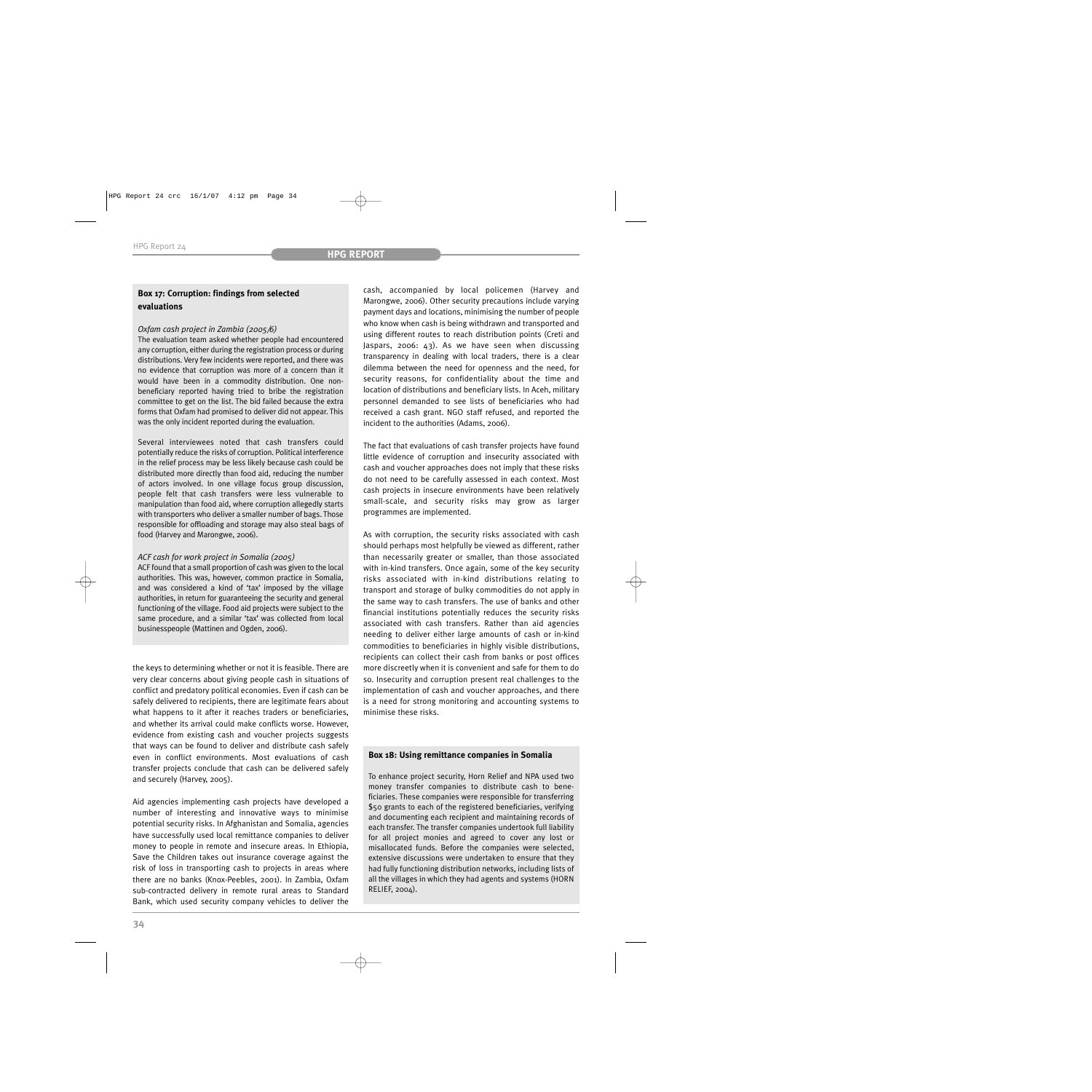### Box 17: Corruption: findings from selected evaluations

*Oxfam cash project in Zambia (2005/6)*

The evaluation team asked whether people had encountered any corruption, either during the registration process or during distributions. Very few incidents were reported, and there was no evidence that corruption was more of a concern than it would have been in a commodity distribution. One non-beneficiary reported having tried to bribe the registration committee to get on the list. The bid failed because the extra forms that Oxfam had promised to deliver did not appear. This was the only incident reported during the evaluation.

Several interviewees noted that cash transfers could potentially reduce the risks of corruption. Political interference in the relief process may be less likely because cash could be distributed more directly than food aid, reducing the number of actors involved. In one village focus group discussion, people felt that cash transfers were less vulnerable to manipulation than food aid, where corruption allegedly starts with transporters who deliver a smaller number of bags. Those responsible for offloading and storage may also steal bags of food (Harvey and Marongwe, 2006).

*ACF cash for work project in Somalia (2005)*

ACF found that a small proportion of cash was given to the local authorities. This was, however, common practice in Somalia, and was considered a kind of 'tax' imposed by the village authorities, in return for guaranteeing the security and general functioning of the village. Food aid projects were subject to the same procedure, and a similar 'tax' was collected from local businesspeople (Mattinen and Ogden, 2006).

the keys to determining whether or not it is feasible. There are very clear concerns about giving people cash in situations of conflict and predatory political economies. Even if cash can be safely delivered to recipients, there are legitimate fears about what happens to it after it reaches traders or beneficiaries, and whether its arrival could make conflicts worse. However, evidence from existing cash and voucher projects suggests that ways can be found to deliver and distribute cash safely even in conflict environments. Most evaluations of cash transfer projects conclude that cash can be delivered safely and securely (Harvey, 2005).

Aid agencies implementing cash projects have developed a number of interesting and innovative ways to minimise potential security risks. In Afghanistan and Somalia, agencies have successfully used local remittance companies to deliver money to people in remote and insecure areas. In Ethiopia, Save the Children takes out insurance coverage against the risk of loss in transporting cash to projects in areas where there are no banks (Knox-Peebles, 2001). In Zambia, Oxfam sub-contracted delivery in remote rural areas to Standard Bank, which used security company vehicles to deliver the cash, accompanied by local policemen (Harvey and Marongwe, 2006). Other security precautions include varying payment days and locations, minimising the number of people who know when cash is being withdrawn and transported and using different routes to reach distribution points (Creti and Jaspars, 2006: 43). As we have seen when discussing transparency in dealing with local traders, there is a clear dilemma between the need for openness and the need, for security reasons, for confidentiality about the time and location of distributions and beneficiary lists. In Aceh, military personnel demanded to see lists of beneficiaries who had received a cash grant. NGO staff refused, and reported the incident to the authorities (Adams, 2006).

The fact that evaluations of cash transfer projects have found little evidence of corruption and insecurity associated with cash and voucher approaches does not imply that these risks do not need to be carefully assessed in each context. Most cash projects in insecure environments have been relatively small-scale, and security risks may grow as larger programmes are implemented.

As with corruption, the security risks associated with cash should perhaps most helpfully be viewed as different, rather than necessarily greater or smaller, than those associated with in-kind transfers. Once again, some of the key security risks associated with in-kind distributions relating to transport and storage of bulky commodities do not apply in the same way to cash transfers. The use of banks and other financial institutions potentially reduces the security risks associated with cash transfers. Rather than aid agencies needing to deliver either large amounts of cash or in-kind commodities to beneficiaries in highly visible distributions, recipients can collect their cash from banks or post offices more discreetly when it is convenient and safe for them to do so. Insecurity and corruption present real challenges to the implementation of cash and voucher approaches, and there is a need for strong monitoring and accounting systems to minimise these risks.

### Box 18: Using remittance companies in Somalia

To enhance project security, Horn Relief and NPA used two money transfer companies to distribute cash to beneficiaries. These companies were responsible for transferring $50 grants to each of the registered beneficiaries, verifying and documenting each recipient and maintaining records of each transfer. The transfer companies undertook full liability for all project monies and agreed to cover any lost or misallocated funds. Before the companies were selected, extensive discussions were undertaken to ensure that they had fully functioning distribution networks, including lists of all the villages in which they had agents and systems (HORN RELIEF, 2004).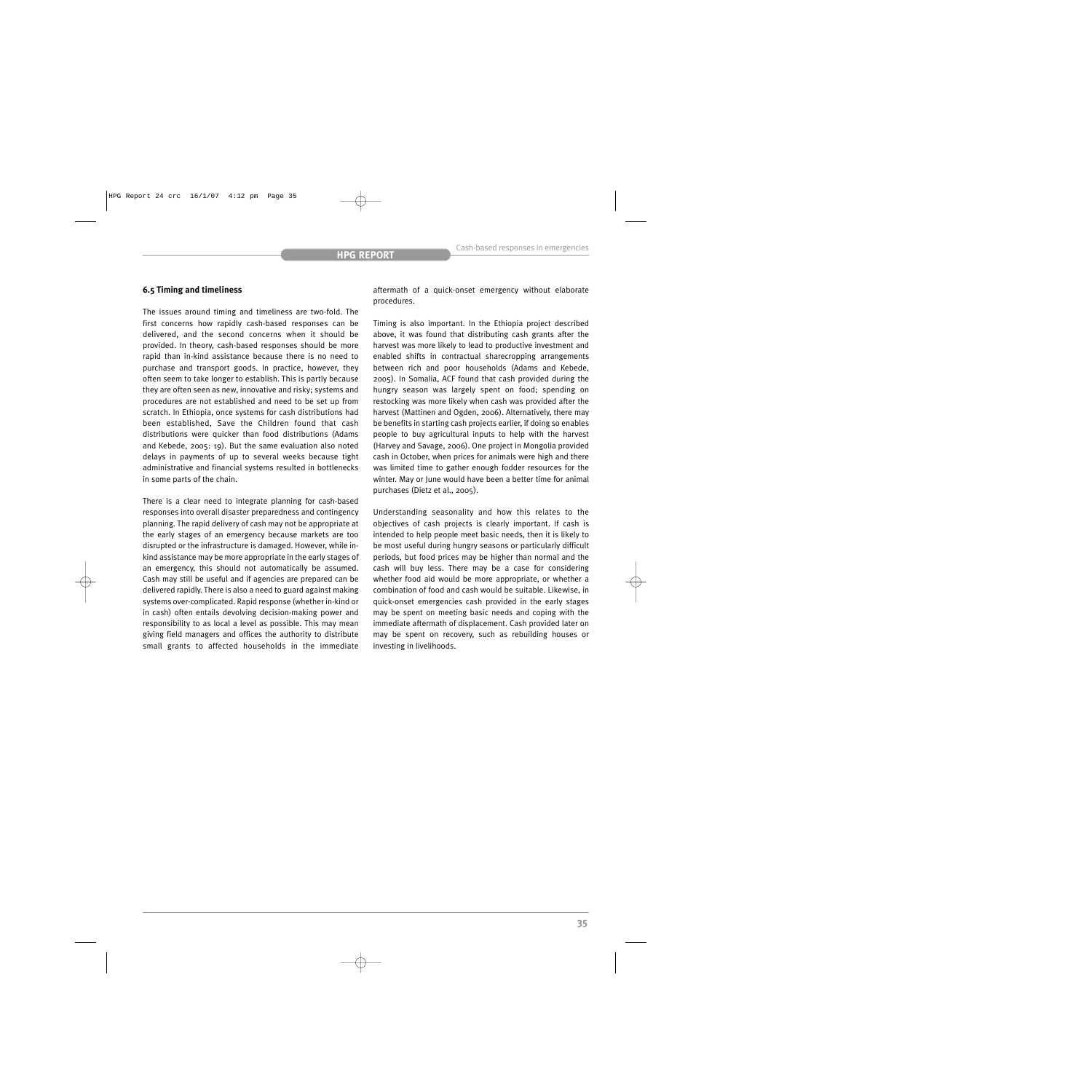### 6.5 Timing and timeliness

The issues around timing and timeliness are two-fold. The first concerns how rapidly cash-based responses can be delivered, and the second concerns when it should be provided. In theory, cash-based responses should be more rapid than in-kind assistance because there is no need to purchase and transport goods. In practice, however, they often seem to take longer to establish. This is partly because they are often seen as new, innovative and risky; systems and procedures are not established and need to be set up from scratch. In Ethiopia, once systems for cash distributions had been established, Save the Children found that cash distributions were quicker than food distributions (Adams and Kebede, 2005: 19). But the same evaluation also noted delays in payments of up to several weeks because tight administrative and financial systems resulted in bottlenecks in some parts of the chain.

There is a clear need to integrate planning for cash-based responses into overall disaster preparedness and contingency planning. The rapid delivery of cash may not be appropriate at the early stages of an emergency because markets are too disrupted or the infrastructure is damaged. However, while in-kind assistance may be more appropriate in the early stages of an emergency, this should not automatically be assumed. Cash may still be useful and if agencies are prepared can be delivered rapidly. There is also a need to guard against making systems over-complicated. Rapid response (whether in-kind or in cash) often entails devolving decision-making power and responsibility to as local a level as possible. This may mean giving field managers and offices the authority to distribute small grants to affected households in the immediate aftermath of a quick-onset emergency without elaborate procedures.

Timing is also important. In the Ethiopia project described above, it was found that distributing cash grants after the harvest was more likely to lead to productive investment and enabled shifts in contractual sharecropping arrangements between rich and poor households (Adams and Kebede, 2005). In Somalia, ACF found that cash provided during the hungry season was largely spent on food; spending on restocking was more likely when cash was provided after the harvest (Mattinen and Ogden, 2006). Alternatively, there may be benefits in starting cash projects earlier, if doing so enables people to buy agricultural inputs to help with the harvest (Harvey and Savage, 2006). One project in Mongolia provided cash in October, when prices for animals were high and there was limited time to gather enough fodder resources for the winter. May or June would have been a better time for animal purchases (Dietz et al., 2005).

Understanding seasonality and how this relates to the objectives of cash projects is clearly important. If cash is intended to help people meet basic needs, then it is likely to be most useful during hungry seasons or particularly difficult periods, but food prices may be higher than normal and the cash will buy less. There may be a case for considering whether food aid would be more appropriate, or whether a combination of food and cash would be suitable. Likewise, in quick-onset emergencies cash provided in the early stages may be spent on meeting basic needs and coping with the immediate aftermath of displacement. Cash provided later on may be spent on recovery, such as rebuilding houses or investing in livelihoods.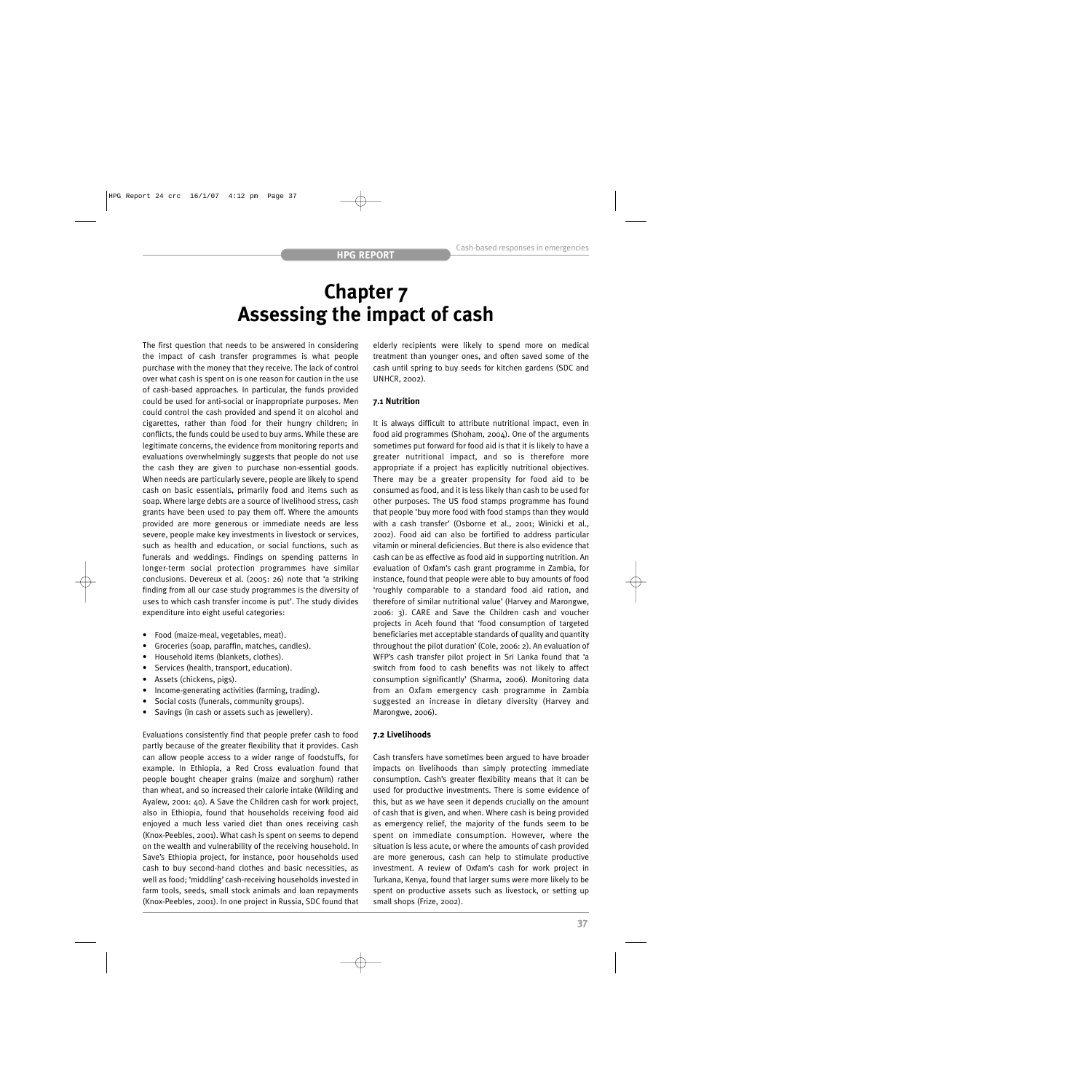# Chapter 7
# Assessing the impact of cash

The first question that needs to be answered in considering the impact of cash transfer programmes is what people purchase with the money that they receive. The lack of control over what cash is spent on is one reason for caution in the use of cash-based approaches. In particular, the funds provided could be used for anti-social or inappropriate purposes. Men could control the cash provided and spend it on alcohol and cigarettes, rather than food for their hungry children; in conflicts, the funds could be used to buy arms. While these are legitimate concerns, the evidence from monitoring reports and evaluations overwhelmingly suggests that people do not use the cash they are given to purchase non-essential goods. When needs are particularly severe, people are likely to spend cash on basic essentials, primarily food and items such as soap. Where large debts are a source of livelihood stress, cash grants have been used to pay them off. Where the amounts provided are more generous or immediate needs are less severe, people make key investments in livestock or services, such as health and education, or social functions, such as funerals and weddings. Findings on spending patterns in longer-term social protection programmes have similar conclusions. Devereux et al. (2005: 26) note that 'a striking finding from all our case study programmes is the diversity of uses to which cash transfer income is put'. The study divides expenditure into eight useful categories:

- Food (maize-meal, vegetables, meat).
- Groceries (soap, paraffin, matches, candles).
- Household items (blankets, clothes).
- Services (health, transport, education).
- Assets (chickens, pigs).
- Income-generating activities (farming, trading).
- Social costs (funerals, community groups).
- Savings (in cash or assets such as jewellery).

Evaluations consistently find that people prefer cash to food partly because of the greater flexibility that it provides. Cash can allow people access to a wider range of foodstuffs, for example. In Ethiopia, a Red Cross evaluation found that people bought cheaper grains (maize and sorghum) rather than wheat, and so increased their calorie intake (Wilding and Ayalew, 2001: 40). A Save the Children cash for work project, also in Ethiopia, found that households receiving food aid enjoyed a much less varied diet than ones receiving cash (Knox-Peebles, 2001). What cash is spent on seems to depend on the wealth and vulnerability of the receiving household. In Save's Ethiopia project, for instance, poor households used cash to buy second-hand clothes and basic necessities, as well as food; 'middling' cash-receiving households invested in farm tools, seeds, small stock animals and loan repayments (Knox-Peebles, 2001). In one project in Russia, SDC found that elderly recipients were likely to spend more on medical treatment than younger ones, and often saved some of the cash until spring to buy seeds for kitchen gardens (SDC and UNHCR, 2002).

### 7.1 Nutrition

It is always difficult to attribute nutritional impact, even in food aid programmes (Shoham, 2004). One of the arguments sometimes put forward for food aid is that it is likely to have a greater nutritional impact, and so is therefore more appropriate if a project has explicitly nutritional objectives. There may be a greater propensity for food aid to be consumed as food, and it is less likely than cash to be used for other purposes. The US food stamps programme has found that people 'buy more food with food stamps than they would with a cash transfer' (Osborne et al., 2001; Winicki et al., 2002). Food aid can also be fortified to address particular vitamin or mineral deficiencies. But there is also evidence that cash can be as effective as food aid in supporting nutrition. An evaluation of Oxfam's cash grant programme in Zambia, for instance, found that people were able to buy amounts of food 'roughly comparable to a standard food aid ration, and therefore of similar nutritional value' (Harvey and Marongwe, 2006: 3). CARE and Save the Children cash and voucher projects in Aceh found that 'food consumption of targeted beneficiaries met acceptable standards of quality and quantity throughout the pilot duration' (Cole, 2006: 2). An evaluation of WFP's cash transfer pilot project in Sri Lanka found that 'a switch from food to cash benefits was not likely to affect consumption significantly' (Sharma, 2006). Monitoring data from an Oxfam emergency cash programme in Zambia suggested an increase in dietary diversity (Harvey and Marongwe, 2006).

### 7.2 Livelihoods

Cash transfers have sometimes been argued to have broader impacts on livelihoods than simply protecting immediate consumption. Cash's greater flexibility means that it can be used for productive investments. There is some evidence of this, but as we have seen it depends crucially on the amount of cash that is given, and when. Where cash is being provided as emergency relief, the majority of the funds seem to be spent on immediate consumption. However, where the situation is less acute, or where the amounts of cash provided are more generous, cash can help to stimulate productive investment. A review of Oxfam's cash for work project in Turkana, Kenya, found that larger sums were more likely to be spent on productive assets such as livestock, or setting up small shops (Frize, 2002).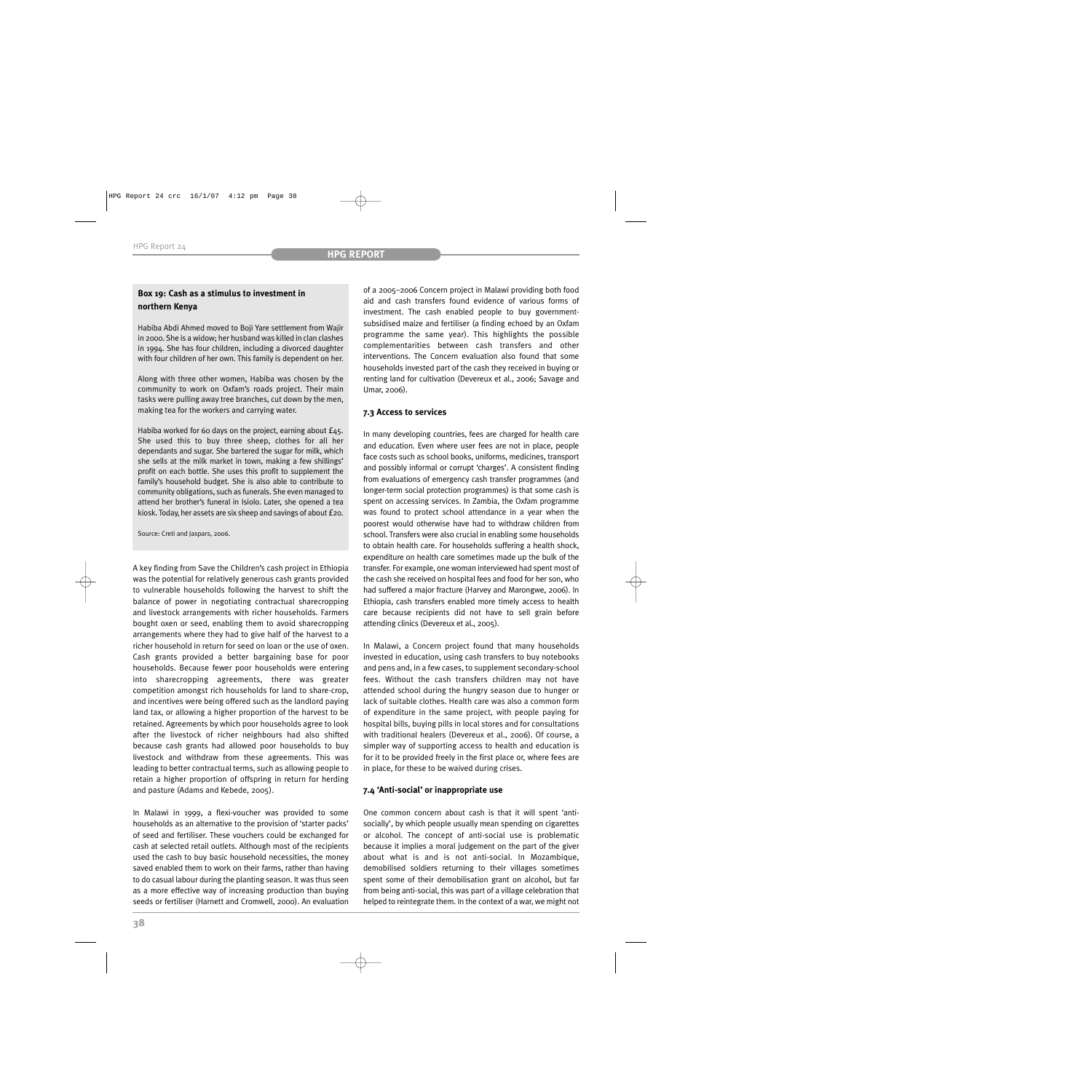**Box 19: Cash as a stimulus to investment in northern Kenya**

Habiba Abdi Ahmed moved to Boji Yare settlement from Wajir in 2000. She is a widow; her husband was killed in clan clashes in 1994. She has four children, including a divorced daughter with four children of her own. This family is dependent on her.

Along with three other women, Habiba was chosen by the community to work on Oxfam's roads project. Their main tasks were pulling away tree branches, cut down by the men, making tea for the workers and carrying water.

Habiba worked for 60 days on the project, earning about £45. She used this to buy three sheep, clothes for all her dependants and sugar. She bartered the sugar for milk, which she sells at the milk market in town, making a few shillings' profit on each bottle. She uses this profit to supplement the family's household budget. She is also able to contribute to community obligations, such as funerals. She even managed to attend her brother's funeral in Isiolo. Later, she opened a tea kiosk. Today, her assets are six sheep and savings of about £20.

Source: Creti and Jaspars, 2006.

A key finding from Save the Children's cash project in Ethiopia was the potential for relatively generous cash grants provided to vulnerable households following the harvest to shift the balance of power in negotiating contractual sharecropping and livestock arrangements with richer households. Farmers bought oxen or seed, enabling them to avoid sharecropping arrangements where they had to give half of the harvest to a richer household in return for seed on loan or the use of oxen. Cash grants provided a better bargaining base for poor households. Because fewer poor households were entering into sharecropping agreements, there was greater competition amongst rich households for land to share-crop, and incentives were being offered such as the landlord paying land tax, or allowing a higher proportion of the harvest to be retained. Agreements by which poor households agree to look after the livestock of richer neighbours had also shifted because cash grants had allowed poor households to buy livestock and withdraw from these agreements. This was leading to better contractual terms, such as allowing people to retain a higher proportion of offspring in return for herding and pasture (Adams and Kebede, 2005).

In Malawi in 1999, a flexi-voucher was provided to some households as an alternative to the provision of 'starter packs' of seed and fertiliser. These vouchers could be exchanged for cash at selected retail outlets. Although most of the recipients used the cash to buy basic household necessities, the money saved enabled them to work on their farms, rather than having to do casual labour during the planting season. It was thus seen as a more effective way of increasing production than buying seeds or fertiliser (Harnett and Cromwell, 2000). An evaluation of a 2005–2006 Concern project in Malawi providing both food aid and cash transfers found evidence of various forms of investment. The cash enabled people to buy government-subsidised maize and fertiliser (a finding echoed by an Oxfam programme the same year). This highlights the possible complementarities between cash transfers and other interventions. The Concern evaluation also found that some households invested part of the cash they received in buying or renting land for cultivation (Devereux et al., 2006; Savage and Umar, 2006).

### 7.3 Access to services

In many developing countries, fees are charged for health care and education. Even where user fees are not in place, people face costs such as school books, uniforms, medicines, transport and possibly informal or corrupt 'charges'. A consistent finding from evaluations of emergency cash transfer programmes (and longer-term social protection programmes) is that some cash is spent on accessing services. In Zambia, the Oxfam programme was found to protect school attendance in a year when the poorest would otherwise have had to withdraw children from school. Transfers were also crucial in enabling some households to obtain health care. For households suffering a health shock, expenditure on health care sometimes made up the bulk of the transfer. For example, one woman interviewed had spent most of the cash she received on hospital fees and food for her son, who had suffered a major fracture (Harvey and Marongwe, 2006). In Ethiopia, cash transfers enabled more timely access to health care because recipients did not have to sell grain before attending clinics (Devereux et al., 2005).

In Malawi, a Concern project found that many households invested in education, using cash transfers to buy notebooks and pens and, in a few cases, to supplement secondary-school fees. Without the cash transfers children may not have attended school during the hungry season due to hunger or lack of suitable clothes. Health care was also a common form of expenditure in the same project, with people paying for hospital bills, buying pills in local stores and for consultations with traditional healers (Devereux et al., 2006). Of course, a simpler way of supporting access to health and education is for it to be provided freely in the first place or, where fees are in place, for these to be waived during crises.

### 7.4 'Anti-social' or inappropriate use

One common concern about cash is that it will spent 'anti-socially', by which people usually mean spending on cigarettes or alcohol. The concept of anti-social use is problematic because it implies a moral judgement on the part of the giver about what is and is not anti-social. In Mozambique, demobilised soldiers returning to their villages sometimes spent some of their demobilisation grant on alcohol, but far from being anti-social, this was part of a village celebration that helped to reintegrate them. In the context of a war, we might not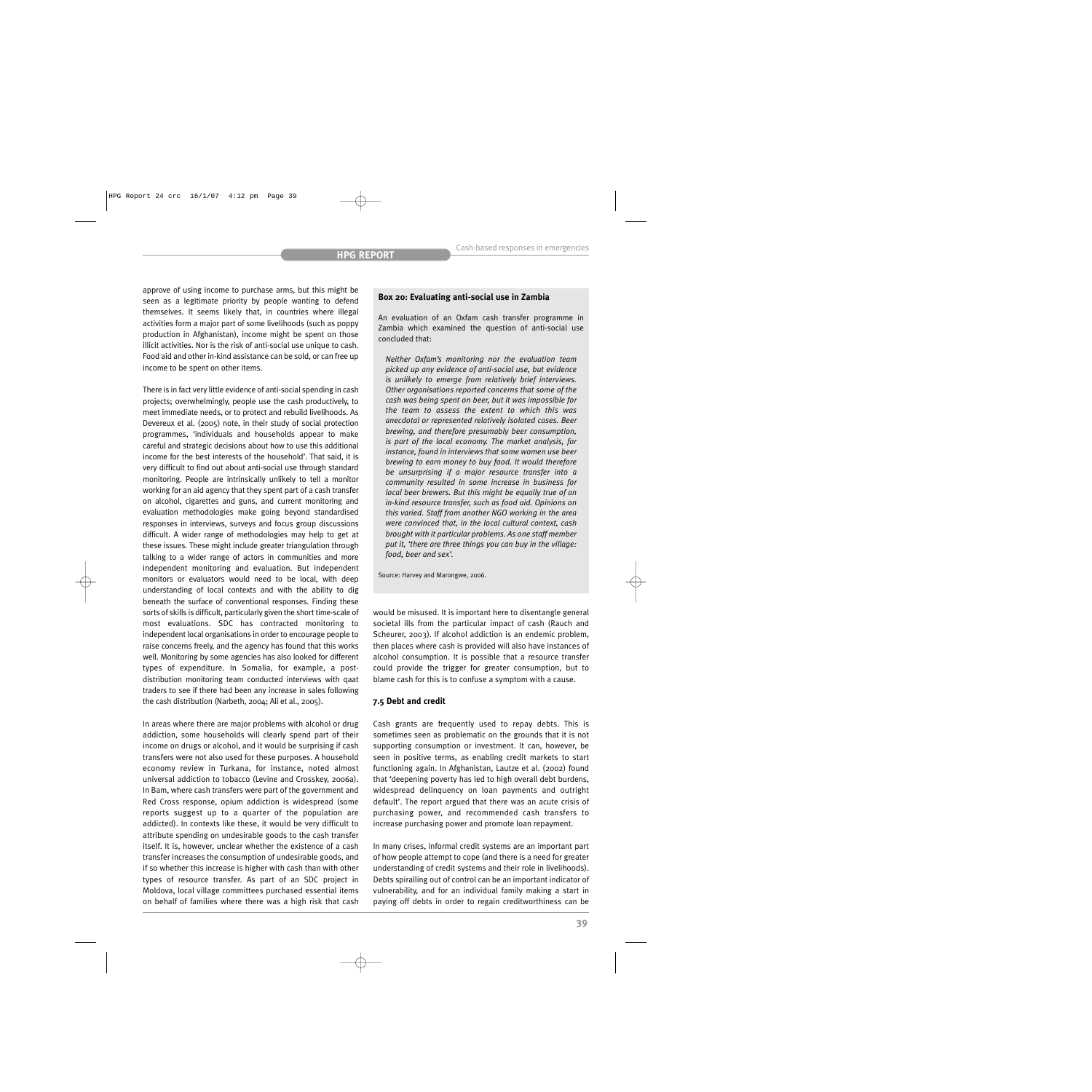approve of using income to purchase arms, but this might be seen as a legitimate priority by people wanting to defend themselves. It seems likely that, in countries where illegal activities form a major part of some livelihoods (such as poppy production in Afghanistan), income might be spent on those illicit activities. Nor is the risk of anti-social use unique to cash. Food aid and other in-kind assistance can be sold, or can free up income to be spent on other items.

There is in fact very little evidence of anti-social spending in cash projects; overwhelmingly, people use the cash productively, to meet immediate needs, or to protect and rebuild livelihoods. As Devereux et al. (2005) note, in their study of social protection programmes, 'individuals and households appear to make careful and strategic decisions about how to use this additional income for the best interests of the household'. That said, it is very difficult to find out about anti-social use through standard monitoring. People are intrinsically unlikely to tell a monitor working for an aid agency that they spent part of a cash transfer on alcohol, cigarettes and guns, and current monitoring and evaluation methodologies make going beyond standardised responses in interviews, surveys and focus group discussions difficult. A wider range of methodologies may help to get at these issues. These might include greater triangulation through talking to a wider range of actors in communities and more independent monitoring and evaluation. But independent monitors or evaluators would need to be local, with deep understanding of local contexts and with the ability to dig beneath the surface of conventional responses. Finding these sorts of skills is difficult, particularly given the short time-scale of most evaluations. SDC has contracted monitoring to independent local organisations in order to encourage people to raise concerns freely, and the agency has found that this works well. Monitoring by some agencies has also looked for different types of expenditure. In Somalia, for example, a post-distribution monitoring team conducted interviews with qaat traders to see if there had been any increase in sales following the cash distribution (Narbeth, 2004; Ali et al., 2005).

In areas where there are major problems with alcohol or drug addiction, some households will clearly spend part of their income on drugs or alcohol, and it would be surprising if cash transfers were not also used for these purposes. A household economy review in Turkana, for instance, noted almost universal addiction to tobacco (Levine and Crosskey, 2006a). In Bam, where cash transfers were part of the government and Red Cross response, opium addiction is widespread (some reports suggest up to a quarter of the population are addicted). In contexts like these, it would be very difficult to attribute spending on undesirable goods to the cash transfer itself. It is, however, unclear whether the existence of a cash transfer increases the consumption of undesirable goods, and if so whether this increase is higher with cash than with other types of resource transfer. As part of an SDC project in Moldova, local village committees purchased essential items on behalf of families where there was a high risk that cash would be misused. It is important here to disentangle general societal ills from the particular impact of cash (Rauch and Scheurer, 2003). If alcohol addiction is an endemic problem, then places where cash is provided will also have instances of alcohol consumption. It is possible that a resource transfer could provide the trigger for greater consumption, but to blame cash for this is to confuse a symptom with a cause.

> **Box 20: Evaluating anti-social use in Zambia**
>
> An evaluation of an Oxfam cash transfer programme in Zambia which examined the question of anti-social use concluded that:
>
> *Neither Oxfam's monitoring nor the evaluation team picked up any evidence of anti-social use, but evidence is unlikely to emerge from relatively brief interviews. Other organisations reported concerns that some of the cash was being spent on beer, but it was impossible for the team to assess the extent to which this was anecdotal or represented relatively isolated cases. Beer brewing, and therefore presumably beer consumption, is part of the local economy. The market analysis, for instance, found in interviews that some women use beer brewing to earn money to buy food. It would therefore be unsurprising if a major resource transfer into a community resulted in some increase in business for local beer brewers. But this might be equally true of an in-kind resource transfer, such as food aid. Opinions on this varied. Staff from another NGO working in the area were convinced that, in the local cultural context, cash brought with it particular problems. As one staff member put it, 'there are three things you can buy in the village: food, beer and sex'.*
>
> Source: Harvey and Marongwe, 2006.

### 7.5 Debt and credit

Cash grants are frequently used to repay debts. This is sometimes seen as problematic on the grounds that it is not supporting consumption or investment. It can, however, be seen in positive terms, as enabling credit markets to start functioning again. In Afghanistan, Lautze et al. (2002) found that 'deepening poverty has led to high overall debt burdens, widespread delinquency on loan payments and outright default'. The report argued that there was an acute crisis of purchasing power, and recommended cash transfers to increase purchasing power and promote loan repayment.

In many crises, informal credit systems are an important part of how people attempt to cope (and there is a need for greater understanding of credit systems and their role in livelihoods). Debts spiralling out of control can be an important indicator of vulnerability, and for an individual family making a start in paying off debts in order to regain creditworthiness can be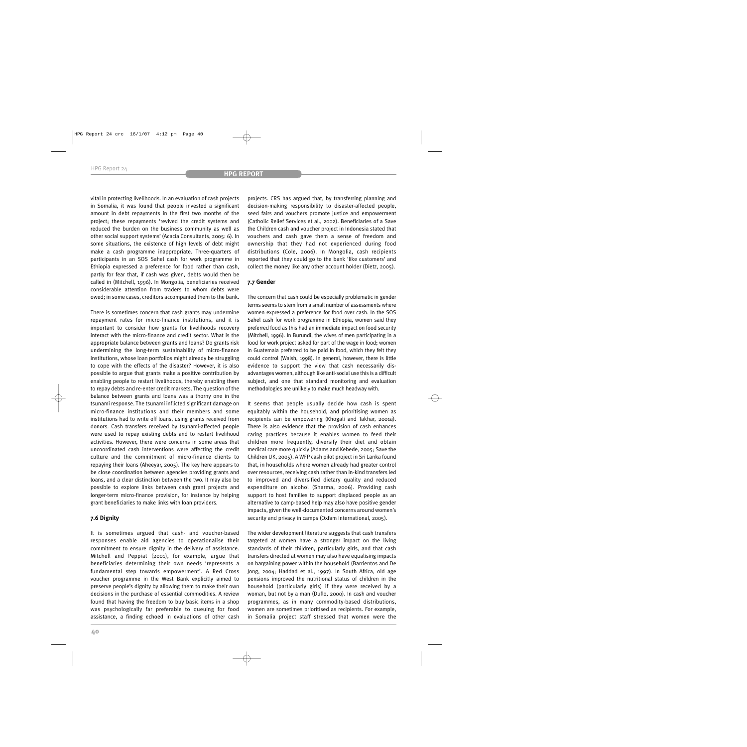vital in protecting livelihoods. In an evaluation of cash projects in Somalia, it was found that people invested a significant amount in debt repayments in the first two months of the project; these repayments 'revived the credit systems and reduced the burden on the business community as well as other social support systems' (Acacia Consultants, 2005: 6). In some situations, the existence of high levels of debt might make a cash programme inappropriate. Three-quarters of participants in an SOS Sahel cash for work programme in Ethiopia expressed a preference for food rather than cash, partly for fear that, if cash was given, debts would then be called in (Mitchell, 1996). In Mongolia, beneficiaries received considerable attention from traders to whom debts were owed; in some cases, creditors accompanied them to the bank.

There is sometimes concern that cash grants may undermine repayment rates for micro-finance institutions, and it is important to consider how grants for livelihoods recovery interact with the micro-finance and credit sector. What is the appropriate balance between grants and loans? Do grants risk undermining the long-term sustainability of micro-finance institutions, whose loan portfolios might already be struggling to cope with the effects of the disaster? However, it is also possible to argue that grants make a positive contribution by enabling people to restart livelihoods, thereby enabling them to repay debts and re-enter credit markets. The question of the balance between grants and loans was a thorny one in the tsunami response. The tsunami inflicted significant damage on micro-finance institutions and their members and some institutions had to write off loans, using grants received from donors. Cash transfers received by tsunami-affected people were used to repay existing debts and to restart livelihood activities. However, there were concerns in some areas that uncoordinated cash interventions were affecting the credit culture and the commitment of micro-finance clients to repaying their loans (Aheeyar, 2005). The key here appears to be close coordination between agencies providing grants and loans, and a clear distinction between the two. It may also be possible to explore links between cash grant projects and longer-term micro-finance provision, for instance by helping grant beneficiaries to make links with loan providers.

### 7.6 Dignity

It is sometimes argued that cash- and voucher-based responses enable aid agencies to operationalise their commitment to ensure dignity in the delivery of assistance. Mitchell and Peppiat (2001), for example, argue that beneficiaries determining their own needs 'represents a fundamental step towards empowerment'. A Red Cross voucher programme in the West Bank explicitly aimed to preserve people's dignity by allowing them to make their own decisions in the purchase of essential commodities. A review found that having the freedom to buy basic items in a shop was psychologically far preferable to queuing for food assistance, a finding echoed in evaluations of other cash projects. CRS has argued that, by transferring planning and decision-making responsibility to disaster-affected people, seed fairs and vouchers promote justice and empowerment (Catholic Relief Services et al., 2002). Beneficiaries of a Save the Children cash and voucher project in Indonesia stated that vouchers and cash gave them a sense of freedom and ownership that they had not experienced during food distributions (Cole, 2006). In Mongolia, cash recipients reported that they could go to the bank 'like customers' and collect the money like any other account holder (Dietz, 2005).

### 7.7 Gender

The concern that cash could be especially problematic in gender terms seems to stem from a small number of assessments where women expressed a preference for food over cash. In the SOS Sahel cash for work programme in Ethiopia, women said they preferred food as this had an immediate impact on food security (Mitchell, 1996). In Burundi, the wives of men participating in a food for work project asked for part of the wage in food; women in Guatemala preferred to be paid in food, which they felt they could control (Walsh, 1998). In general, however, there is little evidence to support the view that cash necessarily disadvantages women, although like anti-social use this is a difficult subject, and one that standard monitoring and evaluation methodologies are unlikely to make much headway with.

It seems that people usually decide how cash is spent equitably within the household, and prioritising women as recipients can be empowering (Khogali and Takhar, 2001a). There is also evidence that the provision of cash enhances caring practices because it enables women to feed their children more frequently, diversify their diet and obtain medical care more quickly (Adams and Kebede, 2005; Save the Children UK, 2005). A WFP cash pilot project in Sri Lanka found that, in households where women already had greater control over resources, receiving cash rather than in-kind transfers led to improved and diversified dietary quality and reduced expenditure on alcohol (Sharma, 2006). Providing cash support to host families to support displaced people as an alternative to camp-based help may also have positive gender impacts, given the well-documented concerns around women's security and privacy in camps (Oxfam International, 2005).

The wider development literature suggests that cash transfers targeted at women have a stronger impact on the living standards of their children, particularly girls, and that cash transfers directed at women may also have equalising impacts on bargaining power within the household (Barrientos and De Jong, 2004; Haddad et al., 1997). In South Africa, old age pensions improved the nutritional status of children in the household (particularly girls) if they were received by a woman, but not by a man (Duflo, 2000). In cash and voucher programmes, as in many commodity-based distributions, women are sometimes prioritised as recipients. For example, in Somalia project staff stressed that women were the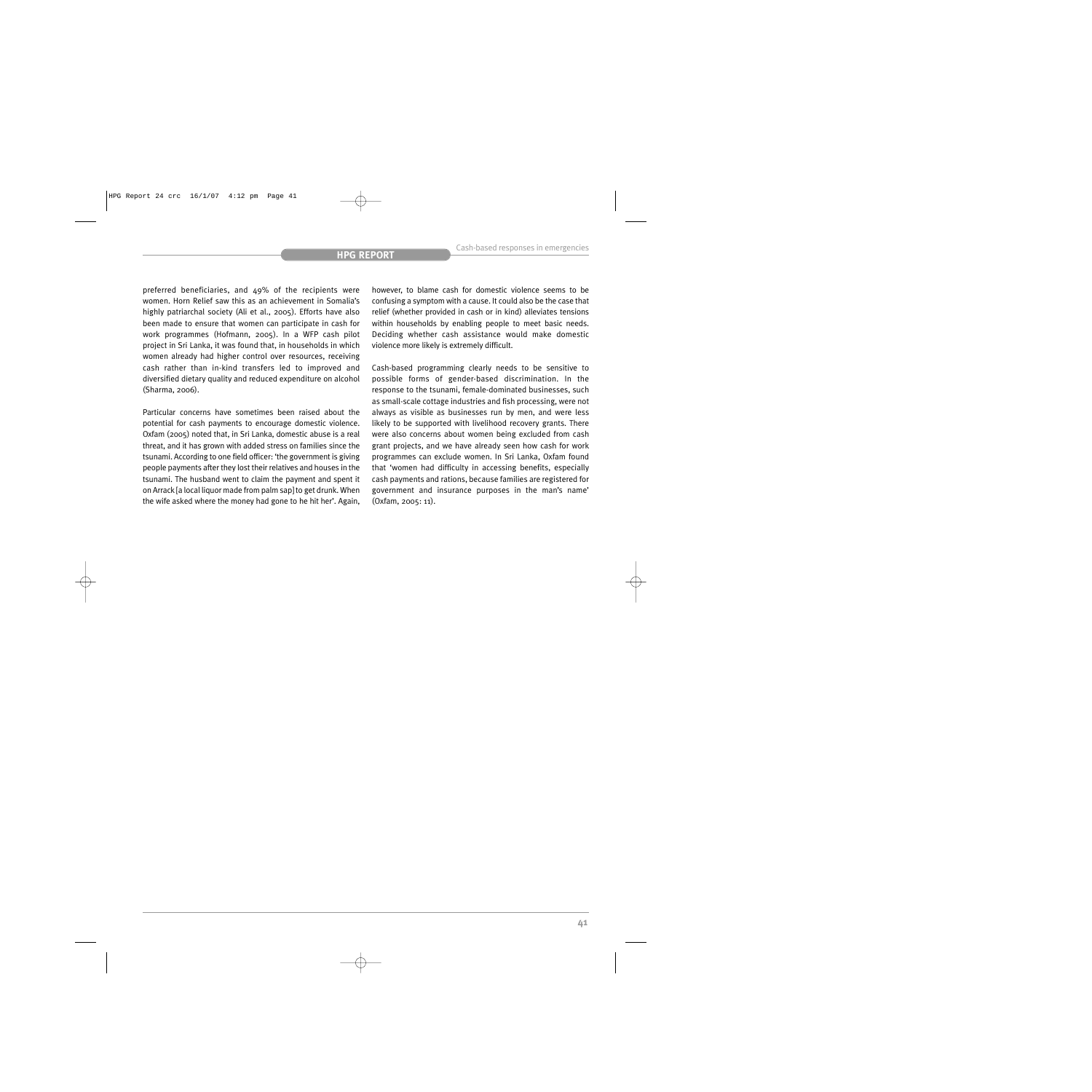preferred beneficiaries, and 49% of the recipients were women. Horn Relief saw this as an achievement in Somalia's highly patriarchal society (Ali et al., 2005). Efforts have also been made to ensure that women can participate in cash for work programmes (Hofmann, 2005). In a WFP cash pilot project in Sri Lanka, it was found that, in households in which women already had higher control over resources, receiving cash rather than in-kind transfers led to improved and diversified dietary quality and reduced expenditure on alcohol (Sharma, 2006).

Particular concerns have sometimes been raised about the potential for cash payments to encourage domestic violence. Oxfam (2005) noted that, in Sri Lanka, domestic abuse is a real threat, and it has grown with added stress on families since the tsunami. According to one field officer: 'the government is giving people payments after they lost their relatives and houses in the tsunami. The husband went to claim the payment and spent it on Arrack [a local liquor made from palm sap] to get drunk. When the wife asked where the money had gone to he hit her'. Again, however, to blame cash for domestic violence seems to be confusing a symptom with a cause. It could also be the case that relief (whether provided in cash or in kind) alleviates tensions within households by enabling people to meet basic needs. Deciding whether cash assistance would make domestic violence more likely is extremely difficult.

Cash-based programming clearly needs to be sensitive to possible forms of gender-based discrimination. In the response to the tsunami, female-dominated businesses, such as small-scale cottage industries and fish processing, were not always as visible as businesses run by men, and were less likely to be supported with livelihood recovery grants. There were also concerns about women being excluded from cash grant projects, and we have already seen how cash for work programmes can exclude women. In Sri Lanka, Oxfam found that 'women had difficulty in accessing benefits, especially cash payments and rations, because families are registered for government and insurance purposes in the man's name' (Oxfam, 2005: 11).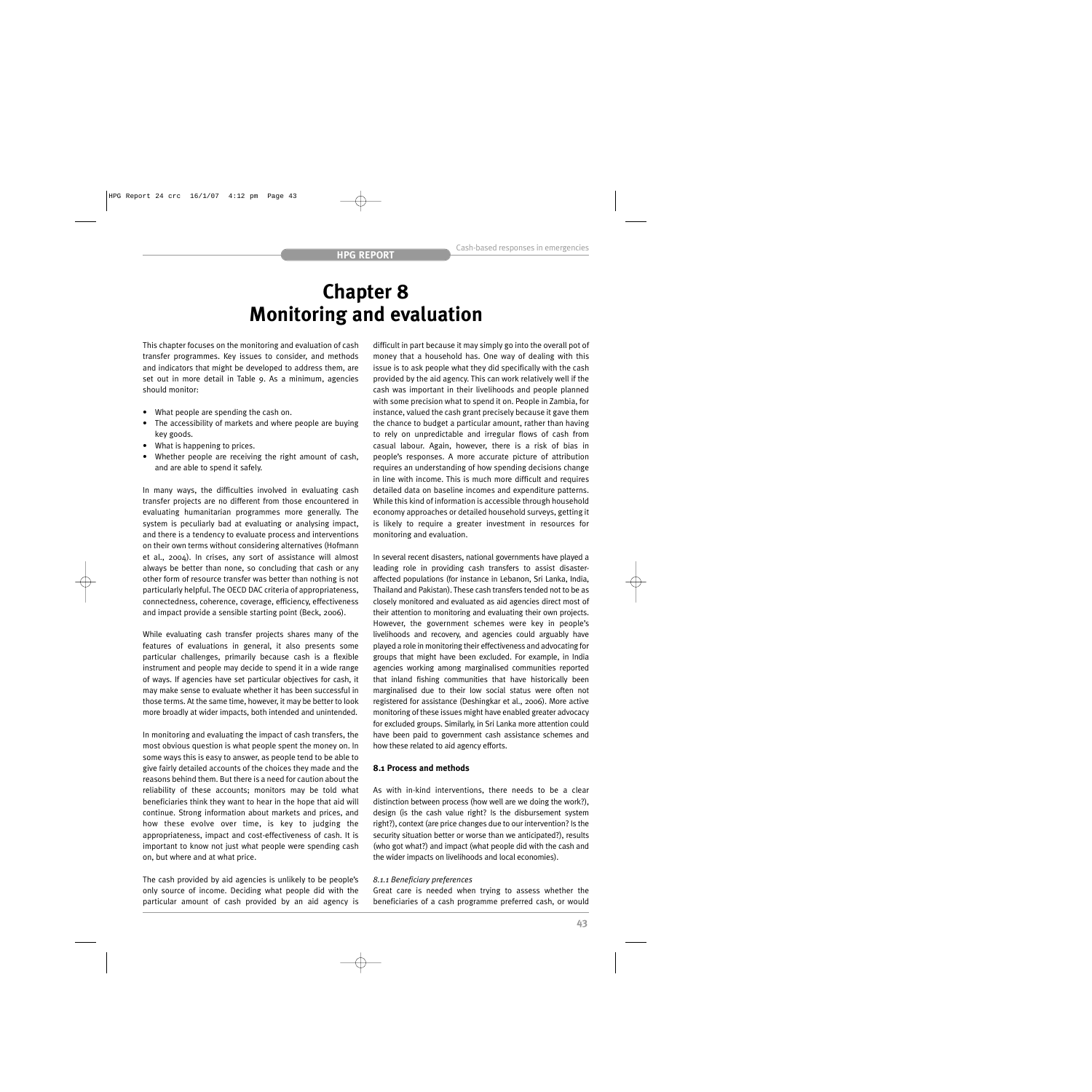# Chapter 8
# Monitoring and evaluation

This chapter focuses on the monitoring and evaluation of cash transfer programmes. Key issues to consider, and methods and indicators that might be developed to address them, are set out in more detail in Table 9. As a minimum, agencies should monitor:

- What people are spending the cash on.
- The accessibility of markets and where people are buying key goods.
- What is happening to prices.
- Whether people are receiving the right amount of cash, and are able to spend it safely.

In many ways, the difficulties involved in evaluating cash transfer projects are no different from those encountered in evaluating humanitarian programmes more generally. The system is peculiarly bad at evaluating or analysing impact, and there is a tendency to evaluate process and interventions on their own terms without considering alternatives (Hofmann et al., 2004). In crises, any sort of assistance will almost always be better than none, so concluding that cash or any other form of resource transfer was better than nothing is not particularly helpful. The OECD DAC criteria of appropriateness, connectedness, coherence, coverage, efficiency, effectiveness and impact provide a sensible starting point (Beck, 2006).

While evaluating cash transfer projects shares many of the features of evaluations in general, it also presents some particular challenges, primarily because cash is a flexible instrument and people may decide to spend it in a wide range of ways. If agencies have set particular objectives for cash, it may make sense to evaluate whether it has been successful in those terms. At the same time, however, it may be better to look more broadly at wider impacts, both intended and unintended.

In monitoring and evaluating the impact of cash transfers, the most obvious question is what people spent the money on. In some ways this is easy to answer, as people tend to be able to give fairly detailed accounts of the choices they made and the reasons behind them. But there is a need for caution about the reliability of these accounts; monitors may be told what beneficiaries think they want to hear in the hope that aid will continue. Strong information about markets and prices, and how these evolve over time, is key to judging the appropriateness, impact and cost-effectiveness of cash. It is important to know not just what people were spending cash on, but where and at what price.

The cash provided by aid agencies is unlikely to be people's only source of income. Deciding what people did with the particular amount of cash provided by an aid agency is difficult in part because it may simply go into the overall pot of money that a household has. One way of dealing with this issue is to ask people what they did specifically with the cash provided by the aid agency. This can work relatively well if the cash was important in their livelihoods and people planned with some precision what to spend it on. People in Zambia, for instance, valued the cash grant precisely because it gave them the chance to budget a particular amount, rather than having to rely on unpredictable and irregular flows of cash from casual labour. Again, however, there is a risk of bias in people's responses. A more accurate picture of attribution requires an understanding of how spending decisions change in line with income. This is much more difficult and requires detailed data on baseline incomes and expenditure patterns. While this kind of information is accessible through household economy approaches or detailed household surveys, getting it is likely to require a greater investment in resources for monitoring and evaluation.

In several recent disasters, national governments have played a leading role in providing cash transfers to assist disaster-affected populations (for instance in Lebanon, Sri Lanka, India, Thailand and Pakistan). These cash transfers tended not to be as closely monitored and evaluated as aid agencies direct most of their attention to monitoring and evaluating their own projects. However, the government schemes were key in people's livelihoods and recovery, and agencies could arguably have played a role in monitoring their effectiveness and advocating for groups that might have been excluded. For example, in India agencies working among marginalised communities reported that inland fishing communities that have historically been marginalised due to their low social status were often not registered for assistance (Deshingkar et al., 2006). More active monitoring of these issues might have enabled greater advocacy for excluded groups. Similarly, in Sri Lanka more attention could have been paid to government cash assistance schemes and how these related to aid agency efforts.

### 8.1 Process and methods

As with in-kind interventions, there needs to be a clear distinction between process (how well are we doing the work?), design (is the cash value right? Is the disbursement system right?), context (are price changes due to our intervention? Is the security situation better or worse than we anticipated?), results (who got what?) and impact (what people did with the cash and the wider impacts on livelihoods and local economies).

*8.1.1 Beneficiary preferences*

Great care is needed when trying to assess whether the beneficiaries of a cash programme preferred cash, or would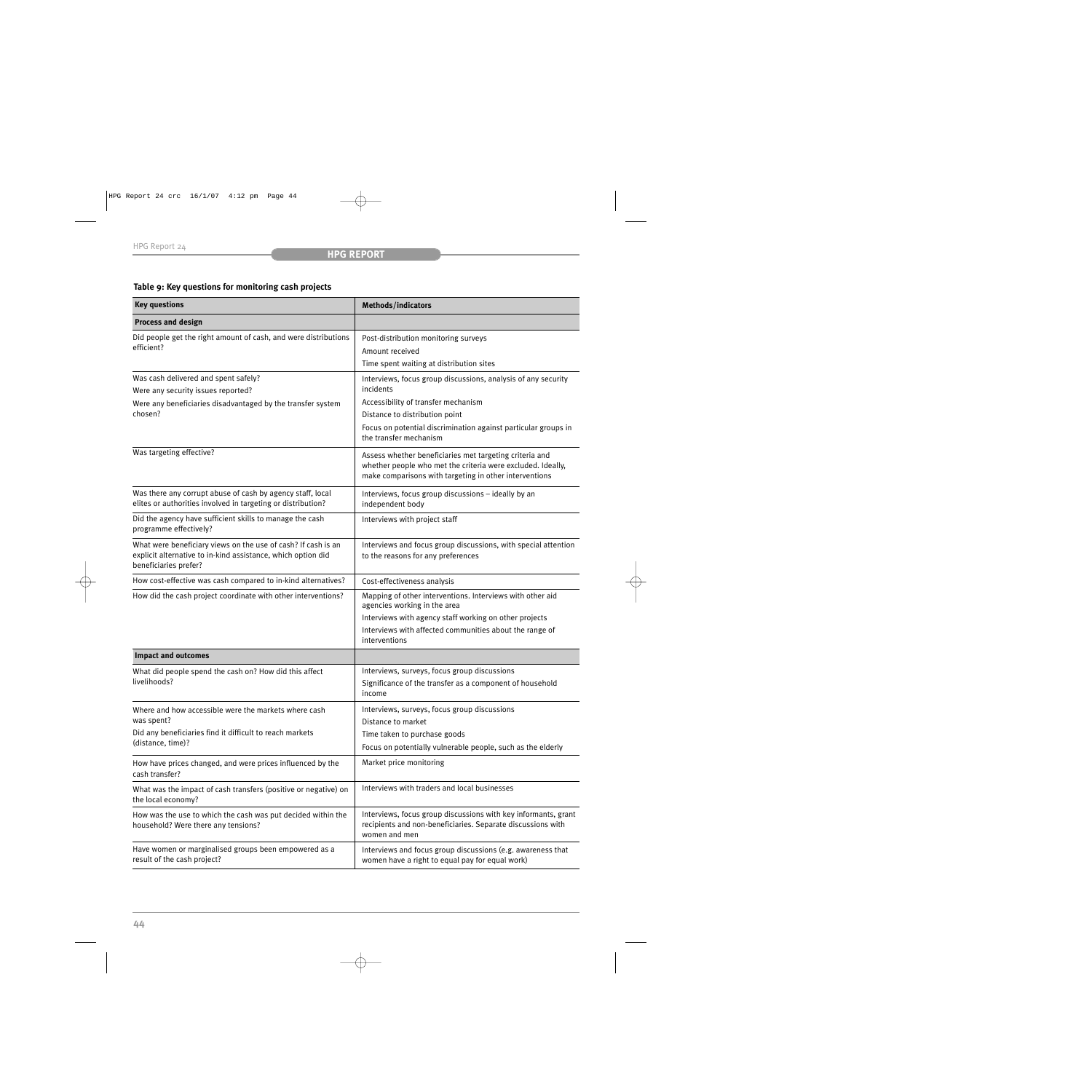**Table 9: Key questions for monitoring cash projects**

| Key questions | Methods/indicators |
|---|---|
| **Process and design** | |
| Did people get the right amount of cash, and were distributions efficient? | Post-distribution monitoring surveys<br>Amount received<br>Time spent waiting at distribution sites |
| Was cash delivered and spent safely?<br>Were any security issues reported?<br>Were any beneficiaries disadvantaged by the transfer system chosen? | Interviews, focus group discussions, analysis of any security incidents<br>Accessibility of transfer mechanism<br>Distance to distribution point<br>Focus on potential discrimination against particular groups in the transfer mechanism |
| Was targeting effective? | Assess whether beneficiaries met targeting criteria and whether people who met the criteria were excluded. Ideally, make comparisons with targeting in other interventions |
| Was there any corrupt abuse of cash by agency staff, local elites or authorities involved in targeting or distribution? | Interviews, focus group discussions – ideally by an independent body |
| Did the agency have sufficient skills to manage the cash programme effectively? | Interviews with project staff |
| What were beneficiary views on the use of cash? If cash is an explicit alternative to in-kind assistance, which option did beneficiaries prefer? | Interviews and focus group discussions, with special attention to the reasons for any preferences |
| How cost-effective was cash compared to in-kind alternatives? | Cost-effectiveness analysis |
| How did the cash project coordinate with other interventions? | Mapping of other interventions. Interviews with other aid agencies working in the area<br>Interviews with agency staff working on other projects<br>Interviews with affected communities about the range of interventions |
| **Impact and outcomes** | |
| What did people spend the cash on? How did this affect livelihoods? | Interviews, surveys, focus group discussions<br>Significance of the transfer as a component of household income |
| Where and how accessible were the markets where cash was spent?<br>Did any beneficiaries find it difficult to reach markets (distance, time)? | Interviews, surveys, focus group discussions<br>Distance to market<br>Time taken to purchase goods<br>Focus on potentially vulnerable people, such as the elderly |
| How have prices changed, and were prices influenced by the cash transfer? | Market price monitoring |
| What was the impact of cash transfers (positive or negative) on the local economy? | Interviews with traders and local businesses |
| How was the use to which the cash was put decided within the household? Were there any tensions? | Interviews, focus group discussions with key informants, grant recipients and non-beneficiaries. Separate discussions with women and men |
| Have women or marginalised groups been empowered as a result of the cash project? | Interviews and focus group discussions (e.g. awareness that women have a right to equal pay for equal work) |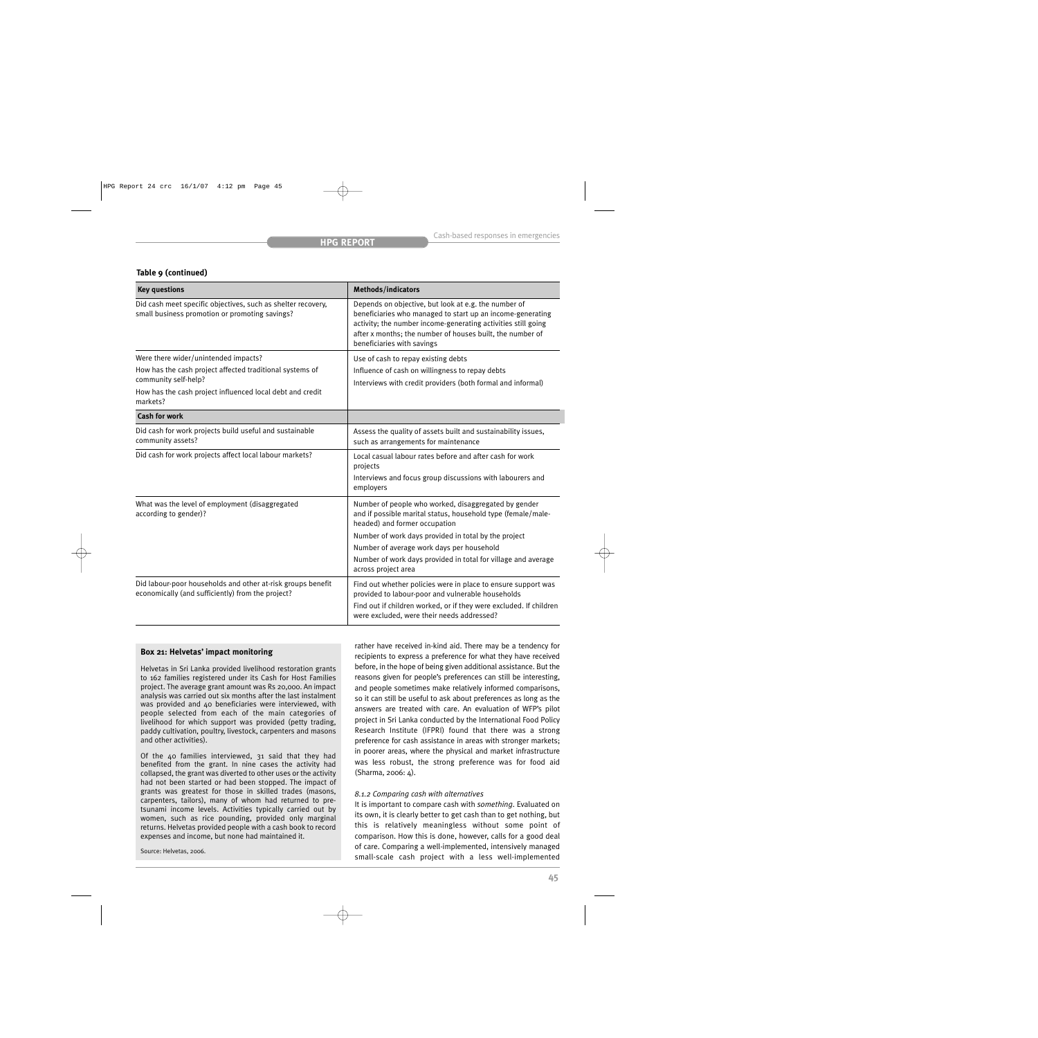**Table 9 (continued)**

| Key questions | Methods/indicators |
|---|---|
| Did cash meet specific objectives, such as shelter recovery, small business promotion or promoting savings? | Depends on objective, but look at e.g. the number of beneficiaries who managed to start up an income-generating activity; the number income-generating activities still going after x months; the number of houses built, the number of beneficiaries with savings |
| Were there wider/unintended impacts?<br>How has the cash project affected traditional systems of community self-help?<br>How has the cash project influenced local debt and credit markets? | Use of cash to repay existing debts<br>Influence of cash on willingness to repay debts<br>Interviews with credit providers (both formal and informal) |
| **Cash for work** | |
| Did cash for work projects build useful and sustainable community assets? | Assess the quality of assets built and sustainability issues, such as arrangements for maintenance |
| Did cash for work projects affect local labour markets? | Local casual labour rates before and after cash for work projects<br>Interviews and focus group discussions with labourers and employers |
| What was the level of employment (disaggregated according to gender)? | Number of people who worked, disaggregated by gender and if possible marital status, household type (female/male-headed) and former occupation<br>Number of work days provided in total by the project<br>Number of average work days per household<br>Number of work days provided in total for village and average across project area |
| Did labour-poor households and other at-risk groups benefit economically (and sufficiently) from the project? | Find out whether policies were in place to ensure support was provided to labour-poor and vulnerable households<br>Find out if children worked, or if they were excluded. If children were excluded, were their needs addressed? |

**Box 21: Helvetas' impact monitoring**

Helvetas in Sri Lanka provided livelihood restoration grants to 162 families registered under its Cash for Host Families project. The average grant amount was Rs 20,000. An impact analysis was carried out six months after the last instalment was provided and 40 beneficiaries were interviewed, with people selected from each of the main categories of livelihood for which support was provided (petty trading, paddy cultivation, poultry, livestock, carpenters and masons and other activities).

Of the 40 families interviewed, 31 said that they had benefited from the grant. In nine cases the activity had collapsed, the grant was diverted to other uses or the activity had not been started or had been stopped. The impact of grants was greatest for those in skilled trades (masons, carpenters, tailors), many of whom had returned to pre-tsunami income levels. Activities typically carried out by women, such as rice pounding, provided only marginal returns. Helvetas provided people with a cash book to record expenses and income, but none had maintained it.

Source: Helvetas, 2006.

rather have received in-kind aid. There may be a tendency for recipients to express a preference for what they have received before, in the hope of being given additional assistance. But the reasons given for people's preferences can still be interesting, and people sometimes make relatively informed comparisons, so it can still be useful to ask about preferences as long as the answers are treated with care. An evaluation of WFP's pilot project in Sri Lanka conducted by the International Food Policy Research Institute (IFPRI) found that there was a strong preference for cash assistance in areas with stronger markets; in poorer areas, where the physical and market infrastructure was less robust, the strong preference was for food aid (Sharma, 2006: 4).

#### *8.1.2 Comparing cash with alternatives*

It is important to compare cash with *something*. Evaluated on its own, it is clearly better to get cash than to get nothing, but this is relatively meaningless without some point of comparison. How this is done, however, calls for a good deal of care. Comparing a well-implemented, intensively managed small-scale cash project with a less well-implemented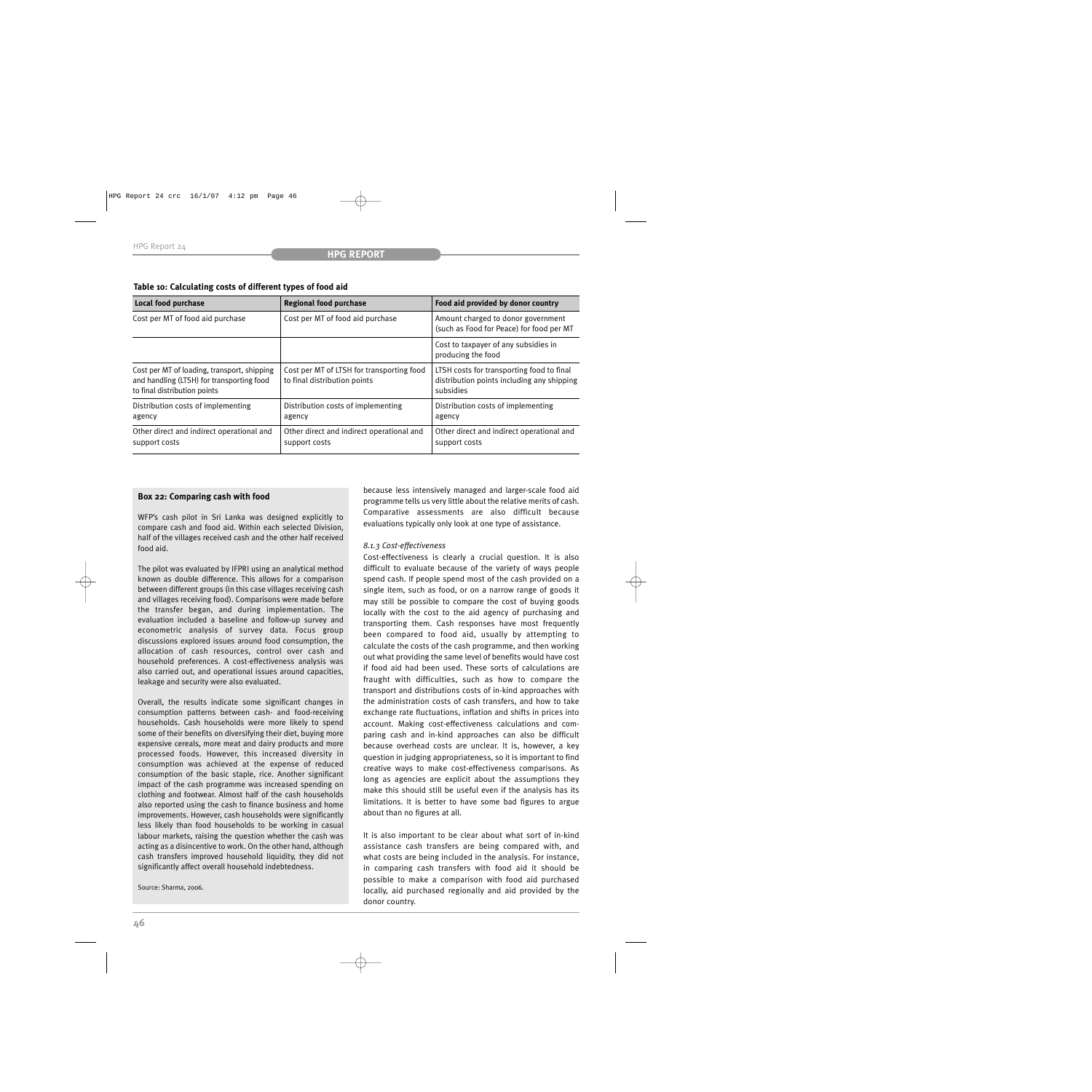**Table 10: Calculating costs of different types of food aid**

| Local food purchase | Regional food purchase | Food aid provided by donor country |
|---|---|---|
| Cost per MT of food aid purchase | Cost per MT of food aid purchase | Amount charged to donor government (such as Food for Peace) for food per MT |
| | | Cost to taxpayer of any subsidies in producing the food |
| Cost per MT of loading, transport, shipping and handling (LTSH) for transporting food to final distribution points | Cost per MT of LTSH for transporting food to final distribution points | LTSH costs for transporting food to final distribution points including any shipping subsidies |
| Distribution costs of implementing agency | Distribution costs of implementing agency | Distribution costs of implementing agency |
| Other direct and indirect operational and support costs | Other direct and indirect operational and support costs | Other direct and indirect operational and support costs |

**Box 22: Comparing cash with food**

WFP's cash pilot in Sri Lanka was designed explicitly to compare cash and food aid. Within each selected Division, half of the villages received cash and the other half received food aid.

The pilot was evaluated by IFPRI using an analytical method known as double difference. This allows for a comparison between different groups (in this case villages receiving cash and villages receiving food). Comparisons were made before the transfer began, and during implementation. The evaluation included a baseline and follow-up survey and econometric analysis of survey data. Focus group discussions explored issues around food consumption, the allocation of cash resources, control over cash and household preferences. A cost-effectiveness analysis was also carried out, and operational issues around capacities, leakage and security were also evaluated.

Overall, the results indicate some significant changes in consumption patterns between cash- and food-receiving households. Cash households were more likely to spend some of their benefits on diversifying their diet, buying more expensive cereals, more meat and dairy products and more processed foods. However, this increased diversity in consumption was achieved at the expense of reduced consumption of the basic staple, rice. Another significant impact of the cash programme was increased spending on clothing and footwear. Almost half of the cash households also reported using the cash to finance business and home improvements. However, cash households were significantly less likely than food households to be working in casual labour markets, raising the question whether the cash was acting as a disincentive to work. On the other hand, although cash transfers improved household liquidity, they did not significantly affect overall household indebtedness.

Source: Sharma, 2006.

because less intensively managed and larger-scale food aid programme tells us very little about the relative merits of cash. Comparative assessments are also difficult because evaluations typically only look at one type of assistance.

*8.1.3 Cost-effectiveness*

Cost-effectiveness is clearly a crucial question. It is also difficult to evaluate because of the variety of ways people spend cash. If people spend most of the cash provided on a single item, such as food, or on a narrow range of goods it may still be possible to compare the cost of buying goods locally with the cost to the aid agency of purchasing and transporting them. Cash responses have most frequently been compared to food aid, usually by attempting to calculate the costs of the cash programme, and then working out what providing the same level of benefits would have cost if food aid had been used. These sorts of calculations are fraught with difficulties, such as how to compare the transport and distributions costs of in-kind approaches with the administration costs of cash transfers, and how to take exchange rate fluctuations, inflation and shifts in prices into account. Making cost-effectiveness calculations and comparing cash and in-kind approaches can also be difficult because overhead costs are unclear. It is, however, a key question in judging appropriateness, so it is important to find creative ways to make cost-effectiveness comparisons. As long as agencies are explicit about the assumptions they make this should still be useful even if the analysis has its limitations. It is better to have some bad figures to argue about than no figures at all.

It is also important to be clear about what sort of in-kind assistance cash transfers are being compared with, and what costs are being included in the analysis. For instance, in comparing cash transfers with food aid it should be possible to make a comparison with food aid purchased locally, aid purchased regionally and aid provided by the donor country.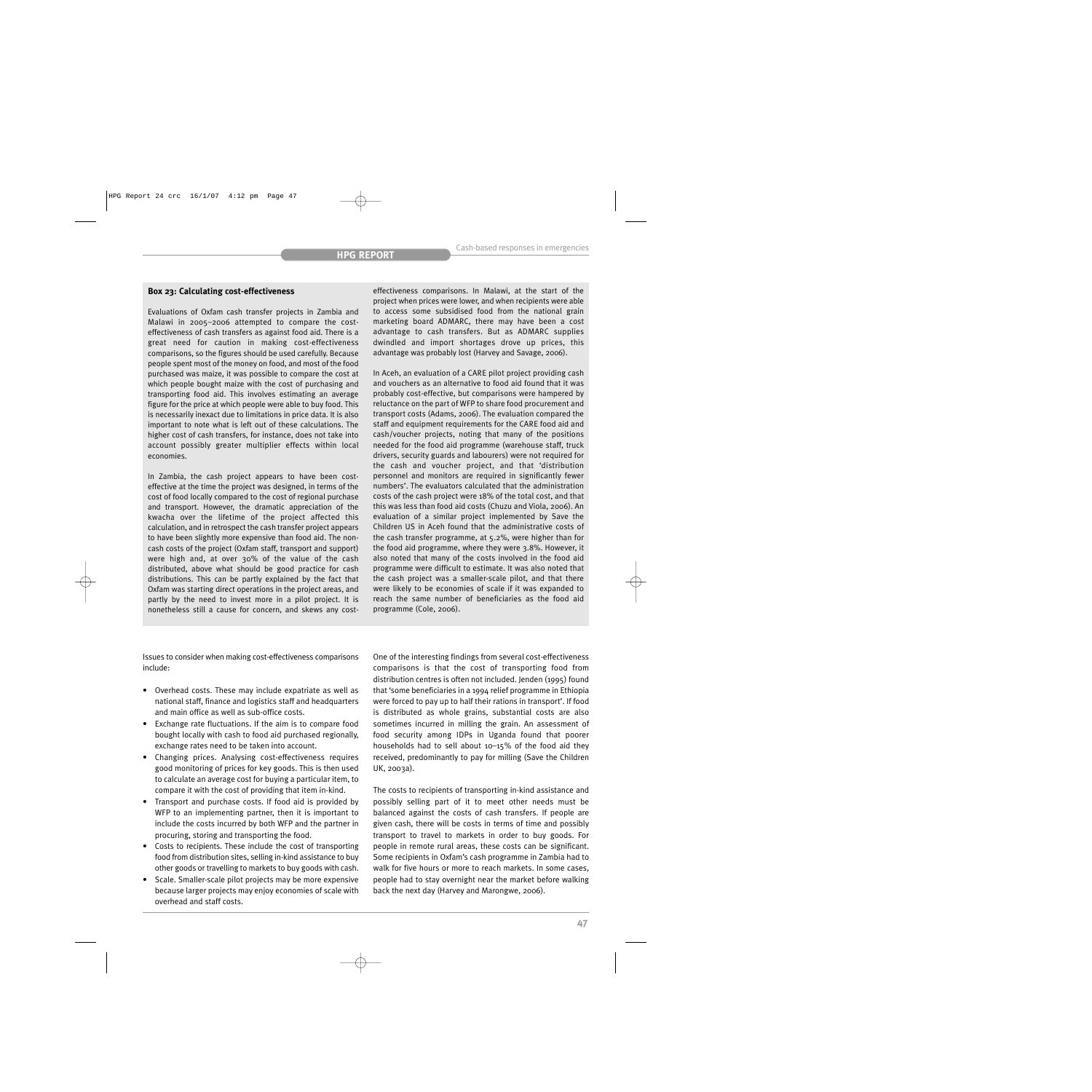### Box 23: Calculating cost-effectiveness

Evaluations of Oxfam cash transfer projects in Zambia and Malawi in 2005–2006 attempted to compare the cost-effectiveness of cash transfers as against food aid. There is a great need for caution in making cost-effectiveness comparisons, so the figures should be used carefully. Because people spent most of the money on food, and most of the food purchased was maize, it was possible to compare the cost at which people bought maize with the cost of purchasing and transporting food aid. This involves estimating an average figure for the price at which people were able to buy food. This is necessarily inexact due to limitations in price data. It is also important to note what is left out of these calculations. The higher cost of cash transfers, for instance, does not take into account possibly greater multiplier effects within local economies.

In Zambia, the cash project appears to have been cost-effective at the time the project was designed, in terms of the cost of food locally compared to the cost of regional purchase and transport. However, the dramatic appreciation of the kwacha over the lifetime of the project affected this calculation, and in retrospect the cash transfer project appears to have been slightly more expensive than food aid. The non-cash costs of the project (Oxfam staff, transport and support) were high and, at over 30% of the value of the cash distributed, above what should be good practice for cash distributions. This can be partly explained by the fact that Oxfam was starting direct operations in the project areas, and partly by the need to invest more in a pilot project. It is nonetheless still a cause for concern, and skews any cost-effectiveness comparisons. In Malawi, at the start of the project when prices were lower, and when recipients were able to access some subsidised food from the national grain marketing board ADMARC, there may have been a cost advantage to cash transfers. But as ADMARC supplies dwindled and import shortages drove up prices, this advantage was probably lost (Harvey and Savage, 2006).

In Aceh, an evaluation of a CARE pilot project providing cash and vouchers as an alternative to food aid found that it was probably cost-effective, but comparisons were hampered by reluctance on the part of WFP to share food procurement and transport costs (Adams, 2006). The evaluation compared the staff and equipment requirements for the CARE food aid and cash/voucher projects, noting that many of the positions needed for the food aid programme (warehouse staff, truck drivers, security guards and labourers) were not required for the cash and voucher project, and that 'distribution personnel and monitors are required in significantly fewer numbers'. The evaluators calculated that the administration costs of the cash project were 18% of the total cost, and that this was less than food aid costs (Chuzu and Viola, 2006). An evaluation of a similar project implemented by Save the Children US in Aceh found that the administrative costs of the cash transfer programme, at 5.2%, were higher than for the food aid programme, where they were 3.8%. However, it also noted that many of the costs involved in the food aid programme were difficult to estimate. It was also noted that the cash project was a smaller-scale pilot, and that there were likely to be economies of scale if it was expanded to reach the same number of beneficiaries as the food aid programme (Cole, 2006).

Issues to consider when making cost-effectiveness comparisons include:

- Overhead costs. These may include expatriate as well as national staff, finance and logistics staff and headquarters and main office as well as sub-office costs.
- Exchange rate fluctuations. If the aim is to compare food bought locally with cash to food aid purchased regionally, exchange rates need to be taken into account.
- Changing prices. Analysing cost-effectiveness requires good monitoring of prices for key goods. This is then used to calculate an average cost for buying a particular item, to compare it with the cost of providing that item in-kind.
- Transport and purchase costs. If food aid is provided by WFP to an implementing partner, then it is important to include the costs incurred by both WFP and the partner in procuring, storing and transporting the food.
- Costs to recipients. These include the cost of transporting food from distribution sites, selling in-kind assistance to buy other goods or travelling to markets to buy goods with cash.
- Scale. Smaller-scale pilot projects may be more expensive because larger projects may enjoy economies of scale with overhead and staff costs.

One of the interesting findings from several cost-effectiveness comparisons is that the cost of transporting food from distribution centres is often not included. Jenden (1995) found that 'some beneficiaries in a 1994 relief programme in Ethiopia were forced to pay up to half their rations in transport'. If food is distributed as whole grains, substantial costs are also sometimes incurred in milling the grain. An assessment of food security among IDPs in Uganda found that poorer households had to sell about 10–15% of the food aid they received, predominantly to pay for milling (Save the Children UK, 2003a).

The costs to recipients of transporting in-kind assistance and possibly selling part of it to meet other needs must be balanced against the costs of cash transfers. If people are given cash, there will be costs in terms of time and possibly transport to travel to markets in order to buy goods. For people in remote rural areas, these costs can be significant. Some recipients in Oxfam's cash programme in Zambia had to walk for five hours or more to reach markets. In some cases, people had to stay overnight near the market before walking back the next day (Harvey and Marongwe, 2006).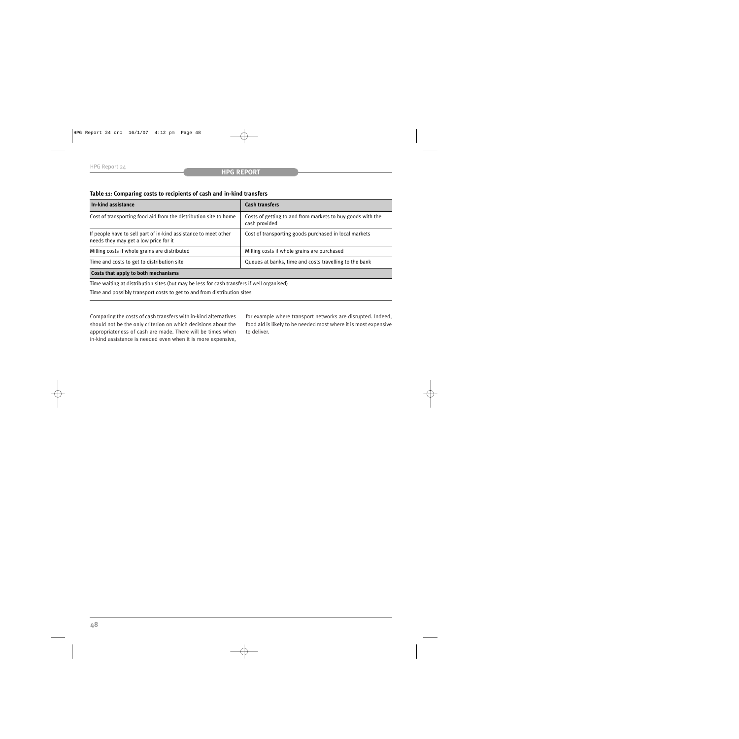**Table 11: Comparing costs to recipients of cash and in-kind transfers**

| In-kind assistance | Cash transfers |
|---|---|
| Cost of transporting food aid from the distribution site to home | Costs of getting to and from markets to buy goods with the cash provided |
| If people have to sell part of in-kind assistance to meet other needs they may get a low price for it | Cost of transporting goods purchased in local markets |
| Milling costs if whole grains are distributed | Milling costs if whole grains are purchased |
| Time and costs to get to distribution site | Queues at banks, time and costs travelling to the bank |
| **Costs that apply to both mechanisms** | |
| Time waiting at distribution sites (but may be less for cash transfers if well organised) | |
| Time and possibly transport costs to get to and from distribution sites | |

Comparing the costs of cash transfers with in-kind alternatives should not be the only criterion on which decisions about the appropriateness of cash are made. There will be times when in-kind assistance is needed even when it is more expensive, for example where transport networks are disrupted. Indeed, food aid is likely to be needed most where it is most expensive to deliver.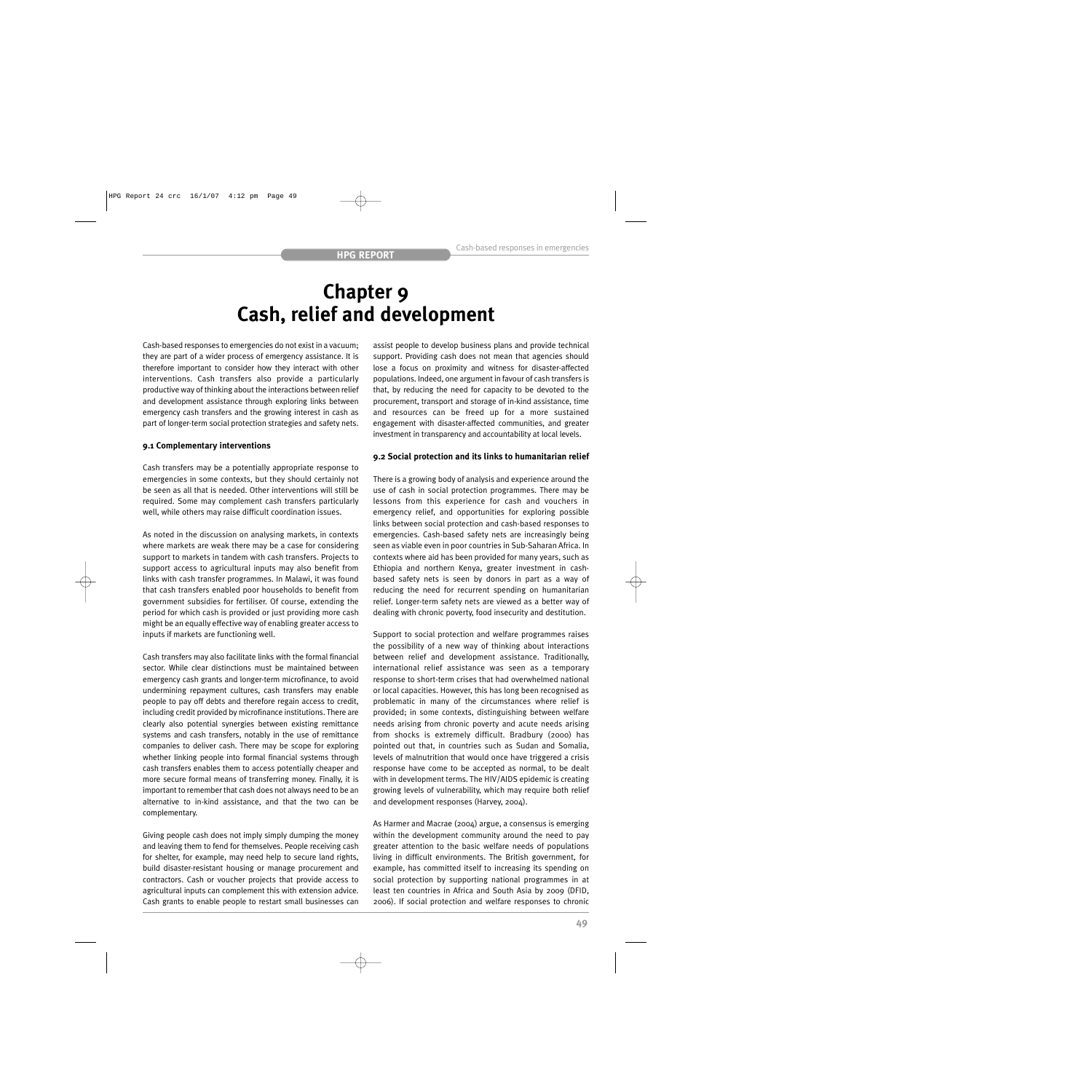# Chapter 9
# Cash, relief and development

Cash-based responses to emergencies do not exist in a vacuum; they are part of a wider process of emergency assistance. It is therefore important to consider how they interact with other interventions. Cash transfers also provide a particularly productive way of thinking about the interactions between relief and development assistance through exploring links between emergency cash transfers and the growing interest in cash as part of longer-term social protection strategies and safety nets.

### 9.1 Complementary interventions

Cash transfers may be a potentially appropriate response to emergencies in some contexts, but they should certainly not be seen as all that is needed. Other interventions will still be required. Some may complement cash transfers particularly well, while others may raise difficult coordination issues.

As noted in the discussion on analysing markets, in contexts where markets are weak there may be a case for considering support to markets in tandem with cash transfers. Projects to support access to agricultural inputs may also benefit from links with cash transfer programmes. In Malawi, it was found that cash transfers enabled poor households to benefit from government subsidies for fertiliser. Of course, extending the period for which cash is provided or just providing more cash might be an equally effective way of enabling greater access to inputs if markets are functioning well.

Cash transfers may also facilitate links with the formal financial sector. While clear distinctions must be maintained between emergency cash grants and longer-term microfinance, to avoid undermining repayment cultures, cash transfers may enable people to pay off debts and therefore regain access to credit, including credit provided by microfinance institutions. There are clearly also potential synergies between existing remittance systems and cash transfers, notably in the use of remittance companies to deliver cash. There may be scope for exploring whether linking people into formal financial systems through cash transfers enables them to access potentially cheaper and more secure formal means of transferring money. Finally, it is important to remember that cash does not always need to be an alternative to in-kind assistance, and that the two can be complementary.

Giving people cash does not imply simply dumping the money and leaving them to fend for themselves. People receiving cash for shelter, for example, may need help to secure land rights, build disaster-resistant housing or manage procurement and contractors. Cash or voucher projects that provide access to agricultural inputs can complement this with extension advice. Cash grants to enable people to restart small businesses can assist people to develop business plans and provide technical support. Providing cash does not mean that agencies should lose a focus on proximity and witness for disaster-affected populations. Indeed, one argument in favour of cash transfers is that, by reducing the need for capacity to be devoted to the procurement, transport and storage of in-kind assistance, time and resources can be freed up for a more sustained engagement with disaster-affected communities, and greater investment in transparency and accountability at local levels.

### 9.2 Social protection and its links to humanitarian relief

There is a growing body of analysis and experience around the use of cash in social protection programmes. There may be lessons from this experience for cash and vouchers in emergency relief, and opportunities for exploring possible links between social protection and cash-based responses to emergencies. Cash-based safety nets are increasingly being seen as viable even in poor countries in Sub-Saharan Africa. In contexts where aid has been provided for many years, such as Ethiopia and northern Kenya, greater investment in cash-based safety nets is seen by donors in part as a way of reducing the need for recurrent spending on humanitarian relief. Longer-term safety nets are viewed as a better way of dealing with chronic poverty, food insecurity and destitution.

Support to social protection and welfare programmes raises the possibility of a new way of thinking about interactions between relief and development assistance. Traditionally, international relief assistance was seen as a temporary response to short-term crises that had overwhelmed national or local capacities. However, this has long been recognised as problematic in many of the circumstances where relief is provided; in some contexts, distinguishing between welfare needs arising from chronic poverty and acute needs arising from shocks is extremely difficult. Bradbury (2000) has pointed out that, in countries such as Sudan and Somalia, levels of malnutrition that would once have triggered a crisis response have come to be accepted as normal, to be dealt with in development terms. The HIV/AIDS epidemic is creating growing levels of vulnerability, which may require both relief and development responses (Harvey, 2004).

As Harmer and Macrae (2004) argue, a consensus is emerging within the development community around the need to pay greater attention to the basic welfare needs of populations living in difficult environments. The British government, for example, has committed itself to increasing its spending on social protection by supporting national programmes in at least ten countries in Africa and South Asia by 2009 (DFID, 2006). If social protection and welfare responses to chronic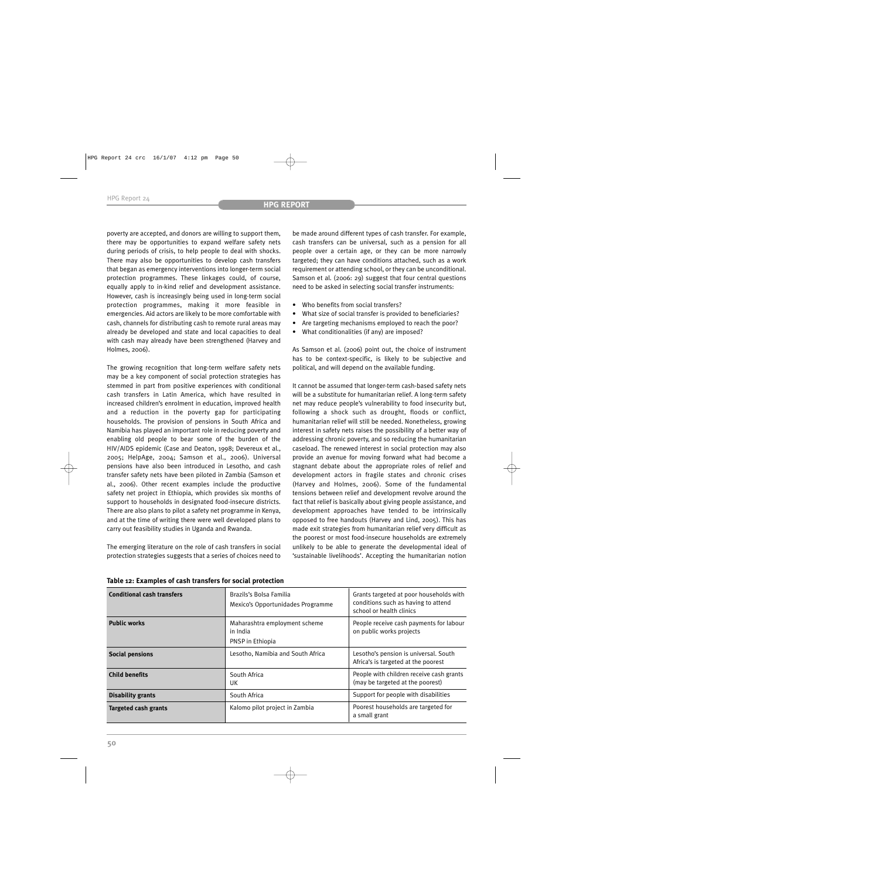poverty are accepted, and donors are willing to support them, there may be opportunities to expand welfare safety nets during periods of crisis, to help people to deal with shocks. There may also be opportunities to develop cash transfers that began as emergency interventions into longer-term social protection programmes. These linkages could, of course, equally apply to in-kind relief and development assistance. However, cash is increasingly being used in long-term social protection programmes, making it more feasible in emergencies. Aid actors are likely to be more comfortable with cash, channels for distributing cash to remote rural areas may already be developed and state and local capacities to deal with cash may already have been strengthened (Harvey and Holmes, 2006).

The growing recognition that long-term welfare safety nets may be a key component of social protection strategies has stemmed in part from positive experiences with conditional cash transfers in Latin America, which have resulted in increased children's enrolment in education, improved health and a reduction in the poverty gap for participating households. The provision of pensions in South Africa and Namibia has played an important role in reducing poverty and enabling old people to bear some of the burden of the HIV/AIDS epidemic (Case and Deaton, 1998; Devereux et al., 2005; HelpAge, 2004; Samson et al., 2006). Universal pensions have also been introduced in Lesotho, and cash transfer safety nets have been piloted in Zambia (Samson et al., 2006). Other recent examples include the productive safety net project in Ethiopia, which provides six months of support to households in designated food-insecure districts. There are also plans to pilot a safety net programme in Kenya, and at the time of writing there were well developed plans to carry out feasibility studies in Uganda and Rwanda.

The emerging literature on the role of cash transfers in social protection strategies suggests that a series of choices need to be made around different types of cash transfer. For example, cash transfers can be universal, such as a pension for all people over a certain age, or they can be more narrowly targeted; they can have conditions attached, such as a work requirement or attending school, or they can be unconditional. Samson et al. (2006: 29) suggest that four central questions need to be asked in selecting social transfer instruments:

- Who benefits from social transfers?
- What size of social transfer is provided to beneficiaries?
- Are targeting mechanisms employed to reach the poor?
- What conditionalities (if any) are imposed?

As Samson et al. (2006) point out, the choice of instrument has to be context-specific, is likely to be subjective and political, and will depend on the available funding.

It cannot be assumed that longer-term cash-based safety nets will be a substitute for humanitarian relief. A long-term safety net may reduce people's vulnerability to food insecurity but, following a shock such as drought, floods or conflict, humanitarian relief will still be needed. Nonetheless, growing interest in safety nets raises the possibility of a better way of addressing chronic poverty, and so reducing the humanitarian caseload. The renewed interest in social protection may also provide an avenue for moving forward what had become a stagnant debate about the appropriate roles of relief and development actors in fragile states and chronic crises (Harvey and Holmes, 2006). Some of the fundamental tensions between relief and development revolve around the fact that relief is basically about giving people assistance, and development approaches have tended to be intrinsically opposed to free handouts (Harvey and Lind, 2005). This has made exit strategies from humanitarian relief very difficult as the poorest or most food-insecure households are extremely unlikely to be able to generate the developmental ideal of 'sustainable livelihoods'. Accepting the humanitarian notion

**Table 12: Examples of cash transfers for social protection**

| | | |
|---|---|---|
| **Conditional cash transfers** | Brazils's Bolsa Familia<br>Mexico's Opportunidades Programme | Grants targeted at poor households with conditions such as having to attend school or health clinics |
| **Public works** | Maharashtra employment scheme in India<br>PNSP in Ethiopia | People receive cash payments for labour on public works projects |
| **Social pensions** | Lesotho, Namibia and South Africa | Lesotho's pension is universal. South Africa's is targeted at the poorest |
| **Child benefits** | South Africa<br>UK | People with children receive cash grants (may be targeted at the poorest) |
| **Disability grants** | South Africa | Support for people with disabilities |
| **Targeted cash grants** | Kalomo pilot project in Zambia | Poorest households are targeted for a small grant |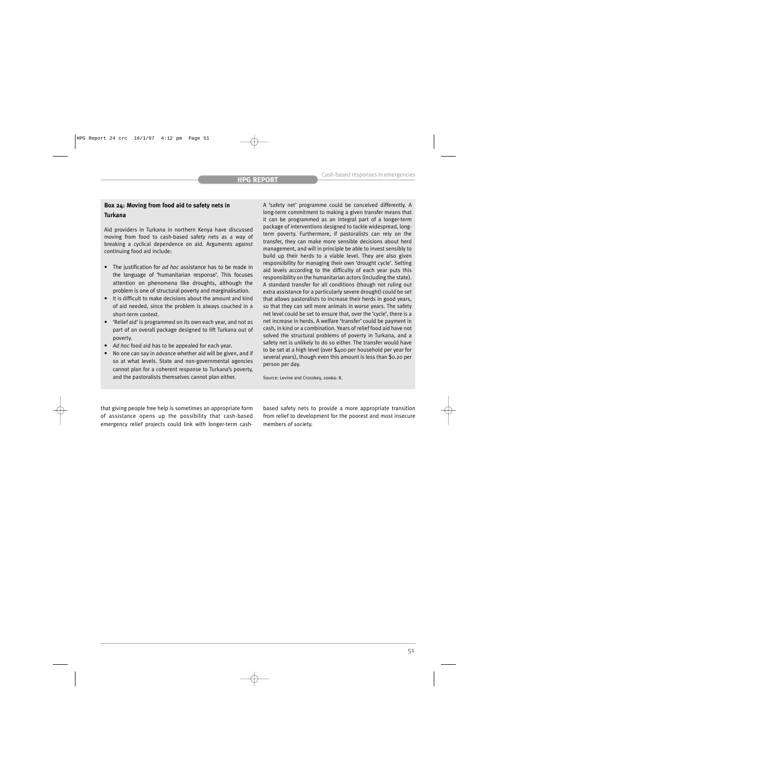**Box 24: Moving from food aid to safety nets in Turkana**

Aid providers in Turkana in northern Kenya have discussed moving from food to cash-based safety nets as a way of breaking a cyclical dependence on aid. Arguments against continuing food aid include:

- The justification for *ad hoc* assistance has to be made in the language of 'humanitarian response'. This focuses attention on phenomena like droughts, although the problem is one of structural poverty and marginalisation.
- It is difficult to make decisions about the amount and kind of aid needed, since the problem is always couched in a short-term context.
- 'Relief aid' is programmed on its own each year, and not as part of an overall package designed to lift Turkana out of poverty.
- *Ad hoc* food aid has to be appealed for each year.
- No one can say in advance whether aid will be given, and if so at what levels. State and non-governmental agencies cannot plan for a coherent response to Turkana's poverty, and the pastoralists themselves cannot plan either.

A 'safety net' programme could be conceived differently. A long-term commitment to making a given transfer means that it can be programmed as an integral part of a longer-term package of interventions designed to tackle widespread, long-term poverty. Furthermore, if pastoralists can rely on the transfer, they can make more sensible decisions about herd management, and will in principle be able to invest sensibly to build up their herds to a viable level. They are also given responsibility for managing their own 'drought cycle'. Setting aid levels according to the difficulty of each year puts this responsibility on the humanitarian actors (including the state). A standard transfer for all conditions (though not ruling out extra assistance for a particularly severe drought) could be set that allows pastoralists to increase their herds in good years, so that they can sell more animals in worse years. The safety net level could be set to ensure that, over the 'cycle', there is a net increase in herds. A welfare 'transfer' could be payment in cash, in kind or a combination. Years of relief food aid have not solved the structural problems of poverty in Turkana, and a safety net is unlikely to do so either. The transfer would have to be set at a high level (over $400 per household per year for several years), though even this amount is less than $0.20 per person per day.

Source: Levine and Crosskey, 2006a: 8.

that giving people free help is sometimes an appropriate form of assistance opens up the possibility that cash-based emergency relief projects could link with longer-term cash-based safety nets to provide a more appropriate transition from relief to development for the poorest and most insecure members of society.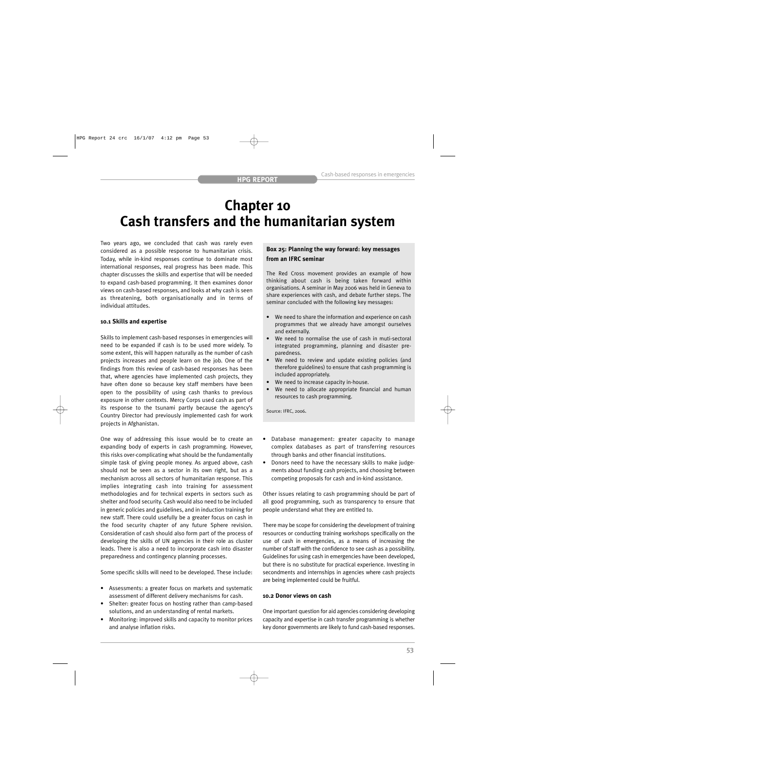# Chapter 10
# Cash transfers and the humanitarian system

Two years ago, we concluded that cash was rarely even considered as a possible response to humanitarian crisis. Today, while in-kind responses continue to dominate most international responses, real progress has been made. This chapter discusses the skills and expertise that will be needed to expand cash-based programming. It then examines donor views on cash-based responses, and looks at why cash is seen as threatening, both organisationally and in terms of individual attitudes.

### 10.1 Skills and expertise

Skills to implement cash-based responses in emergencies will need to be expanded if cash is to be used more widely. To some extent, this will happen naturally as the number of cash projects increases and people learn on the job. One of the findings from this review of cash-based responses has been that, where agencies have implemented cash projects, they have often done so because key staff members have been open to the possibility of using cash thanks to previous exposure in other contexts. Mercy Corps used cash as part of its response to the tsunami partly because the agency's Country Director had previously implemented cash for work projects in Afghanistan.

One way of addressing this issue would be to create an expanding body of experts in cash programming. However, this risks over-complicating what should be the fundamentally simple task of giving people money. As argued above, cash should not be seen as a sector in its own right, but as a mechanism across all sectors of humanitarian response. This implies integrating cash into training for assessment methodologies and for technical experts in sectors such as shelter and food security. Cash would also need to be included in generic policies and guidelines, and in induction training for new staff. There could usefully be a greater focus on cash in the food security chapter of any future Sphere revision. Consideration of cash should also form part of the process of developing the skills of UN agencies in their role as cluster leads. There is also a need to incorporate cash into disaster preparedness and contingency planning processes.

Some specific skills will need to be developed. These include:

- Assessments: a greater focus on markets and systematic assessment of different delivery mechanisms for cash.
- Shelter: greater focus on hosting rather than camp-based solutions, and an understanding of rental markets.
- Monitoring: improved skills and capacity to monitor prices and analyse inflation risks.
- Database management: greater capacity to manage complex databases as part of transferring resources through banks and other financial institutions.
- Donors need to have the necessary skills to make judgements about funding cash projects, and choosing between competing proposals for cash and in-kind assistance.

> **Box 25: Planning the way forward: key messages from an IFRC seminar**
>
> The Red Cross movement provides an example of how thinking about cash is being taken forward within organisations. A seminar in May 2006 was held in Geneva to share experiences with cash, and debate further steps. The seminar concluded with the following key messages:
>
> - We need to share the information and experience on cash programmes that we already have amongst ourselves and externally.
> - We need to normalise the use of cash in muti-sectoral integrated programming, planning and disaster preparedness.
> - We need to review and update existing policies (and therefore guidelines) to ensure that cash programming is included appropriately.
> - We need to increase capacity in-house.
> - We need to allocate appropriate financial and human resources to cash programming.
>
> Source: IFRC, 2006.

Other issues relating to cash programming should be part of all good programming, such as transparency to ensure that people understand what they are entitled to.

There may be scope for considering the development of training resources or conducting training workshops specifically on the use of cash in emergencies, as a means of increasing the number of staff with the confidence to see cash as a possibility. Guidelines for using cash in emergencies have been developed, but there is no substitute for practical experience. Investing in secondments and internships in agencies where cash projects are being implemented could be fruitful.

### 10.2 Donor views on cash

One important question for aid agencies considering developing capacity and expertise in cash transfer programming is whether key donor governments are likely to fund cash-based responses.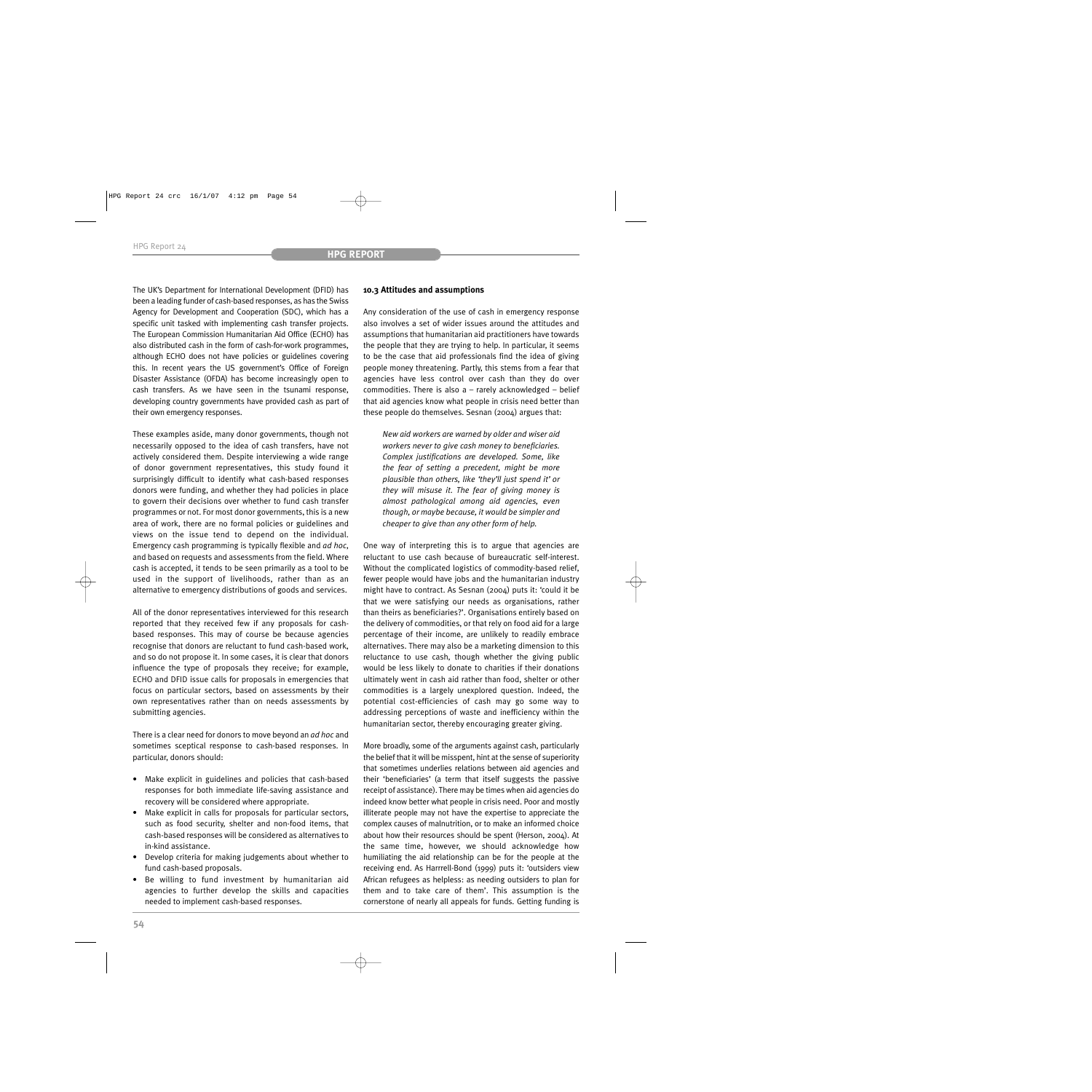The UK's Department for International Development (DFID) has been a leading funder of cash-based responses, as has the Swiss Agency for Development and Cooperation (SDC), which has a specific unit tasked with implementing cash transfer projects. The European Commission Humanitarian Aid Office (ECHO) has also distributed cash in the form of cash-for-work programmes, although ECHO does not have policies or guidelines covering this. In recent years the US government's Office of Foreign Disaster Assistance (OFDA) has become increasingly open to cash transfers. As we have seen in the tsunami response, developing country governments have provided cash as part of their own emergency responses.

These examples aside, many donor governments, though not necessarily opposed to the idea of cash transfers, have not actively considered them. Despite interviewing a wide range of donor government representatives, this study found it surprisingly difficult to identify what cash-based responses donors were funding, and whether they had policies in place to govern their decisions over whether to fund cash transfer programmes or not. For most donor governments, this is a new area of work, there are no formal policies or guidelines and views on the issue tend to depend on the individual. Emergency cash programming is typically flexible and *ad hoc*, and based on requests and assessments from the field. Where cash is accepted, it tends to be seen primarily as a tool to be used in the support of livelihoods, rather than as an alternative to emergency distributions of goods and services.

All of the donor representatives interviewed for this research reported that they received few if any proposals for cash-based responses. This may of course be because agencies recognise that donors are reluctant to fund cash-based work, and so do not propose it. In some cases, it is clear that donors influence the type of proposals they receive; for example, ECHO and DFID issue calls for proposals in emergencies that focus on particular sectors, based on assessments by their own representatives rather than on needs assessments by submitting agencies.

There is a clear need for donors to move beyond an *ad hoc* and sometimes sceptical response to cash-based responses. In particular, donors should:

- Make explicit in guidelines and policies that cash-based responses for both immediate life-saving assistance and recovery will be considered where appropriate.
- Make explicit in calls for proposals for particular sectors, such as food security, shelter and non-food items, that cash-based responses will be considered as alternatives to in-kind assistance.
- Develop criteria for making judgements about whether to fund cash-based proposals.
- Be willing to fund investment by humanitarian aid agencies to further develop the skills and capacities needed to implement cash-based responses.

### 10.3 Attitudes and assumptions

Any consideration of the use of cash in emergency response also involves a set of wider issues around the attitudes and assumptions that humanitarian aid practitioners have towards the people that they are trying to help. In particular, it seems to be the case that aid professionals find the idea of giving people money threatening. Partly, this stems from a fear that agencies have less control over cash than they do over commodities. There is also a – rarely acknowledged – belief that aid agencies know what people in crisis need better than these people do themselves. Sesnan (2004) argues that:

> *New aid workers are warned by older and wiser aid workers never to give cash money to beneficiaries. Complex justifications are developed. Some, like the fear of setting a precedent, might be more plausible than others, like 'they'll just spend it' or they will misuse it. The fear of giving money is almost pathological among aid agencies, even though, or maybe because, it would be simpler and cheaper to give than any other form of help.*

One way of interpreting this is to argue that agencies are reluctant to use cash because of bureaucratic self-interest. Without the complicated logistics of commodity-based relief, fewer people would have jobs and the humanitarian industry might have to contract. As Sesnan (2004) puts it: 'could it be that we were satisfying our needs as organisations, rather than theirs as beneficiaries?'. Organisations entirely based on the delivery of commodities, or that rely on food aid for a large percentage of their income, are unlikely to readily embrace alternatives. There may also be a marketing dimension to this reluctance to use cash, though whether the giving public would be less likely to donate to charities if their donations ultimately went in cash aid rather than food, shelter or other commodities is a largely unexplored question. Indeed, the potential cost-efficiencies of cash may go some way to addressing perceptions of waste and inefficiency within the humanitarian sector, thereby encouraging greater giving.

More broadly, some of the arguments against cash, particularly the belief that it will be misspent, hint at the sense of superiority that sometimes underlies relations between aid agencies and their 'beneficiaries' (a term that itself suggests the passive receipt of assistance). There may be times when aid agencies do indeed know better what people in crisis need. Poor and mostly illiterate people may not have the expertise to appreciate the complex causes of malnutrition, or to make an informed choice about how their resources should be spent (Herson, 2004). At the same time, however, we should acknowledge how humiliating the aid relationship can be for the people at the receiving end. As Harrrell-Bond (1999) puts it: 'outsiders view African refugees as helpless: as needing outsiders to plan for them and to take care of them'. This assumption is the cornerstone of nearly all appeals for funds. Getting funding is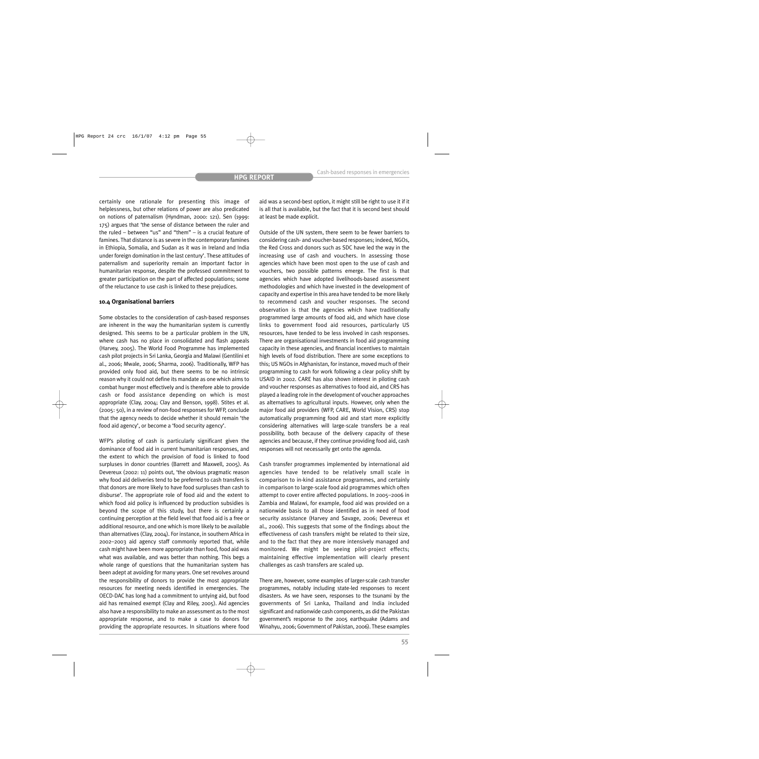certainly one rationale for presenting this image of helplessness, but other relations of power are also predicated on notions of paternalism (Hyndman, 2000: 121). Sen (1999: 175) argues that 'the sense of distance between the ruler and the ruled – between "us" and "them" – is a crucial feature of famines. That distance is as severe in the contemporary famines in Ethiopia, Somalia, and Sudan as it was in Ireland and India under foreign domination in the last century'. These attitudes of paternalism and superiority remain an important factor in humanitarian response, despite the professed commitment to greater participation on the part of affected populations; some of the reluctance to use cash is linked to these prejudices.

### 10.4 Organisational barriers

Some obstacles to the consideration of cash-based responses are inherent in the way the humanitarian system is currently designed. This seems to be a particular problem in the UN, where cash has no place in consolidated and flash appeals (Harvey, 2005). The World Food Programme has implemented cash pilot projects in Sri Lanka, Georgia and Malawi (Gentilini et al., 2006; Mwale, 2006; Sharma, 2006). Traditionally, WFP has provided only food aid, but there seems to be no intrinsic reason why it could not define its mandate as one which aims to combat hunger most effectively and is therefore able to provide cash or food assistance depending on which is most appropriate (Clay, 2004; Clay and Benson, 1998). Stites et al. (2005: 50), in a review of non-food responses for WFP, conclude that the agency needs to decide whether it should remain 'the food aid agency', or become a 'food security agency'.

WFP's piloting of cash is particularly significant given the dominance of food aid in current humanitarian responses, and the extent to which the provision of food is linked to food surpluses in donor countries (Barrett and Maxwell, 2005). As Devereux (2002: 11) points out, 'the obvious pragmatic reason why food aid deliveries tend to be preferred to cash transfers is that donors are more likely to have food surpluses than cash to disburse'. The appropriate role of food aid and the extent to which food aid policy is influenced by production subsidies is beyond the scope of this study, but there is certainly a continuing perception at the field level that food aid is a free or additional resource, and one which is more likely to be available than alternatives (Clay, 2004). For instance, in southern Africa in 2002–2003 aid agency staff commonly reported that, while cash might have been more appropriate than food, food aid was what was available, and was better than nothing. This begs a whole range of questions that the humanitarian system has been adept at avoiding for many years. One set revolves around the responsibility of donors to provide the most appropriate resources for meeting needs identified in emergencies. The OECD-DAC has long had a commitment to untying aid, but food aid has remained exempt (Clay and Riley, 2005). Aid agencies also have a responsibility to make an assessment as to the most appropriate response, and to make a case to donors for providing the appropriate resources. In situations where food aid was a second-best option, it might still be right to use it if it is all that is available, but the fact that it is second best should at least be made explicit.

Outside of the UN system, there seem to be fewer barriers to considering cash- and voucher-based responses; indeed, NGOs, the Red Cross and donors such as SDC have led the way in the increasing use of cash and vouchers. In assessing those agencies which have been most open to the use of cash and vouchers, two possible patterns emerge. The first is that agencies which have adopted livelihoods-based assessment methodologies and which have invested in the development of capacity and expertise in this area have tended to be more likely to recommend cash and voucher responses. The second observation is that the agencies which have traditionally programmed large amounts of food aid, and which have close links to government food aid resources, particularly US resources, have tended to be less involved in cash responses. There are organisational investments in food aid programming capacity in these agencies, and financial incentives to maintain high levels of food distribution. There are some exceptions to this; US NGOs in Afghanistan, for instance, moved much of their programming to cash for work following a clear policy shift by USAID in 2002. CARE has also shown interest in piloting cash and voucher responses as alternatives to food aid, and CRS has played a leading role in the development of voucher approaches as alternatives to agricultural inputs. However, only when the major food aid providers (WFP, CARE, World Vision, CRS) stop automatically programming food aid and start more explicitly considering alternatives will large-scale transfers be a real possibility, both because of the delivery capacity of these agencies and because, if they continue providing food aid, cash responses will not necessarily get onto the agenda.

Cash transfer programmes implemented by international aid agencies have tended to be relatively small scale in comparison to in-kind assistance programmes, and certainly in comparison to large-scale food aid programmes which often attempt to cover entire affected populations. In 2005–2006 in Zambia and Malawi, for example, food aid was provided on a nationwide basis to all those identified as in need of food security assistance (Harvey and Savage, 2006; Devereux et al., 2006). This suggests that some of the findings about the effectiveness of cash transfers might be related to their size, and to the fact that they are more intensively managed and monitored. We might be seeing pilot-project effects; maintaining effective implementation will clearly present challenges as cash transfers are scaled up.

There are, however, some examples of larger-scale cash transfer programmes, notably including state-led responses to recent disasters. As we have seen, responses to the tsunami by the governments of Sri Lanka, Thailand and India included significant and nationwide cash components, as did the Pakistan government's response to the 2005 earthquake (Adams and Winahyu, 2006; Government of Pakistan, 2006). These examples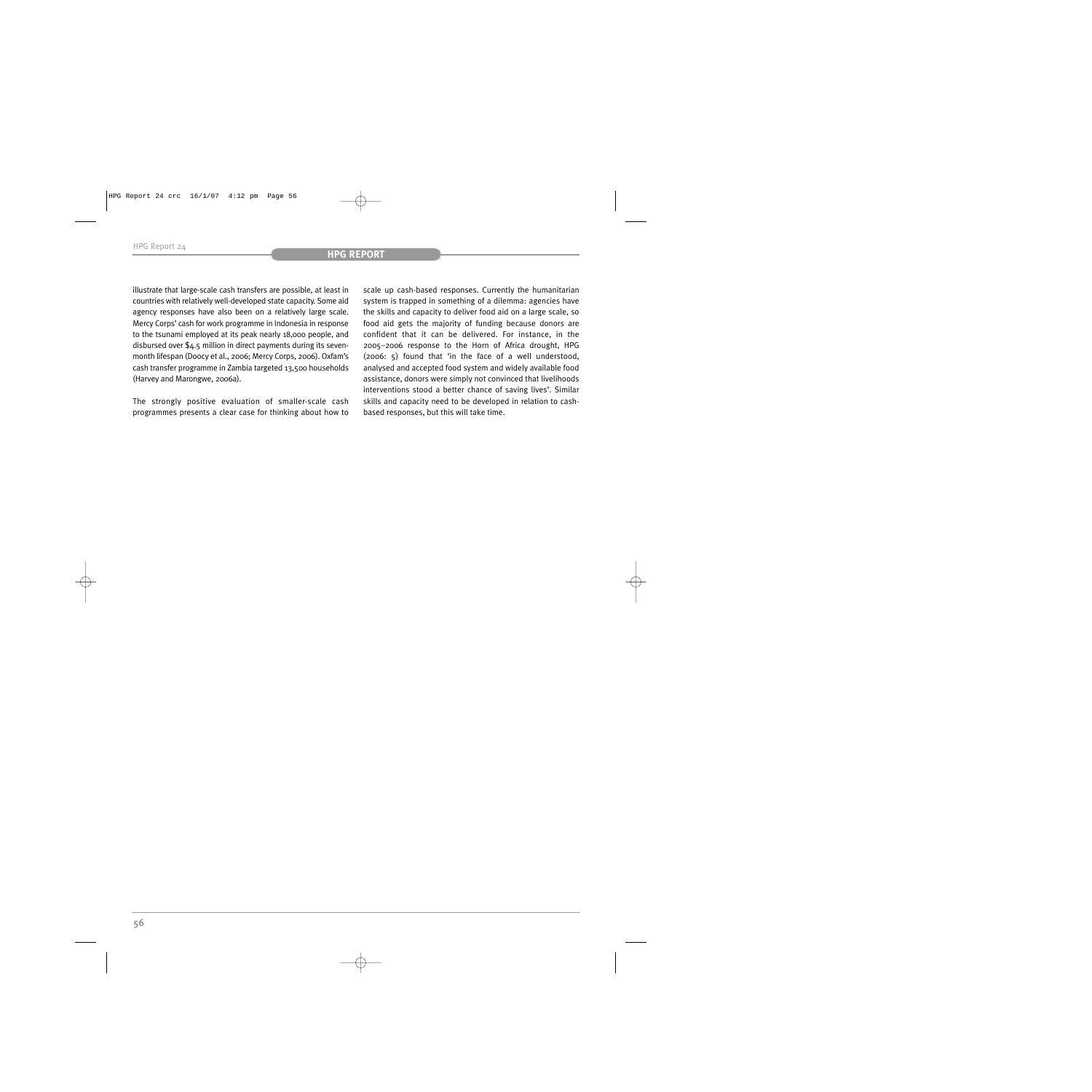illustrate that large-scale cash transfers are possible, at least in countries with relatively well-developed state capacity. Some aid agency responses have also been on a relatively large scale. Mercy Corps' cash for work programme in Indonesia in response to the tsunami employed at its peak nearly 18,000 people, and disbursed over $4.5 million in direct payments during its seven-month lifespan (Doocy et al., 2006; Mercy Corps, 2006). Oxfam's cash transfer programme in Zambia targeted 13,500 households (Harvey and Marongwe, 2006a).

The strongly positive evaluation of smaller-scale cash programmes presents a clear case for thinking about how to scale up cash-based responses. Currently the humanitarian system is trapped in something of a dilemma: agencies have the skills and capacity to deliver food aid on a large scale, so food aid gets the majority of funding because donors are confident that it can be delivered. For instance, in the 2005–2006 response to the Horn of Africa drought, HPG (2006: 5) found that 'in the face of a well understood, analysed and accepted food system and widely available food assistance, donors were simply not convinced that livelihoods interventions stood a better chance of saving lives'. Similar skills and capacity need to be developed in relation to cash-based responses, but this will take time.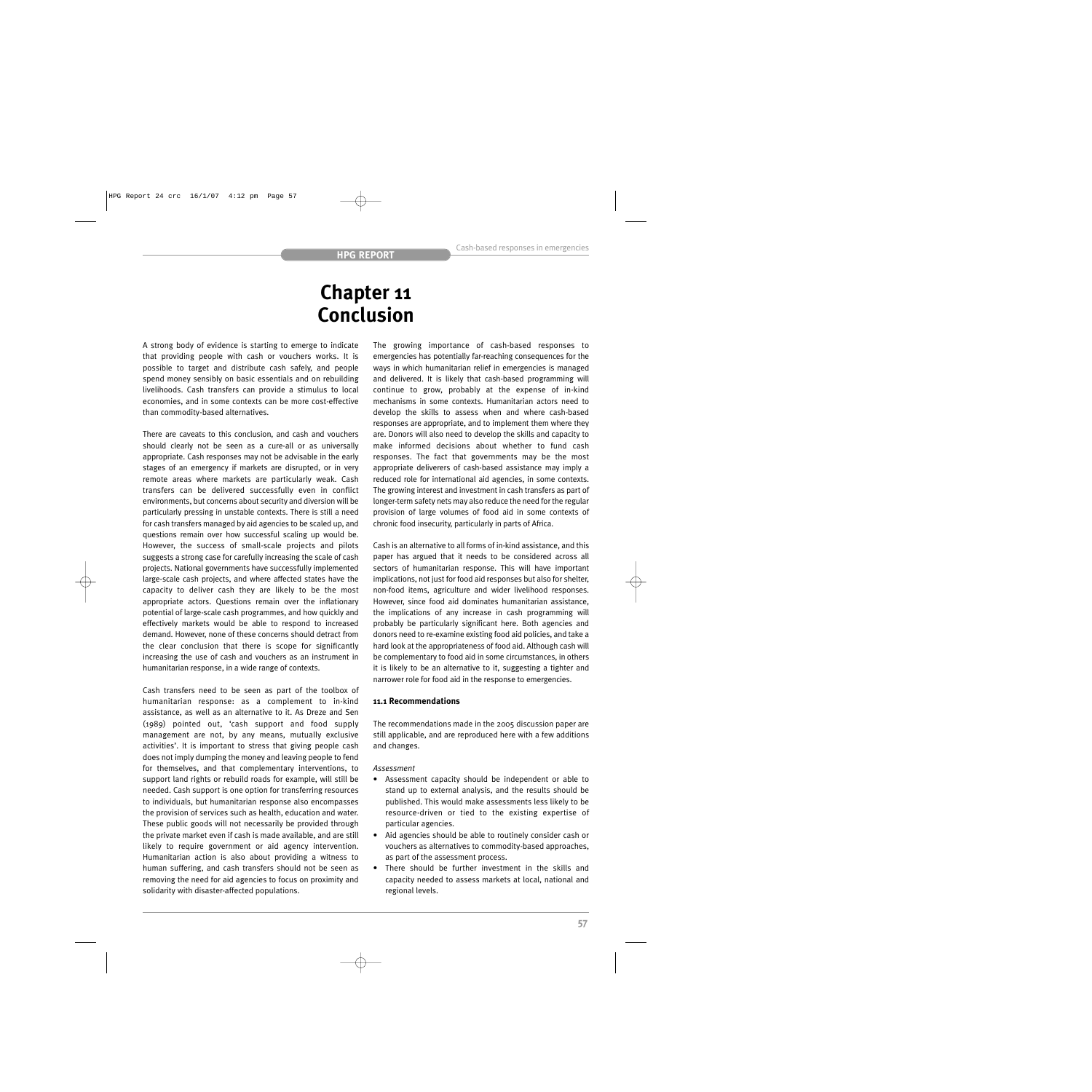# Chapter 11 Conclusion

A strong body of evidence is starting to emerge to indicate that providing people with cash or vouchers works. It is possible to target and distribute cash safely, and people spend money sensibly on basic essentials and on rebuilding livelihoods. Cash transfers can provide a stimulus to local economies, and in some contexts can be more cost-effective than commodity-based alternatives.

There are caveats to this conclusion, and cash and vouchers should clearly not be seen as a cure-all or as universally appropriate. Cash responses may not be advisable in the early stages of an emergency if markets are disrupted, or in very remote areas where markets are particularly weak. Cash transfers can be delivered successfully even in conflict environments, but concerns about security and diversion will be particularly pressing in unstable contexts. There is still a need for cash transfers managed by aid agencies to be scaled up, and questions remain over how successful scaling up would be. However, the success of small-scale projects and pilots suggests a strong case for carefully increasing the scale of cash projects. National governments have successfully implemented large-scale cash projects, and where affected states have the capacity to deliver cash they are likely to be the most appropriate actors. Questions remain over the inflationary potential of large-scale cash programmes, and how quickly and effectively markets would be able to respond to increased demand. However, none of these concerns should detract from the clear conclusion that there is scope for significantly increasing the use of cash and vouchers as an instrument in humanitarian response, in a wide range of contexts.

Cash transfers need to be seen as part of the toolbox of humanitarian response: as a complement to in-kind assistance, as well as an alternative to it. As Dreze and Sen (1989) pointed out, 'cash support and food supply management are not, by any means, mutually exclusive activities'. It is important to stress that giving people cash does not imply dumping the money and leaving people to fend for themselves, and that complementary interventions, to support land rights or rebuild roads for example, will still be needed. Cash support is one option for transferring resources to individuals, but humanitarian response also encompasses the provision of services such as health, education and water. These public goods will not necessarily be provided through the private market even if cash is made available, and are still likely to require government or aid agency intervention. Humanitarian action is also about providing a witness to human suffering, and cash transfers should not be seen as removing the need for aid agencies to focus on proximity and solidarity with disaster-affected populations.

The growing importance of cash-based responses to emergencies has potentially far-reaching consequences for the ways in which humanitarian relief in emergencies is managed and delivered. It is likely that cash-based programming will continue to grow, probably at the expense of in-kind mechanisms in some contexts. Humanitarian actors need to develop the skills to assess when and where cash-based responses are appropriate, and to implement them where they are. Donors will also need to develop the skills and capacity to make informed decisions about whether to fund cash responses. The fact that governments may be the most appropriate deliverers of cash-based assistance may imply a reduced role for international aid agencies, in some contexts. The growing interest and investment in cash transfers as part of longer-term safety nets may also reduce the need for the regular provision of large volumes of food aid in some contexts of chronic food insecurity, particularly in parts of Africa.

Cash is an alternative to all forms of in-kind assistance, and this paper has argued that it needs to be considered across all sectors of humanitarian response. This will have important implications, not just for food aid responses but also for shelter, non-food items, agriculture and wider livelihood responses. However, since food aid dominates humanitarian assistance, the implications of any increase in cash programming will probably be particularly significant here. Both agencies and donors need to re-examine existing food aid policies, and take a hard look at the appropriateness of food aid. Although cash will be complementary to food aid in some circumstances, in others it is likely to be an alternative to it, suggesting a tighter and narrower role for food aid in the response to emergencies.

### 11.1 Recommendations

The recommendations made in the 2005 discussion paper are still applicable, and are reproduced here with a few additions and changes.

*Assessment*

- Assessment capacity should be independent or able to stand up to external analysis, and the results should be published. This would make assessments less likely to be resource-driven or tied to the existing expertise of particular agencies.
- Aid agencies should be able to routinely consider cash or vouchers as alternatives to commodity-based approaches, as part of the assessment process.
- There should be further investment in the skills and capacity needed to assess markets at local, national and regional levels.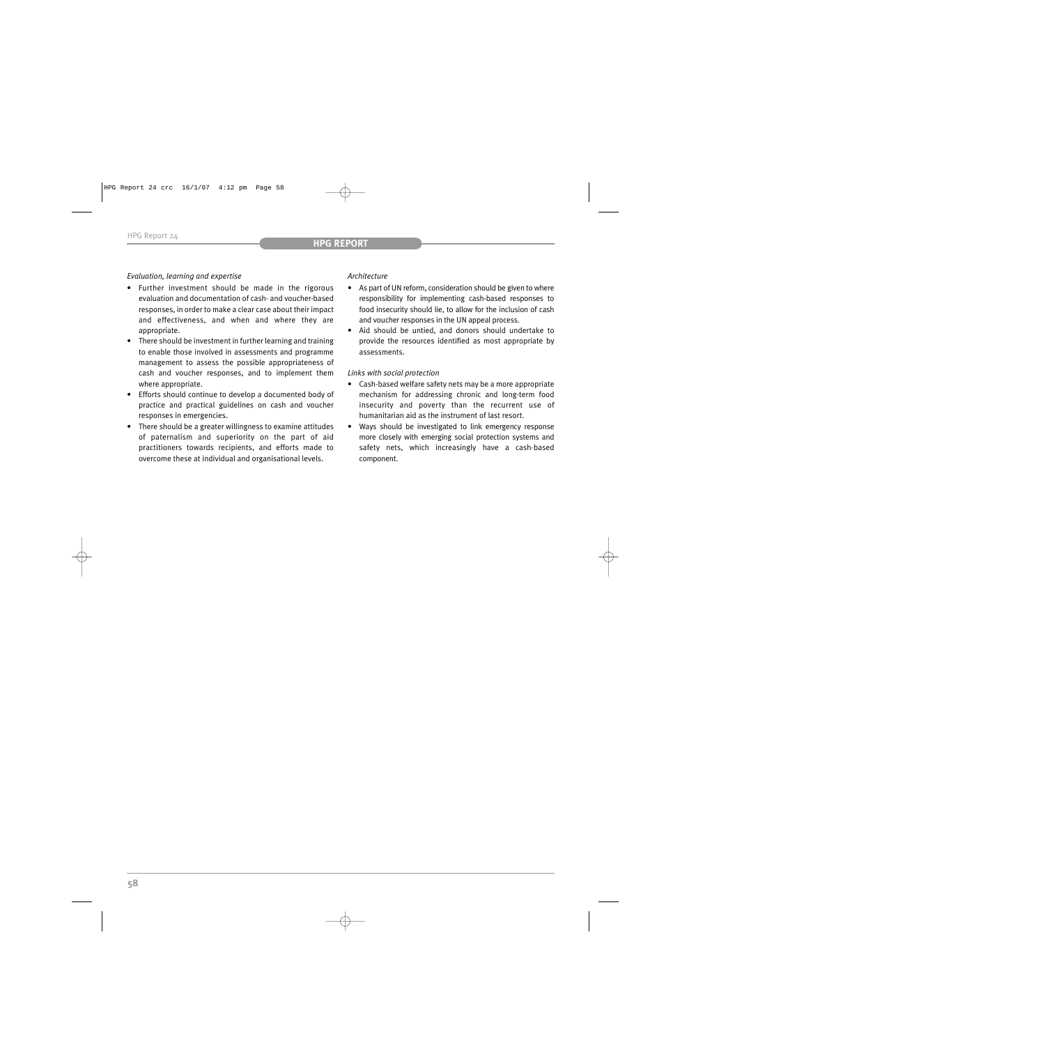*Evaluation, learning and expertise*

- Further investment should be made in the rigorous evaluation and documentation of cash- and voucher-based responses, in order to make a clear case about their impact and effectiveness, and when and where they are appropriate.
- There should be investment in further learning and training to enable those involved in assessments and programme management to assess the possible appropriateness of cash and voucher responses, and to implement them where appropriate.
- Efforts should continue to develop a documented body of practice and practical guidelines on cash and voucher responses in emergencies.
- There should be a greater willingness to examine attitudes of paternalism and superiority on the part of aid practitioners towards recipients, and efforts made to overcome these at individual and organisational levels.

*Architecture*

- As part of UN reform, consideration should be given to where responsibility for implementing cash-based responses to food insecurity should lie, to allow for the inclusion of cash and voucher responses in the UN appeal process.
- Aid should be untied, and donors should undertake to provide the resources identified as most appropriate by assessments.

*Links with social protection*

- Cash-based welfare safety nets may be a more appropriate mechanism for addressing chronic and long-term food insecurity and poverty than the recurrent use of humanitarian aid as the instrument of last resort.
- Ways should be investigated to link emergency response more closely with emerging social protection systems and safety nets, which increasingly have a cash-based component.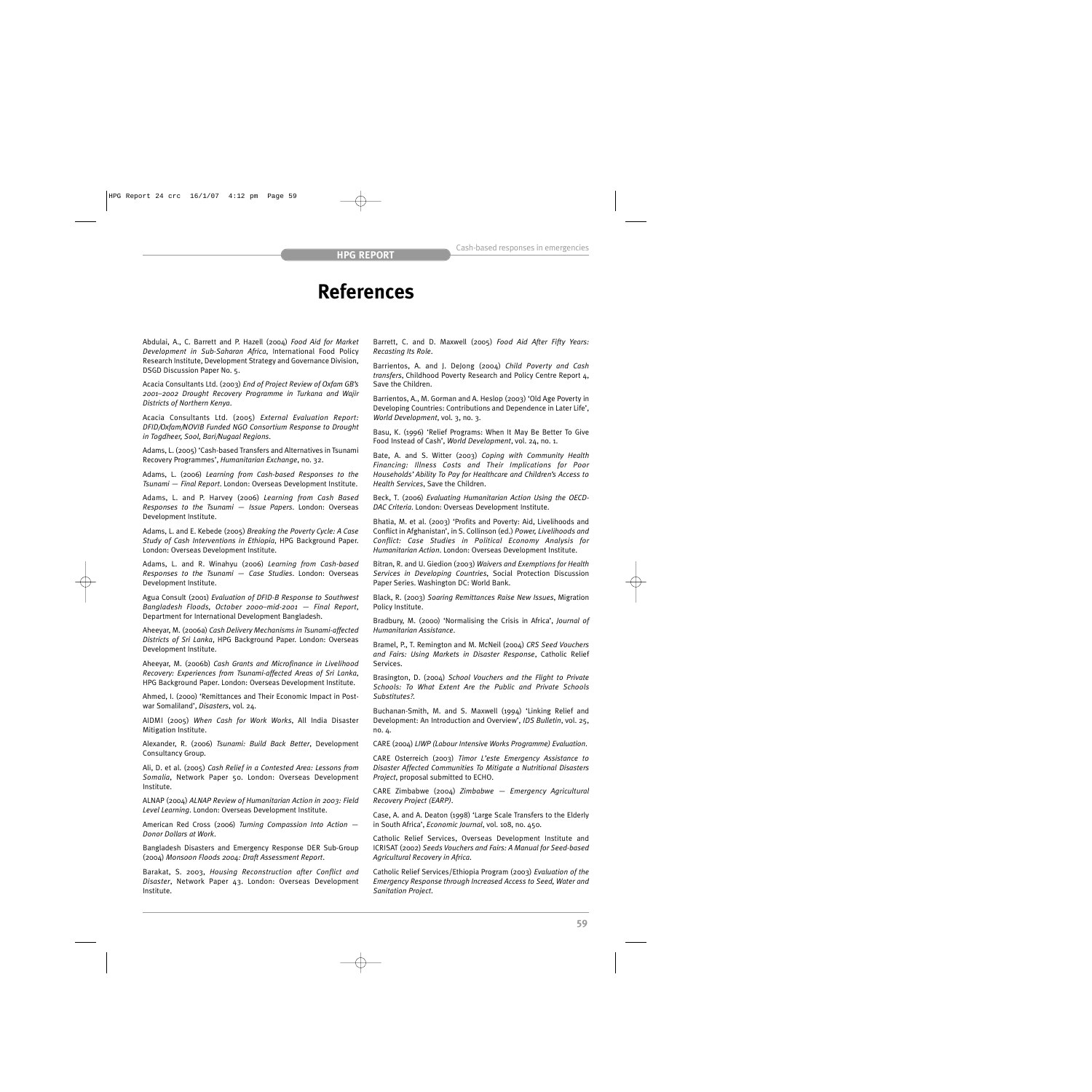# References

Abdulai, A., C. Barrett and P. Hazell (2004) *Food Aid for Market Development in Sub-Saharan Africa*, International Food Policy Research Institute, Development Strategy and Governance Division, DSGD Discussion Paper No. 5.

Acacia Consultants Ltd. (2003) *End of Project Review of Oxfam GB's 2001–2002 Drought Recovery Programme in Turkana and Wajir Districts of Northern Kenya*.

Acacia Consultants Ltd. (2005) *External Evaluation Report: DFID/Oxfam/NOVIB Funded NGO Consortium Response to Drought in Togdheer, Sool, Bari/Nugaal Regions*.

Adams, L. (2005) 'Cash-based Transfers and Alternatives in Tsunami Recovery Programmes', *Humanitarian Exchange*, no. 32.

Adams, L. (2006) *Learning from Cash-based Responses to the Tsunami — Final Report*. London: Overseas Development Institute.

Adams, L. and P. Harvey (2006) *Learning from Cash Based Responses to the Tsunami — Issue Papers*. London: Overseas Development Institute.

Adams, L. and E. Kebede (2005) *Breaking the Poverty Cycle: A Case Study of Cash Interventions in Ethiopia*, HPG Background Paper. London: Overseas Development Institute.

Adams, L. and R. Winahyu (2006) *Learning from Cash-based Responses to the Tsunami — Case Studies*. London: Overseas Development Institute.

Agua Consult (2001) *Evaluation of DFID-B Response to Southwest Bangladesh Floods, October 2000–mid-2001 — Final Report*, Department for International Development Bangladesh.

Aheeyar, M. (2006a) *Cash Delivery Mechanisms in Tsunami-affected Districts of Sri Lanka*, HPG Background Paper. London: Overseas Development Institute.

Aheeyar, M. (2006b) *Cash Grants and Microfinance in Livelihood Recovery: Experiences from Tsunami-affected Areas of Sri Lanka*, HPG Background Paper. London: Overseas Development Institute.

Ahmed, I. (2000) 'Remittances and Their Economic Impact in Post-war Somaliland', *Disasters*, vol. 24.

AIDMI (2005) *When Cash for Work Works*, All India Disaster Mitigation Institute.

Alexander, R. (2006) *Tsunami: Build Back Better*, Development Consultancy Group.

Ali, D. et al. (2005) *Cash Relief in a Contested Area: Lessons from Somalia*, Network Paper 50. London: Overseas Development Institute.

ALNAP (2004) *ALNAP Review of Humanitarian Action in 2003: Field Level Learning*. London: Overseas Development Institute.

American Red Cross (2006) *Turning Compassion Into Action — Donor Dollars at Work*.

Bangladesh Disasters and Emergency Response DER Sub-Group (2004) *Monsoon Floods 2004: Draft Assessment Report*.

Barakat, S. 2003, *Housing Reconstruction after Conflict and Disaster*, Network Paper 43. London: Overseas Development Institute.

Barrett, C. and D. Maxwell (2005) *Food Aid After Fifty Years: Recasting Its Role*.

Barrientos, A. and J. DeJong (2004) *Child Poverty and Cash transfers*, Childhood Poverty Research and Policy Centre Report 4, Save the Children.

Barrientos, A., M. Gorman and A. Heslop (2003) 'Old Age Poverty in Developing Countries: Contributions and Dependence in Later Life', *World Development*, vol. 3, no. 3.

Basu, K. (1996) 'Relief Programs: When It May Be Better To Give Food Instead of Cash', *World Development*, vol. 24, no. 1.

Bate, A. and S. Witter (2003) *Coping with Community Health Financing: Illness Costs and Their Implications for Poor Households' Ability To Pay for Healthcare and Children's Access to Health Services*, Save the Children.

Beck, T. (2006) *Evaluating Humanitarian Action Using the OECD-DAC Criteria*. London: Overseas Development Institute.

Bhatia, M. et al. (2003) 'Profits and Poverty: Aid, Livelihoods and Conflict in Afghanistan', in S. Collinson (ed.) *Power, Livelihoods and Conflict: Case Studies in Political Economy Analysis for Humanitarian Action*. London: Overseas Development Institute.

Bitran, R. and U. Giedion (2003) *Waivers and Exemptions for Health Services in Developing Countries*, Social Protection Discussion Paper Series. Washington DC: World Bank.

Black, R. (2003) *Soaring Remittances Raise New Issues*, Migration Policy Institute.

Bradbury, M. (2000) 'Normalising the Crisis in Africa', *Journal of Humanitarian Assistance*.

Bramel, P., T. Remington and M. McNeil (2004) *CRS Seed Vouchers and Fairs: Using Markets in Disaster Response*, Catholic Relief Services.

Brasington, D. (2004) *School Vouchers and the Flight to Private Schools: To What Extent Are the Public and Private Schools Substitutes?*.

Buchanan-Smith, M. and S. Maxwell (1994) 'Linking Relief and Development: An Introduction and Overview', *IDS Bulletin*, vol. 25, no. 4.

CARE (2004) *LIWP (Labour Intensive Works Programme) Evaluation*.

CARE Osterreich (2003) *Timor L'este Emergency Assistance to Disaster Affected Communities To Mitigate a Nutritional Disasters Project*, proposal submitted to ECHO.

CARE Zimbabwe (2004) *Zimbabwe — Emergency Agricultural Recovery Project (EARP)*.

Case, A. and A. Deaton (1998) 'Large Scale Transfers to the Elderly in South Africa', *Economic Journal*, vol. 108, no. 450.

Catholic Relief Services, Overseas Development Institute and ICRISAT (2002) *Seeds Vouchers and Fairs: A Manual for Seed-based Agricultural Recovery in Africa*.

Catholic Relief Services/Ethiopia Program (2003) *Evaluation of the Emergency Response through Increased Access to Seed, Water and Sanitation Project*.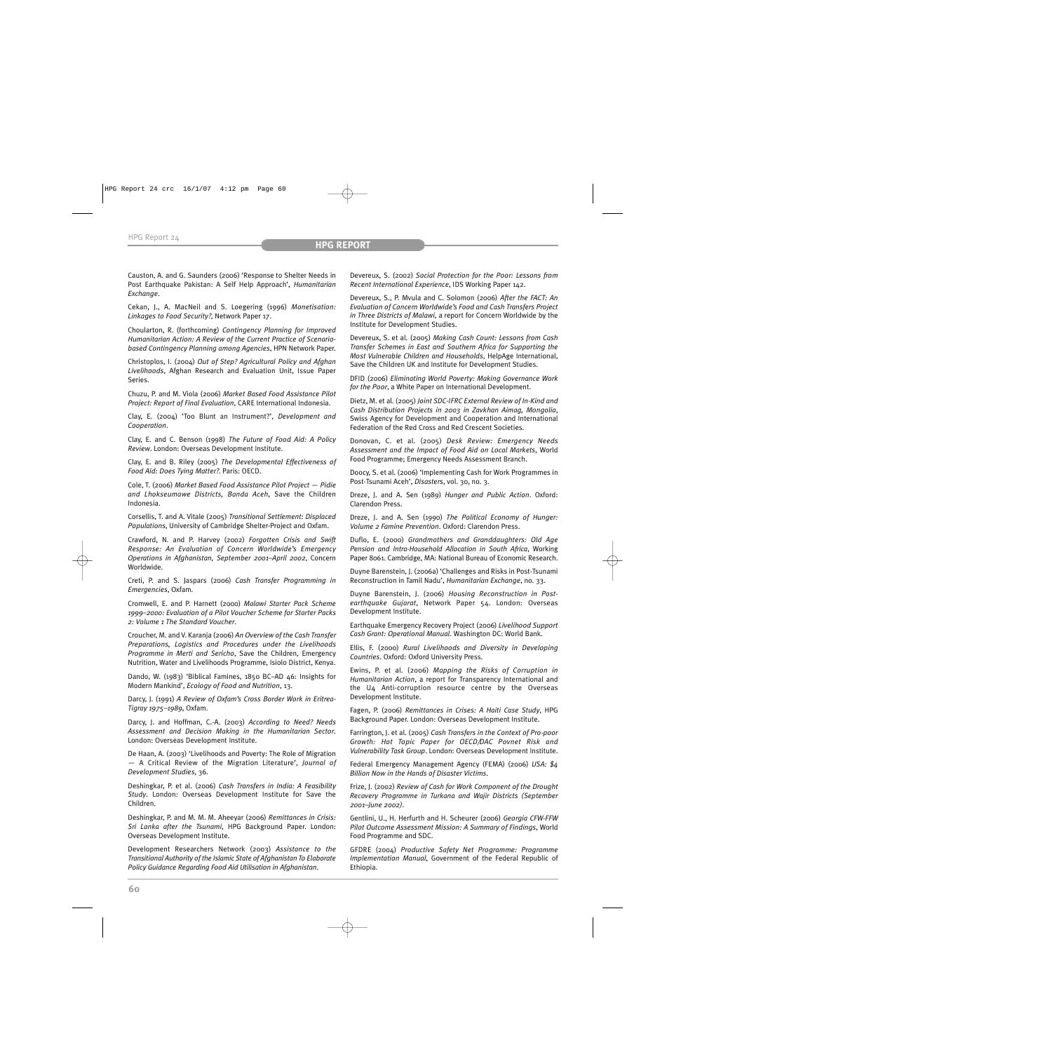Causton, A. and G. Saunders (2006) 'Response to Shelter Needs in Post Earthquake Pakistan: A Self Help Approach', *Humanitarian Exchange*.

Cekan, J., A. MacNeil and S. Loegering (1996) *Monetisation: Linkages to Food Security?*, Network Paper 17.

Choularton, R. (forthcoming) *Contingency Planning for Improved Humanitarian Action: A Review of the Current Practice of Scenario-based Contingency Planning among Agencies*, HPN Network Paper.

Christoplos, I. (2004) *Out of Step? Agricultural Policy and Afghan Livelihoods*, Afghan Research and Evaluation Unit, Issue Paper Series.

Chuzu, P. and M. Viola (2006) *Market Based Food Assistance Pilot Project: Report of Final Evaluation*, CARE International Indonesia.

Clay, E. (2004) 'Too Blunt an Instrument?', *Development and Cooperation*.

Clay, E. and C. Benson (1998) *The Future of Food Aid: A Policy Review*. London: Overseas Development Institute.

Clay, E. and B. Riley (2005) *The Developmental Effectiveness of Food Aid: Does Tying Matter?*. Paris: OECD.

Cole, T. (2006) *Market Based Food Assistance Pilot Project — Pidie and Lhokseumawe Districts, Banda Aceh*, Save the Children Indonesia.

Corsellis, T. and A. Vitale (2005) *Transitional Settlement: Displaced Populations*, University of Cambridge Shelter-Project and Oxfam.

Crawford, N. and P. Harvey (2002) *Forgotten Crisis and Swift Response: An Evaluation of Concern Worldwide's Emergency Operations in Afghanistan, September 2001–April 2002*, Concern Worldwide.

Creti, P. and S. Jaspars (2006) *Cash Transfer Programming in Emergencies*, Oxfam.

Cromwell, E. and P. Harnett (2000) *Malawi Starter Pack Scheme 1999–2000: Evaluation of a Pilot Voucher Scheme for Starter Packs 2: Volume 1 The Standard Voucher*.

Croucher, M. and V. Karanja (2006) *An Overview of the Cash Transfer Preparations, Logistics and Procedures under the Livelihoods Programme in Merti and Sericho*, Save the Children, Emergency Nutrition, Water and Livelihoods Programme, Isiolo District, Kenya.

Dando, W. (1983) 'Biblical Famines, 1850 BC–AD 46: Insights for Modern Mankind', *Ecology of Food and Nutrition*, 13.

Darcy, J. (1991) *A Review of Oxfam's Cross Border Work in Eritrea-Tigray 1975–1989*, Oxfam.

Darcy, J. and Hoffman, C.-A. (2003) *According to Need? Needs Assessment and Decision Making in the Humanitarian Sector*. London: Overseas Development Institute.

De Haan, A. (2003) 'Livelihoods and Poverty: The Role of Migration — A Critical Review of the Migration Literature', *Journal of Development Studies*, 36.

Deshingkar, P. et al. (2006) *Cash Transfers in India: A Feasibility Study*. London: Overseas Development Institute for Save the Children.

Deshingkar, P. and M. M. M. Aheeyar (2006) *Remittances in Crisis: Sri Lanka after the Tsunami*, HPG Background Paper. London: Overseas Development Institute.

Development Researchers Network (2003) *Assistance to the Transitional Authority of the Islamic State of Afghanistan To Elaborate Policy Guidance Regarding Food Aid Utilisation in Afghanistan*.

Devereux, S. (2002) *Social Protection for the Poor: Lessons from Recent International Experience*, IDS Working Paper 142.

Devereux, S., P. Mvula and C. Solomon (2006) *After the FACT: An Evaluation of Concern Worldwide's Food and Cash Transfers Project in Three Districts of Malawi*, a report for Concern Worldwide by the Institute for Development Studies.

Devereux, S. et al. (2005) *Making Cash Count: Lessons from Cash Transfer Schemes in East and Southern Africa for Supporting the Most Vulnerable Children and Households*, HelpAge International, Save the Children UK and Institute for Development Studies.

DFID (2006) *Eliminating World Poverty: Making Governance Work for the Poor*, a White Paper on International Development.

Dietz, M. et al. (2005) *Joint SDC-IFRC External Review of In-Kind and Cash Distribution Projects in 2003 in Zavkhan Aimag, Mongolia*, Swiss Agency for Development and Cooperation and International Federation of the Red Cross and Red Crescent Societies.

Donovan, C. et al. (2005) *Desk Review: Emergency Needs Assessment and the Impact of Food Aid on Local Markets*, World Food Programme; Emergency Needs Assessment Branch.

Doocy, S. et al. (2006) 'Implementing Cash for Work Programmes in Post-Tsunami Aceh', *Disasters*, vol. 30, no. 3.

Dreze, J. and A. Sen (1989) *Hunger and Public Action*. Oxford: Clarendon Press.

Dreze, J. and A. Sen (1990) *The Political Economy of Hunger: Volume 2 Famine Prevention*. Oxford: Clarendon Press.

Duflo, E. (2000) *Grandmothers and Granddaughters: Old Age Pension and Intra-Household Allocation in South Africa*, Working Paper 8061. Cambridge, MA: National Bureau of Economic Research.

Duyne Barenstein, J. (2006a) 'Challenges and Risks in Post-Tsunami Reconstruction in Tamil Nadu', *Humanitarian Exchange*, no. 33.

Duyne Barenstein, J. (2006) *Housing Reconstruction in Post-earthquake Gujarat*, Network Paper 54. London: Overseas Development Institute.

Earthquake Emergency Recovery Project (2006) *Livelihood Support Cash Grant: Operational Manual*. Washington DC: World Bank.

Ellis, F. (2000) *Rural Livelihoods and Diversity in Developing Countries*. Oxford: Oxford University Press.

Ewins, P. et al. (2006) *Mapping the Risks of Corruption in Humanitarian Action*, a report for Transparency International and the U4 Anti-corruption resource centre by the Overseas Development Institute.

Fagen, P. (2006) *Remittances in Crises: A Haiti Case Study*, HPG Background Paper. London: Overseas Development Institute.

Farrington, J. et al. (2005) *Cash Transfers in the Context of Pro-poor Growth: Hot Topic Paper for OECD/DAC Povnet Risk and Vulnerability Task Group*. London: Overseas Development Institute.

Federal Emergency Management Agency (FEMA) (2006) *USA: $4 Billion Now in the Hands of Disaster Victims*.

Frize, J. (2002) *Review of Cash for Work Component of the Drought Recovery Programme in Turkana and Wajir Districts (September 2001–June 2002)*.

Gentlini, U., H. Herfurth and H. Scheurer (2006) *Georgia CFW-FFW Pilot Outcome Assessment Mission: A Summary of Findings*, World Food Programme and SDC.

GFDRE (2004) *Productive Safety Net Programme: Programme Implementation Manual*, Government of the Federal Republic of Ethiopia.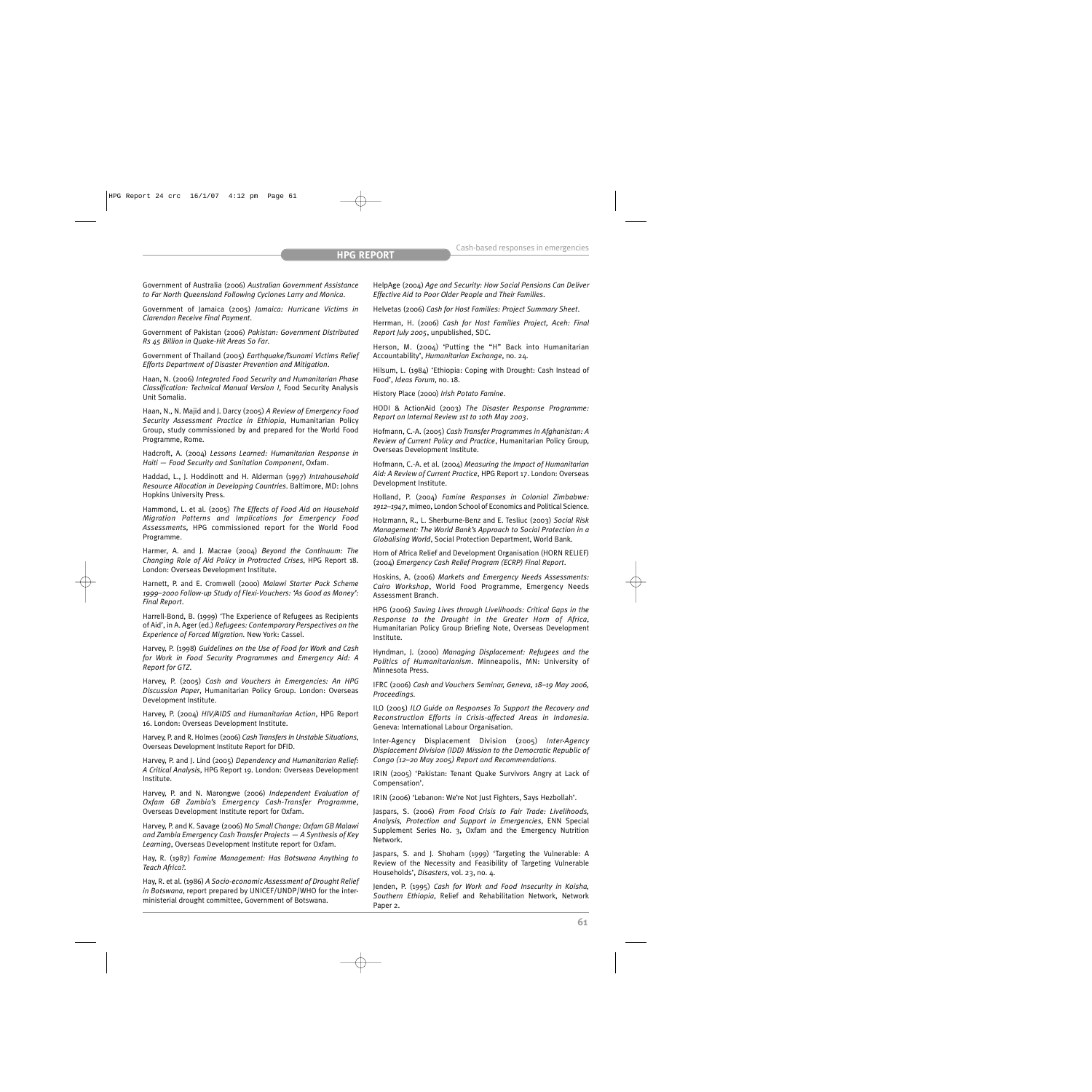Government of Australia (2006) *Australian Government Assistance to Far North Queensland Following Cyclones Larry and Monica*.

Government of Jamaica (2005) *Jamaica: Hurricane Victims in Clarendon Receive Final Payment*.

Government of Pakistan (2006) *Pakistan: Government Distributed Rs 45 Billion in Quake-Hit Areas So Far*.

Government of Thailand (2005) *Earthquake/Tsunami Victims Relief Efforts Department of Disaster Prevention and Mitigation*.

Haan, N. (2006) *Integrated Food Security and Humanitarian Phase Classification: Technical Manual Version I*, Food Security Analysis Unit Somalia.

Haan, N., N. Majid and J. Darcy (2005) *A Review of Emergency Food Security Assessment Practice in Ethiopia*, Humanitarian Policy Group, study commissioned by and prepared for the World Food Programme, Rome.

Hadcroft, A. (2004) *Lessons Learned: Humanitarian Response in Haiti — Food Security and Sanitation Component*, Oxfam.

Haddad, L., J. Hoddinott and H. Alderman (1997) *Intrahousehold Resource Allocation in Developing Countries*. Baltimore, MD: Johns Hopkins University Press.

Hammond, L. et al. (2005) *The Effects of Food Aid on Household Migration Patterns and Implications for Emergency Food Assessments*, HPG commissioned report for the World Food Programme.

Harmer, A. and J. Macrae (2004) *Beyond the Continuum: The Changing Role of Aid Policy in Protracted Crises*, HPG Report 18. London: Overseas Development Institute.

Harnett, P. and E. Cromwell (2000) *Malawi Starter Pack Scheme 1999–2000 Follow-up Study of Flexi-Vouchers: 'As Good as Money': Final Report*.

Harrell-Bond, B. (1999) 'The Experience of Refugees as Recipients of Aid', in A. Ager (ed.) *Refugees: Contemporary Perspectives on the Experience of Forced Migration*. New York: Cassel.

Harvey, P. (1998) *Guidelines on the Use of Food for Work and Cash for Work in Food Security Programmes and Emergency Aid: A Report for GTZ*.

Harvey, P. (2005) *Cash and Vouchers in Emergencies: An HPG Discussion Paper*, Humanitarian Policy Group. London: Overseas Development Institute.

Harvey, P. (2004) *HIV/AIDS and Humanitarian Action*, HPG Report 16. London: Overseas Development Institute.

Harvey, P. and R. Holmes (2006) *Cash Transfers In Unstable Situations*, Overseas Development Institute Report for DFID.

Harvey, P. and J. Lind (2005) *Dependency and Humanitarian Relief: A Critical Analysis*, HPG Report 19. London: Overseas Development Institute.

Harvey, P. and N. Marongwe (2006) *Independent Evaluation of Oxfam GB Zambia's Emergency Cash-Transfer Programme*, Overseas Development Institute report for Oxfam.

Harvey, P. and K. Savage (2006) *No Small Change: Oxfam GB Malawi and Zambia Emergency Cash Transfer Projects — A Synthesis of Key Learning*, Overseas Development Institute report for Oxfam.

Hay, R. (1987) *Famine Management: Has Botswana Anything to Teach Africa?*.

Hay, R. et al. (1986) *A Socio-economic Assessment of Drought Relief in Botswana*, report prepared by UNICEF/UNDP/WHO for the inter-ministerial drought committee, Government of Botswana.

HelpAge (2004) *Age and Security: How Social Pensions Can Deliver Effective Aid to Poor Older People and Their Families*.

Helvetas (2006) *Cash for Host Families: Project Summary Sheet*.

Herrman, H. (2006) *Cash for Host Families Project, Aceh: Final Report July 2005*, unpublished, SDC.

Herson, M. (2004) 'Putting the "H" Back into Humanitarian Accountability', *Humanitarian Exchange*, no. 24.

Hilsum, L. (1984) 'Ethiopia: Coping with Drought: Cash Instead of Food', *Ideas Forum*, no. 18.

History Place (2000) *Irish Potato Famine*.

HODI & ActionAid (2003) *The Disaster Response Programme: Report on Internal Review 1st to 10th May 2003*.

Hofmann, C.-A. (2005) *Cash Transfer Programmes in Afghanistan: A Review of Current Policy and Practice*, Humanitarian Policy Group, Overseas Development Institute.

Hofmann, C.-A. et al. (2004) *Measuring the Impact of Humanitarian Aid: A Review of Current Practice*, HPG Report 17. London: Overseas Development Institute.

Holland, P. (2004) *Famine Responses in Colonial Zimbabwe: 1912–1947*, mimeo, London School of Economics and Political Science.

Holzmann, R., L. Sherburne-Benz and E. Tesliuc (2003) *Social Risk Management: The World Bank's Approach to Social Protection in a Globalising World*, Social Protection Department, World Bank.

Horn of Africa Relief and Development Organisation (HORN RELIEF) (2004) *Emergency Cash Relief Program (ECRP) Final Report*.

Hoskins, A. (2006) *Markets and Emergency Needs Assessments: Cairo Workshop*, World Food Programme, Emergency Needs Assessment Branch.

HPG (2006) *Saving Lives through Livelihoods: Critical Gaps in the Response to the Drought in the Greater Horn of Africa*, Humanitarian Policy Group Briefing Note, Overseas Development Institute.

Hyndman, J. (2000) *Managing Displacement: Refugees and the Politics of Humanitarianism*. Minneapolis, MN: University of Minnesota Press.

IFRC (2006) *Cash and Vouchers Seminar, Geneva, 18–19 May 2006, Proceedings*.

ILO (2005) *ILO Guide on Responses To Support the Recovery and Reconstruction Efforts in Crisis-affected Areas in Indonesia*. Geneva: International Labour Organisation.

Inter-Agency Displacement Division (2005) *Inter-Agency Displacement Division (IDD) Mission to the Democratic Republic of Congo (12–20 May 2005) Report and Recommendations*.

IRIN (2005) 'Pakistan: Tenant Quake Survivors Angry at Lack of Compensation'.

IRIN (2006) 'Lebanon: We're Not Just Fighters, Says Hezbollah'.

Jaspars, S. (2006) *From Food Crisis to Fair Trade: Livelihoods, Analysis, Protection and Support in Emergencies*, ENN Special Supplement Series No. 3, Oxfam and the Emergency Nutrition Network.

Jaspars, S. and J. Shoham (1999) 'Targeting the Vulnerable: A Review of the Necessity and Feasibility of Targeting Vulnerable Households', *Disasters*, vol. 23, no. 4.

Jenden, P. (1995) *Cash for Work and Food Insecurity in Koisha, Southern Ethiopia*, Relief and Rehabilitation Network, Network Paper 2.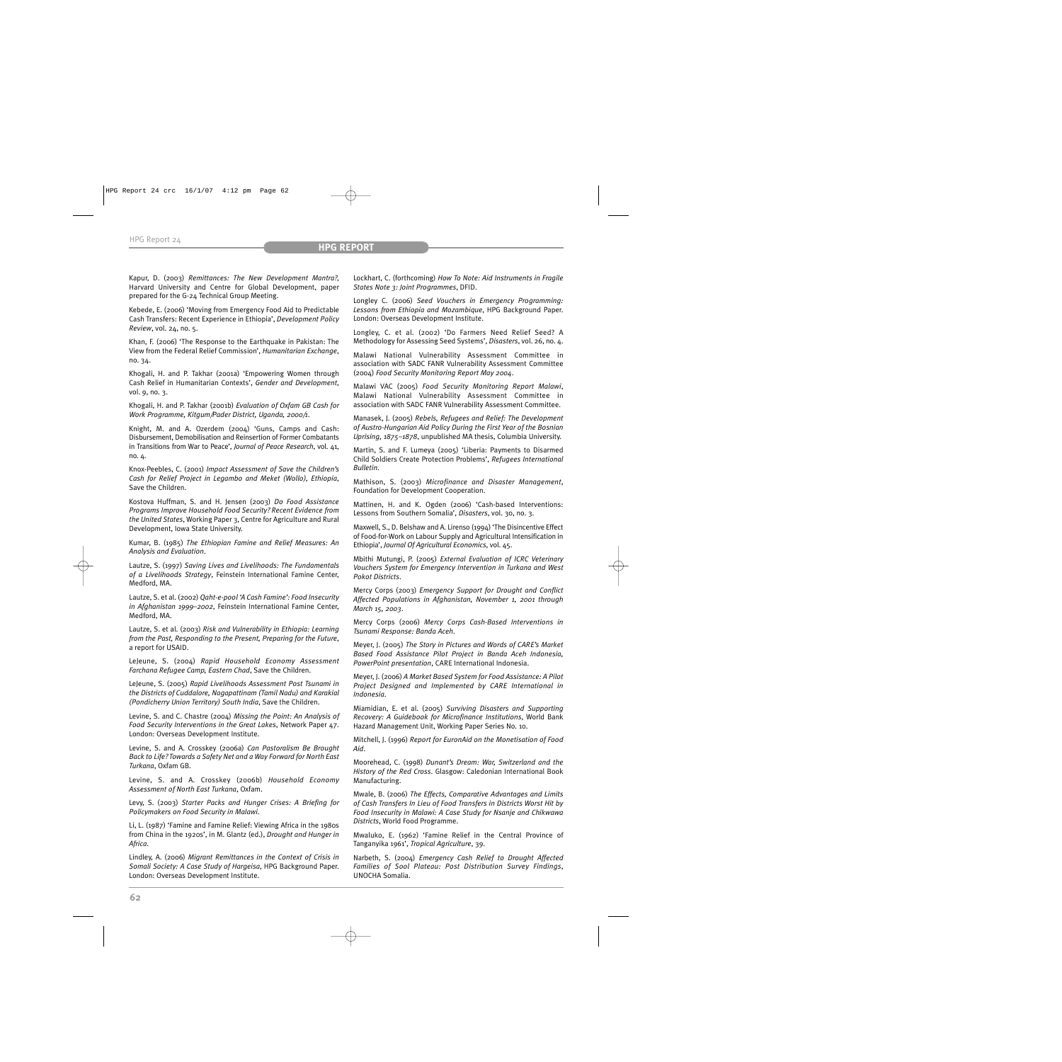Kapur, D. (2003) *Remittances: The New Development Mantra?*, Harvard University and Centre for Global Development, paper prepared for the G-24 Technical Group Meeting.

Kebede, E. (2006) 'Moving from Emergency Food Aid to Predictable Cash Transfers: Recent Experience in Ethiopia', *Development Policy Review*, vol. 24, no. 5.

Khan, F. (2006) 'The Response to the Earthquake in Pakistan: The View from the Federal Relief Commission', *Humanitarian Exchange*, no. 34.

Khogali, H. and P. Takhar (2001a) 'Empowering Women through Cash Relief in Humanitarian Contexts', *Gender and Development*, vol. 9, no. 3.

Khogali, H. and P. Takhar (2001b) *Evaluation of Oxfam GB Cash for Work Programme, Kitgum/Pader District, Uganda, 2000/1.*

Knight, M. and A. Ozerdem (2004) 'Guns, Camps and Cash: Disbursement, Demobilisation and Reinsertion of Former Combatants in Transitions from War to Peace', *Journal of Peace Research*, vol. 41, no. 4.

Knox-Peebles, C. (2001) *Impact Assessment of Save the Children's Cash for Relief Project in Legambo and Meket (Wollo), Ethiopia*, Save the Children.

Kostova Huffman, S. and H. Jensen (2003) *Do Food Assistance Programs Improve Household Food Security? Recent Evidence from the United States*, Working Paper 3, Centre for Agriculture and Rural Development, Iowa State University.

Kumar, B. (1985) *The Ethiopian Famine and Relief Measures: An Analysis and Evaluation*.

Lautze, S. (1997) *Saving Lives and Livelihoods: The Fundamentals of a Livelihoods Strategy*, Feinstein International Famine Center, Medford, MA.

Lautze, S. et al. (2002) *Qaht-e-pool 'A Cash Famine': Food Insecurity in Afghanistan 1999–2002*, Feinstein International Famine Center, Medford, MA.

Lautze, S. et al. (2003) *Risk and Vulnerability in Ethiopia: Learning from the Past, Responding to the Present, Preparing for the Future*, a report for USAID.

LeJeune, S. (2004) *Rapid Household Economy Assessment Farchana Refugee Camp, Eastern Chad*, Save the Children.

LeJeune, S. (2005) *Rapid Livelihoods Assessment Post Tsunami in the Districts of Cuddalore, Nagapattinam (Tamil Nadu) and Karakial (Pondicherry Union Territory) South India*, Save the Children.

Levine, S. and C. Chastre (2004) *Missing the Point: An Analysis of Food Security Interventions in the Great Lakes*, Network Paper 47. London: Overseas Development Institute.

Levine, S. and A. Crosskey (2006a) *Can Pastoralism Be Brought Back to Life? Towards a Safety Net and a Way Forward for North East Turkana*, Oxfam GB.

Levine, S. and A. Crosskey (2006b) *Household Economy Assessment of North East Turkana*, Oxfam.

Levy, S. (2003) *Starter Packs and Hunger Crises: A Briefing for Policymakers on Food Security in Malawi.*

Li, L. (1987) 'Famine and Famine Relief: Viewing Africa in the 1980s from China in the 1920s', in M. Glantz (ed.), *Drought and Hunger in Africa*.

Lindley, A. (2006) *Migrant Remittances in the Context of Crisis in Somali Society: A Case Study of Hargeisa*, HPG Background Paper. London: Overseas Development Institute.

Lockhart, C. (forthcoming) *How To Note: Aid Instruments in Fragile States Note 3: Joint Programmes*, DFID.

Longley C. (2006) *Seed Vouchers in Emergency Programming: Lessons from Ethiopia and Mozambique*, HPG Background Paper. London: Overseas Development Institute.

Longley, C. et al. (2002) 'Do Farmers Need Relief Seed? A Methodology for Assessing Seed Systems', *Disasters*, vol. 26, no. 4.

Malawi National Vulnerability Assessment Committee in association with SADC FANR Vulnerability Assessment Committee (2004) *Food Security Monitoring Report May 2004*.

Malawi VAC (2005) *Food Security Monitoring Report Malawi*, Malawi National Vulnerability Assessment Committee in association with SADC FANR Vulnerability Assessment Committee.

Manasek, J. (2005) *Rebels, Refugees and Relief: The Development of Austro-Hungarian Aid Policy During the First Year of the Bosnian Uprising, 1875–1878*, unpublished MA thesis, Columbia University.

Martin, S. and F. Lumeya (2005) 'Liberia: Payments to Disarmed Child Soldiers Create Protection Problems', *Refugees International Bulletin*.

Mathison, S. (2003) *Microfinance and Disaster Management*, Foundation for Development Cooperation.

Mattinen, H. and K. Ogden (2006) 'Cash-based Interventions: Lessons from Southern Somalia', *Disasters*, vol. 30, no. 3.

Maxwell, S., D. Belshaw and A. Lirenso (1994) 'The Disincentive Effect of Food-for-Work on Labour Supply and Agricultural Intensification in Ethiopia', *Journal Of Agricultural Economics*, vol. 45.

Mbithi Mutungi, P. (2005) *External Evaluation of ICRC Veterinary Vouchers System for Emergency Intervention in Turkana and West Pokot Districts*.

Mercy Corps (2003) *Emergency Support for Drought and Conflict Affected Populations in Afghanistan, November 1, 2001 through March 15, 2003*.

Mercy Corps (2006) *Mercy Corps Cash-Based Interventions in Tsunami Response: Banda Aceh*.

Meyer, J. (2005) *The Story in Pictures and Words of CARE's Market Based Food Assistance Pilot Project in Banda Aceh Indonesia, PowerPoint presentation*, CARE International Indonesia.

Meyer, J. (2006) *A Market Based System for Food Assistance: A Pilot Project Designed and Implemented by CARE International in Indonesia*.

Miamidian, E. et al. (2005) *Surviving Disasters and Supporting Recovery: A Guidebook for Microfinance Institutions*, World Bank Hazard Management Unit, Working Paper Series No. 10.

Mitchell, J. (1996) *Report for EuronAid on the Monetisation of Food Aid*.

Moorehead, C. (1998) *Dunant's Dream: War, Switzerland and the History of the Red Cross*. Glasgow: Caledonian International Book Manufacturing.

Mwale, B. (2006) *The Effects, Comparative Advantages and Limits of Cash Transfers In Lieu of Food Transfers in Districts Worst Hit by Food Insecurity in Malawi: A Case Study for Nsanje and Chikwawa Districts*, World Food Programme.

Mwaluko, E. (1962) 'Famine Relief in the Central Province of Tanganyika 1961', *Tropical Agriculture*, 39.

Narbeth, S. (2004) *Emergency Cash Relief to Drought Affected Families of Sool Plateau: Post Distribution Survey Findings*, UNOCHA Somalia.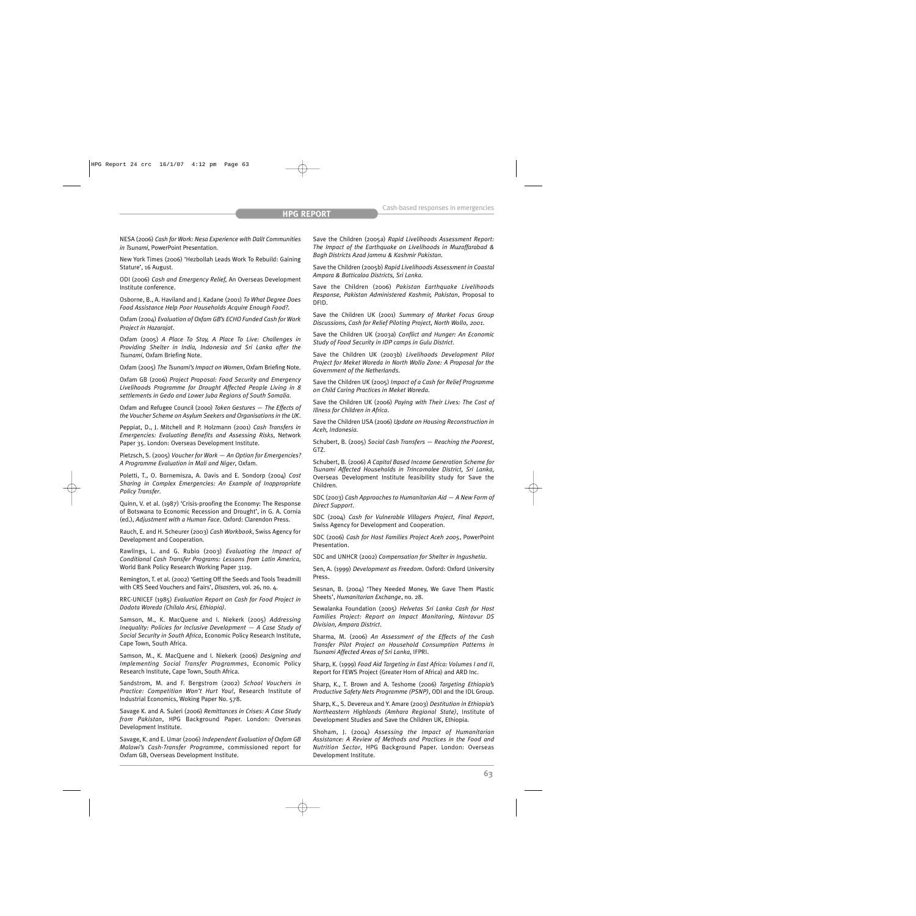NESA (2006) *Cash for Work: Nesa Experience with Dalit Communities in Tsunami*, PowerPoint Presentation.

New York Times (2006) 'Hezbollah Leads Work To Rebuild: Gaining Stature', 16 August.

ODI (2006) *Cash and Emergency Relief*, An Overseas Development Institute conference.

Osborne, B., A. Haviland and J. Kadane (2001) *To What Degree Does Food Assistance Help Poor Households Acquire Enough Food?*.

Oxfam (2004) *Evaluation of Oxfam GB's ECHO Funded Cash for Work Project in Hazarajat*.

Oxfam (2005) *A Place To Stay, A Place To Live: Challenges in Providing Shelter in India, Indonesia and Sri Lanka after the Tsunami*, Oxfam Briefing Note.

Oxfam (2005) *The Tsunami's Impact on Women*, Oxfam Briefing Note.

Oxfam GB (2006) *Project Proposal: Food Security and Emergency Livelihoods Programme for Drought Affected People Living in 8 settlements in Gedo and Lower Juba Regions of South Somalia*.

Oxfam and Refugee Council (2000) *Token Gestures — The Effects of the Voucher Scheme on Asylum Seekers and Organisations in the UK*.

Peppiat, D., J. Mitchell and P. Holzmann (2001) *Cash Transfers in Emergencies: Evaluating Benefits and Assessing Risks*, Network Paper 35. London: Overseas Development Institute.

Pietzsch, S. (2005) *Voucher for Work — An Option for Emergencies? A Programme Evaluation in Mali and Niger*, Oxfam.

Poletti, T., O. Bornemisza, A. Davis and E. Sondorp (2004) *Cost Sharing in Complex Emergencies: An Example of Inappropriate Policy Transfer*.

Quinn, V. et al. (1987) 'Crisis-proofing the Economy: The Response of Botswana to Economic Recession and Drought', in G. A. Cornia (ed.), *Adjustment with a Human Face*. Oxford: Clarendon Press.

Rauch, E. and H. Scheurer (2003) *Cash Workbook*, Swiss Agency for Development and Cooperation.

Rawlings, L. and G. Rubio (2003) *Evaluating the Impact of Conditional Cash Transfer Programs: Lessons from Latin America*, World Bank Policy Research Working Paper 3119.

Remington, T. et al. (2002) 'Getting Off the Seeds and Tools Treadmill with CRS Seed Vouchers and Fairs', *Disasters*, vol. 26, no. 4.

RRC-UNICEF (1985) *Evaluation Report on Cash for Food Project in Dodota Woreda (Chilalo Arsi, Ethiopia)*.

Samson, M., K. MacQuene and I. Niekerk (2005) *Addressing Inequality: Policies for Inclusive Development — A Case Study of Social Security in South Africa*, Economic Policy Research Institute, Cape Town, South Africa.

Samson, M., K. MacQuene and I. Niekerk (2006) *Designing and Implementing Social Transfer Programmes*, Economic Policy Research Institute, Cape Town, South Africa.

Sandstrom, M. and F. Bergstrom (2002) *School Vouchers in Practice: Competition Won't Hurt You!*, Research Institute of Industrial Economics, Woking Paper No. 578.

Savage K. and A. Suleri (2006) *Remittances in Crises: A Case Study from Pakistan*, HPG Background Paper. London: Overseas Development Institute.

Savage, K. and E. Umar (2006) *Independent Evaluation of Oxfam GB Malawi's Cash-Transfer Programme*, commissioned report for Oxfam GB, Overseas Development Institute.

Save the Children (2005a) *Rapid Livelihoods Assessment Report: The Impact of the Earthquake on Livelihoods in Muzaffarabad & Bagh Districts Azad Jammu & Kashmir Pakistan*.

Save the Children (2005b) *Rapid Livelihoods Assessment in Coastal Ampara & Batticaloa Districts, Sri Lanka*.

Save the Children (2006) *Pakistan Earthquake Livelihoods Response, Pakistan Administered Kashmir, Pakistan*, Proposal to DFID.

Save the Children UK (2001) *Summary of Market Focus Group Discussions, Cash for Relief Piloting Project, North Wollo, 2001*.

Save the Children UK (2003a) *Conflict and Hunger: An Economic Study of Food Security in IDP camps in Gulu District*.

Save the Children UK (2003b) *Livelihoods Development Pilot Project for Meket Woreda in North Wollo Zone: A Proposal for the Government of the Netherlands*.

Save the Children UK (2005) *Impact of a Cash for Relief Programme on Child Caring Practices in Meket Woreda*.

Save the Children UK (2006) *Paying with Their Lives: The Cost of Illness for Children in Africa*.

Save the Children USA (2006) *Update on Housing Reconstruction in Aceh, Indonesia*.

Schubert, B. (2005) *Social Cash Transfers — Reaching the Poorest*, GTZ.

Schubert, B. (2006) *A Capital Based Income Generation Scheme for Tsunami Affected Households in Trincomalee District, Sri Lanka*, Overseas Development Institute feasibility study for Save the Children.

SDC (2003) *Cash Approaches to Humanitarian Aid — A New Form of Direct Support*.

SDC (2004) *Cash for Vulnerable Villagers Project, Final Report*, Swiss Agency for Development and Cooperation.

SDC (2006) *Cash for Host Families Project Aceh 2005*, PowerPoint Presentation.

SDC and UNHCR (2002) *Compensation for Shelter in Ingushetia*.

Sen, A. (1999) *Development as Freedom*. Oxford: Oxford University Press.

Sesnan, B. (2004) 'They Needed Money, We Gave Them Plastic Sheets', *Humanitarian Exchange*, no. 28.

Sewalanka Foundation (2005) *Helvetas Sri Lanka Cash for Host Families Project: Report on Impact Monitoring, Nintavur DS Division, Ampara District*.

Sharma, M. (2006) *An Assessment of the Effects of the Cash Transfer Pilot Project on Household Consumption Patterns in Tsunami Affected Areas of Sri Lanka*, IFPRI.

Sharp, K. (1999) *Food Aid Targeting in East Africa: Volumes I and II*, Report for FEWS Project (Greater Horn of Africa) and ARD Inc.

Sharp, K., T. Brown and A. Teshome (2006) *Targeting Ethiopia's Productive Safety Nets Programme (PSNP)*, ODI and the IDL Group.

Sharp, K., S. Devereux and Y. Amare (2003) *Destitution in Ethiopia's Northeastern Highlands (Amhara Regional State)*, Institute of Development Studies and Save the Children UK, Ethiopia.

Shoham, J. (2004) *Assessing the Impact of Humanitarian Assistance: A Review of Methods and Practices in the Food and Nutrition Sector*, HPG Background Paper. London: Overseas Development Institute.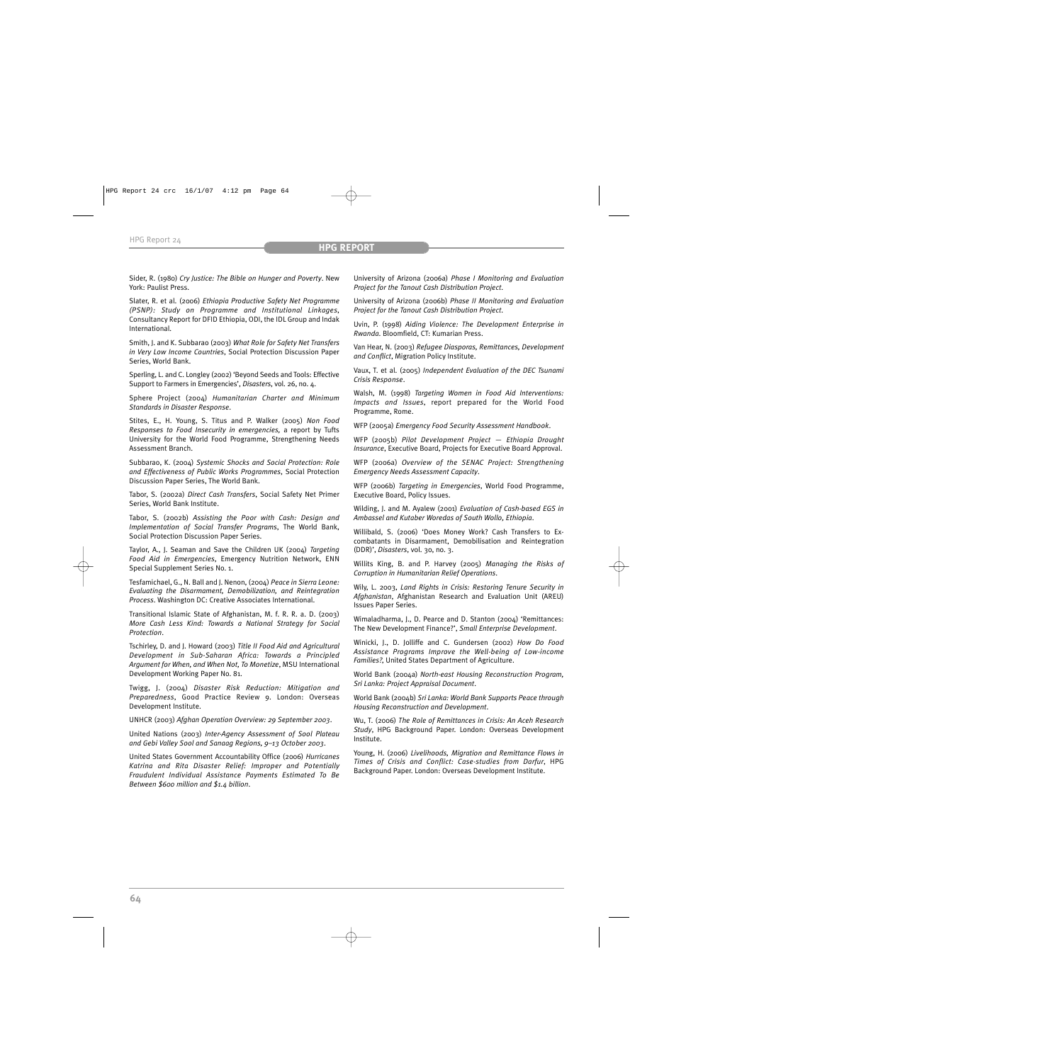Sider, R. (1980) *Cry Justice: The Bible on Hunger and Poverty*. New York: Paulist Press.

Slater, R. et al. (2006) *Ethiopia Productive Safety Net Programme (PSNP): Study on Programme and Institutional Linkages*, Consultancy Report for DFID Ethiopia, ODI, the IDL Group and Indak International.

Smith, J. and K. Subbarao (2003) *What Role for Safety Net Transfers in Very Low Income Countries*, Social Protection Discussion Paper Series, World Bank.

Sperling, L. and C. Longley (2002) 'Beyond Seeds and Tools: Effective Support to Farmers in Emergencies', *Disasters*, vol. 26, no. 4.

Sphere Project (2004) *Humanitarian Charter and Minimum Standards in Disaster Response*.

Stites, E., H. Young, S. Titus and P. Walker (2005) *Non Food Responses to Food Insecurity in emergencies*, a report by Tufts University for the World Food Programme, Strengthening Needs Assessment Branch.

Subbarao, K. (2004) *Systemic Shocks and Social Protection: Role and Effectiveness of Public Works Programmes*, Social Protection Discussion Paper Series, The World Bank.

Tabor, S. (2002a) *Direct Cash Transfers*, Social Safety Net Primer Series, World Bank Institute.

Tabor, S. (2002b) *Assisting the Poor with Cash: Design and Implementation of Social Transfer Programs*, The World Bank, Social Protection Discussion Paper Series.

Taylor, A., J. Seaman and Save the Children UK (2004) *Targeting Food Aid in Emergencies*, Emergency Nutrition Network, ENN Special Supplement Series No. 1.

Tesfamichael, G., N. Ball and J. Nenon, (2004) *Peace in Sierra Leone: Evaluating the Disarmament, Demobilization, and Reintegration Process*. Washington DC: Creative Associates International.

Transitional Islamic State of Afghanistan, M. f. R. R. a. D. (2003) *More Cash Less Kind: Towards a National Strategy for Social Protection*.

Tschirley, D. and J. Howard (2003) *Title II Food Aid and Agricultural Development in Sub-Saharan Africa: Towards a Principled Argument for When, and When Not, To Monetize*, MSU International Development Working Paper No. 81.

Twigg, J. (2004) *Disaster Risk Reduction: Mitigation and Preparedness*, Good Practice Review 9. London: Overseas Development Institute.

UNHCR (2003) *Afghan Operation Overview: 29 September 2003*.

United Nations (2003) *Inter-Agency Assessment of Sool Plateau and Gebi Valley Sool and Sanaag Regions, 9–13 October 2003*.

United States Government Accountability Office (2006) *Hurricanes Katrina and Rita Disaster Relief: Improper and Potentially Fraudulent Individual Assistance Payments Estimated To Be Between $600 million and $1.4 billion*.

University of Arizona (2006a) *Phase I Monitoring and Evaluation Project for the Tanout Cash Distribution Project*.

University of Arizona (2006b) *Phase II Monitoring and Evaluation Project for the Tanout Cash Distribution Project*.

Uvin, P. (1998) *Aiding Violence: The Development Enterprise in Rwanda*. Bloomfield, CT: Kumarian Press.

Van Hear, N. (2003) *Refugee Diasporas, Remittances, Development and Conflict*, Migration Policy Institute.

Vaux, T. et al. (2005) *Independent Evaluation of the DEC Tsunami Crisis Response*.

Walsh, M. (1998) *Targeting Women in Food Aid Interventions: Impacts and Issues*, report prepared for the World Food Programme, Rome.

WFP (2005a) *Emergency Food Security Assessment Handbook*.

WFP (2005b) *Pilot Development Project — Ethiopia Drought Insurance*, Executive Board, Projects for Executive Board Approval.

WFP (2006a) *Overview of the SENAC Project: Strengthening Emergency Needs Assessment Capacity*.

WFP (2006b) *Targeting in Emergencies*, World Food Programme, Executive Board, Policy Issues.

Wilding, J. and M. Ayalew (2001) *Evaluation of Cash-based EGS in Ambassel and Kutaber Woredas of South Wollo, Ethiopia*.

Willibald, S. (2006) 'Does Money Work? Cash Transfers to Ex-combatants in Disarmament, Demobilisation and Reintegration (DDR)', *Disasters*, vol. 30, no. 3.

Willits King, B. and P. Harvey (2005) *Managing the Risks of Corruption in Humanitarian Relief Operations*.

Wily, L. 2003, *Land Rights in Crisis: Restoring Tenure Security in Afghanistan*, Afghanistan Research and Evaluation Unit (AREU) Issues Paper Series.

Wimaladharma, J., D. Pearce and D. Stanton (2004) 'Remittances: The New Development Finance?', *Small Enterprise Development*.

Winicki, J., D. Jolliffe and C. Gundersen (2002) *How Do Food Assistance Programs Improve the Well-being of Low-income Families?*, United States Department of Agriculture.

World Bank (2004a) *North-east Housing Reconstruction Program, Sri Lanka: Project Appraisal Document*.

World Bank (2004b) *Sri Lanka: World Bank Supports Peace through Housing Reconstruction and Development*.

Wu, T. (2006) *The Role of Remittances in Crisis: An Aceh Research Study*, HPG Background Paper. London: Overseas Development Institute.

Young, H. (2006) *Livelihoods, Migration and Remittance Flows in Times of Crisis and Conflict: Case-studies from Darfur*, HPG Background Paper. London: Overseas Development Institute.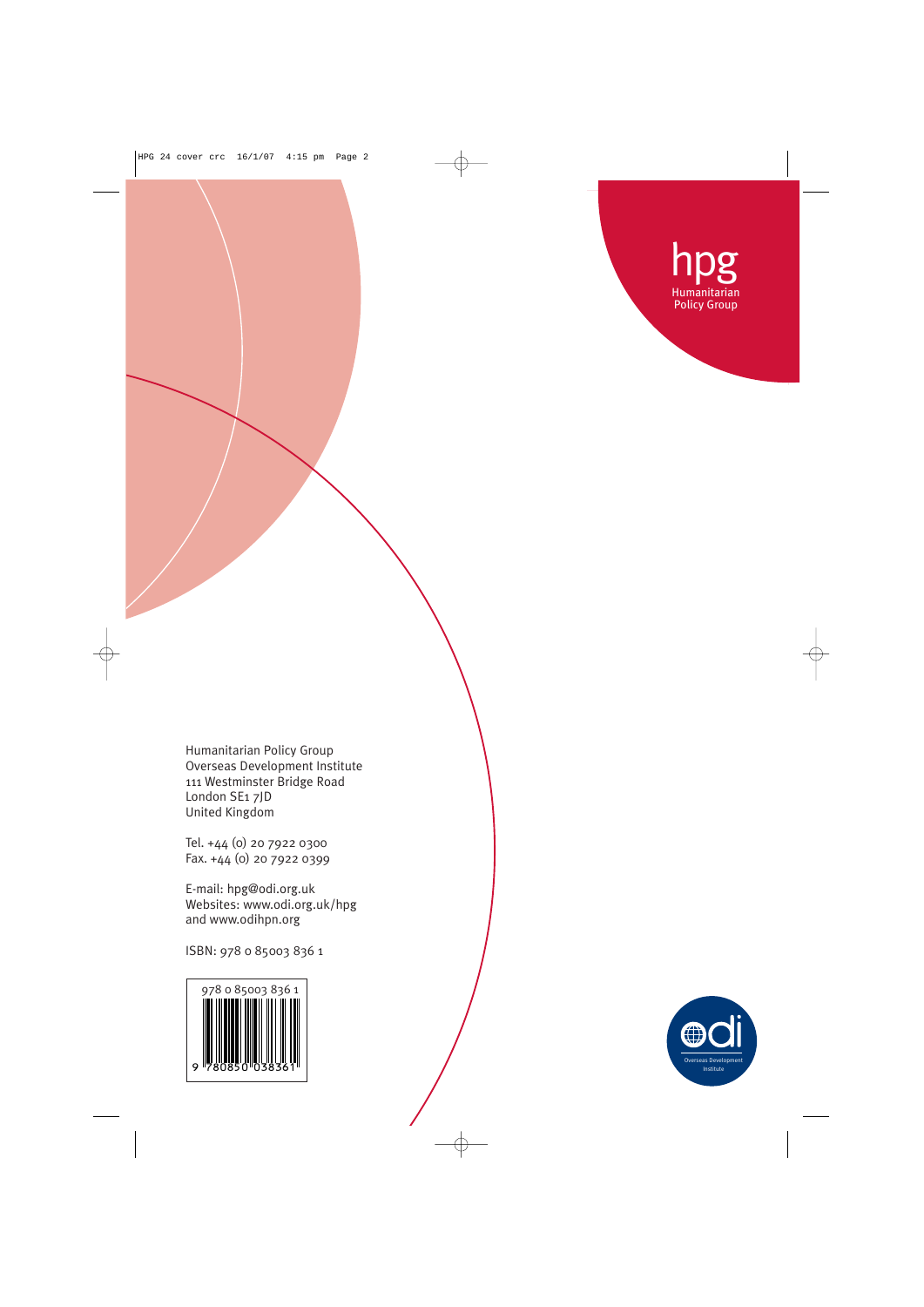hpg

Humanitarian Policy Group

Humanitarian Policy Group
Overseas Development Institute
111 Westminster Bridge Road
London SE1 7JD
United Kingdom

Tel. +44 (0) 20 7922 0300
Fax. +44 (0) 20 7922 0399

E-mail: hpg@odi.org.uk
Websites: www.odi.org.uk/hpg
and www.odihpn.org

ISBN: 978 0 85003 836 1

odi

Overseas Development Institute